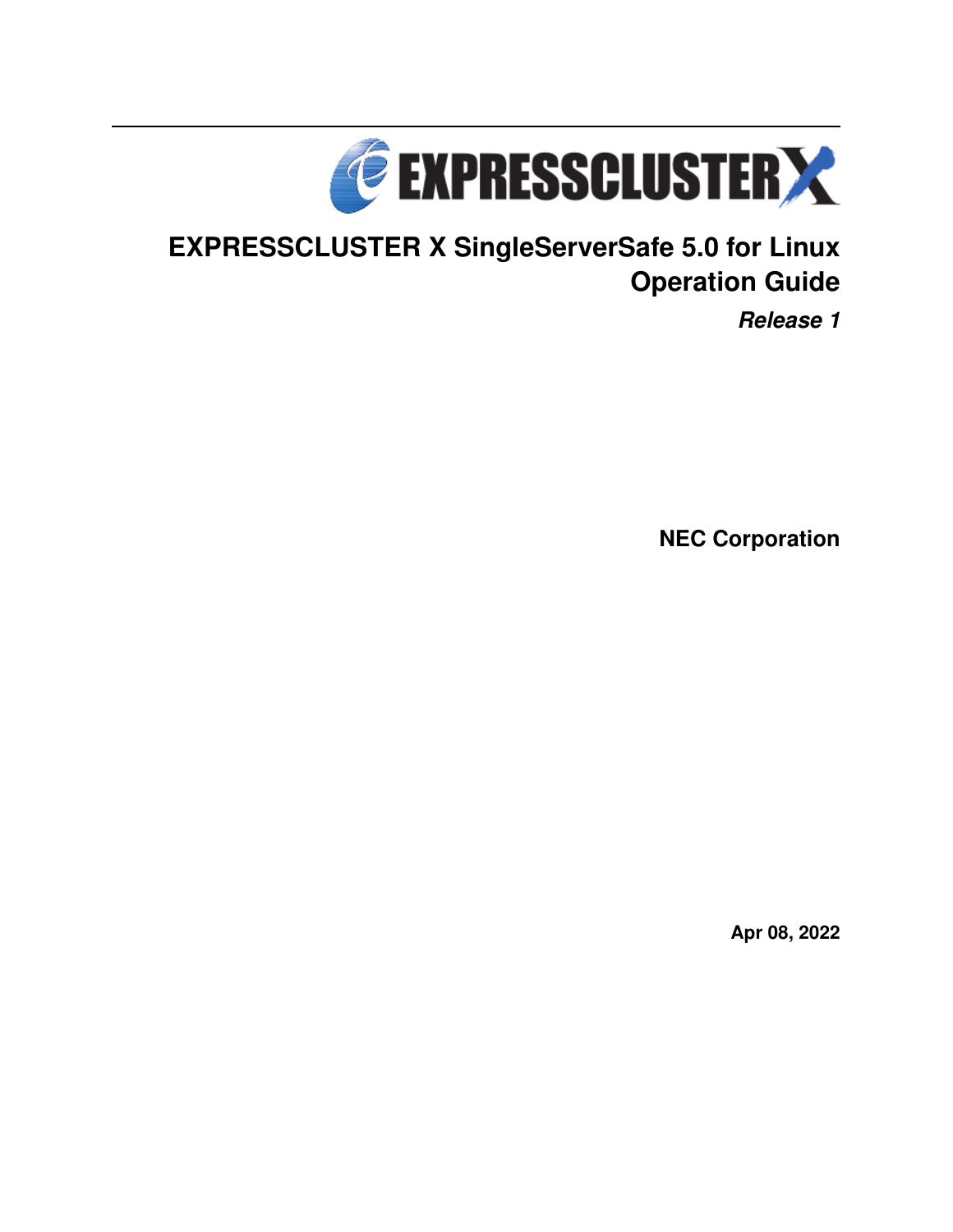# EXPRESSCLUSTER X SingleServerSafe 5.0 for Linux Operation Guide

***Release 1***

**NEC Corporation**

**Apr 08, 2022**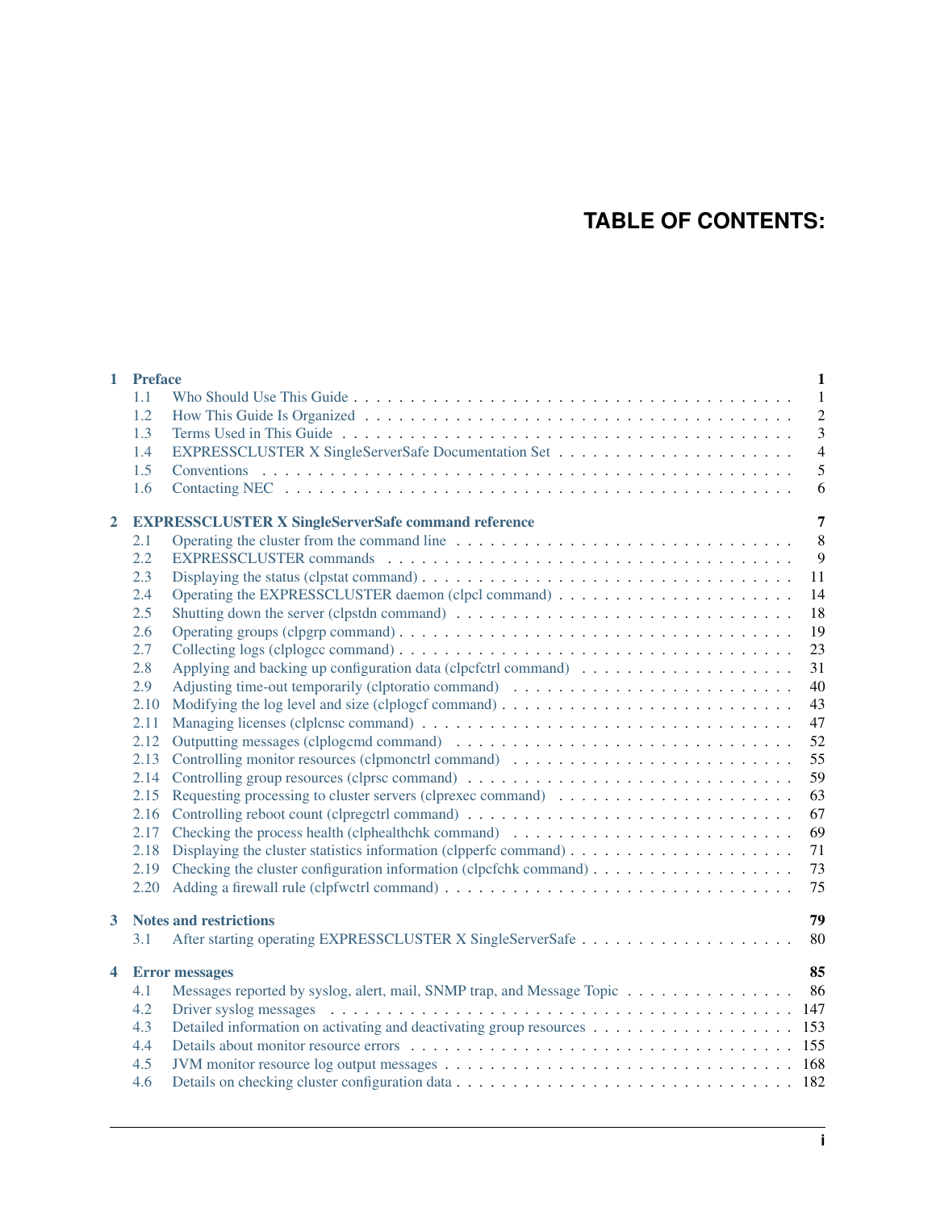# TABLE OF CONTENTS:

- **1 Preface** — 1
  - 1.1 Who Should Use This Guide — 1
  - 1.2 How This Guide Is Organized — 2
  - 1.3 Terms Used in This Guide — 3
  - 1.4 EXPRESSCLUSTER X SingleServerSafe Documentation Set — 4
  - 1.5 Conventions — 5
  - 1.6 Contacting NEC — 6
- **2 EXPRESSCLUSTER X SingleServerSafe command reference** — 7
  - 2.1 Operating the cluster from the command line — 8
  - 2.2 EXPRESSCLUSTER commands — 9
  - 2.3 Displaying the status (clpstat command) — 11
  - 2.4 Operating the EXPRESSCLUSTER daemon (clpcl command) — 14
  - 2.5 Shutting down the server (clpstdn command) — 18
  - 2.6 Operating groups (clpgrp command) — 19
  - 2.7 Collecting logs (clplogcc command) — 23
  - 2.8 Applying and backing up configuration data (clpcfctrl command) — 31
  - 2.9 Adjusting time-out temporarily (clptoratio command) — 40
  - 2.10 Modifying the log level and size (clplogcf command) — 43
  - 2.11 Managing licenses (clplcnsc command) — 47
  - 2.12 Outputting messages (clplogcmd command) — 52
  - 2.13 Controlling monitor resources (clpmonctrl command) — 55
  - 2.14 Controlling group resources (clprsc command) — 59
  - 2.15 Requesting processing to cluster servers (clprexec command) — 63
  - 2.16 Controlling reboot count (clpregctrl command) — 67
  - 2.17 Checking the process health (clphealthchk command) — 69
  - 2.18 Displaying the cluster statistics information (clpperfc command) — 71
  - 2.19 Checking the cluster configuration information (clpcfchk command) — 73
  - 2.20 Adding a firewall rule (clpfwctrl command) — 75
- **3 Notes and restrictions** — 79
  - 3.1 After starting operating EXPRESSCLUSTER X SingleServerSafe — 80
- **4 Error messages** — 85
  - 4.1 Messages reported by syslog, alert, mail, SNMP trap, and Message Topic — 86
  - 4.2 Driver syslog messages — 147
  - 4.3 Detailed information on activating and deactivating group resources — 153
  - 4.4 Details about monitor resource errors — 155
  - 4.5 JVM monitor resource log output messages — 168
  - 4.6 Details on checking cluster configuration data — 182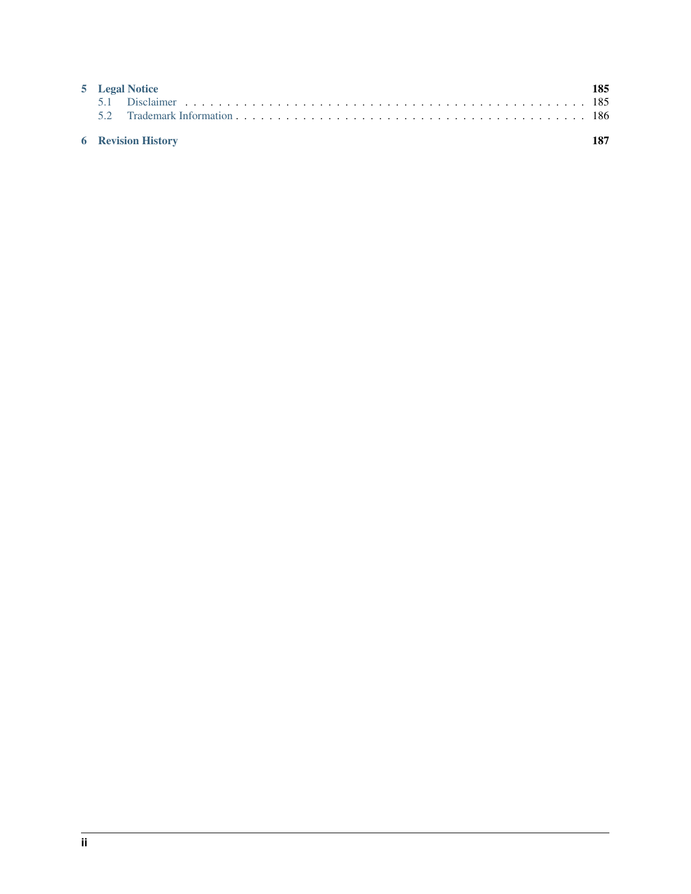5 Legal Notice 185
- 5.1 Disclaimer 185
- 5.2 Trademark Information 186

6 Revision History 187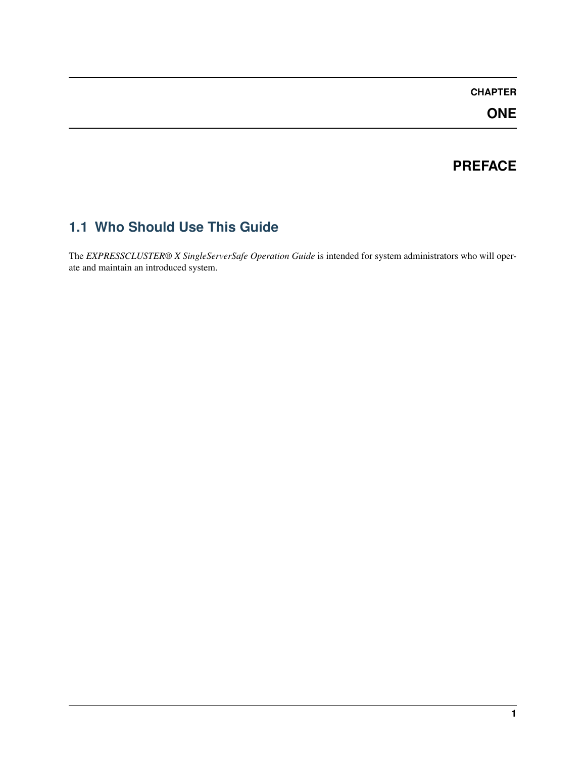# CHAPTER ONE

# PREFACE

## 1.1 Who Should Use This Guide

The *EXPRESSCLUSTER® X SingleServerSafe Operation Guide* is intended for system administrators who will operate and maintain an introduced system.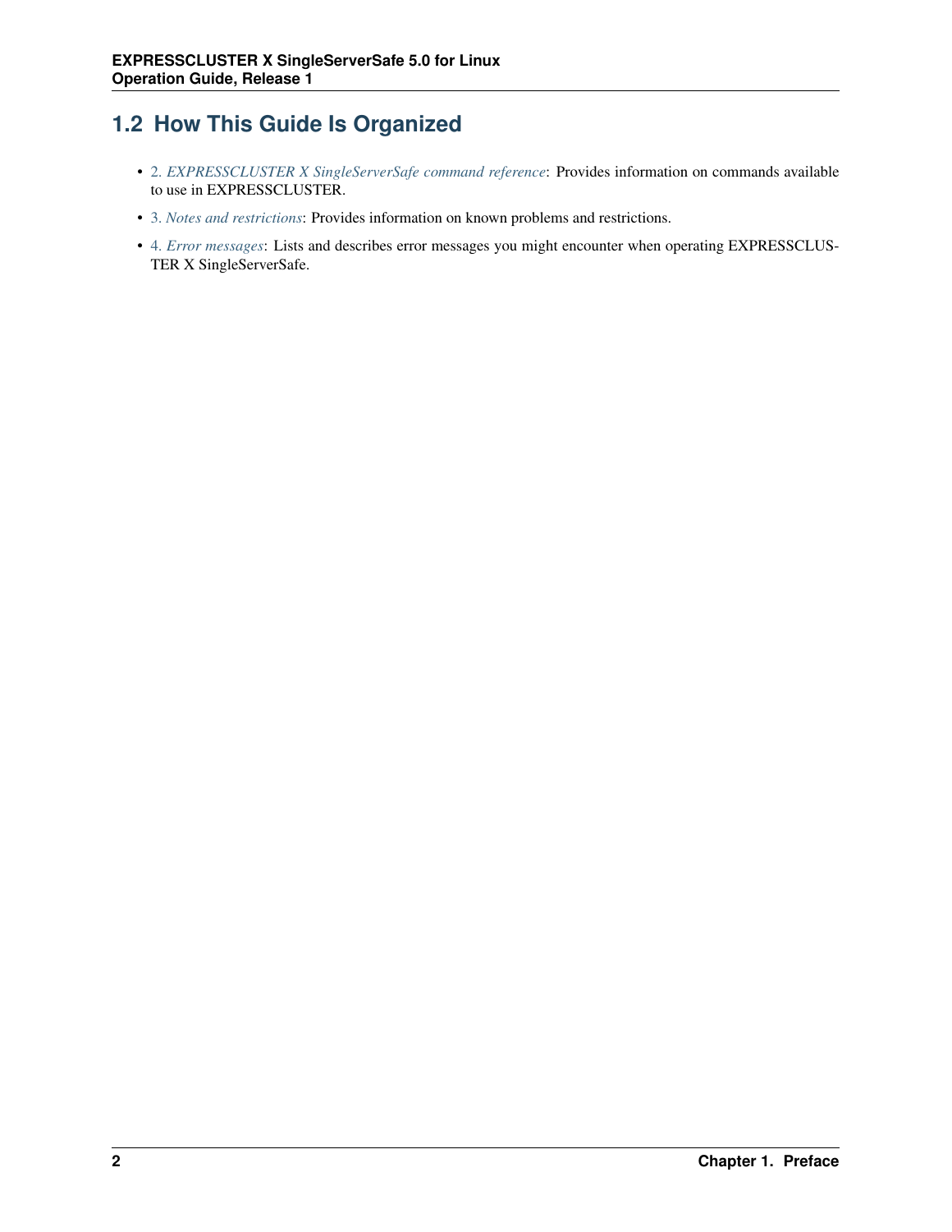## 1.2 How This Guide Is Organized

- 2. *EXPRESSCLUSTER X SingleServerSafe command reference*: Provides information on commands available to use in EXPRESSCLUSTER.
- 3. *Notes and restrictions*: Provides information on known problems and restrictions.
- 4. *Error messages*: Lists and describes error messages you might encounter when operating EXPRESSCLUSTER X SingleServerSafe.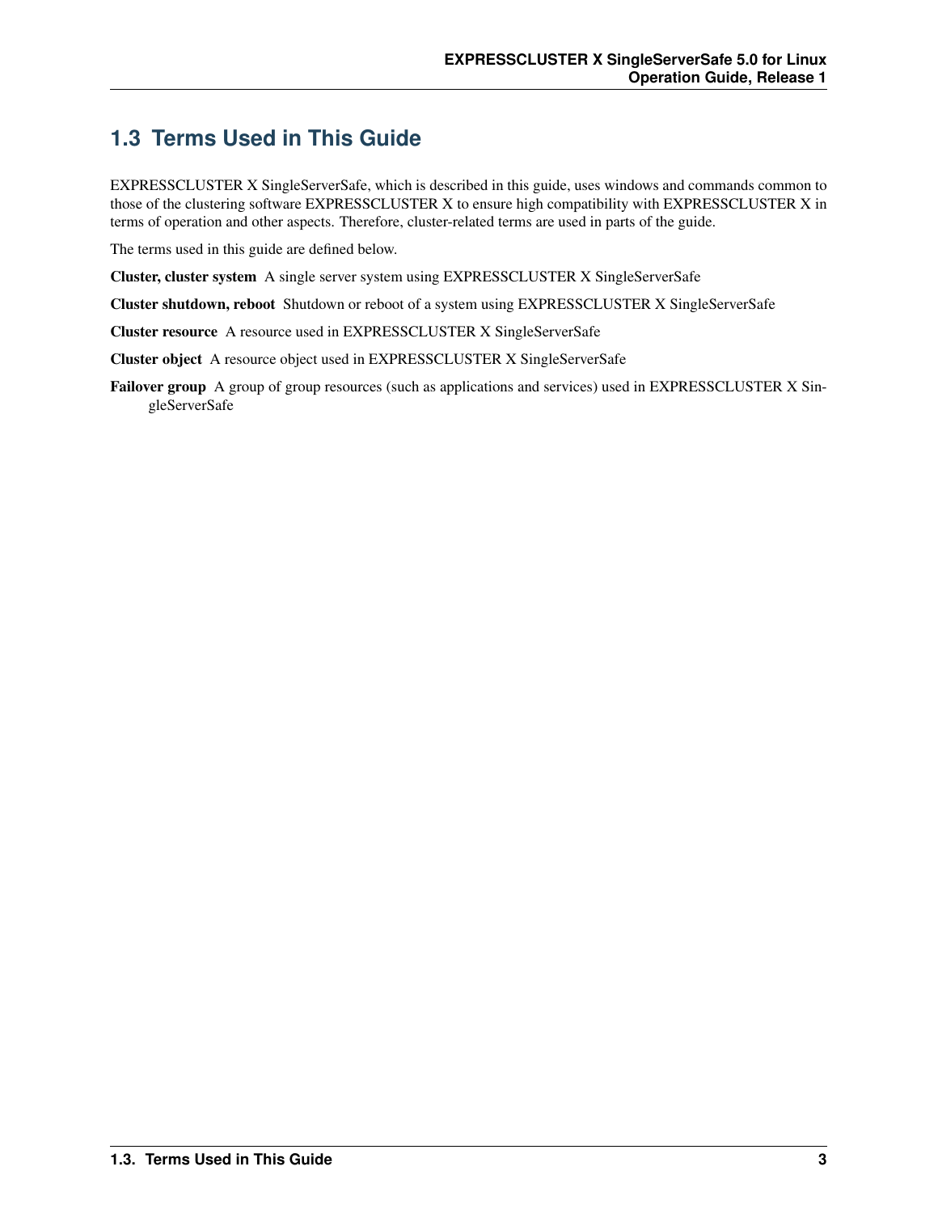## 1.3 Terms Used in This Guide

EXPRESSCLUSTER X SingleServerSafe, which is described in this guide, uses windows and commands common to those of the clustering software EXPRESSCLUSTER X to ensure high compatibility with EXPRESSCLUSTER X in terms of operation and other aspects. Therefore, cluster-related terms are used in parts of the guide.

The terms used in this guide are defined below.

**Cluster, cluster system** A single server system using EXPRESSCLUSTER X SingleServerSafe

**Cluster shutdown, reboot** Shutdown or reboot of a system using EXPRESSCLUSTER X SingleServerSafe

**Cluster resource** A resource used in EXPRESSCLUSTER X SingleServerSafe

**Cluster object** A resource object used in EXPRESSCLUSTER X SingleServerSafe

**Failover group** A group of group resources (such as applications and services) used in EXPRESSCLUSTER X SingleServerSafe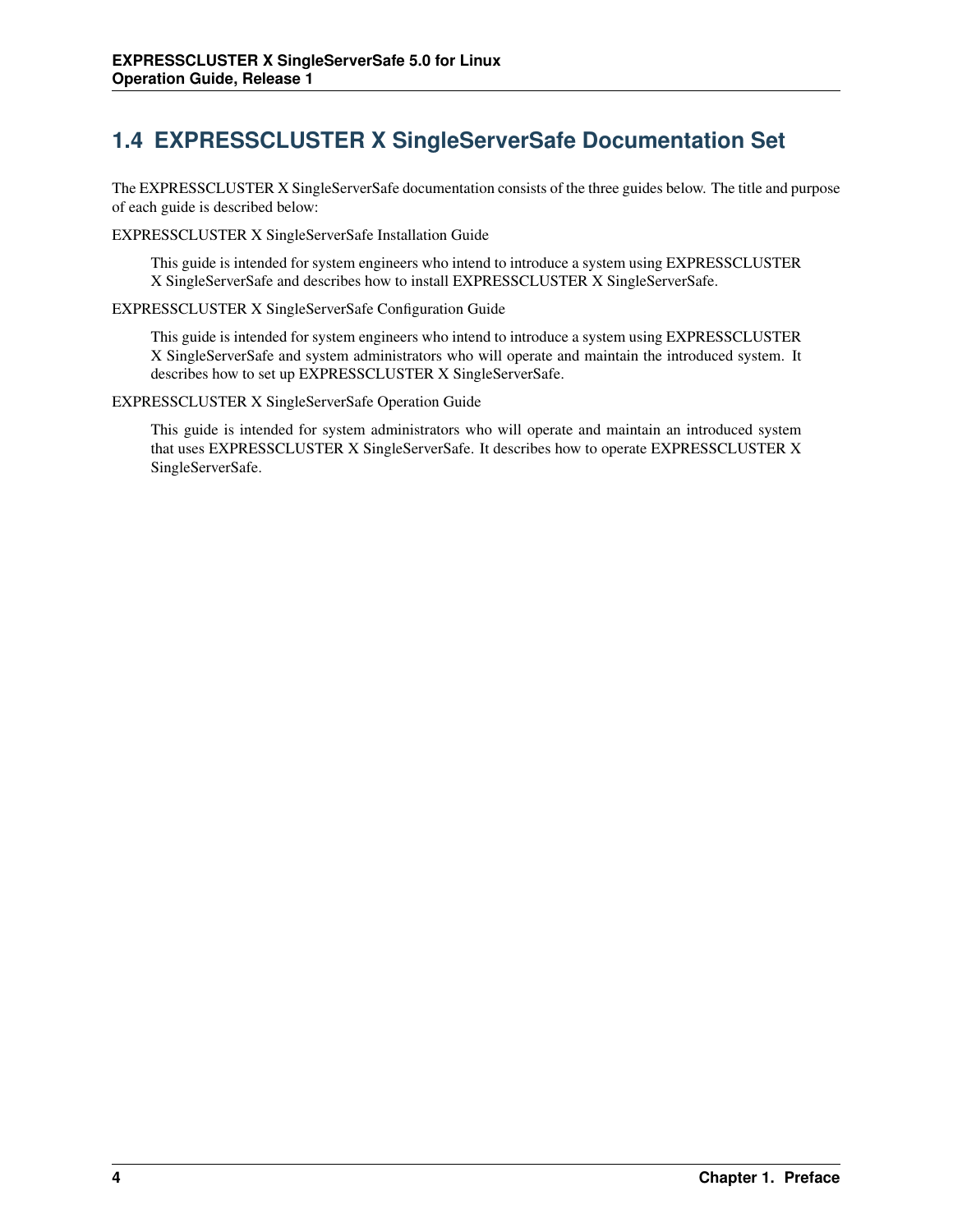## 1.4 EXPRESSCLUSTER X SingleServerSafe Documentation Set

The EXPRESSCLUSTER X SingleServerSafe documentation consists of the three guides below. The title and purpose of each guide is described below:

EXPRESSCLUSTER X SingleServerSafe Installation Guide

> This guide is intended for system engineers who intend to introduce a system using EXPRESSCLUSTER X SingleServerSafe and describes how to install EXPRESSCLUSTER X SingleServerSafe.

EXPRESSCLUSTER X SingleServerSafe Configuration Guide

> This guide is intended for system engineers who intend to introduce a system using EXPRESSCLUSTER X SingleServerSafe and system administrators who will operate and maintain the introduced system. It describes how to set up EXPRESSCLUSTER X SingleServerSafe.

EXPRESSCLUSTER X SingleServerSafe Operation Guide

> This guide is intended for system administrators who will operate and maintain an introduced system that uses EXPRESSCLUSTER X SingleServerSafe. It describes how to operate EXPRESSCLUSTER X SingleServerSafe.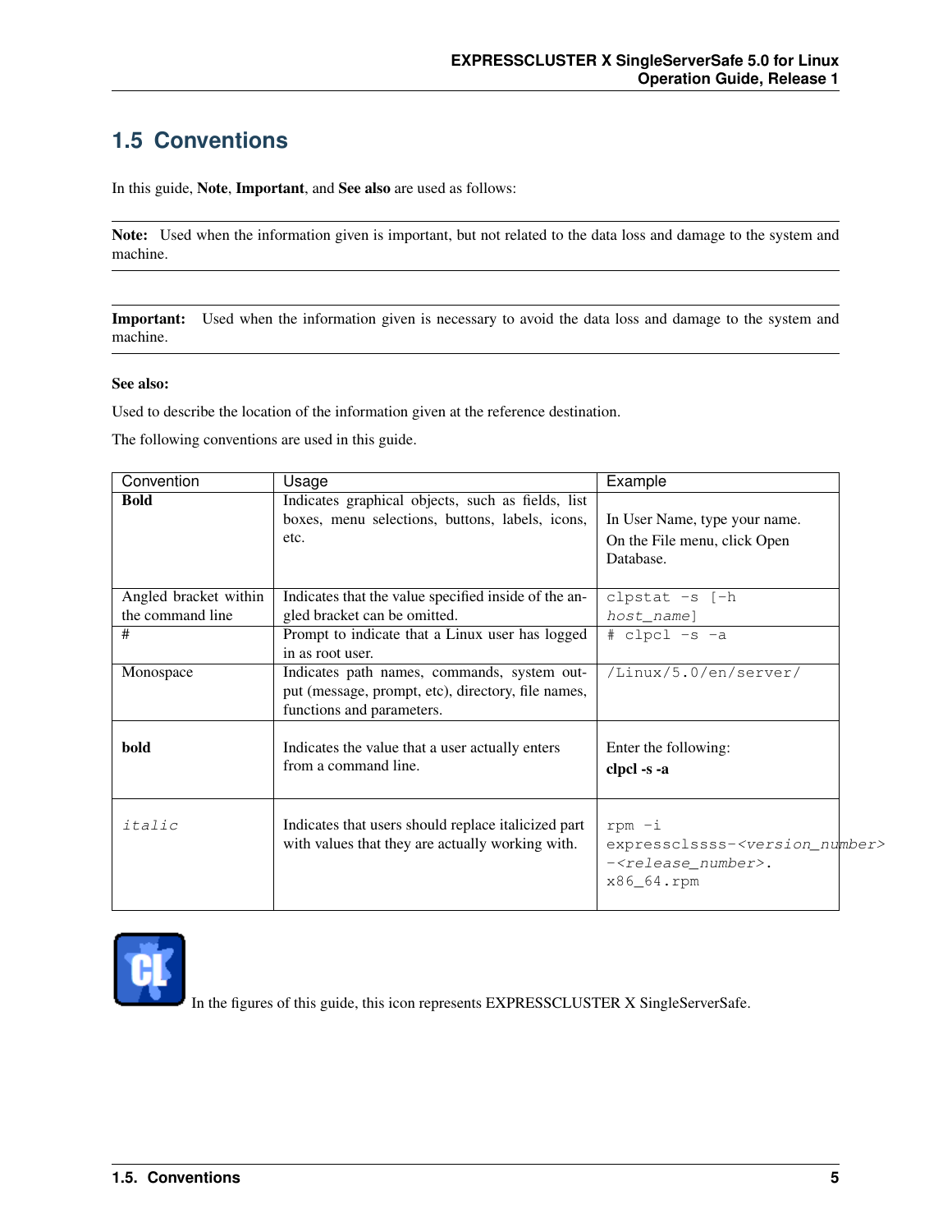## 1.5 Conventions

In this guide, **Note**, **Important**, and **See also** are used as follows:

---

**Note:** Used when the information given is important, but not related to the data loss and damage to the system and machine.

---

**Important:** Used when the information given is necessary to avoid the data loss and damage to the system and machine.

---

**See also:**

Used to describe the location of the information given at the reference destination.

The following conventions are used in this guide.

| Convention | Usage | Example |
|---|---|---|
| **Bold** | Indicates graphical objects, such as fields, list boxes, menu selections, buttons, labels, icons, etc. | In User Name, type your name.<br>On the File menu, click Open Database. |
| Angled bracket within the command line | Indicates that the value specified inside of the angled bracket can be omitted. | `clpstat -s [-h host_name]` |
| # | Prompt to indicate that a Linux user has logged in as root user. | `# clpcl -s -a` |
| Monospace | Indicates path names, commands, system output (message, prompt, etc), directory, file names, functions and parameters. | `/Linux/5.0/en/server/` |
| **bold** | Indicates the value that a user actually enters from a command line. | Enter the following:<br>**clpcl -s -a** |
| *italic* | Indicates that users should replace italicized part with values that they are actually working with. | `rpm -i expressclssss-<version_number>-<release_number>.x86_64.rpm` |

In the figures of this guide, this icon represents EXPRESSCLUSTER X SingleServerSafe.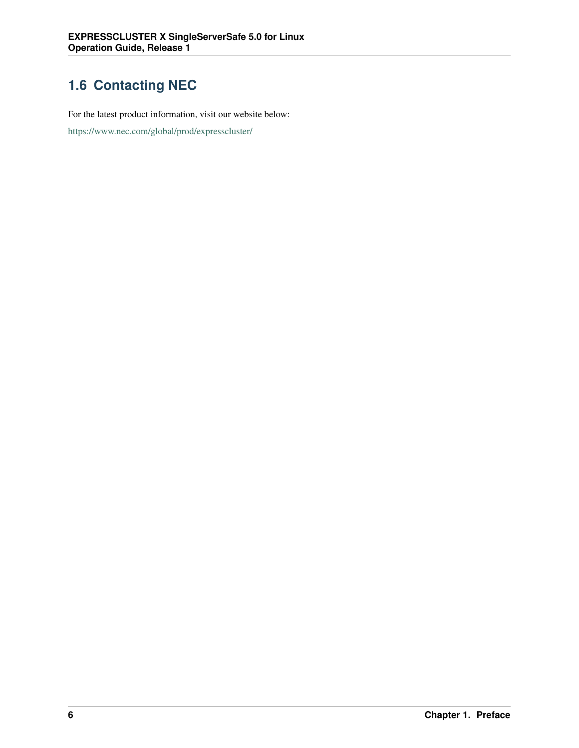## 1.6 Contacting NEC

For the latest product information, visit our website below:

https://www.nec.com/global/prod/expresscluster/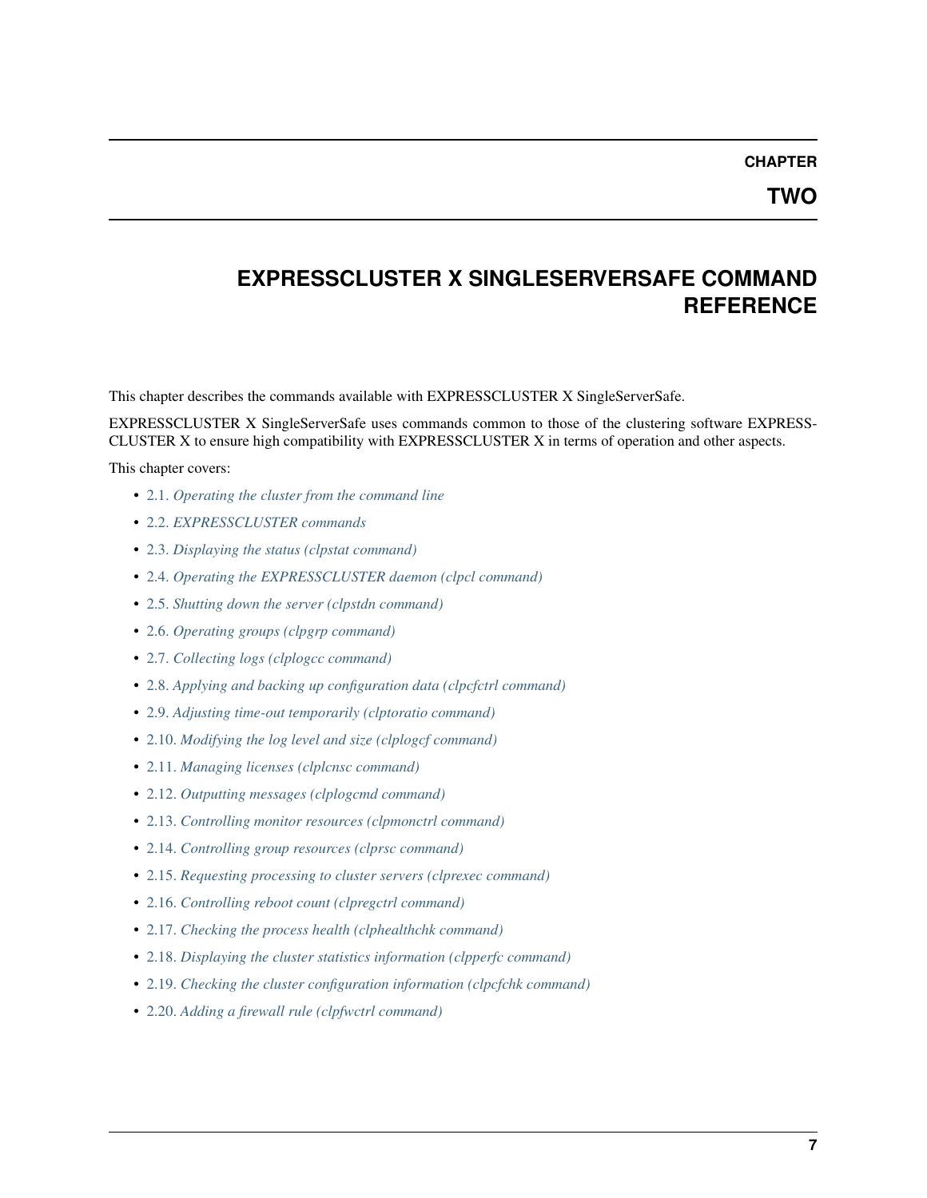# CHAPTER TWO

# EXPRESSCLUSTER X SINGLESERVERSAFE COMMAND REFERENCE

This chapter describes the commands available with EXPRESSCLUSTER X SingleServerSafe.

EXPRESSCLUSTER X SingleServerSafe uses commands common to those of the clustering software EXPRESSCLUSTER X to ensure high compatibility with EXPRESSCLUSTER X in terms of operation and other aspects.

This chapter covers:

- 2.1. *Operating the cluster from the command line*
- 2.2. *EXPRESSCLUSTER commands*
- 2.3. *Displaying the status (clpstat command)*
- 2.4. *Operating the EXPRESSCLUSTER daemon (clpcl command)*
- 2.5. *Shutting down the server (clpstdn command)*
- 2.6. *Operating groups (clpgrp command)*
- 2.7. *Collecting logs (clplogcc command)*
- 2.8. *Applying and backing up configuration data (clpcfctrl command)*
- 2.9. *Adjusting time-out temporarily (clptoratio command)*
- 2.10. *Modifying the log level and size (clplogcf command)*
- 2.11. *Managing licenses (clplcnsc command)*
- 2.12. *Outputting messages (clplogcmd command)*
- 2.13. *Controlling monitor resources (clpmonctrl command)*
- 2.14. *Controlling group resources (clprsc command)*
- 2.15. *Requesting processing to cluster servers (clprexec command)*
- 2.16. *Controlling reboot count (clpregctrl command)*
- 2.17. *Checking the process health (clphealthchk command)*
- 2.18. *Displaying the cluster statistics information (clpperfc command)*
- 2.19. *Checking the cluster configuration information (clpcfchk command)*
- 2.20. *Adding a firewall rule (clpfwctrl command)*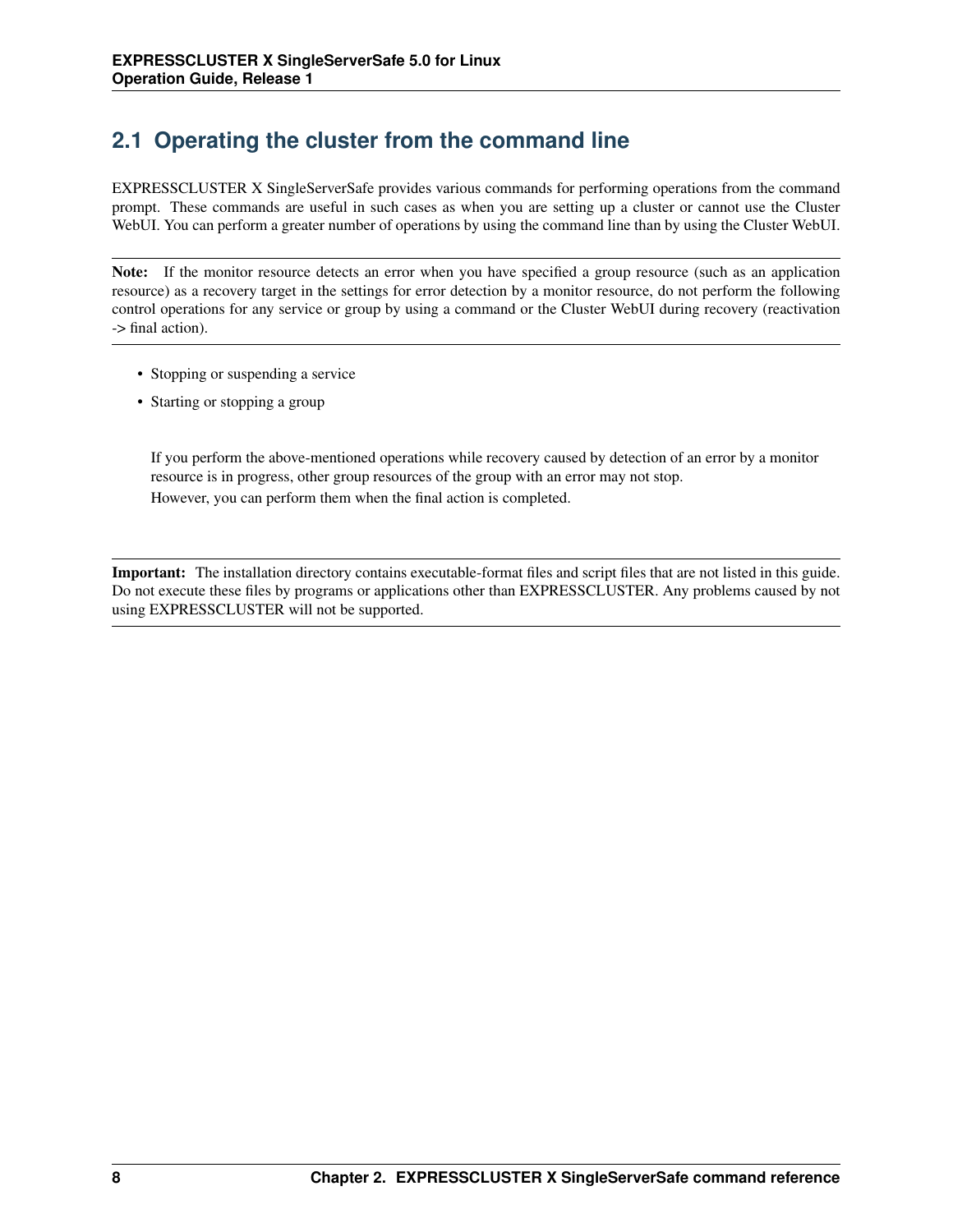## 2.1 Operating the cluster from the command line

EXPRESSCLUSTER X SingleServerSafe provides various commands for performing operations from the command prompt. These commands are useful in such cases as when you are setting up a cluster or cannot use the Cluster WebUI. You can perform a greater number of operations by using the command line than by using the Cluster WebUI.

**Note:** If the monitor resource detects an error when you have specified a group resource (such as an application resource) as a recovery target in the settings for error detection by a monitor resource, do not perform the following control operations for any service or group by using a command or the Cluster WebUI during recovery (reactivation -> final action).

- Stopping or suspending a service
- Starting or stopping a group

If you perform the above-mentioned operations while recovery caused by detection of an error by a monitor resource is in progress, other group resources of the group with an error may not stop.
However, you can perform them when the final action is completed.

**Important:** The installation directory contains executable-format files and script files that are not listed in this guide. Do not execute these files by programs or applications other than EXPRESSCLUSTER. Any problems caused by not using EXPRESSCLUSTER will not be supported.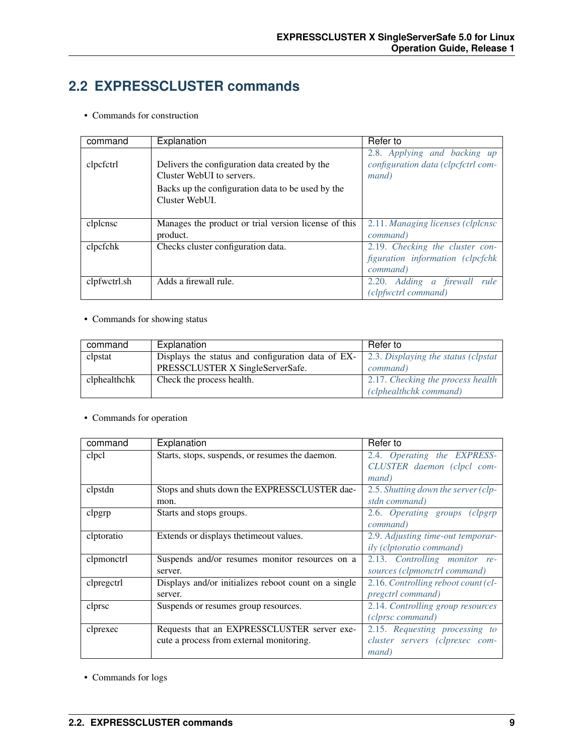## 2.2 EXPRESSCLUSTER commands

- Commands for construction

| command | Explanation | Refer to |
|---|---|---|
| clpcfctrl | Delivers the configuration data created by the Cluster WebUI to servers.<br>Backs up the configuration data to be used by the Cluster WebUI. | *2.8. Applying and backing up configuration data (clpcfctrl command)* |
| clplcnsc | Manages the product or trial version license of this product. | *2.11. Managing licenses (clplcnsc command)* |
| clpcfchk | Checks cluster configuration data. | *2.19. Checking the cluster configuration information (clpcfchk command)* |
| clpfwctrl.sh | Adds a firewall rule. | *2.20. Adding a firewall rule (clpfwctrl command)* |

- Commands for showing status

| command | Explanation | Refer to |
|---|---|---|
| clpstat | Displays the status and configuration data of EXPRESSCLUSTER X SingleServerSafe. | *2.3. Displaying the status (clpstat command)* |
| clphealthchk | Check the process health. | *2.17. Checking the process health (clphealthchk command)* |

- Commands for operation

| command | Explanation | Refer to |
|---|---|---|
| clpcl | Starts, stops, suspends, or resumes the daemon. | *2.4. Operating the EXPRESSCLUSTER daemon (clpcl command)* |
| clpstdn | Stops and shuts down the EXPRESSCLUSTER daemon. | *2.5. Shutting down the server (clpstdn command)* |
| clpgrp | Starts and stops groups. | *2.6. Operating groups (clpgrp command)* |
| clptoratio | Extends or displays thetimeout values. | *2.9. Adjusting time-out temporarily (clptoratio command)* |
| clpmonctrl | Suspends and/or resumes monitor resources on a server. | *2.13. Controlling monitor resources (clpmonctrl command)* |
| clpregctrl | Displays and/or initializes reboot count on a single server. | *2.16. Controlling reboot count (clpregctrl command)* |
| clprsc | Suspends or resumes group resources. | *2.14. Controlling group resources (clprsc command)* |
| clprexec | Requests that an EXPRESSCLUSTER server execute a process from external monitoring. | *2.15. Requesting processing to cluster servers (clprexec command)* |

- Commands for logs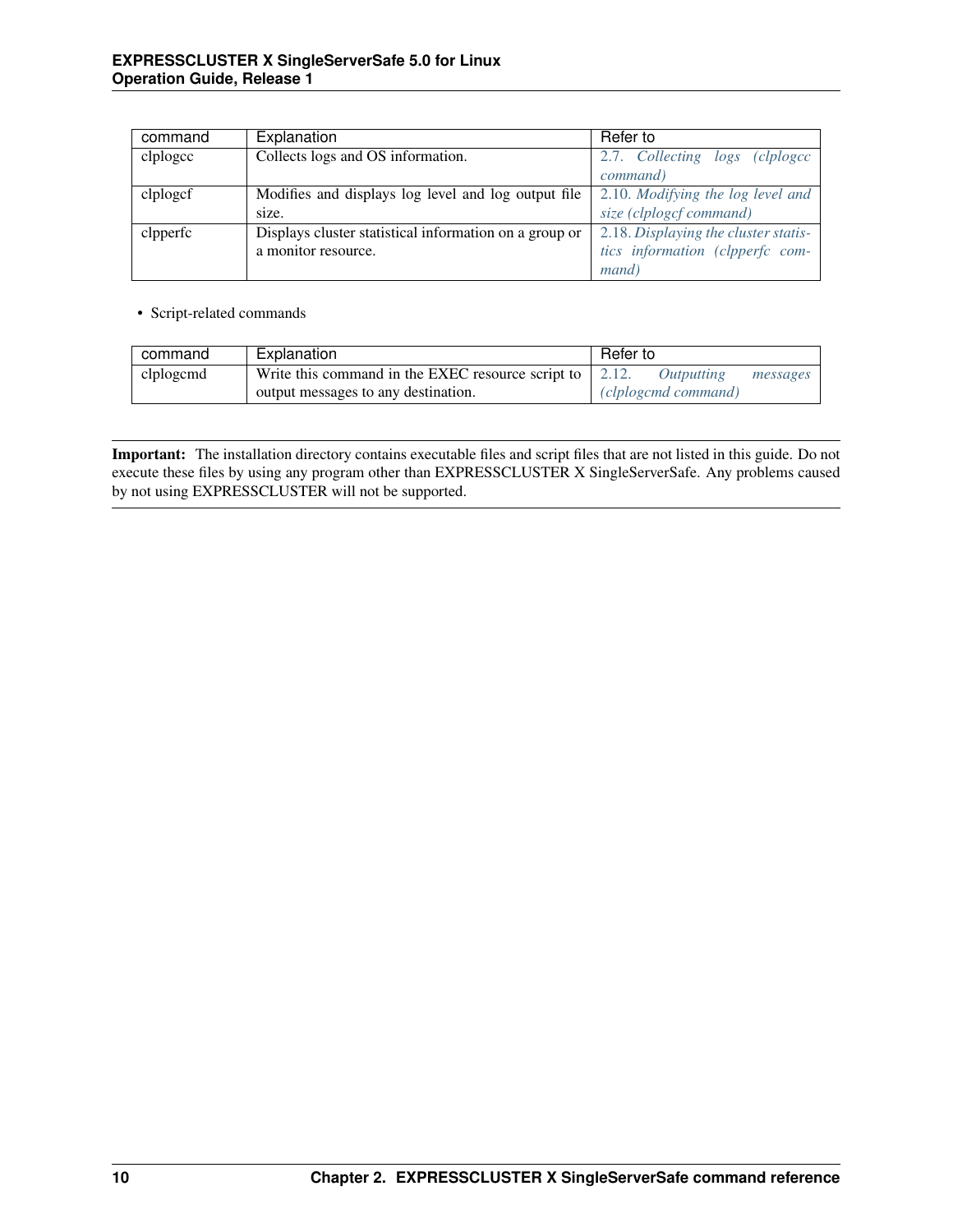| command | Explanation | Refer to |
|---|---|---|
| clplogcc | Collects logs and OS information. | *2.7. Collecting logs (clplogcc command)* |
| clplogcf | Modifies and displays log level and log output file size. | *2.10. Modifying the log level and size (clplogcf command)* |
| clpperfc | Displays cluster statistical information on a group or a monitor resource. | *2.18. Displaying the cluster statistics information (clpperfc command)* |

- Script-related commands

| command | Explanation | Refer to |
|---|---|---|
| clplogcmd | Write this command in the EXEC resource script to output messages to any destination. | *2.12. Outputting messages (clplogcmd command)* |

**Important:** The installation directory contains executable files and script files that are not listed in this guide. Do not execute these files by using any program other than EXPRESSCLUSTER X SingleServerSafe. Any problems caused by not using EXPRESSCLUSTER will not be supported.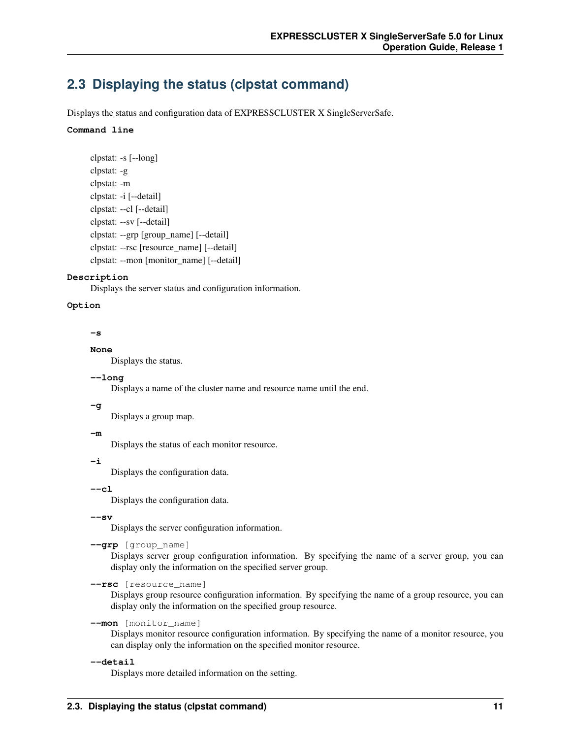## 2.3 Displaying the status (clpstat command)

Displays the status and configuration data of EXPRESSCLUSTER X SingleServerSafe.

**Command line**

clpstat: -s [--long]
clpstat: -g
clpstat: -m
clpstat: -i [--detail]
clpstat: --cl [--detail]
clpstat: --sv [--detail]
clpstat: --grp [group_name] [--detail]
clpstat: --rsc [resource_name] [--detail]
clpstat: --mon [monitor_name] [--detail]

**Description**

Displays the server status and configuration information.

**Option**

**-s**

**None**
Displays the status.

**--long**
Displays a name of the cluster name and resource name until the end.

**-g**
Displays a group map.

**-m**
Displays the status of each monitor resource.

**-i**
Displays the configuration data.

**--cl**
Displays the configuration data.

**--sv**
Displays the server configuration information.

**--grp** [group_name]
Displays server group configuration information. By specifying the name of a server group, you can display only the information on the specified server group.

**--rsc** [resource_name]
Displays group resource configuration information. By specifying the name of a group resource, you can display only the information on the specified group resource.

**--mon** [monitor_name]
Displays monitor resource configuration information. By specifying the name of a monitor resource, you can display only the information on the specified monitor resource.

**--detail**
Displays more detailed information on the setting.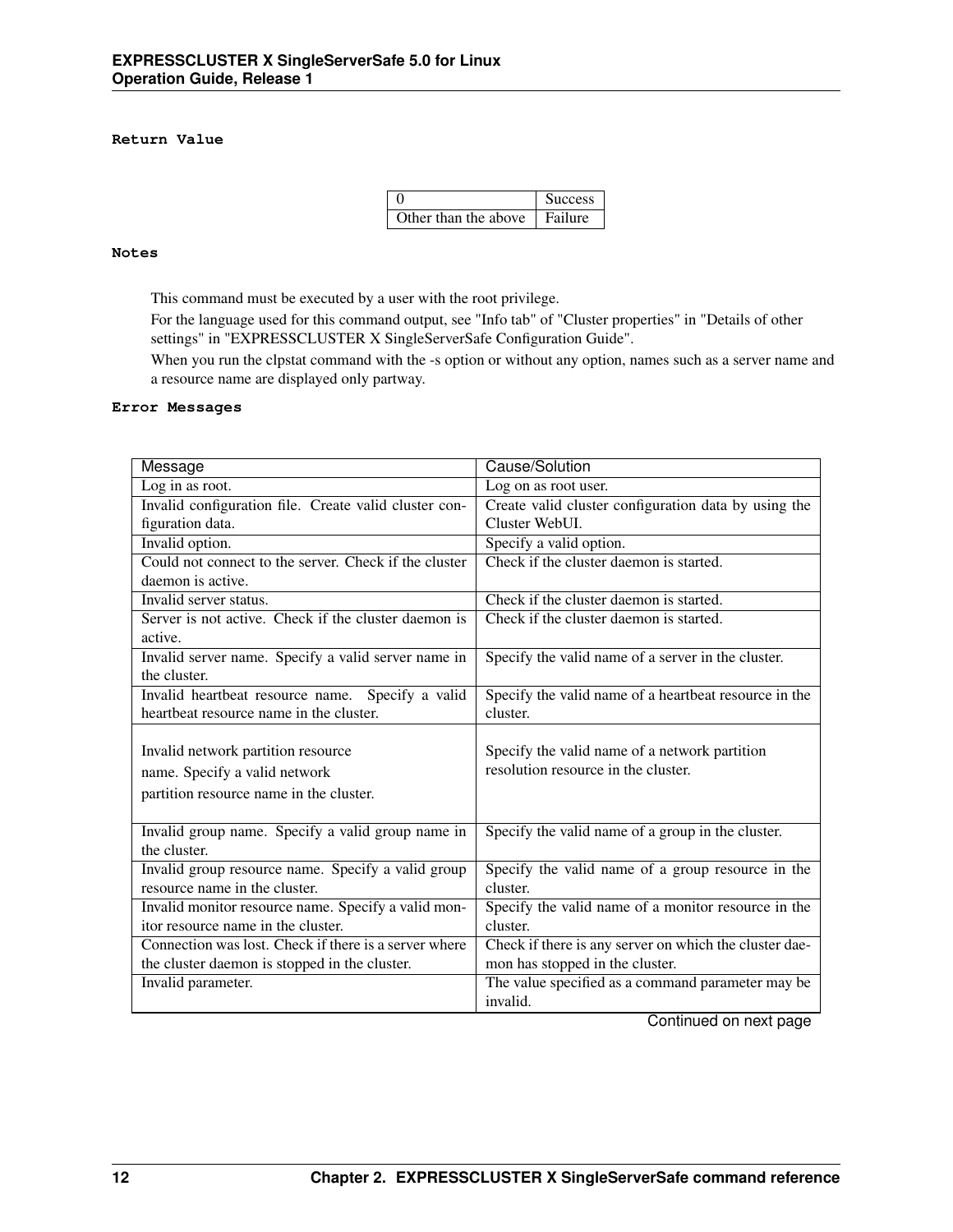**Return Value**

| 0 | Success |
|---|---|
| Other than the above | Failure |

**Notes**

This command must be executed by a user with the root privilege.

For the language used for this command output, see "Info tab" of "Cluster properties" in "Details of other settings" in "EXPRESSCLUSTER X SingleServerSafe Configuration Guide".

When you run the clpstat command with the -s option or without any option, names such as a server name and a resource name are displayed only partway.

**Error Messages**

| Message | Cause/Solution |
|---|---|
| Log in as root. | Log on as root user. |
| Invalid configuration file. Create valid cluster configuration data. | Create valid cluster configuration data by using the Cluster WebUI. |
| Invalid option. | Specify a valid option. |
| Could not connect to the server. Check if the cluster daemon is active. | Check if the cluster daemon is started. |
| Invalid server status. | Check if the cluster daemon is started. |
| Server is not active. Check if the cluster daemon is active. | Check if the cluster daemon is started. |
| Invalid server name. Specify a valid server name in the cluster. | Specify the valid name of a server in the cluster. |
| Invalid heartbeat resource name. Specify a valid heartbeat resource name in the cluster. | Specify the valid name of a heartbeat resource in the cluster. |
| Invalid network partition resource name. Specify a valid network partition resource name in the cluster. | Specify the valid name of a network partition resolution resource in the cluster. |
| Invalid group name. Specify a valid group name in the cluster. | Specify the valid name of a group in the cluster. |
| Invalid group resource name. Specify a valid group resource name in the cluster. | Specify the valid name of a group resource in the cluster. |
| Invalid monitor resource name. Specify a valid monitor resource name in the cluster. | Specify the valid name of a monitor resource in the cluster. |
| Connection was lost. Check if there is a server where the cluster daemon is stopped in the cluster. | Check if there is any server on which the cluster daemon has stopped in the cluster. |
| Invalid parameter. | The value specified as a command parameter may be invalid. |

Continued on next page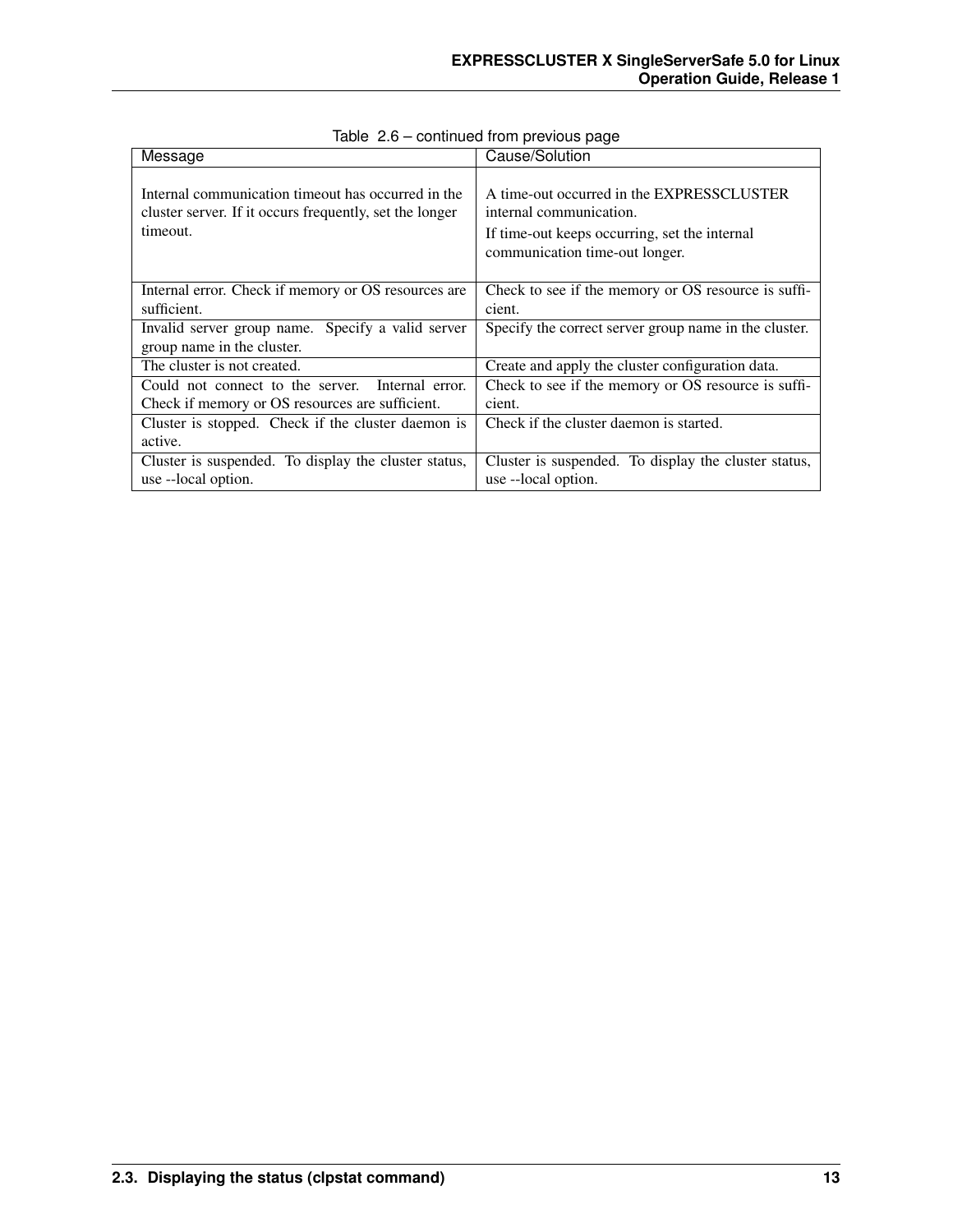Table 2.6 – continued from previous page

| Message | Cause/Solution |
| --- | --- |
| Internal communication timeout has occurred in the cluster server. If it occurs frequently, set the longer timeout. | A time-out occurred in the EXPRESSCLUSTER internal communication.<br>If time-out keeps occurring, set the internal communication time-out longer. |
| Internal error. Check if memory or OS resources are sufficient. | Check to see if the memory or OS resource is sufficient. |
| Invalid server group name. Specify a valid server group name in the cluster. | Specify the correct server group name in the cluster. |
| The cluster is not created. | Create and apply the cluster configuration data. |
| Could not connect to the server. Internal error. Check if memory or OS resources are sufficient. | Check to see if the memory or OS resource is sufficient. |
| Cluster is stopped. Check if the cluster daemon is active. | Check if the cluster daemon is started. |
| Cluster is suspended. To display the cluster status, use --local option. | Cluster is suspended. To display the cluster status, use --local option. |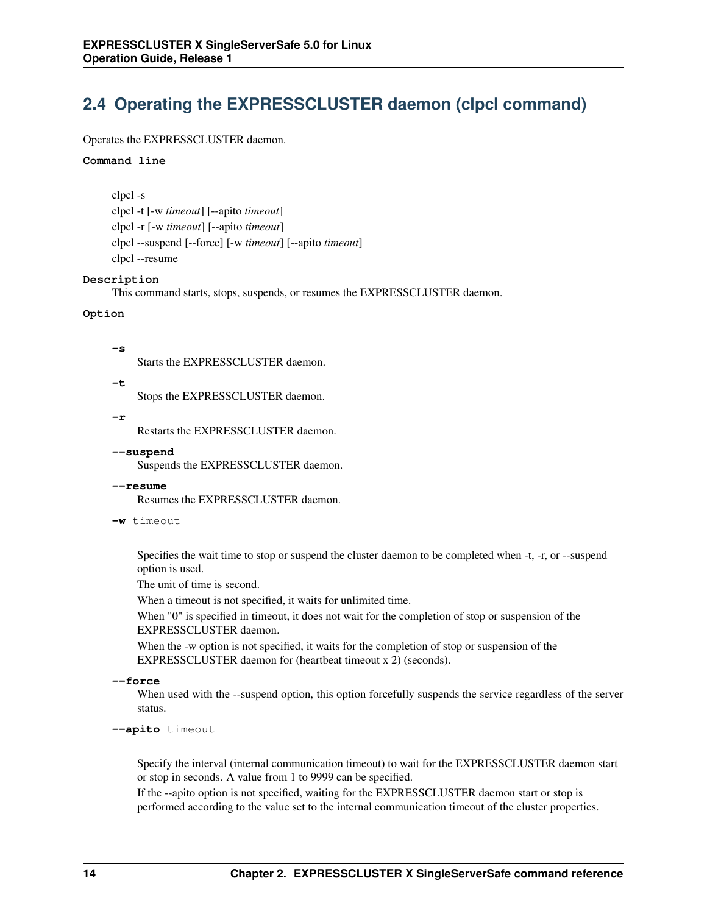## 2.4 Operating the EXPRESSCLUSTER daemon (clpcl command)

Operates the EXPRESSCLUSTER daemon.

**Command line**

clpcl -s
clpcl -t [-w *timeout*] [--apito *timeout*]
clpcl -r [-w *timeout*] [--apito *timeout*]
clpcl --suspend [--force] [-w *timeout*] [--apito *timeout*]
clpcl --resume

**Description**

This command starts, stops, suspends, or resumes the EXPRESSCLUSTER daemon.

**Option**

**-s**
Starts the EXPRESSCLUSTER daemon.

**-t**
Stops the EXPRESSCLUSTER daemon.

**-r**
Restarts the EXPRESSCLUSTER daemon.

**--suspend**
Suspends the EXPRESSCLUSTER daemon.

**--resume**
Resumes the EXPRESSCLUSTER daemon.

**-w** timeout

Specifies the wait time to stop or suspend the cluster daemon to be completed when -t, -r, or --suspend option is used.
The unit of time is second.
When a timeout is not specified, it waits for unlimited time.
When "0" is specified in timeout, it does not wait for the completion of stop or suspension of the EXPRESSCLUSTER daemon.
When the -w option is not specified, it waits for the completion of stop or suspension of the EXPRESSCLUSTER daemon for (heartbeat timeout x 2) (seconds).

**--force**
When used with the --suspend option, this option forcefully suspends the service regardless of the server status.

**--apito** timeout

Specify the interval (internal communication timeout) to wait for the EXPRESSCLUSTER daemon start or stop in seconds. A value from 1 to 9999 can be specified.
If the --apito option is not specified, waiting for the EXPRESSCLUSTER daemon start or stop is performed according to the value set to the internal communication timeout of the cluster properties.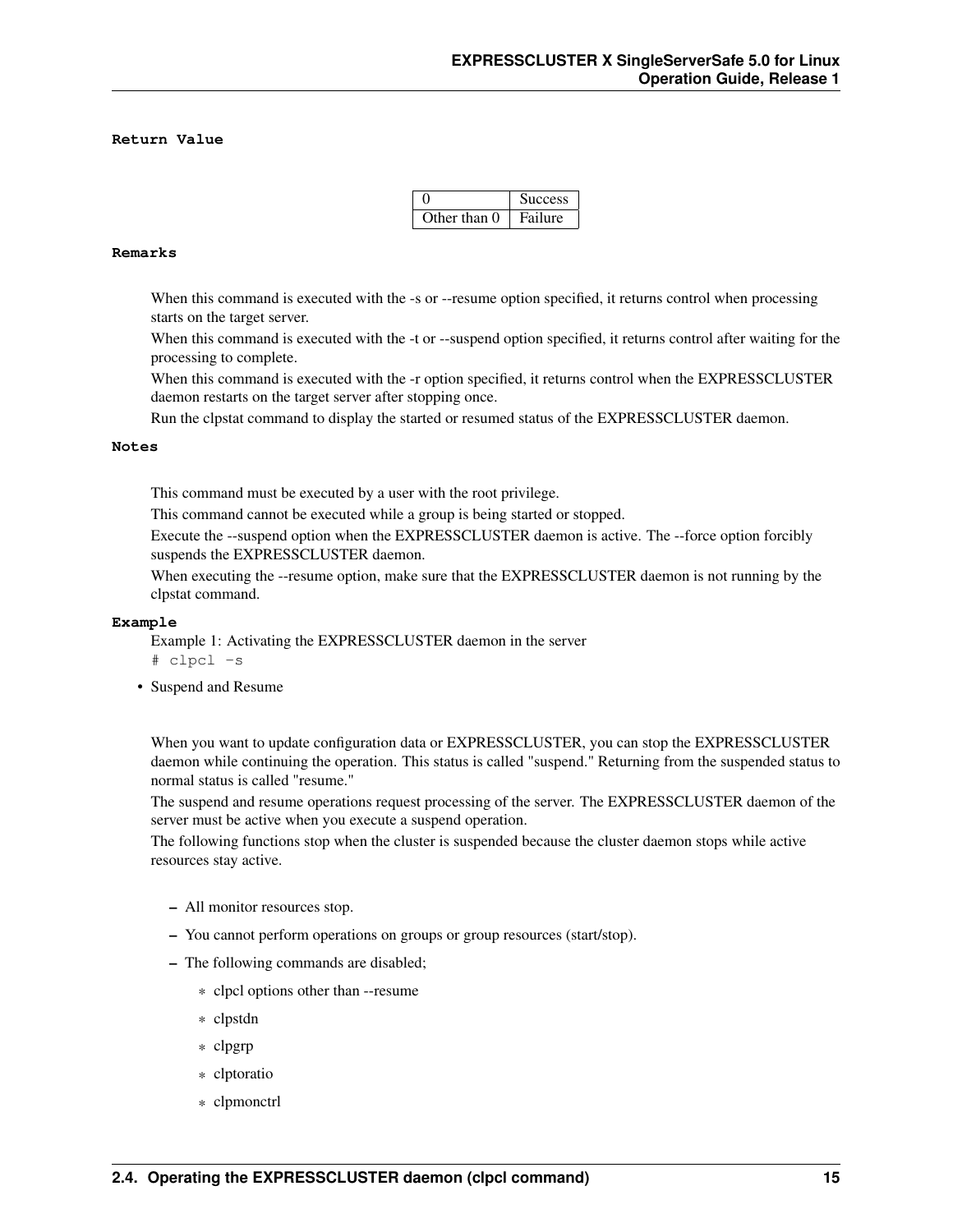**Return Value**

| | |
|---|---|
| 0 | Success |
| Other than 0 | Failure |

**Remarks**

When this command is executed with the -s or --resume option specified, it returns control when processing starts on the target server.

When this command is executed with the -t or --suspend option specified, it returns control after waiting for the processing to complete.

When this command is executed with the -r option specified, it returns control when the EXPRESSCLUSTER daemon restarts on the target server after stopping once.

Run the clpstat command to display the started or resumed status of the EXPRESSCLUSTER daemon.

**Notes**

This command must be executed by a user with the root privilege.

This command cannot be executed while a group is being started or stopped.

Execute the --suspend option when the EXPRESSCLUSTER daemon is active. The --force option forcibly suspends the EXPRESSCLUSTER daemon.

When executing the --resume option, make sure that the EXPRESSCLUSTER daemon is not running by the clpstat command.

**Example**

Example 1: Activating the EXPRESSCLUSTER daemon in the server

```
# clpcl -s
```

- Suspend and Resume

  When you want to update configuration data or EXPRESSCLUSTER, you can stop the EXPRESSCLUSTER daemon while continuing the operation. This status is called "suspend." Returning from the suspended status to normal status is called "resume."

  The suspend and resume operations request processing of the server. The EXPRESSCLUSTER daemon of the server must be active when you execute a suspend operation.

  The following functions stop when the cluster is suspended because the cluster daemon stops while active resources stay active.

  - All monitor resources stop.
  - You cannot perform operations on groups or group resources (start/stop).
  - The following commands are disabled;
    - clpcl options other than --resume
    - clpstdn
    - clpgrp
    - clptoratio
    - clpmonctrl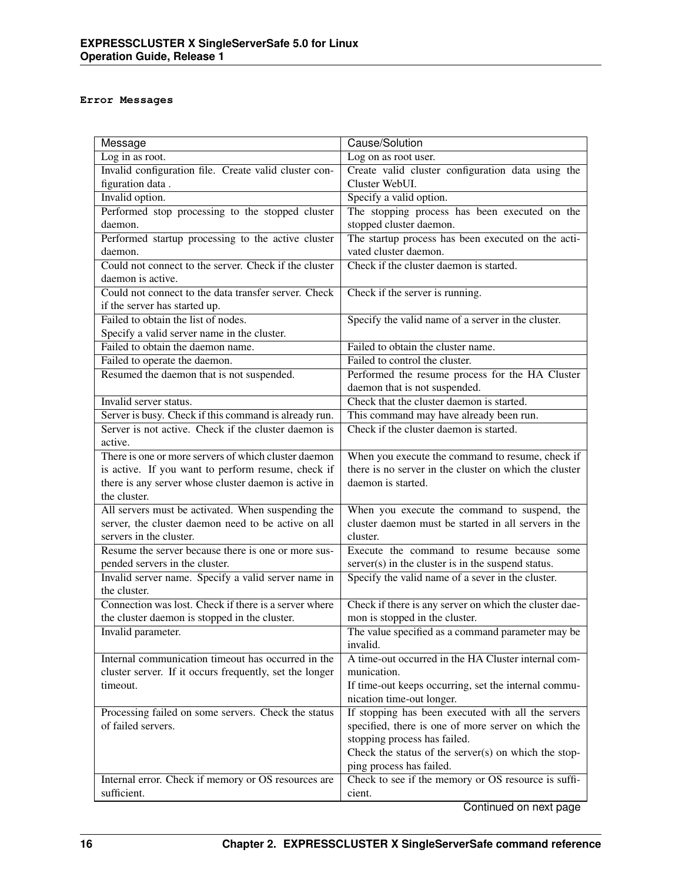**Error Messages**

| Message | Cause/Solution |
|---|---|
| Log in as root. | Log on as root user. |
| Invalid configuration file. Create valid cluster configuration data . | Create valid cluster configuration data using the Cluster WebUI. |
| Invalid option. | Specify a valid option. |
| Performed stop processing to the stopped cluster daemon. | The stopping process has been executed on the stopped cluster daemon. |
| Performed startup processing to the active cluster daemon. | The startup process has been executed on the activated cluster daemon. |
| Could not connect to the server. Check if the cluster daemon is active. | Check if the cluster daemon is started. |
| Could not connect to the data transfer server. Check if the server has started up. | Check if the server is running. |
| Failed to obtain the list of nodes.<br>Specify a valid server name in the cluster. | Specify the valid name of a server in the cluster. |
| Failed to obtain the daemon name. | Failed to obtain the cluster name. |
| Failed to operate the daemon. | Failed to control the cluster. |
| Resumed the daemon that is not suspended. | Performed the resume process for the HA Cluster daemon that is not suspended. |
| Invalid server status. | Check that the cluster daemon is started. |
| Server is busy. Check if this command is already run. | This command may have already been run. |
| Server is not active. Check if the cluster daemon is active. | Check if the cluster daemon is started. |
| There is one or more servers of which cluster daemon is active. If you want to perform resume, check if there is any server whose cluster daemon is active in the cluster. | When you execute the command to resume, check if there is no server in the cluster on which the cluster daemon is started. |
| All servers must be activated. When suspending the server, the cluster daemon need to be active on all servers in the cluster. | When you execute the command to suspend, the cluster daemon must be started in all servers in the cluster. |
| Resume the server because there is one or more suspended servers in the cluster. | Execute the command to resume because some server(s) in the cluster is in the suspend status. |
| Invalid server name. Specify a valid server name in the cluster. | Specify the valid name of a sever in the cluster. |
| Connection was lost. Check if there is a server where the cluster daemon is stopped in the cluster. | Check if there is any server on which the cluster daemon is stopped in the cluster. |
| Invalid parameter. | The value specified as a command parameter may be invalid. |
| Internal communication timeout has occurred in the cluster server. If it occurs frequently, set the longer timeout. | A time-out occurred in the HA Cluster internal communication.<br>If time-out keeps occurring, set the internal communication time-out longer. |
| Processing failed on some servers. Check the status of failed servers. | If stopping has been executed with all the servers specified, there is one of more server on which the stopping process has failed.<br>Check the status of the server(s) on which the stopping process has failed. |
| Internal error. Check if memory or OS resources are sufficient. | Check to see if the memory or OS resource is sufficient. |

Continued on next page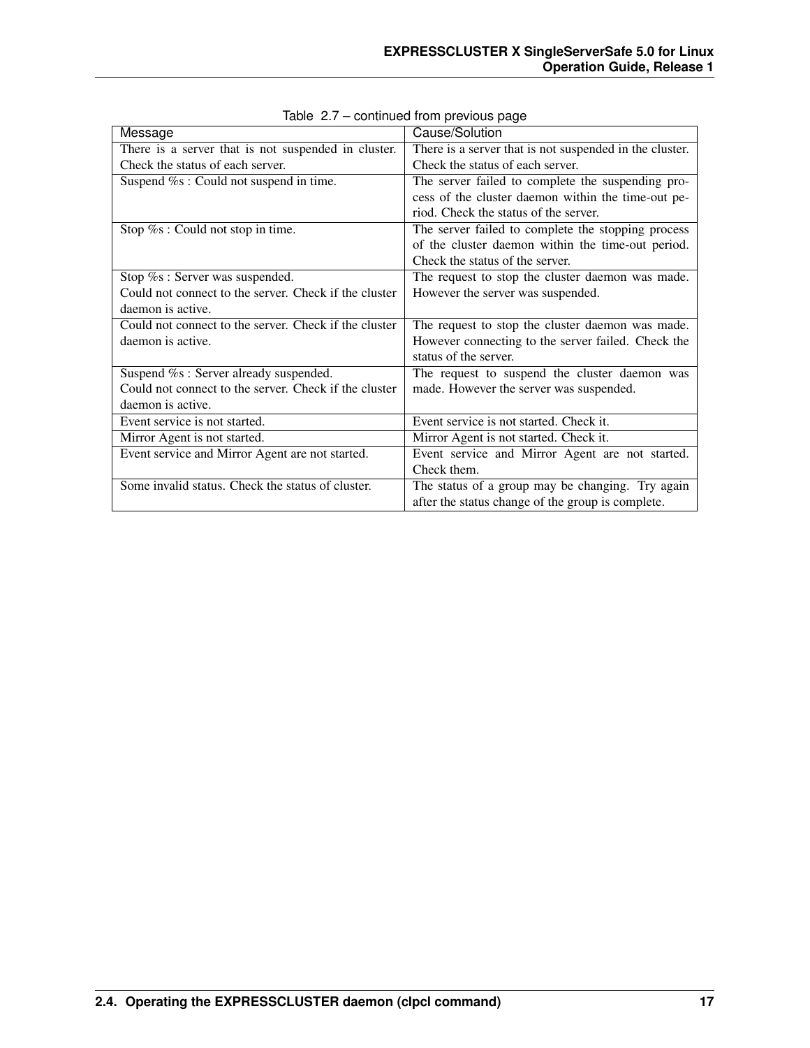Table 2.7 – continued from previous page

| Message | Cause/Solution |
|---|---|
| There is a server that is not suspended in cluster. Check the status of each server. | There is a server that is not suspended in the cluster. Check the status of each server. |
| Suspend %s : Could not suspend in time. | The server failed to complete the suspending process of the cluster daemon within the time-out period. Check the status of the server. |
| Stop %s : Could not stop in time. | The server failed to complete the stopping process of the cluster daemon within the time-out period. Check the status of the server. |
| Stop %s : Server was suspended.<br>Could not connect to the server. Check if the cluster daemon is active. | The request to stop the cluster daemon was made. However the server was suspended. |
| Could not connect to the server. Check if the cluster daemon is active. | The request to stop the cluster daemon was made. However connecting to the server failed. Check the status of the server. |
| Suspend %s : Server already suspended.<br>Could not connect to the server. Check if the cluster daemon is active. | The request to suspend the cluster daemon was made. However the server was suspended. |
| Event service is not started. | Event service is not started. Check it. |
| Mirror Agent is not started. | Mirror Agent is not started. Check it. |
| Event service and Mirror Agent are not started. | Event service and Mirror Agent are not started. Check them. |
| Some invalid status. Check the status of cluster. | The status of a group may be changing. Try again after the status change of the group is complete. |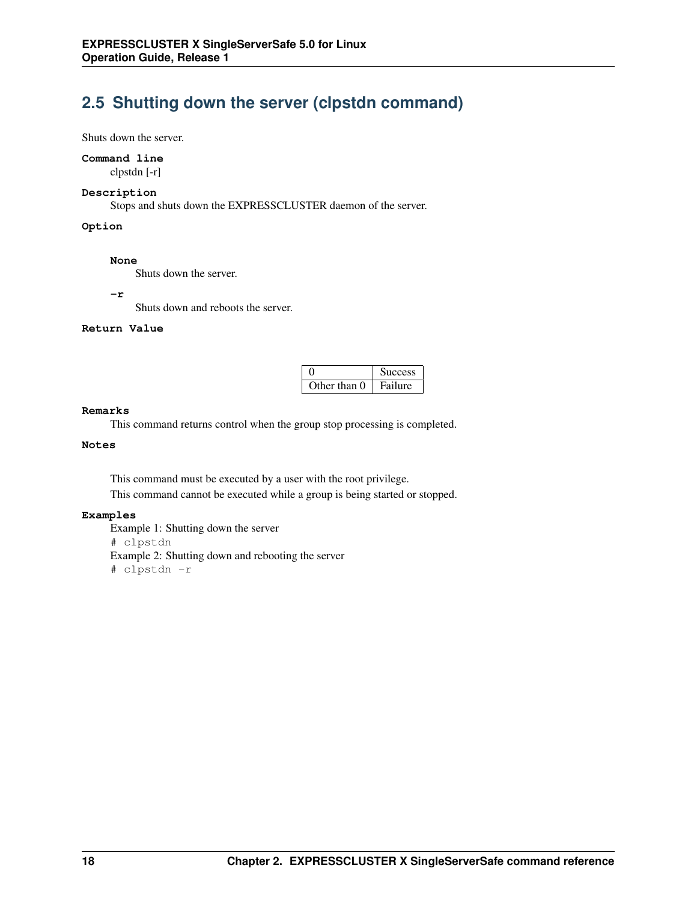## 2.5 Shutting down the server (clpstdn command)

Shuts down the server.

**Command line**

clpstdn [-r]

**Description**

Stops and shuts down the EXPRESSCLUSTER daemon of the server.

**Option**

**None**

Shuts down the server.

**-r**

Shuts down and reboots the server.

**Return Value**

| 0 | Success |
|---|---|
| Other than 0 | Failure |

**Remarks**

This command returns control when the group stop processing is completed.

**Notes**

This command must be executed by a user with the root privilege.

This command cannot be executed while a group is being started or stopped.

**Examples**

Example 1: Shutting down the server

```
# clpstdn
```

Example 2: Shutting down and rebooting the server

```
# clpstdn -r
```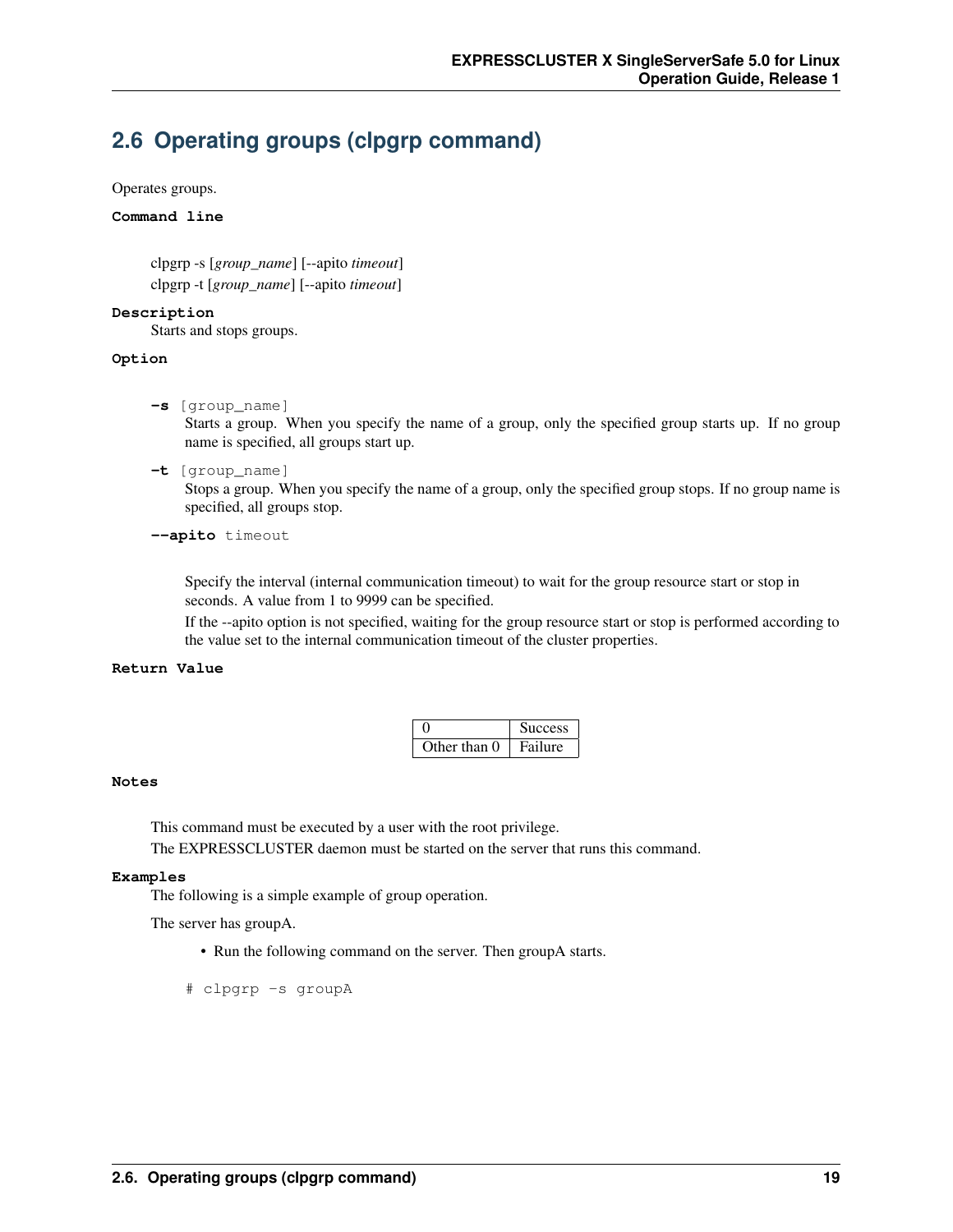## 2.6 Operating groups (clpgrp command)

Operates groups.

**Command line**

clpgrp -s [*group_name*] [--apito *timeout*]
clpgrp -t [*group_name*] [--apito *timeout*]

**Description**

Starts and stops groups.

**Option**

**-s** [group_name]
Starts a group. When you specify the name of a group, only the specified group starts up. If no group name is specified, all groups start up.

**-t** [group_name]
Stops a group. When you specify the name of a group, only the specified group stops. If no group name is specified, all groups stop.

**--apito** timeout

Specify the interval (internal communication timeout) to wait for the group resource start or stop in seconds. A value from 1 to 9999 can be specified.
If the --apito option is not specified, waiting for the group resource start or stop is performed according to the value set to the internal communication timeout of the cluster properties.

**Return Value**

| | |
|---|---|
| 0 | Success |
| Other than 0 | Failure |

**Notes**

This command must be executed by a user with the root privilege.
The EXPRESSCLUSTER daemon must be started on the server that runs this command.

**Examples**

The following is a simple example of group operation.

The server has groupA.

- Run the following command on the server. Then groupA starts.

```
# clpgrp -s groupA
```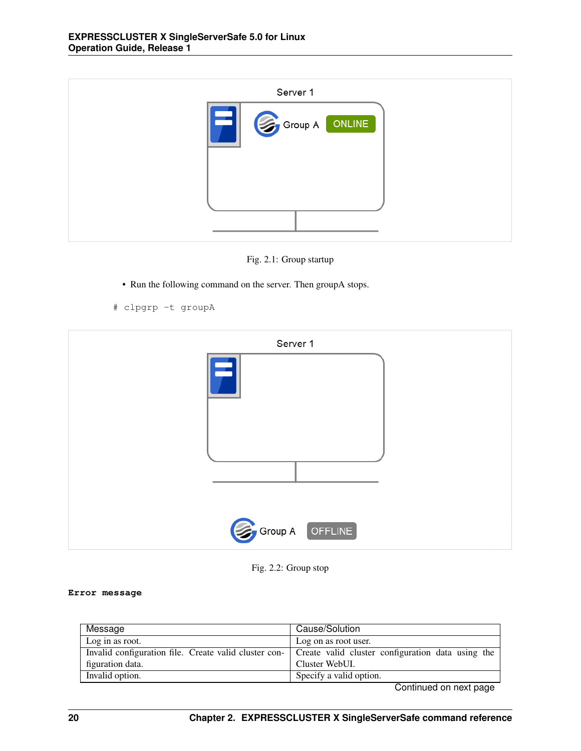Fig. 2.1: Group startup

- Run the following command on the server. Then groupA stops.

```
# clpgrp -t groupA
```

Fig. 2.2: Group stop

**Error message**

| Message | Cause/Solution |
|---|---|
| Log in as root. | Log on as root user. |
| Invalid configuration file. Create valid cluster configuration data. | Create valid cluster configuration data using the Cluster WebUI. |
| Invalid option. | Specify a valid option. |

Continued on next page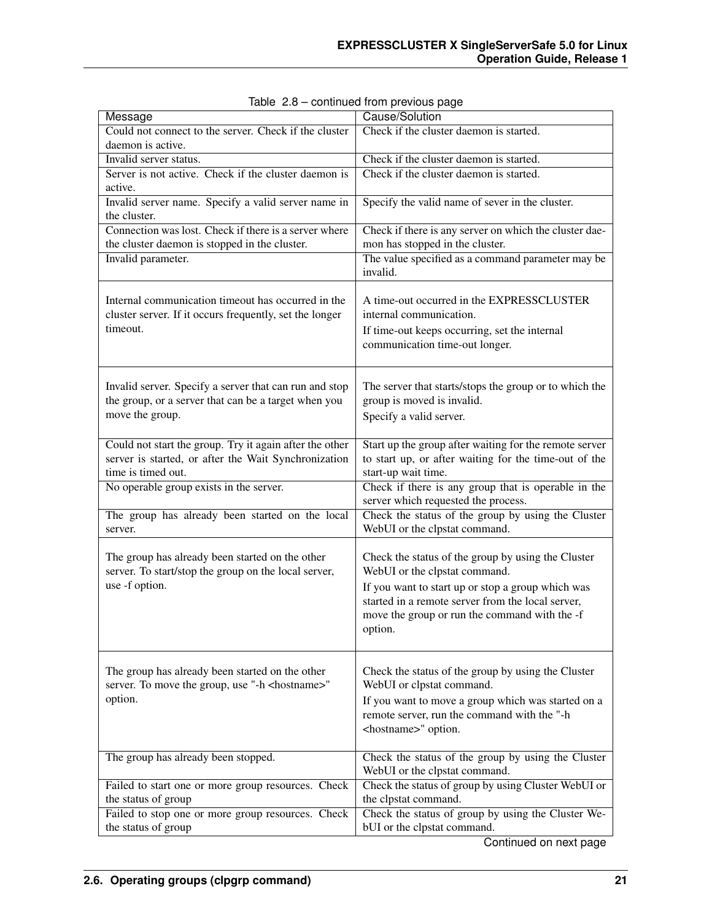Table 2.8 – continued from previous page

| Message | Cause/Solution |
|---|---|
| Could not connect to the server. Check if the cluster daemon is active. | Check if the cluster daemon is started. |
| Invalid server status. | Check if the cluster daemon is started. |
| Server is not active. Check if the cluster daemon is active. | Check if the cluster daemon is started. |
| Invalid server name. Specify a valid server name in the cluster. | Specify the valid name of sever in the cluster. |
| Connection was lost. Check if there is a server where the cluster daemon is stopped in the cluster. | Check if there is any server on which the cluster daemon has stopped in the cluster. |
| Invalid parameter. | The value specified as a command parameter may be invalid. |
| Internal communication timeout has occurred in the cluster server. If it occurs frequently, set the longer timeout. | A time-out occurred in the EXPRESSCLUSTER internal communication. If time-out keeps occurring, set the internal communication time-out longer. |
| Invalid server. Specify a server that can run and stop the group, or a server that can be a target when you move the group. | The server that starts/stops the group or to which the group is moved is invalid. Specify a valid server. |
| Could not start the group. Try it again after the other server is started, or after the Wait Synchronization time is timed out. | Start up the group after waiting for the remote server to start up, or after waiting for the time-out of the start-up wait time. |
| No operable group exists in the server. | Check if there is any group that is operable in the server which requested the process. |
| The group has already been started on the local server. | Check the status of the group by using the Cluster WebUI or the clpstat command. |
| The group has already been started on the other server. To start/stop the group on the local server, use -f option. | Check the status of the group by using the Cluster WebUI or the clpstat command. If you want to start up or stop a group which was started in a remote server from the local server, move the group or run the command with the -f option. |
| The group has already been started on the other server. To move the group, use "-h <hostname>" option. | Check the status of the group by using the Cluster WebUI or clpstat command. If you want to move a group which was started on a remote server, run the command with the "-h <hostname>" option. |
| The group has already been stopped. | Check the status of the group by using the Cluster WebUI or the clpstat command. |
| Failed to start one or more group resources. Check the status of group | Check the status of group by using Cluster WebUI or the clpstat command. |
| Failed to stop one or more group resources. Check the status of group | Check the status of group by using the Cluster WebUI or the clpstat command. |

Continued on next page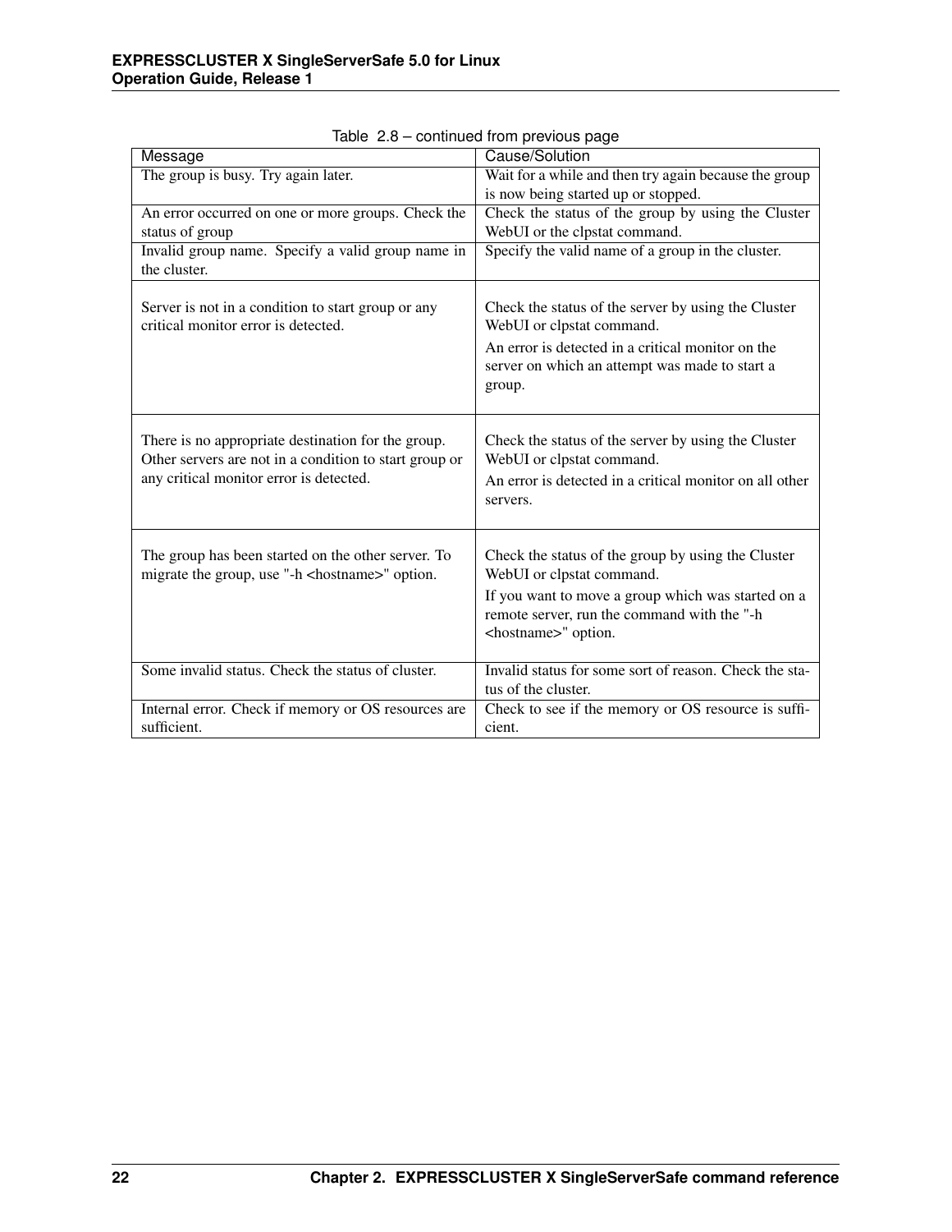Table 2.8 – continued from previous page

| Message | Cause/Solution |
|---|---|
| The group is busy. Try again later. | Wait for a while and then try again because the group is now being started up or stopped. |
| An error occurred on one or more groups. Check the status of group | Check the status of the group by using the Cluster WebUI or the clpstat command. |
| Invalid group name. Specify a valid group name in the cluster. | Specify the valid name of a group in the cluster. |
| Server is not in a condition to start group or any critical monitor error is detected. | Check the status of the server by using the Cluster WebUI or clpstat command.<br>An error is detected in a critical monitor on the server on which an attempt was made to start a group. |
| There is no appropriate destination for the group. Other servers are not in a condition to start group or any critical monitor error is detected. | Check the status of the server by using the Cluster WebUI or clpstat command.<br>An error is detected in a critical monitor on all other servers. |
| The group has been started on the other server. To migrate the group, use "-h <hostname>" option. | Check the status of the group by using the Cluster WebUI or clpstat command.<br>If you want to move a group which was started on a remote server, run the command with the "-h <hostname>" option. |
| Some invalid status. Check the status of cluster. | Invalid status for some sort of reason. Check the status of the cluster. |
| Internal error. Check if memory or OS resources are sufficient. | Check to see if the memory or OS resource is sufficient. |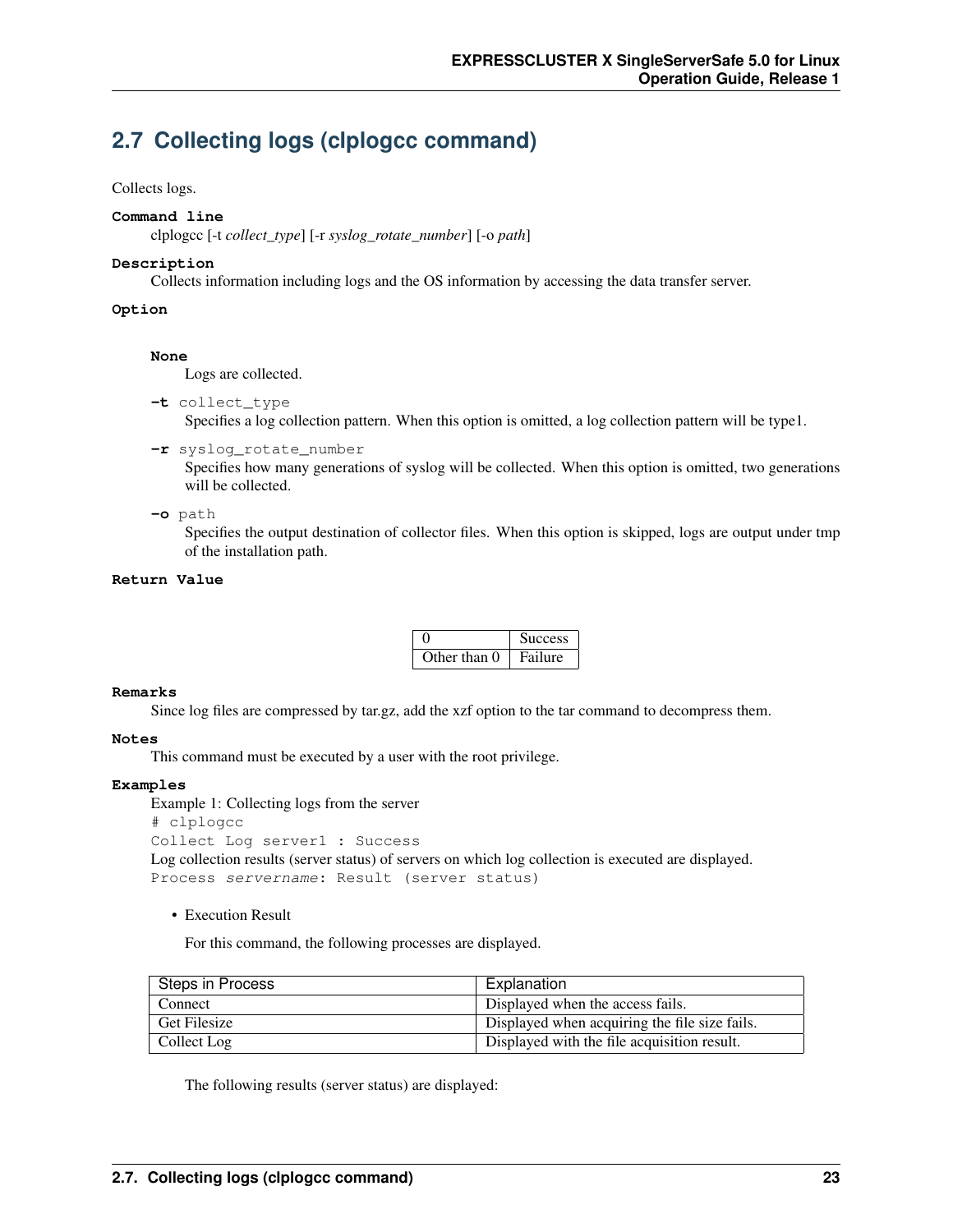## 2.7 Collecting logs (clplogcc command)

Collects logs.

**Command line**

clplogcc [-t *collect_type*] [-r *syslog_rotate_number*] [-o *path*]

**Description**

Collects information including logs and the OS information by accessing the data transfer server.

**Option**

**None**
Logs are collected.

**-t** `collect_type`
Specifies a log collection pattern. When this option is omitted, a log collection pattern will be type1.

**-r** `syslog_rotate_number`
Specifies how many generations of syslog will be collected. When this option is omitted, two generations will be collected.

**-o** `path`
Specifies the output destination of collector files. When this option is skipped, logs are output under tmp of the installation path.

**Return Value**

| | |
|---|---|
| 0 | Success |
| Other than 0 | Failure |

**Remarks**

Since log files are compressed by tar.gz, add the xzf option to the tar command to decompress them.

**Notes**

This command must be executed by a user with the root privilege.

**Examples**

Example 1: Collecting logs from the server

```
# clplogcc
Collect Log server1 : Success
```

Log collection results (server status) of servers on which log collection is executed are displayed.

```
Process servername: Result (server status)
```

- Execution Result

  For this command, the following processes are displayed.

| Steps in Process | Explanation |
|---|---|
| Connect | Displayed when the access fails. |
| Get Filesize | Displayed when acquiring the file size fails. |
| Collect Log | Displayed with the file acquisition result. |

The following results (server status) are displayed: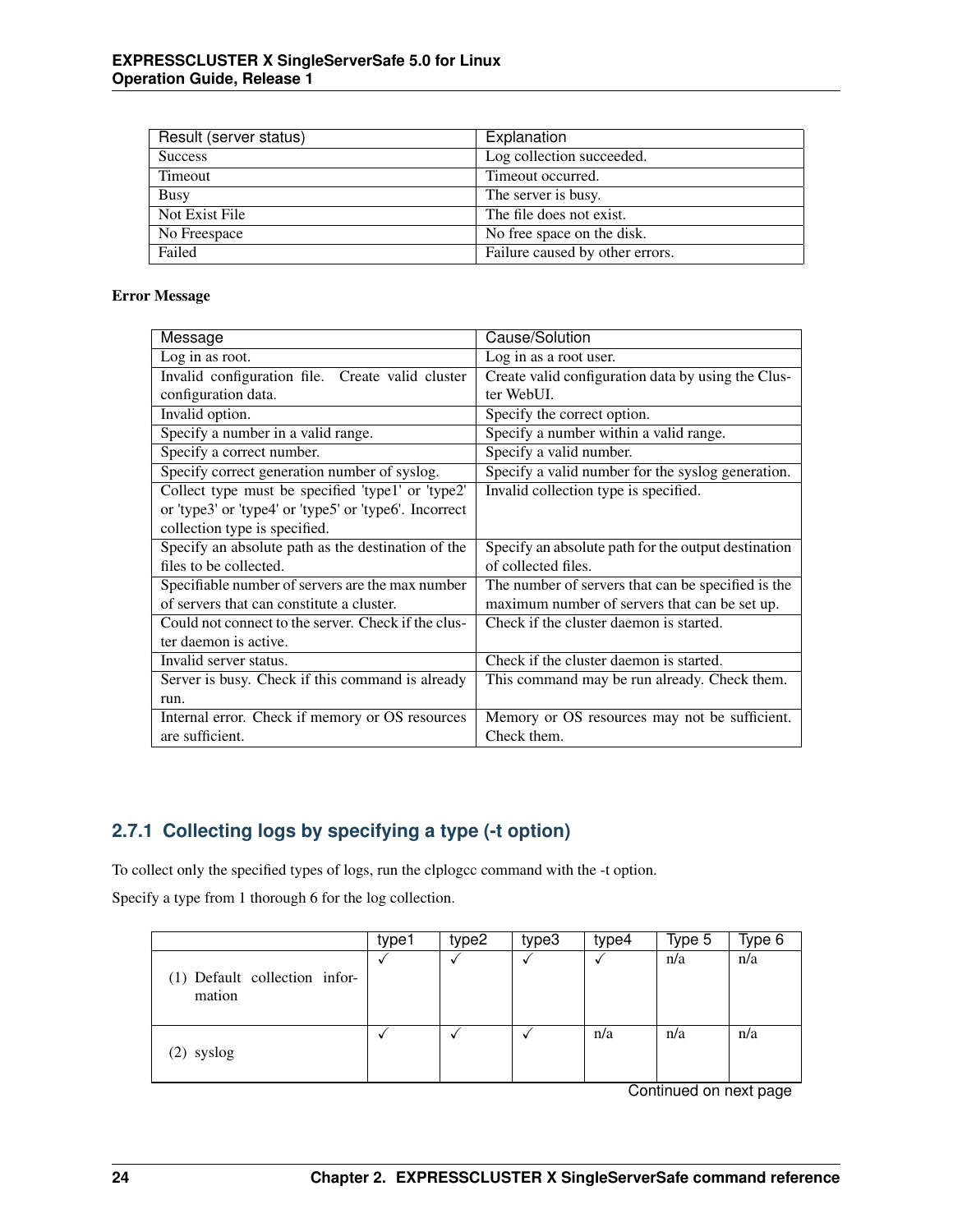| Result (server status) | Explanation |
|---|---|
| Success | Log collection succeeded. |
| Timeout | Timeout occurred. |
| Busy | The server is busy. |
| Not Exist File | The file does not exist. |
| No Freespace | No free space on the disk. |
| Failed | Failure caused by other errors. |

**Error Message**

| Message | Cause/Solution |
|---|---|
| Log in as root. | Log in as a root user. |
| Invalid configuration file. Create valid cluster configuration data. | Create valid configuration data by using the Cluster WebUI. |
| Invalid option. | Specify the correct option. |
| Specify a number in a valid range. | Specify a number within a valid range. |
| Specify a correct number. | Specify a valid number. |
| Specify correct generation number of syslog. | Specify a valid number for the syslog generation. |
| Collect type must be specified 'type1' or 'type2' or 'type3' or 'type4' or 'type5' or 'type6'. Incorrect collection type is specified. | Invalid collection type is specified. |
| Specify an absolute path as the destination of the files to be collected. | Specify an absolute path for the output destination of collected files. |
| Specifiable number of servers are the max number of servers that can constitute a cluster. | The number of servers that can be specified is the maximum number of servers that can be set up. |
| Could not connect to the server. Check if the cluster daemon is active. | Check if the cluster daemon is started. |
| Invalid server status. | Check if the cluster daemon is started. |
| Server is busy. Check if this command is already run. | This command may be run already. Check them. |
| Internal error. Check if memory or OS resources are sufficient. | Memory or OS resources may not be sufficient. Check them. |

## 2.7.1 Collecting logs by specifying a type (-t option)

To collect only the specified types of logs, run the clplogcc command with the -t option.

Specify a type from 1 thorough 6 for the log collection.

| | type1 | type2 | type3 | type4 | Type 5 | Type 6 |
|---|---|---|---|---|---|---|
| (1) Default collection information | ✓ | ✓ | ✓ | ✓ | n/a | n/a |
| (2) syslog | ✓ | ✓ | ✓ | n/a | n/a | n/a |

Continued on next page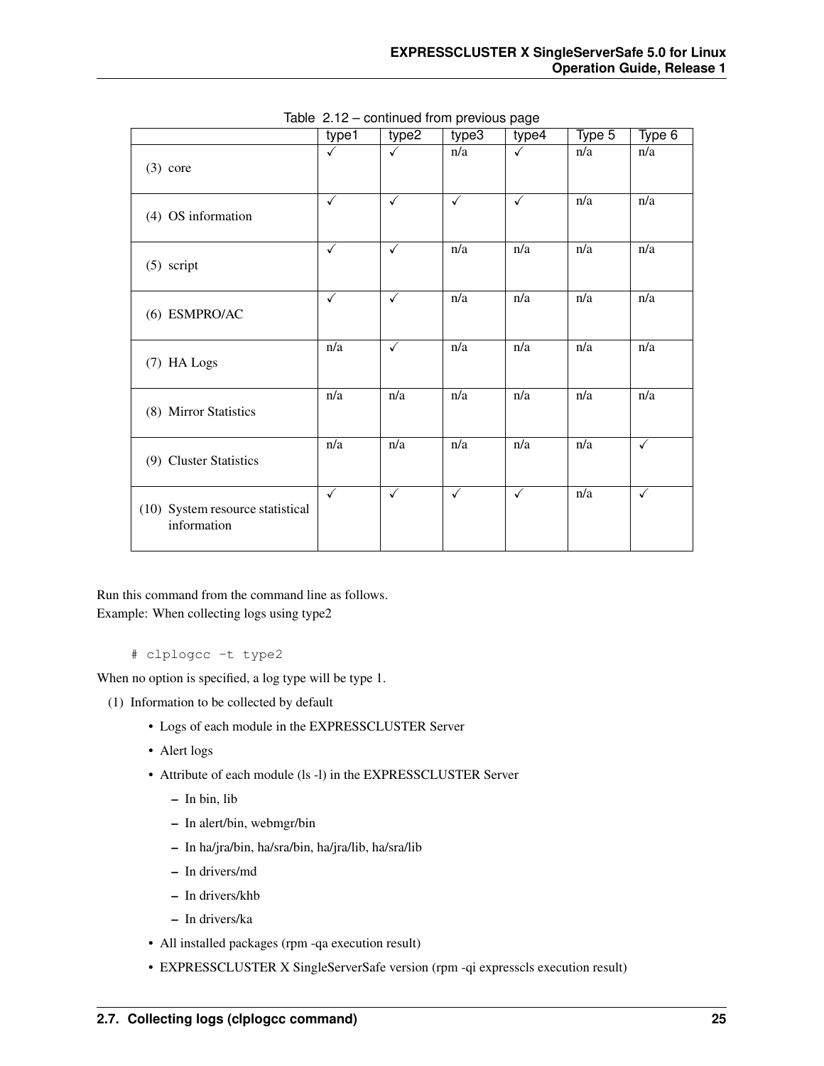Table 2.12 – continued from previous page

| | type1 | type2 | type3 | type4 | Type 5 | Type 6 |
|---|---|---|---|---|---|---|
| (3) core | ✓ | ✓ | n/a | ✓ | n/a | n/a |
| (4) OS information | ✓ | ✓ | ✓ | ✓ | n/a | n/a |
| (5) script | ✓ | ✓ | n/a | n/a | n/a | n/a |
| (6) ESMPRO/AC | ✓ | ✓ | n/a | n/a | n/a | n/a |
| (7) HA Logs | n/a | ✓ | n/a | n/a | n/a | n/a |
| (8) Mirror Statistics | n/a | n/a | n/a | n/a | n/a | n/a |
| (9) Cluster Statistics | n/a | n/a | n/a | n/a | n/a | ✓ |
| (10) System resource statistical information | ✓ | ✓ | ✓ | ✓ | n/a | ✓ |

Run this command from the command line as follows.
Example: When collecting logs using type2

```
# clplogcc -t type2
```

When no option is specified, a log type will be type 1.

(1) Information to be collected by default

- Logs of each module in the EXPRESSCLUSTER Server
- Alert logs
- Attribute of each module (ls -l) in the EXPRESSCLUSTER Server
  - In bin, lib
  - In alert/bin, webmgr/bin
  - In ha/jra/bin, ha/sra/bin, ha/jra/lib, ha/sra/lib
  - In drivers/md
  - In drivers/khb
  - In drivers/ka
- All installed packages (rpm -qa execution result)
- EXPRESSCLUSTER X SingleServerSafe version (rpm -qi expresscls execution result)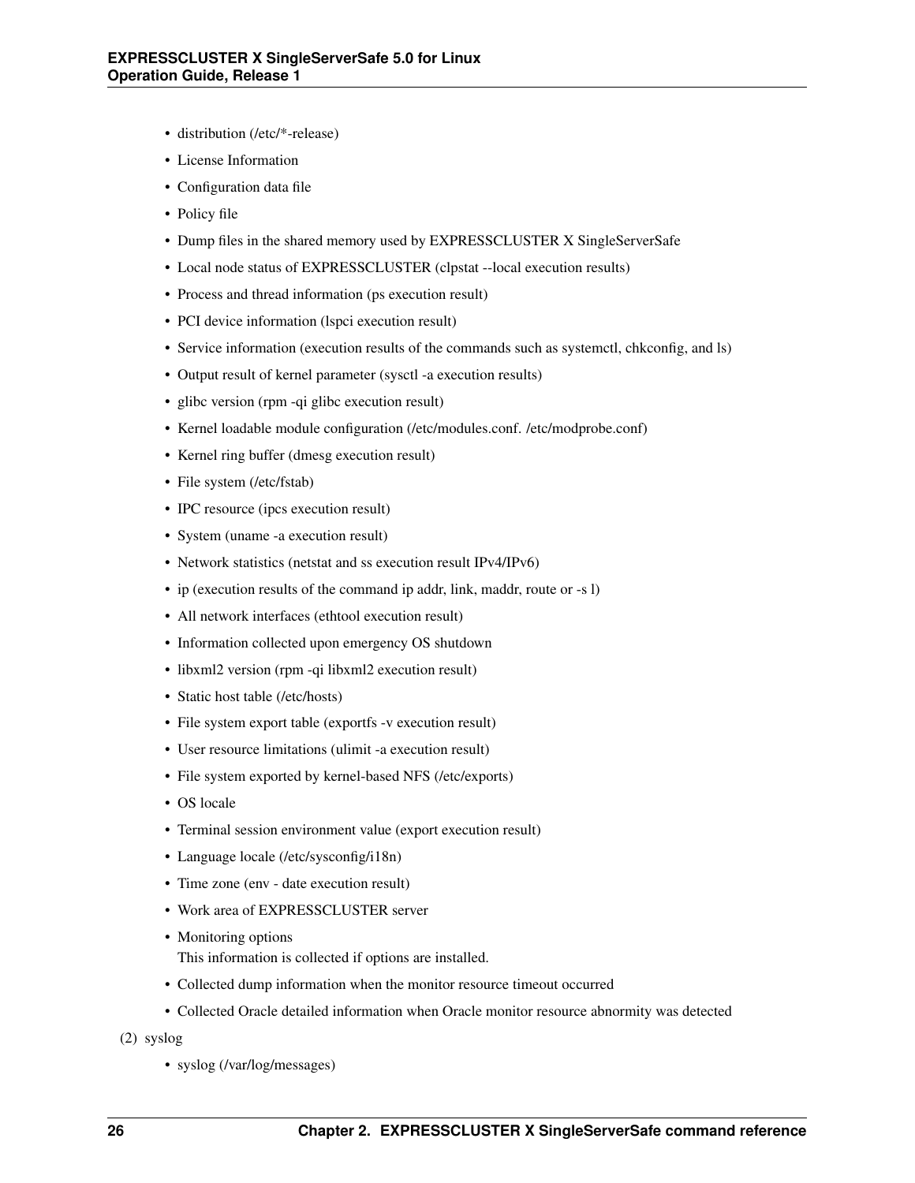- distribution (/etc/*-release)
- License Information
- Configuration data file
- Policy file
- Dump files in the shared memory used by EXPRESSCLUSTER X SingleServerSafe
- Local node status of EXPRESSCLUSTER (clpstat --local execution results)
- Process and thread information (ps execution result)
- PCI device information (lspci execution result)
- Service information (execution results of the commands such as systemctl, chkconfig, and ls)
- Output result of kernel parameter (sysctl -a execution results)
- glibc version (rpm -qi glibc execution result)
- Kernel loadable module configuration (/etc/modules.conf. /etc/modprobe.conf)
- Kernel ring buffer (dmesg execution result)
- File system (/etc/fstab)
- IPC resource (ipcs execution result)
- System (uname -a execution result)
- Network statistics (netstat and ss execution result IPv4/IPv6)
- ip (execution results of the command ip addr, link, maddr, route or -s l)
- All network interfaces (ethtool execution result)
- Information collected upon emergency OS shutdown
- libxml2 version (rpm -qi libxml2 execution result)
- Static host table (/etc/hosts)
- File system export table (exportfs -v execution result)
- User resource limitations (ulimit -a execution result)
- File system exported by kernel-based NFS (/etc/exports)
- OS locale
- Terminal session environment value (export execution result)
- Language locale (/etc/sysconfig/i18n)
- Time zone (env - date execution result)
- Work area of EXPRESSCLUSTER server
- Monitoring options
  This information is collected if options are installed.
- Collected dump information when the monitor resource timeout occurred
- Collected Oracle detailed information when Oracle monitor resource abnormity was detected

(2) syslog

- syslog (/var/log/messages)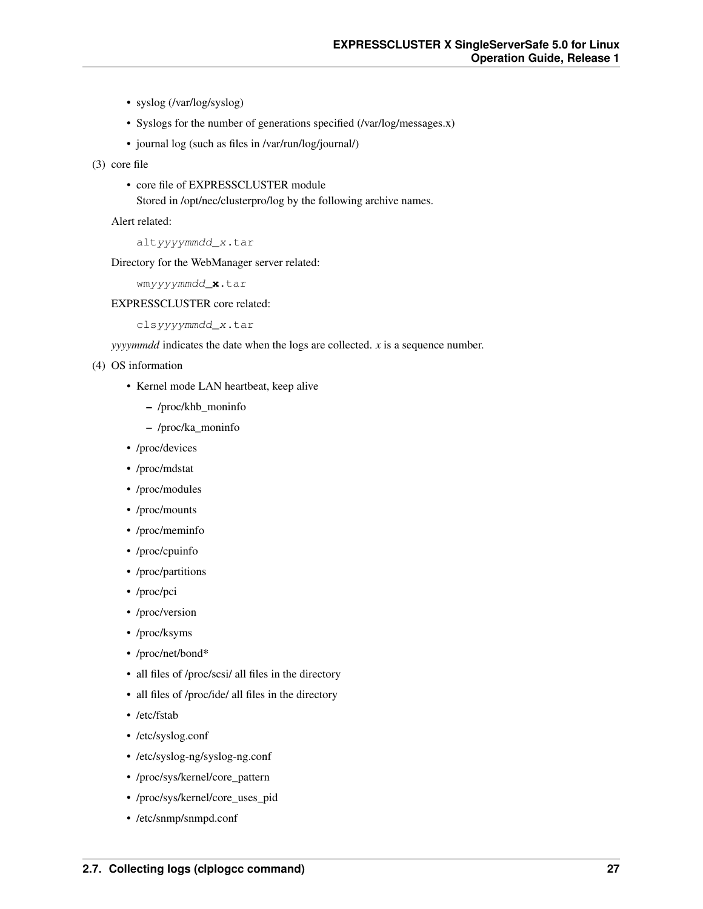- syslog (/var/log/syslog)
- Syslogs for the number of generations specified (/var/log/messages.x)
- journal log (such as files in /var/run/log/journal/)

(3) core file

- core file of EXPRESSCLUSTER module
  Stored in /opt/nec/clusterpro/log by the following archive names.

Alert related:

```
altyyyymmdd_x.tar
```

Directory for the WebManager server related:

```
wmyyyymmdd_x.tar
```

EXPRESSCLUSTER core related:

```
clsyyyymmdd_x.tar
```

*yyyymmdd* indicates the date when the logs are collected. *x* is a sequence number.

(4) OS information

- Kernel mode LAN heartbeat, keep alive
  - /proc/khb_moninfo
  - /proc/ka_moninfo
- /proc/devices
- /proc/mdstat
- /proc/modules
- /proc/mounts
- /proc/meminfo
- /proc/cpuinfo
- /proc/partitions
- /proc/pci
- /proc/version
- /proc/ksyms
- /proc/net/bond*
- all files of /proc/scsi/ all files in the directory
- all files of /proc/ide/ all files in the directory
- /etc/fstab
- /etc/syslog.conf
- /etc/syslog-ng/syslog-ng.conf
- /proc/sys/kernel/core_pattern
- /proc/sys/kernel/core_uses_pid
- /etc/snmp/snmpd.conf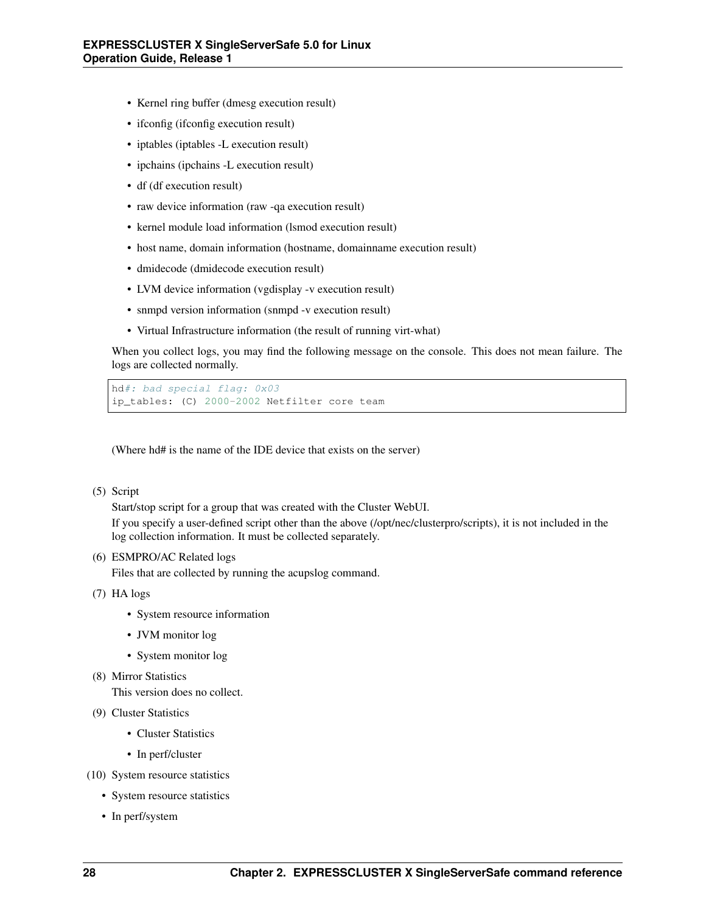- Kernel ring buffer (dmesg execution result)
- ifconfig (ifconfig execution result)
- iptables (iptables -L execution result)
- ipchains (ipchains -L execution result)
- df (df execution result)
- raw device information (raw -qa execution result)
- kernel module load information (lsmod execution result)
- host name, domain information (hostname, domainname execution result)
- dmidecode (dmidecode execution result)
- LVM device information (vgdisplay -v execution result)
- snmpd version information (snmpd -v execution result)
- Virtual Infrastructure information (the result of running virt-what)

When you collect logs, you may find the following message on the console. This does not mean failure. The logs are collected normally.

```
hd#: bad special flag: 0x03
ip_tables: (C) 2000-2002 Netfilter core team
```

(Where hd# is the name of the IDE device that exists on the server)

(5) Script

Start/stop script for a group that was created with the Cluster WebUI.

If you specify a user-defined script other than the above (/opt/nec/clusterpro/scripts), it is not included in the log collection information. It must be collected separately.

(6) ESMPRO/AC Related logs

Files that are collected by running the acupslog command.

(7) HA logs

- System resource information
- JVM monitor log
- System monitor log

(8) Mirror Statistics

This version does no collect.

(9) Cluster Statistics

- Cluster Statistics
- In perf/cluster

(10) System resource statistics

- System resource statistics
- In perf/system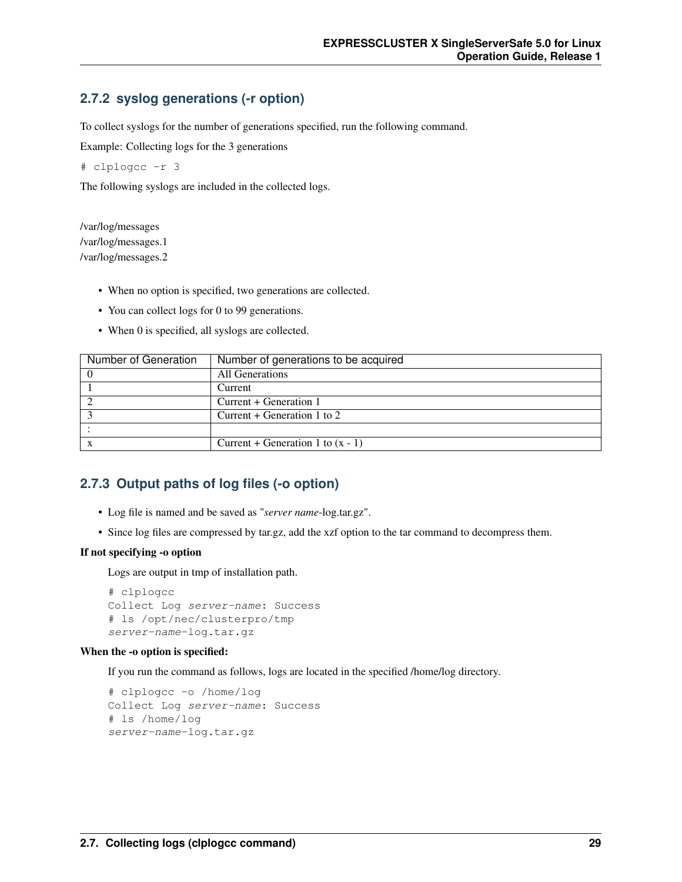### 2.7.2 syslog generations (-r option)

To collect syslogs for the number of generations specified, run the following command.

Example: Collecting logs for the 3 generations

```
# clplogcc -r 3
```

The following syslogs are included in the collected logs.

/var/log/messages
/var/log/messages.1
/var/log/messages.2

- When no option is specified, two generations are collected.
- You can collect logs for 0 to 99 generations.
- When 0 is specified, all syslogs are collected.

| Number of Generation | Number of generations to be acquired |
|---|---|
| 0 | All Generations |
| 1 | Current |
| 2 | Current + Generation 1 |
| 3 | Current + Generation 1 to 2 |
| : | |
| x | Current + Generation 1 to (x - 1) |

### 2.7.3 Output paths of log files (-o option)

- Log file is named and be saved as "*server name*-log.tar.gz".
- Since log files are compressed by tar.gz, add the xzf option to the tar command to decompress them.

**If not specifying -o option**

Logs are output in tmp of installation path.

```
# clplogcc
Collect Log server-name: Success
# ls /opt/nec/clusterpro/tmp
server-name-log.tar.gz
```

**When the -o option is specified:**

If you run the command as follows, logs are located in the specified /home/log directory.

```
# clplogcc -o /home/log
Collect Log server-name: Success
# ls /home/log
server-name-log.tar.gz
```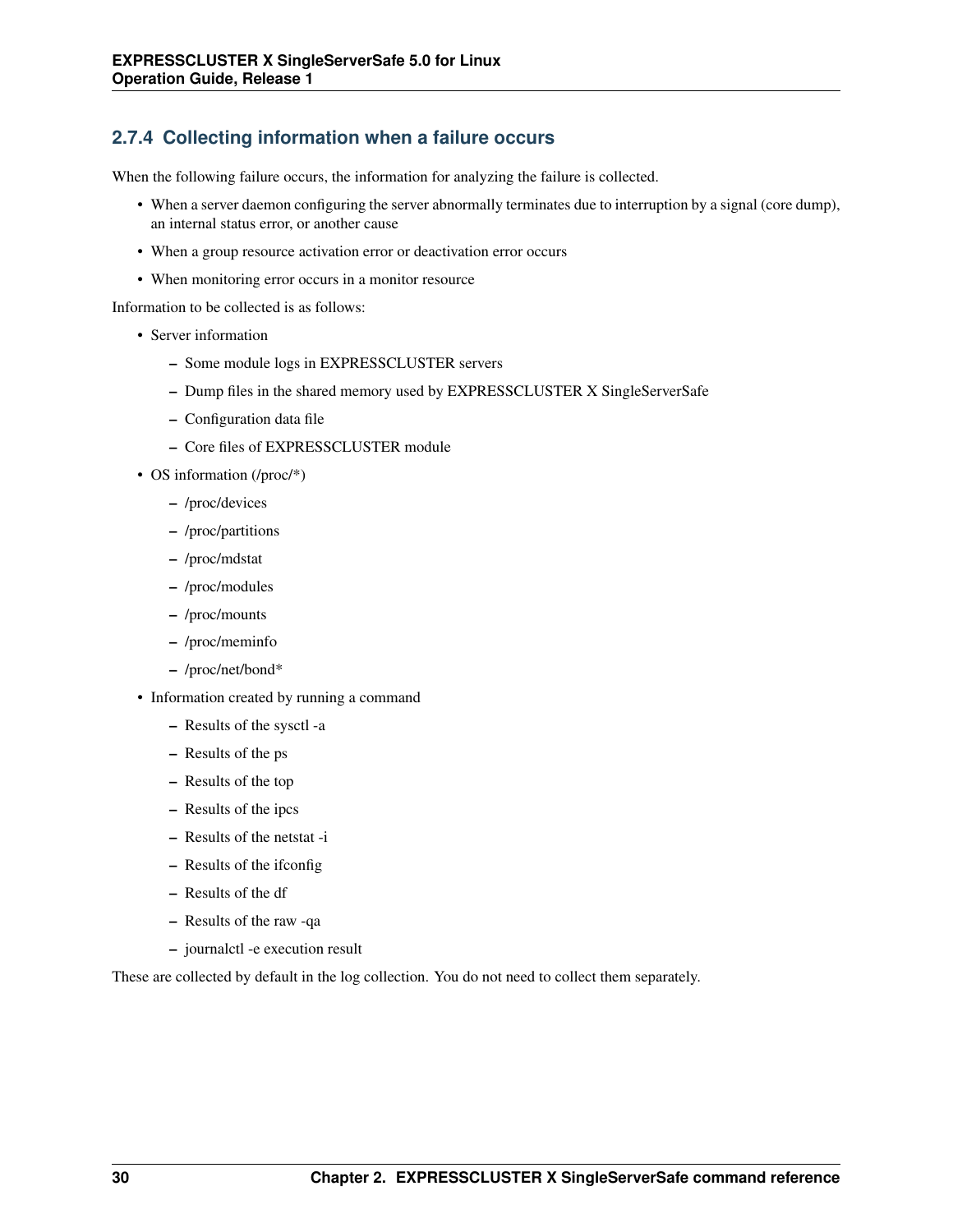### 2.7.4 Collecting information when a failure occurs

When the following failure occurs, the information for analyzing the failure is collected.

- When a server daemon configuring the server abnormally terminates due to interruption by a signal (core dump), an internal status error, or another cause
- When a group resource activation error or deactivation error occurs
- When monitoring error occurs in a monitor resource

Information to be collected is as follows:

- Server information
  - Some module logs in EXPRESSCLUSTER servers
  - Dump files in the shared memory used by EXPRESSCLUSTER X SingleServerSafe
  - Configuration data file
  - Core files of EXPRESSCLUSTER module
- OS information (/proc/*)
  - /proc/devices
  - /proc/partitions
  - /proc/mdstat
  - /proc/modules
  - /proc/mounts
  - /proc/meminfo
  - /proc/net/bond*
- Information created by running a command
  - Results of the sysctl -a
  - Results of the ps
  - Results of the top
  - Results of the ipcs
  - Results of the netstat -i
  - Results of the ifconfig
  - Results of the df
  - Results of the raw -qa
  - journalctl -e execution result

These are collected by default in the log collection. You do not need to collect them separately.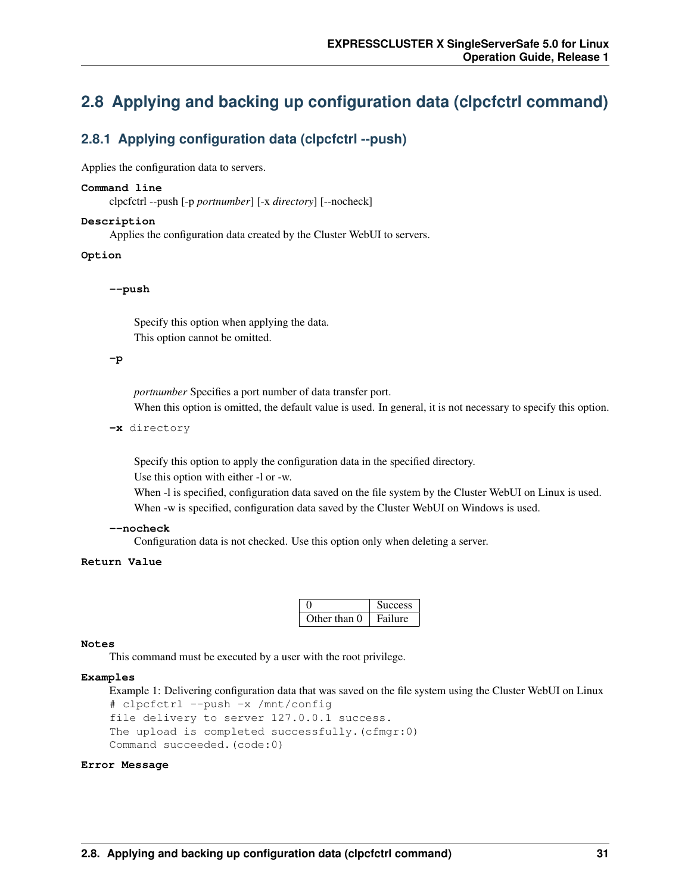## 2.8 Applying and backing up configuration data (clpcfctrl command)

### 2.8.1 Applying configuration data (clpcfctrl --push)

Applies the configuration data to servers.

**Command line**

clpcfctrl --push [-p *portnumber*] [-x *directory*] [--nocheck]

**Description**

Applies the configuration data created by the Cluster WebUI to servers.

**Option**

**--push**

Specify this option when applying the data.
This option cannot be omitted.

**-p**

*portnumber* Specifies a port number of data transfer port.
When this option is omitted, the default value is used. In general, it is not necessary to specify this option.

**-x** directory

Specify this option to apply the configuration data in the specified directory.
Use this option with either -l or -w.
When -l is specified, configuration data saved on the file system by the Cluster WebUI on Linux is used.
When -w is specified, configuration data saved by the Cluster WebUI on Windows is used.

**--nocheck**

Configuration data is not checked. Use this option only when deleting a server.

**Return Value**

| 0 | Success |
|---|---|
| Other than 0 | Failure |

**Notes**

This command must be executed by a user with the root privilege.

**Examples**

Example 1: Delivering configuration data that was saved on the file system using the Cluster WebUI on Linux

```
# clpcfctrl --push -x /mnt/config
file delivery to server 127.0.0.1 success.
The upload is completed successfully.(cfmgr:0)
Command succeeded.(code:0)
```

**Error Message**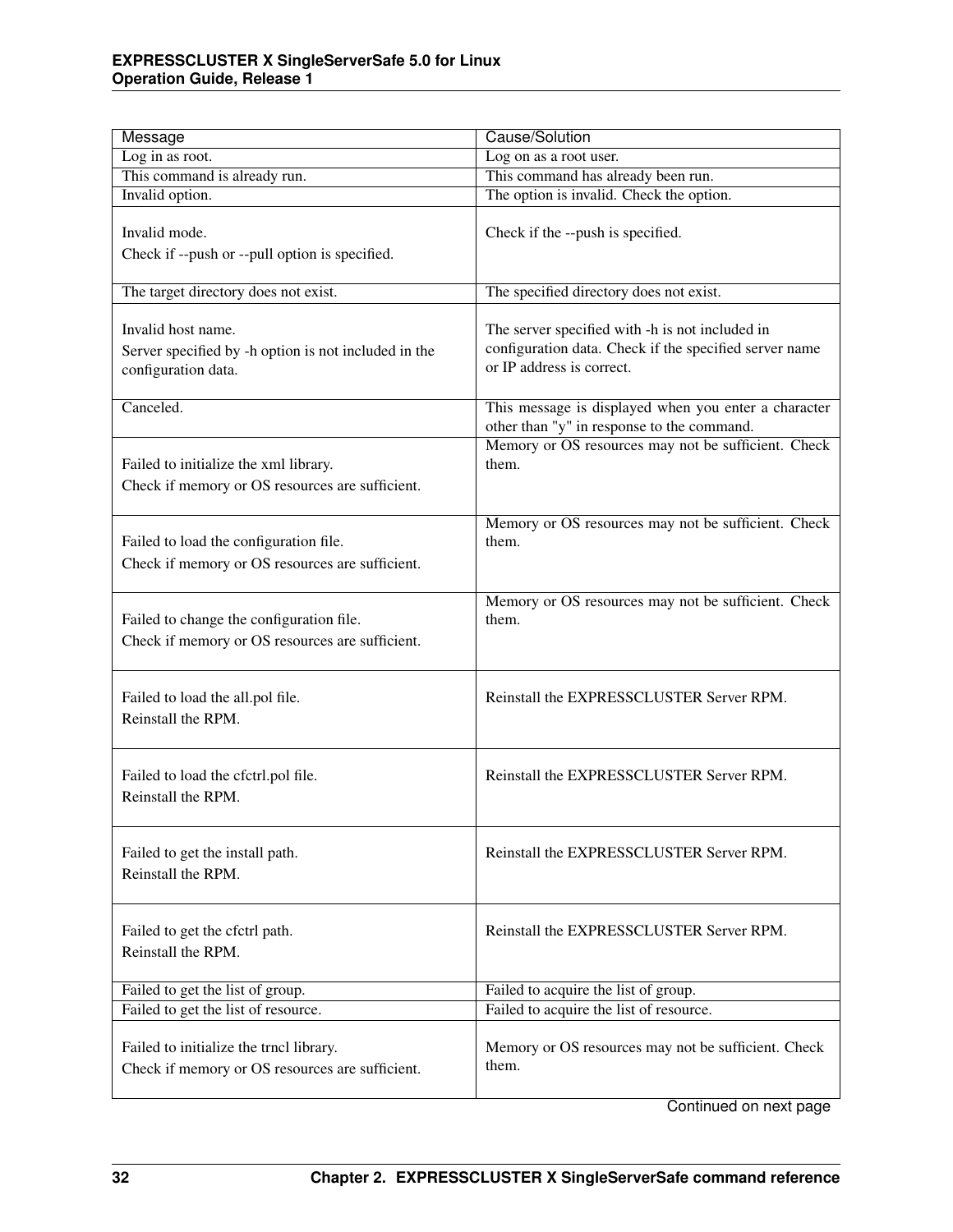| Message | Cause/Solution |
|---|---|
| Log in as root. | Log on as a root user. |
| This command is already run. | This command has already been run. |
| Invalid option. | The option is invalid. Check the option. |
| Invalid mode.<br>Check if --push or --pull option is specified. | Check if the --push is specified. |
| The target directory does not exist. | The specified directory does not exist. |
| Invalid host name.<br>Server specified by -h option is not included in the configuration data. | The server specified with -h is not included in configuration data. Check if the specified server name or IP address is correct. |
| Canceled. | This message is displayed when you enter a character other than "y" in response to the command. |
| Failed to initialize the xml library.<br>Check if memory or OS resources are sufficient. | Memory or OS resources may not be sufficient. Check them. |
| Failed to load the configuration file.<br>Check if memory or OS resources are sufficient. | Memory or OS resources may not be sufficient. Check them. |
| Failed to change the configuration file.<br>Check if memory or OS resources are sufficient. | Memory or OS resources may not be sufficient. Check them. |
| Failed to load the all.pol file.<br>Reinstall the RPM. | Reinstall the EXPRESSCLUSTER Server RPM. |
| Failed to load the cfctrl.pol file.<br>Reinstall the RPM. | Reinstall the EXPRESSCLUSTER Server RPM. |
| Failed to get the install path.<br>Reinstall the RPM. | Reinstall the EXPRESSCLUSTER Server RPM. |
| Failed to get the cfctrl path.<br>Reinstall the RPM. | Reinstall the EXPRESSCLUSTER Server RPM. |
| Failed to get the list of group. | Failed to acquire the list of group. |
| Failed to get the list of resource. | Failed to acquire the list of resource. |
| Failed to initialize the trncl library.<br>Check if memory or OS resources are sufficient. | Memory or OS resources may not be sufficient. Check them. |

Continued on next page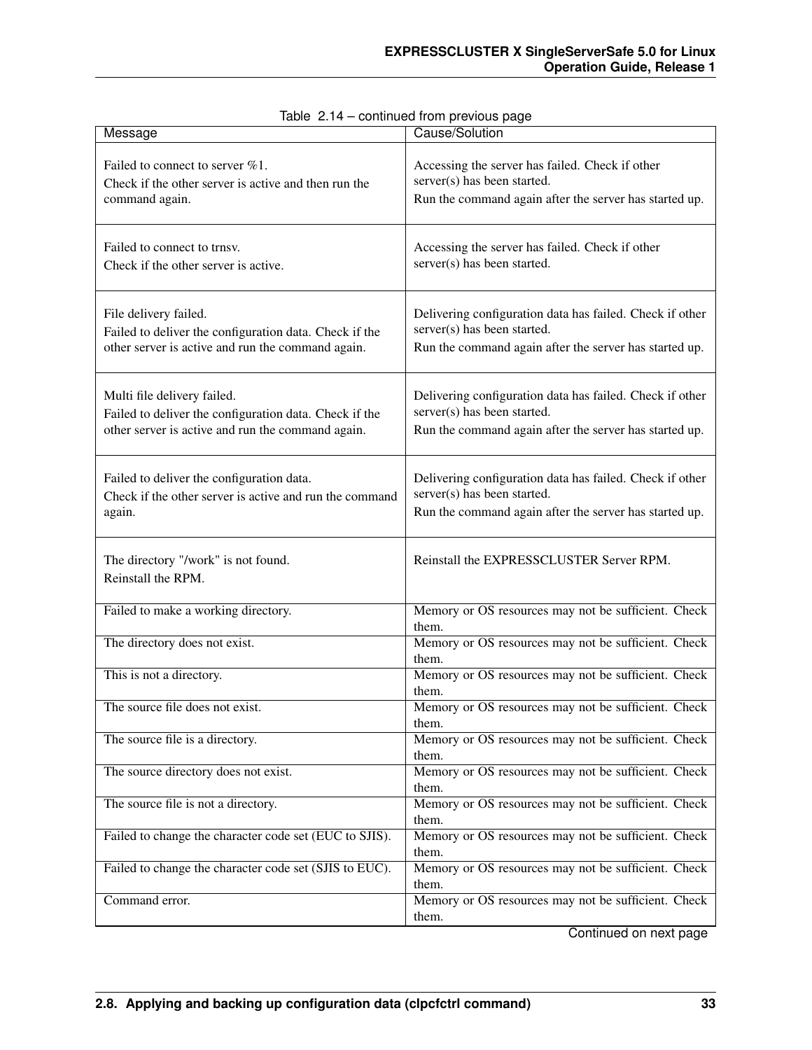Table 2.14 – continued from previous page

| Message | Cause/Solution |
|---|---|
| Failed to connect to server %1.<br>Check if the other server is active and then run the command again. | Accessing the server has failed. Check if other server(s) has been started.<br>Run the command again after the server has started up. |
| Failed to connect to trnsv.<br>Check if the other server is active. | Accessing the server has failed. Check if other server(s) has been started. |
| File delivery failed.<br>Failed to deliver the configuration data. Check if the other server is active and run the command again. | Delivering configuration data has failed. Check if other server(s) has been started.<br>Run the command again after the server has started up. |
| Multi file delivery failed.<br>Failed to deliver the configuration data. Check if the other server is active and run the command again. | Delivering configuration data has failed. Check if other server(s) has been started.<br>Run the command again after the server has started up. |
| Failed to deliver the configuration data.<br>Check if the other server is active and run the command again. | Delivering configuration data has failed. Check if other server(s) has been started.<br>Run the command again after the server has started up. |
| The directory "/work" is not found.<br>Reinstall the RPM. | Reinstall the EXPRESSCLUSTER Server RPM. |
| Failed to make a working directory. | Memory or OS resources may not be sufficient. Check them. |
| The directory does not exist. | Memory or OS resources may not be sufficient. Check them. |
| This is not a directory. | Memory or OS resources may not be sufficient. Check them. |
| The source file does not exist. | Memory or OS resources may not be sufficient. Check them. |
| The source file is a directory. | Memory or OS resources may not be sufficient. Check them. |
| The source directory does not exist. | Memory or OS resources may not be sufficient. Check them. |
| The source file is not a directory. | Memory or OS resources may not be sufficient. Check them. |
| Failed to change the character code set (EUC to SJIS). | Memory or OS resources may not be sufficient. Check them. |
| Failed to change the character code set (SJIS to EUC). | Memory or OS resources may not be sufficient. Check them. |
| Command error. | Memory or OS resources may not be sufficient. Check them. |

Continued on next page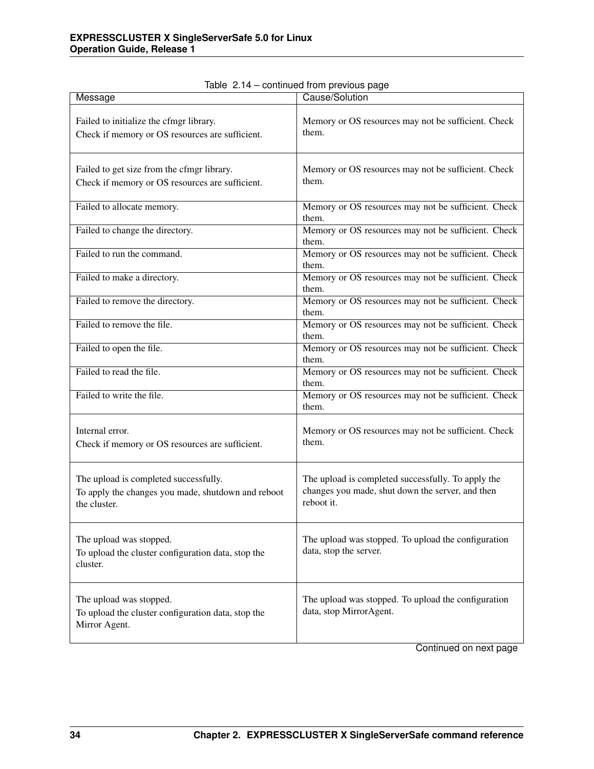Table 2.14 – continued from previous page

| Message | Cause/Solution |
|---|---|
| Failed to initialize the cfmgr library.<br>Check if memory or OS resources are sufficient. | Memory or OS resources may not be sufficient. Check them. |
| Failed to get size from the cfmgr library.<br>Check if memory or OS resources are sufficient. | Memory or OS resources may not be sufficient. Check them. |
| Failed to allocate memory. | Memory or OS resources may not be sufficient. Check them. |
| Failed to change the directory. | Memory or OS resources may not be sufficient. Check them. |
| Failed to run the command. | Memory or OS resources may not be sufficient. Check them. |
| Failed to make a directory. | Memory or OS resources may not be sufficient. Check them. |
| Failed to remove the directory. | Memory or OS resources may not be sufficient. Check them. |
| Failed to remove the file. | Memory or OS resources may not be sufficient. Check them. |
| Failed to open the file. | Memory or OS resources may not be sufficient. Check them. |
| Failed to read the file. | Memory or OS resources may not be sufficient. Check them. |
| Failed to write the file. | Memory or OS resources may not be sufficient. Check them. |
| Internal error.<br>Check if memory or OS resources are sufficient. | Memory or OS resources may not be sufficient. Check them. |
| The upload is completed successfully.<br>To apply the changes you made, shutdown and reboot the cluster. | The upload is completed successfully. To apply the changes you made, shut down the server, and then reboot it. |
| The upload was stopped.<br>To upload the cluster configuration data, stop the cluster. | The upload was stopped. To upload the configuration data, stop the server. |
| The upload was stopped.<br>To upload the cluster configuration data, stop the Mirror Agent. | The upload was stopped. To upload the configuration data, stop MirrorAgent. |

Continued on next page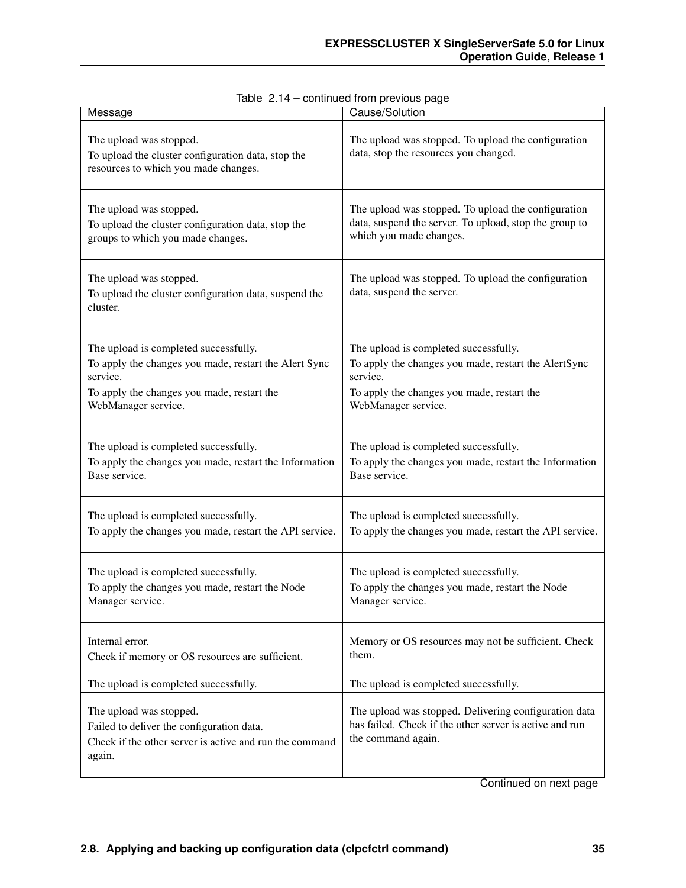Table 2.14 – continued from previous page

| Message | Cause/Solution |
|---|---|
| The upload was stopped.<br>To upload the cluster configuration data, stop the resources to which you made changes. | The upload was stopped. To upload the configuration data, stop the resources you changed. |
| The upload was stopped.<br>To upload the cluster configuration data, stop the groups to which you made changes. | The upload was stopped. To upload the configuration data, suspend the server. To upload, stop the group to which you made changes. |
| The upload was stopped.<br>To upload the cluster configuration data, suspend the cluster. | The upload was stopped. To upload the configuration data, suspend the server. |
| The upload is completed successfully.<br>To apply the changes you made, restart the Alert Sync service.<br>To apply the changes you made, restart the WebManager service. | The upload is completed successfully.<br>To apply the changes you made, restart the AlertSync service.<br>To apply the changes you made, restart the WebManager service. |
| The upload is completed successfully.<br>To apply the changes you made, restart the Information Base service. | The upload is completed successfully.<br>To apply the changes you made, restart the Information Base service. |
| The upload is completed successfully.<br>To apply the changes you made, restart the API service. | The upload is completed successfully.<br>To apply the changes you made, restart the API service. |
| The upload is completed successfully.<br>To apply the changes you made, restart the Node Manager service. | The upload is completed successfully.<br>To apply the changes you made, restart the Node Manager service. |
| Internal error.<br>Check if memory or OS resources are sufficient. | Memory or OS resources may not be sufficient. Check them. |
| The upload is completed successfully. | The upload is completed successfully. |
| The upload was stopped.<br>Failed to deliver the configuration data.<br>Check if the other server is active and run the command again. | The upload was stopped. Delivering configuration data has failed. Check if the other server is active and run the command again. |

Continued on next page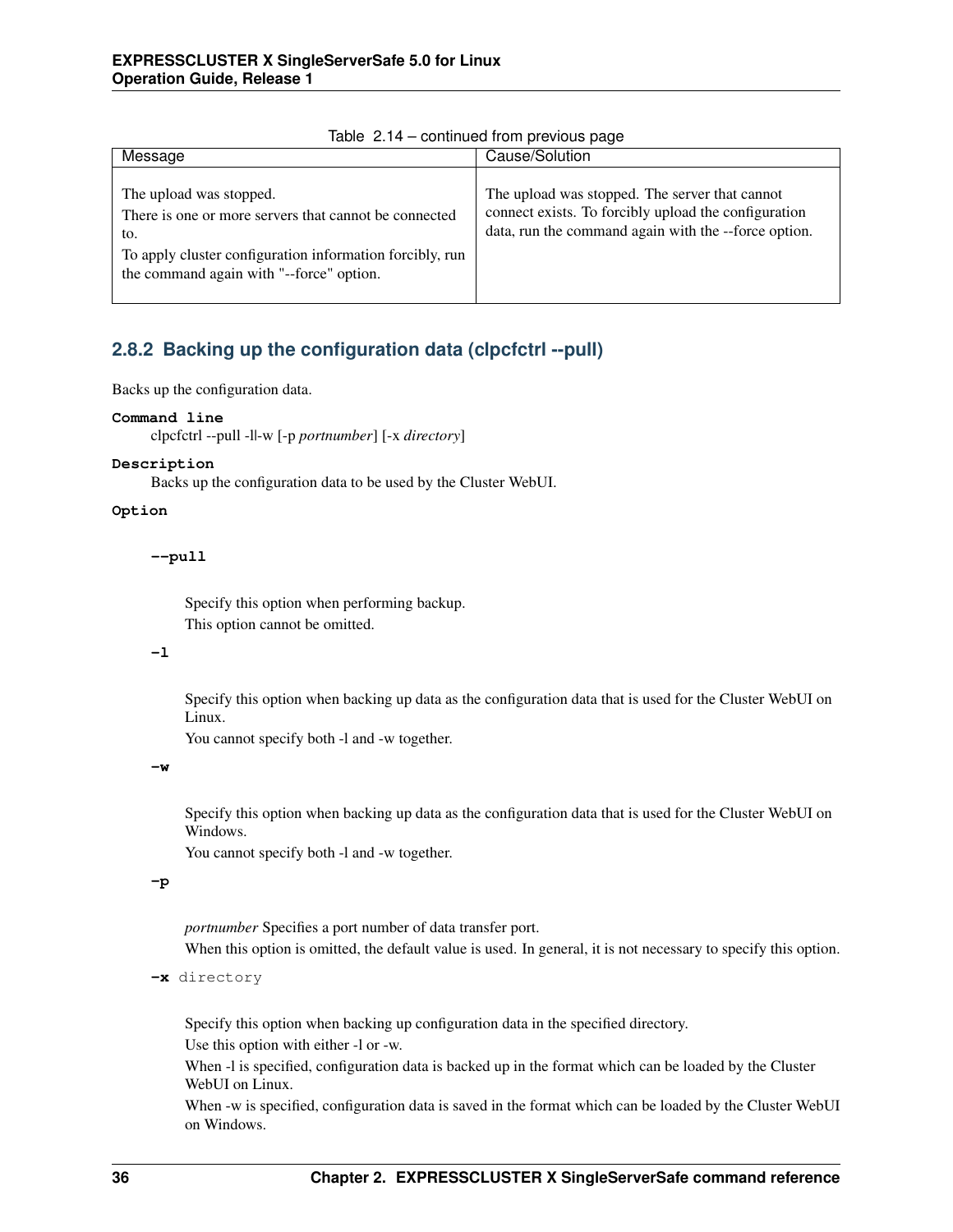Table 2.14 – continued from previous page

| Message | Cause/Solution |
| --- | --- |
| The upload was stopped.<br>There is one or more servers that cannot be connected to.<br>To apply cluster configuration information forcibly, run the command again with "--force" option. | The upload was stopped. The server that cannot connect exists. To forcibly upload the configuration data, run the command again with the --force option. |

### 2.8.2 Backing up the configuration data (clpcfctrl --pull)

Backs up the configuration data.

**Command line**

clpcfctrl --pull -l|-w [-p *portnumber*] [-x *directory*]

**Description**

Backs up the configuration data to be used by the Cluster WebUI.

**Option**

**--pull**

Specify this option when performing backup.
This option cannot be omitted.

**-l**

Specify this option when backing up data as the configuration data that is used for the Cluster WebUI on Linux.
You cannot specify both -l and -w together.

**-w**

Specify this option when backing up data as the configuration data that is used for the Cluster WebUI on Windows.
You cannot specify both -l and -w together.

**-p**

*portnumber* Specifies a port number of data transfer port.
When this option is omitted, the default value is used. In general, it is not necessary to specify this option.

**-x** directory

Specify this option when backing up configuration data in the specified directory.
Use this option with either -l or -w.
When -l is specified, configuration data is backed up in the format which can be loaded by the Cluster WebUI on Linux.
When -w is specified, configuration data is saved in the format which can be loaded by the Cluster WebUI on Windows.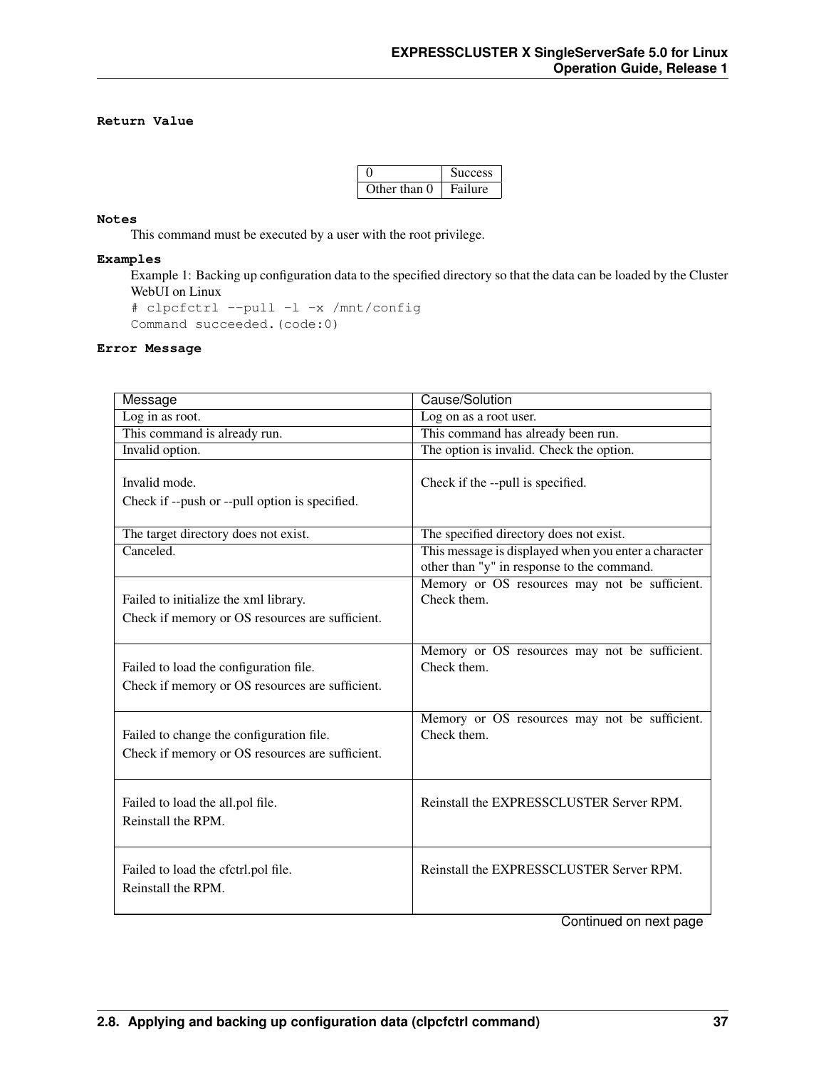**Return Value**

| | |
|---|---|
| 0 | Success |
| Other than 0 | Failure |

**Notes**

This command must be executed by a user with the root privilege.

**Examples**

Example 1: Backing up configuration data to the specified directory so that the data can be loaded by the Cluster WebUI on Linux

```
# clpcfctrl --pull -l -x /mnt/config
Command succeeded.(code:0)
```

**Error Message**

| Message | Cause/Solution |
|---|---|
| Log in as root. | Log on as a root user. |
| This command is already run. | This command has already been run. |
| Invalid option. | The option is invalid. Check the option. |
| Invalid mode.<br>Check if --push or --pull option is specified. | Check if the --pull is specified. |
| The target directory does not exist. | The specified directory does not exist. |
| Canceled. | This message is displayed when you enter a character other than "y" in response to the command. |
| Failed to initialize the xml library.<br>Check if memory or OS resources are sufficient. | Memory or OS resources may not be sufficient. Check them. |
| Failed to load the configuration file.<br>Check if memory or OS resources are sufficient. | Memory or OS resources may not be sufficient. Check them. |
| Failed to change the configuration file.<br>Check if memory or OS resources are sufficient. | Memory or OS resources may not be sufficient. Check them. |
| Failed to load the all.pol file.<br>Reinstall the RPM. | Reinstall the EXPRESSCLUSTER Server RPM. |
| Failed to load the cfctrl.pol file.<br>Reinstall the RPM. | Reinstall the EXPRESSCLUSTER Server RPM. |

Continued on next page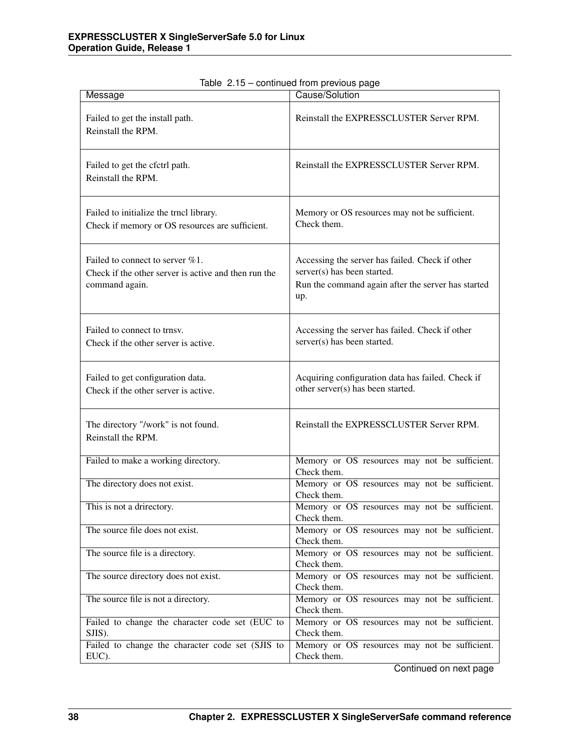Table 2.15 – continued from previous page

| Message | Cause/Solution |
|---|---|
| Failed to get the install path.<br>Reinstall the RPM. | Reinstall the EXPRESSCLUSTER Server RPM. |
| Failed to get the cfctrl path.<br>Reinstall the RPM. | Reinstall the EXPRESSCLUSTER Server RPM. |
| Failed to initialize the trncl library.<br>Check if memory or OS resources are sufficient. | Memory or OS resources may not be sufficient. Check them. |
| Failed to connect to server %1.<br>Check if the other server is active and then run the command again. | Accessing the server has failed. Check if other server(s) has been started.<br>Run the command again after the server has started up. |
| Failed to connect to trnsv.<br>Check if the other server is active. | Accessing the server has failed. Check if other server(s) has been started. |
| Failed to get configuration data.<br>Check if the other server is active. | Acquiring configuration data has failed. Check if other server(s) has been started. |
| The directory "/work" is not found.<br>Reinstall the RPM. | Reinstall the EXPRESSCLUSTER Server RPM. |
| Failed to make a working directory. | Memory or OS resources may not be sufficient. Check them. |
| The directory does not exist. | Memory or OS resources may not be sufficient. Check them. |
| This is not a drirectory. | Memory or OS resources may not be sufficient. Check them. |
| The source file does not exist. | Memory or OS resources may not be sufficient. Check them. |
| The source file is a directory. | Memory or OS resources may not be sufficient. Check them. |
| The source directory does not exist. | Memory or OS resources may not be sufficient. Check them. |
| The source file is not a directory. | Memory or OS resources may not be sufficient. Check them. |
| Failed to change the character code set (EUC to SJIS). | Memory or OS resources may not be sufficient. Check them. |
| Failed to change the character code set (SJIS to EUC). | Memory or OS resources may not be sufficient. Check them. |

Continued on next page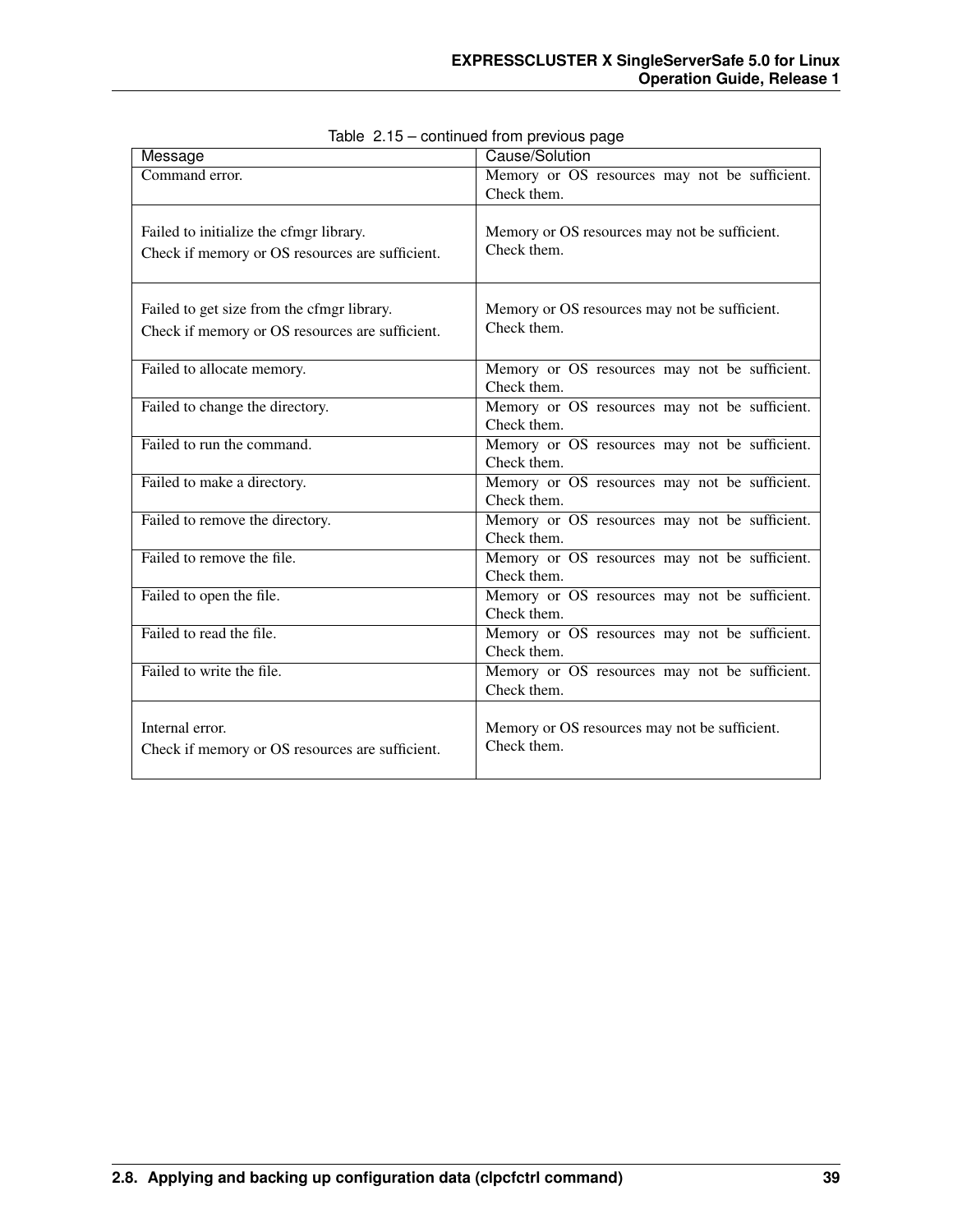Table 2.15 – continued from previous page

| Message | Cause/Solution |
|---|---|
| Command error. | Memory or OS resources may not be sufficient. Check them. |
| Failed to initialize the cfmgr library.<br>Check if memory or OS resources are sufficient. | Memory or OS resources may not be sufficient. Check them. |
| Failed to get size from the cfmgr library.<br>Check if memory or OS resources are sufficient. | Memory or OS resources may not be sufficient. Check them. |
| Failed to allocate memory. | Memory or OS resources may not be sufficient. Check them. |
| Failed to change the directory. | Memory or OS resources may not be sufficient. Check them. |
| Failed to run the command. | Memory or OS resources may not be sufficient. Check them. |
| Failed to make a directory. | Memory or OS resources may not be sufficient. Check them. |
| Failed to remove the directory. | Memory or OS resources may not be sufficient. Check them. |
| Failed to remove the file. | Memory or OS resources may not be sufficient. Check them. |
| Failed to open the file. | Memory or OS resources may not be sufficient. Check them. |
| Failed to read the file. | Memory or OS resources may not be sufficient. Check them. |
| Failed to write the file. | Memory or OS resources may not be sufficient. Check them. |
| Internal error.<br>Check if memory or OS resources are sufficient. | Memory or OS resources may not be sufficient. Check them. |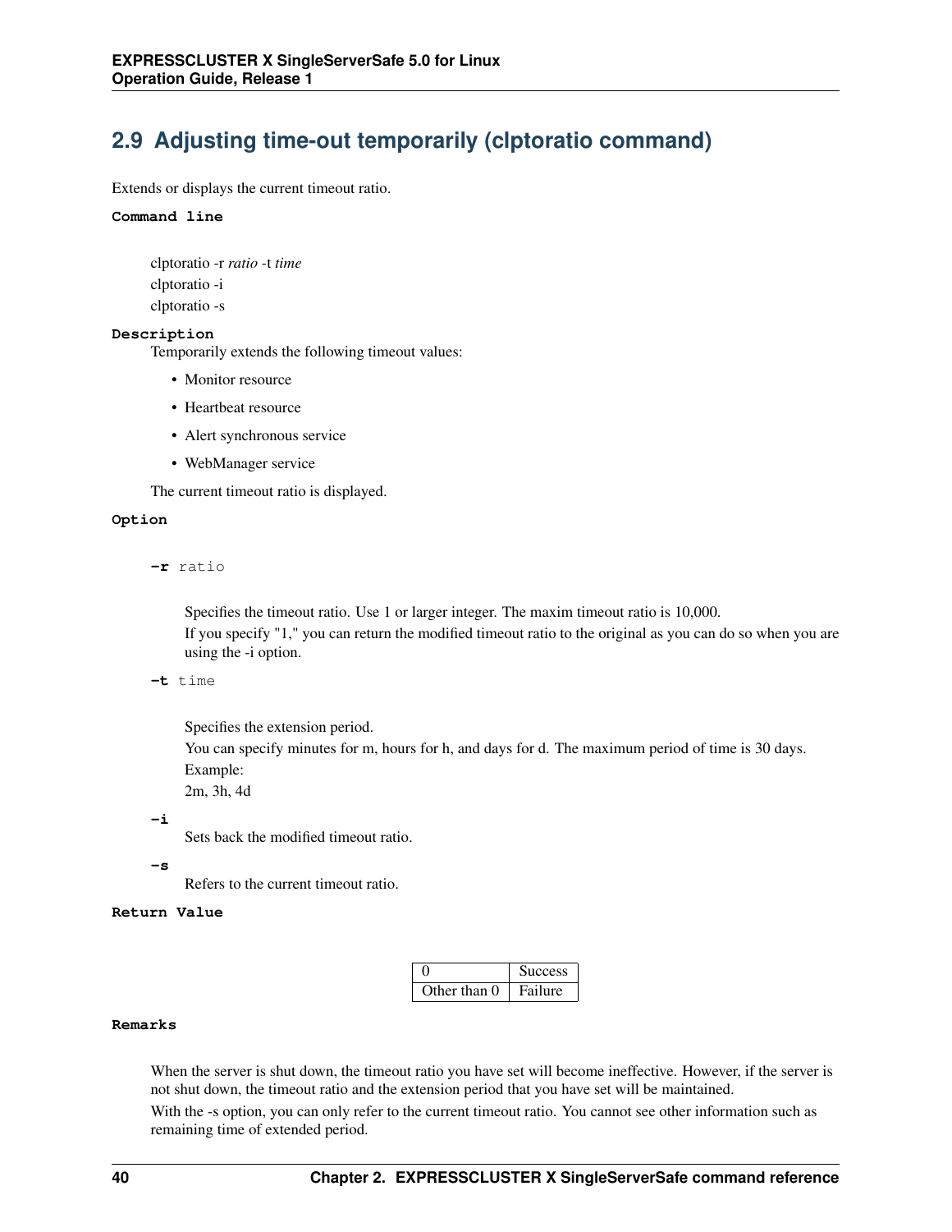## 2.9 Adjusting time-out temporarily (clptoratio command)

Extends or displays the current timeout ratio.

**Command line**

clptoratio -r *ratio* -t *time*

clptoratio -i

clptoratio -s

**Description**

Temporarily extends the following timeout values:

- Monitor resource
- Heartbeat resource
- Alert synchronous service
- WebManager service

The current timeout ratio is displayed.

**Option**

**-r** ratio

Specifies the timeout ratio. Use 1 or larger integer. The maxim timeout ratio is 10,000.

If you specify "1," you can return the modified timeout ratio to the original as you can do so when you are using the -i option.

**-t** time

Specifies the extension period.

You can specify minutes for m, hours for h, and days for d. The maximum period of time is 30 days.

Example:

2m, 3h, 4d

**-i**

Sets back the modified timeout ratio.

**-s**

Refers to the current timeout ratio.

**Return Value**

| 0 | Success |
|---|---|
| Other than 0 | Failure |

**Remarks**

When the server is shut down, the timeout ratio you have set will become ineffective. However, if the server is not shut down, the timeout ratio and the extension period that you have set will be maintained.

With the -s option, you can only refer to the current timeout ratio. You cannot see other information such as remaining time of extended period.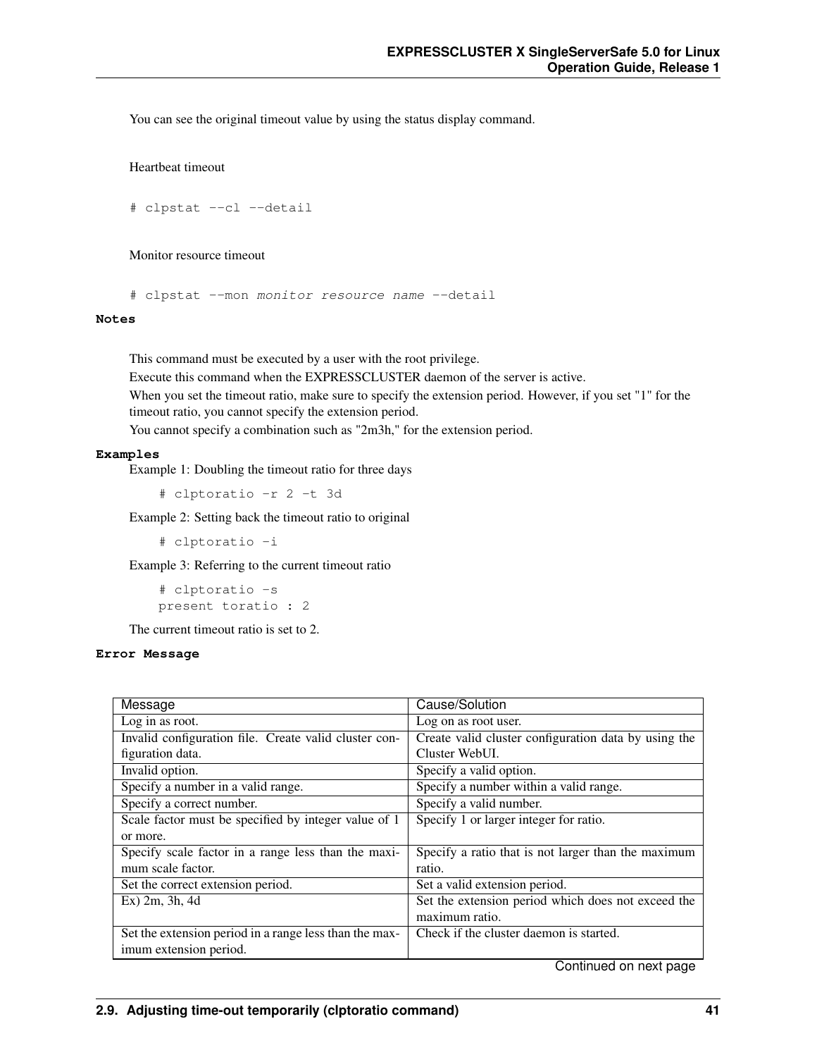You can see the original timeout value by using the status display command.

Heartbeat timeout

```
# clpstat --cl --detail
```

Monitor resource timeout

```
# clpstat --mon monitor resource name --detail
```

**Notes**

This command must be executed by a user with the root privilege.

Execute this command when the EXPRESSCLUSTER daemon of the server is active.

When you set the timeout ratio, make sure to specify the extension period. However, if you set "1" for the timeout ratio, you cannot specify the extension period.

You cannot specify a combination such as "2m3h," for the extension period.

**Examples**

Example 1: Doubling the timeout ratio for three days

```
# clptoratio -r 2 -t 3d
```

Example 2: Setting back the timeout ratio to original

```
# clptoratio -i
```

Example 3: Referring to the current timeout ratio

```
# clptoratio -s
present toratio : 2
```

The current timeout ratio is set to 2.

**Error Message**

| Message | Cause/Solution |
| --- | --- |
| Log in as root. | Log on as root user. |
| Invalid configuration file. Create valid cluster configuration data. | Create valid cluster configuration data by using the Cluster WebUI. |
| Invalid option. | Specify a valid option. |
| Specify a number in a valid range. | Specify a number within a valid range. |
| Specify a correct number. | Specify a valid number. |
| Scale factor must be specified by integer value of 1 or more. | Specify 1 or larger integer for ratio. |
| Specify scale factor in a range less than the maximum scale factor. | Specify a ratio that is not larger than the maximum ratio. |
| Set the correct extension period. | Set a valid extension period. |
| Ex) 2m, 3h, 4d | Set the extension period which does not exceed the maximum ratio. |
| Set the extension period in a range less than the maximum extension period. | Check if the cluster daemon is started. |

Continued on next page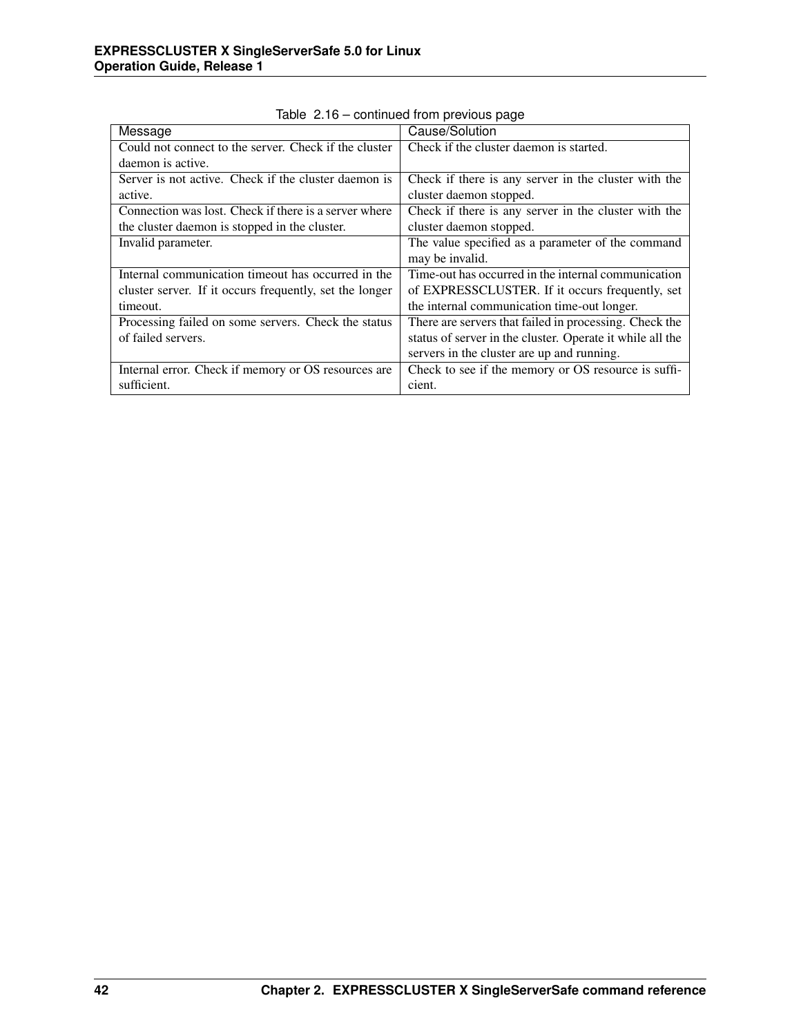Table 2.16 – continued from previous page

| Message | Cause/Solution |
|---|---|
| Could not connect to the server. Check if the cluster daemon is active. | Check if the cluster daemon is started. |
| Server is not active. Check if the cluster daemon is active. | Check if there is any server in the cluster with the cluster daemon stopped. |
| Connection was lost. Check if there is a server where the cluster daemon is stopped in the cluster. | Check if there is any server in the cluster with the cluster daemon stopped. |
| Invalid parameter. | The value specified as a parameter of the command may be invalid. |
| Internal communication timeout has occurred in the cluster server. If it occurs frequently, set the longer timeout. | Time-out has occurred in the internal communication of EXPRESSCLUSTER. If it occurs frequently, set the internal communication time-out longer. |
| Processing failed on some servers. Check the status of failed servers. | There are servers that failed in processing. Check the status of server in the cluster. Operate it while all the servers in the cluster are up and running. |
| Internal error. Check if memory or OS resources are sufficient. | Check to see if the memory or OS resource is sufficient. |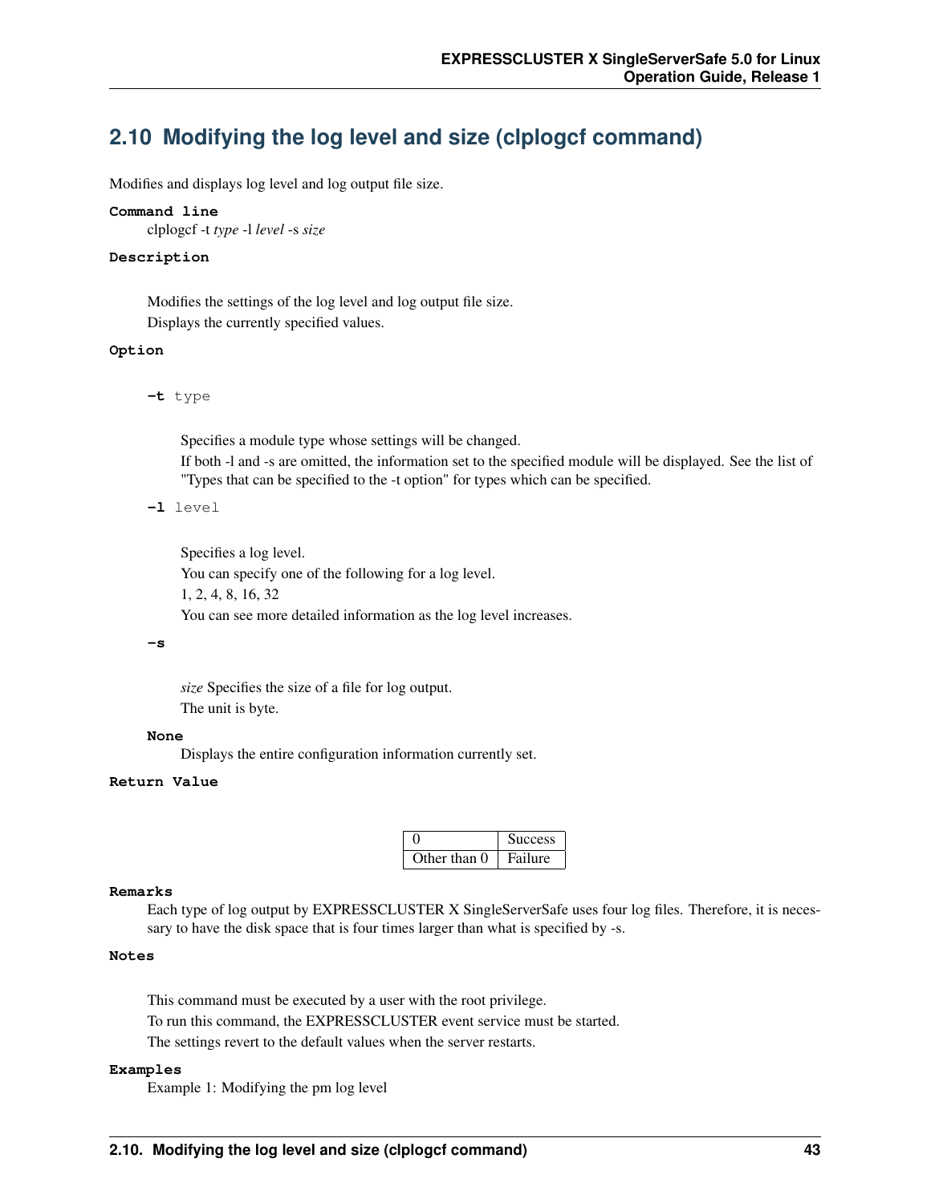## 2.10 Modifying the log level and size (clplogcf command)

Modifies and displays log level and log output file size.

**Command line**

clplogcf -t *type* -l *level* -s *size*

**Description**

Modifies the settings of the log level and log output file size.

Displays the currently specified values.

**Option**

**-t** type

Specifies a module type whose settings will be changed.

If both -l and -s are omitted, the information set to the specified module will be displayed. See the list of "Types that can be specified to the -t option" for types which can be specified.

**-l** level

Specifies a log level.

You can specify one of the following for a log level.

1, 2, 4, 8, 16, 32

You can see more detailed information as the log level increases.

**-s**

*size* Specifies the size of a file for log output.

The unit is byte.

**None**

Displays the entire configuration information currently set.

**Return Value**

| | |
|---|---|
| 0 | Success |
| Other than 0 | Failure |

**Remarks**

Each type of log output by EXPRESSCLUSTER X SingleServerSafe uses four log files. Therefore, it is necessary to have the disk space that is four times larger than what is specified by -s.

**Notes**

This command must be executed by a user with the root privilege.

To run this command, the EXPRESSCLUSTER event service must be started.

The settings revert to the default values when the server restarts.

**Examples**

Example 1: Modifying the pm log level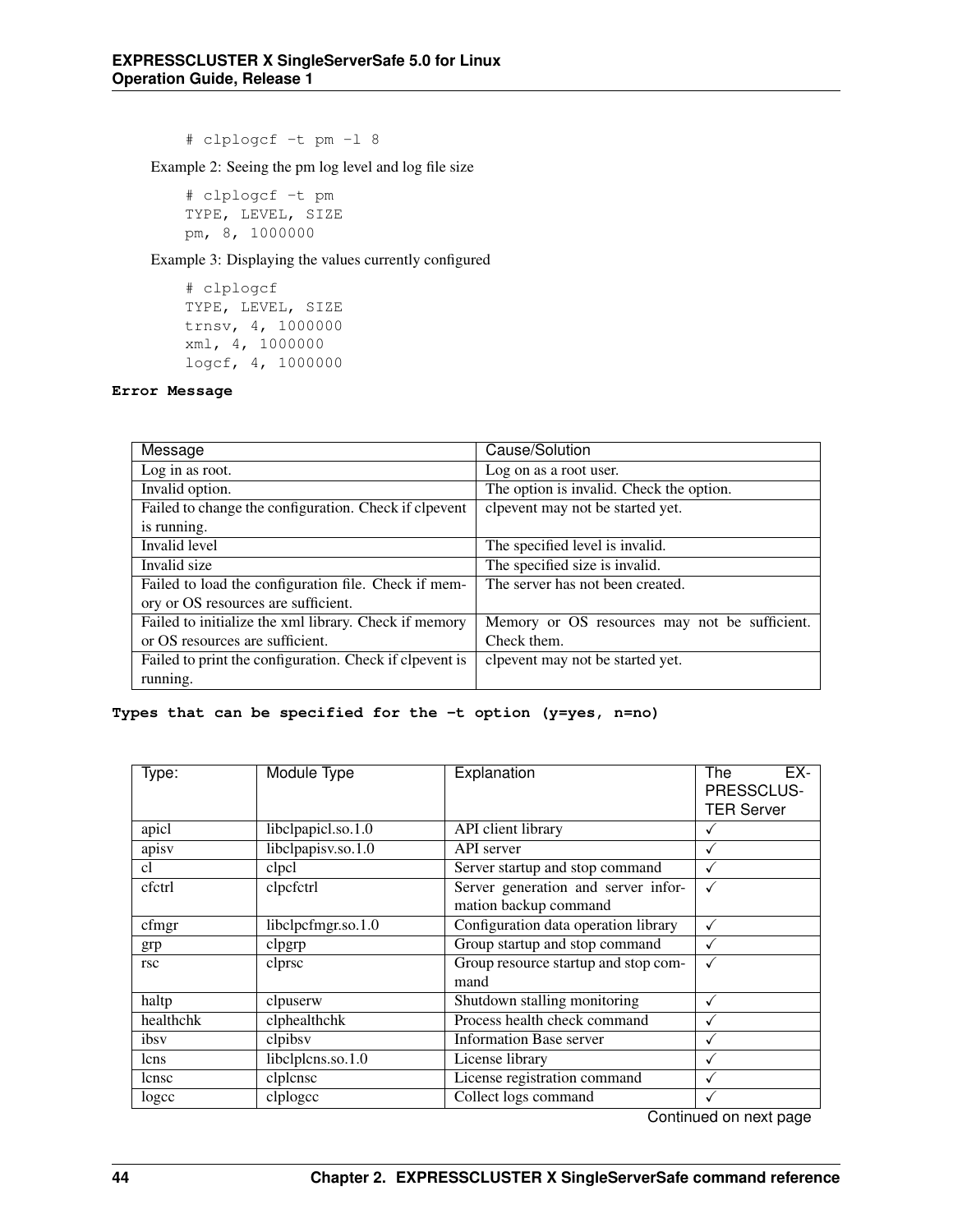```
# clplogcf -t pm -l 8
```

Example 2: Seeing the pm log level and log file size

```
# clplogcf -t pm
TYPE, LEVEL, SIZE
pm, 8, 1000000
```

Example 3: Displaying the values currently configured

```
# clplogcf
TYPE, LEVEL, SIZE
trnsv, 4, 1000000
xml, 4, 1000000
logcf, 4, 1000000
```

**Error Message**

| Message | Cause/Solution |
|---|---|
| Log in as root. | Log on as a root user. |
| Invalid option. | The option is invalid. Check the option. |
| Failed to change the configuration. Check if clpevent is running. | clpevent may not be started yet. |
| Invalid level | The specified level is invalid. |
| Invalid size | The specified size is invalid. |
| Failed to load the configuration file. Check if memory or OS resources are sufficient. | The server has not been created. |
| Failed to initialize the xml library. Check if memory or OS resources are sufficient. | Memory or OS resources may not be sufficient. Check them. |
| Failed to print the configuration. Check if clpevent is running. | clpevent may not be started yet. |

**Types that can be specified for the -t option (y=yes, n=no)**

| Type: | Module Type | Explanation | The EXPRESSCLUSTER Server |
|---|---|---|---|
| apicl | libclpapicl.so.1.0 | API client library | ✓ |
| apisv | libclpapisv.so.1.0 | API server | ✓ |
| cl | clpcl | Server startup and stop command | ✓ |
| cfctrl | clpcfctrl | Server generation and server information backup command | ✓ |
| cfmgr | libclpcfmgr.so.1.0 | Configuration data operation library | ✓ |
| grp | clpgrp | Group startup and stop command | ✓ |
| rsc | clprsc | Group resource startup and stop command | ✓ |
| haltp | clpuserw | Shutdown stalling monitoring | ✓ |
| healthchk | clphealthchk | Process health check command | ✓ |
| ibsv | clpibsv | Information Base server | ✓ |
| lcns | libclplcns.so.1.0 | License library | ✓ |
| lcnsc | clplcnsc | License registration command | ✓ |
| logcc | clplogcc | Collect logs command | ✓ |

Continued on next page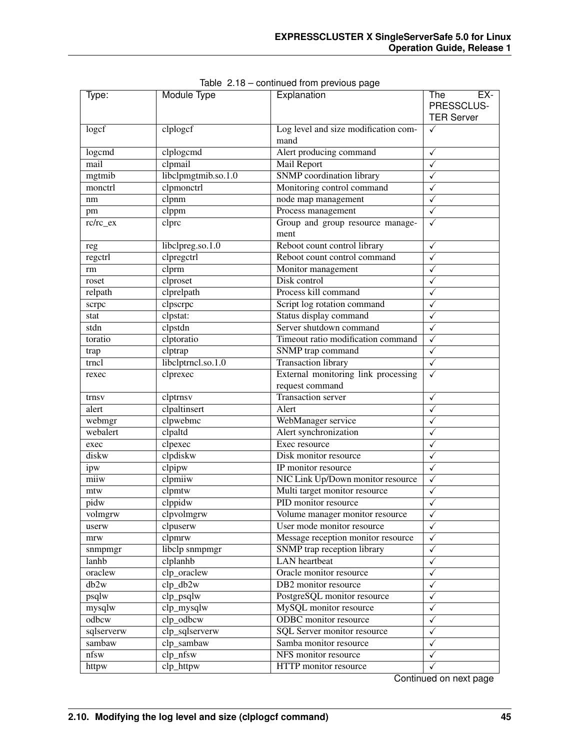Table 2.18 – continued from previous page

| Type: | Module Type | Explanation | The EXPRESSCLUSTER Server |
|---|---|---|---|
| logcf | clplogcf | Log level and size modification command | ✓ |
| logcmd | clplogcmd | Alert producing command | ✓ |
| mail | clpmail | Mail Report | ✓ |
| mgtmib | libclpmgtmib.so.1.0 | SNMP coordination library | ✓ |
| monctrl | clpmonctrl | Monitoring control command | ✓ |
| nm | clpnm | node map management | ✓ |
| pm | clppm | Process management | ✓ |
| rc/rc_ex | clprc | Group and group resource management | ✓ |
| reg | libclpreg.so.1.0 | Reboot count control library | ✓ |
| regctrl | clpregctrl | Reboot count control command | ✓ |
| rm | clprm | Monitor management | ✓ |
| roset | clproset | Disk control | ✓ |
| relpath | clprelpath | Process kill command | ✓ |
| scrpc | clpscrpc | Script log rotation command | ✓ |
| stat | clpstat: | Status display command | ✓ |
| stdn | clpstdn | Server shutdown command | ✓ |
| toratio | clptoratio | Timeout ratio modification command | ✓ |
| trap | clptrap | SNMP trap command | ✓ |
| trncl | libclptrncl.so.1.0 | Transaction library | ✓ |
| rexec | clprexec | External monitoring link processing request command | ✓ |
| trnsv | clptrnsv | Transaction server | ✓ |
| alert | clpaltinsert | Alert | ✓ |
| webmgr | clpwebmc | WebManager service | ✓ |
| webalert | clpaltd | Alert synchronization | ✓ |
| exec | clpexec | Exec resource | ✓ |
| diskw | clpdiskw | Disk monitor resource | ✓ |
| ipw | clpipw | IP monitor resource | ✓ |
| miiw | clpmiiw | NIC Link Up/Down monitor resource | ✓ |
| mtw | clpmtw | Multi target monitor resource | ✓ |
| pidw | clppidw | PID monitor resource | ✓ |
| volmgrw | clpvolmgrw | Volume manager monitor resource | ✓ |
| userw | clpuserw | User mode monitor resource | ✓ |
| mrw | clpmrw | Message reception monitor resource | ✓ |
| snmpmgr | libclp snmpmgr | SNMP trap reception library | ✓ |
| lanhb | clplanhb | LAN heartbeat | ✓ |
| oraclew | clp_oraclew | Oracle monitor resource | ✓ |
| db2w | clp_db2w | DB2 monitor resource | ✓ |
| psqlw | clp_psqlw | PostgreSQL monitor resource | ✓ |
| mysqlw | clp_mysqlw | MySQL monitor resource | ✓ |
| odbcw | clp_odbcw | ODBC monitor resource | ✓ |
| sqlserverw | clp_sqlserverw | SQL Server monitor resource | ✓ |
| sambaw | clp_sambaw | Samba monitor resource | ✓ |
| nfsw | clp_nfsw | NFS monitor resource | ✓ |
| httpw | clp_httpw | HTTP monitor resource | ✓ |

Continued on next page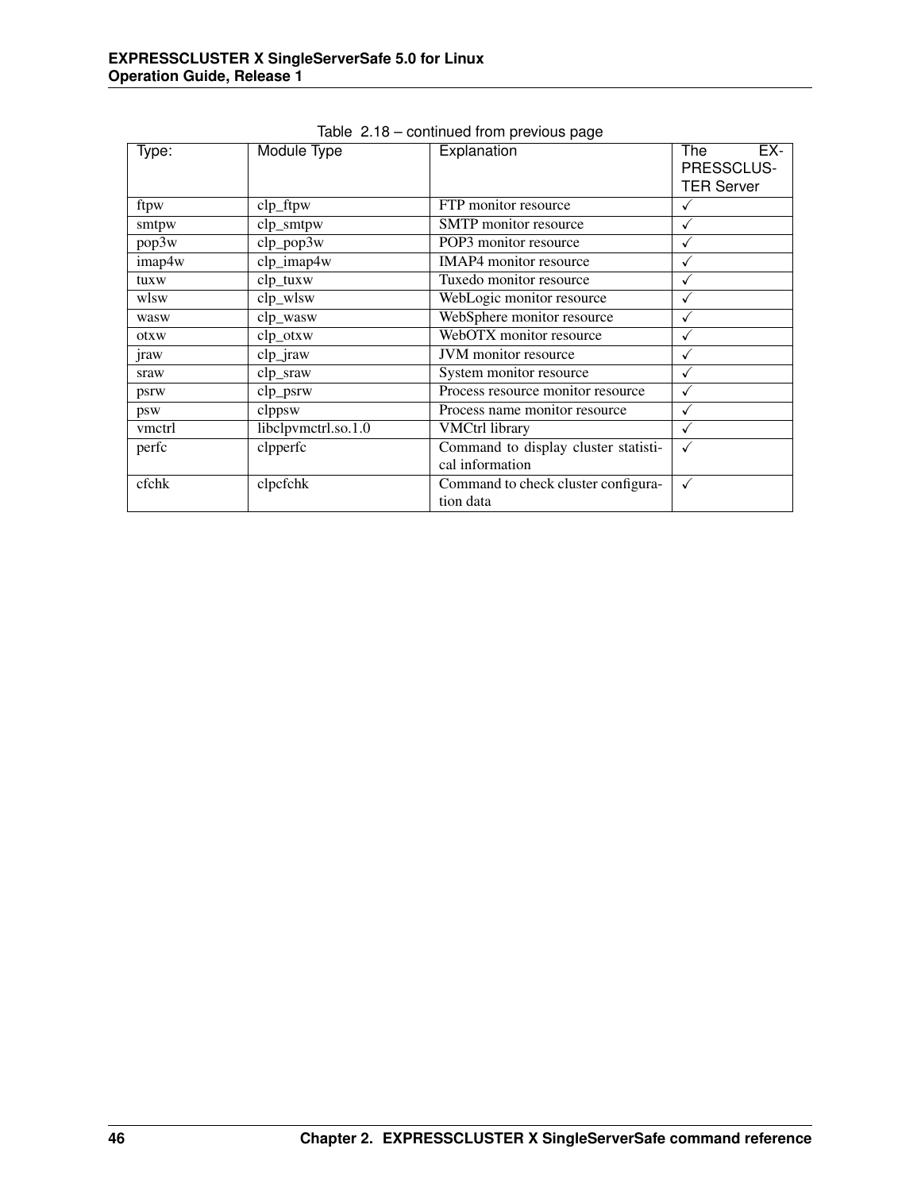Table 2.18 – continued from previous page

| Type: | Module Type | Explanation | The EXPRESSCLUSTER Server |
|---|---|---|---|
| ftpw | clp_ftpw | FTP monitor resource | ✓ |
| smtpw | clp_smtpw | SMTP monitor resource | ✓ |
| pop3w | clp_pop3w | POP3 monitor resource | ✓ |
| imap4w | clp_imap4w | IMAP4 monitor resource | ✓ |
| tuxw | clp_tuxw | Tuxedo monitor resource | ✓ |
| wlsw | clp_wlsw | WebLogic monitor resource | ✓ |
| wasw | clp_wasw | WebSphere monitor resource | ✓ |
| otxw | clp_otxw | WebOTX monitor resource | ✓ |
| jraw | clp_jraw | JVM monitor resource | ✓ |
| sraw | clp_sraw | System monitor resource | ✓ |
| psrw | clp_psrw | Process resource monitor resource | ✓ |
| psw | clppsw | Process name monitor resource | ✓ |
| vmctrl | libclpvmctrl.so.1.0 | VMCtrl library | ✓ |
| perfc | clpperfc | Command to display cluster statistical information | ✓ |
| cfchk | clpcfchk | Command to check cluster configuration data | ✓ |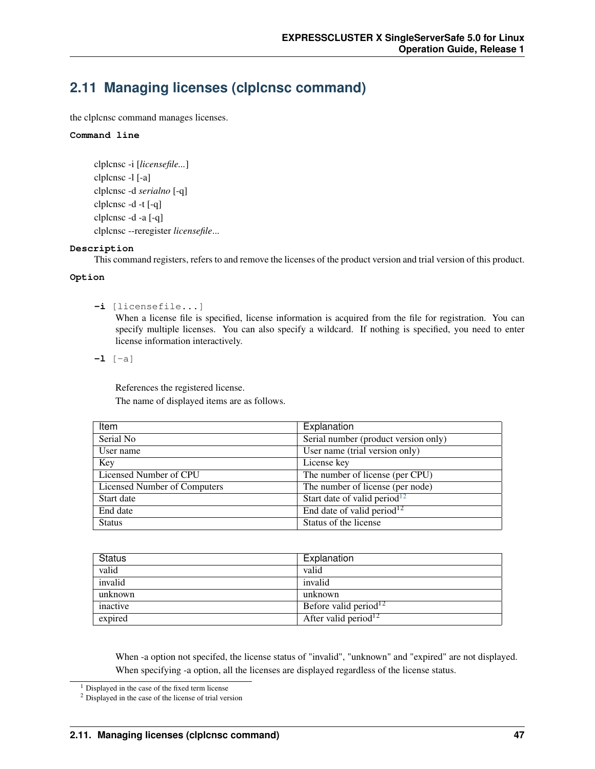## 2.11 Managing licenses (clplcnsc command)

the clplcnsc command manages licenses.

**Command line**

clplcnsc -i [*licensefile...*]
clplcnsc -l [-a]
clplcnsc -d *serialno* [-q]
clplcnsc -d -t [-q]
clplcnsc -d -a [-q]
clplcnsc --reregister *licensefile...*

**Description**

This command registers, refers to and remove the licenses of the product version and trial version of this product.

**Option**

**-i** [licensefile...]

When a license file is specified, license information is acquired from the file for registration. You can specify multiple licenses. You can also specify a wildcard. If nothing is specified, you need to enter license information interactively.

**-l** [-a]

References the registered license.

The name of displayed items are as follows.

| Item | Explanation |
|---|---|
| Serial No | Serial number (product version only) |
| User name | User name (trial version only) |
| Key | License key |
| Licensed Number of CPU | The number of license (per CPU) |
| Licensed Number of Computers | The number of license (per node) |
| Start date | Start date of valid period[1][2] |
| End date | End date of valid period[1][2] |
| Status | Status of the license |

| Status | Explanation |
|---|---|
| valid | valid |
| invalid | invalid |
| unknown | unknown |
| inactive | Before valid period[1][2] |
| expired | After valid period[1][2] |

When -a option not specifed, the license status of "invalid", "unknown" and "expired" are not displayed.

When specifying -a option, all the licenses are displayed regardless of the license status.

[1] Displayed in the case of the fixed term license

[2] Displayed in the case of the license of trial version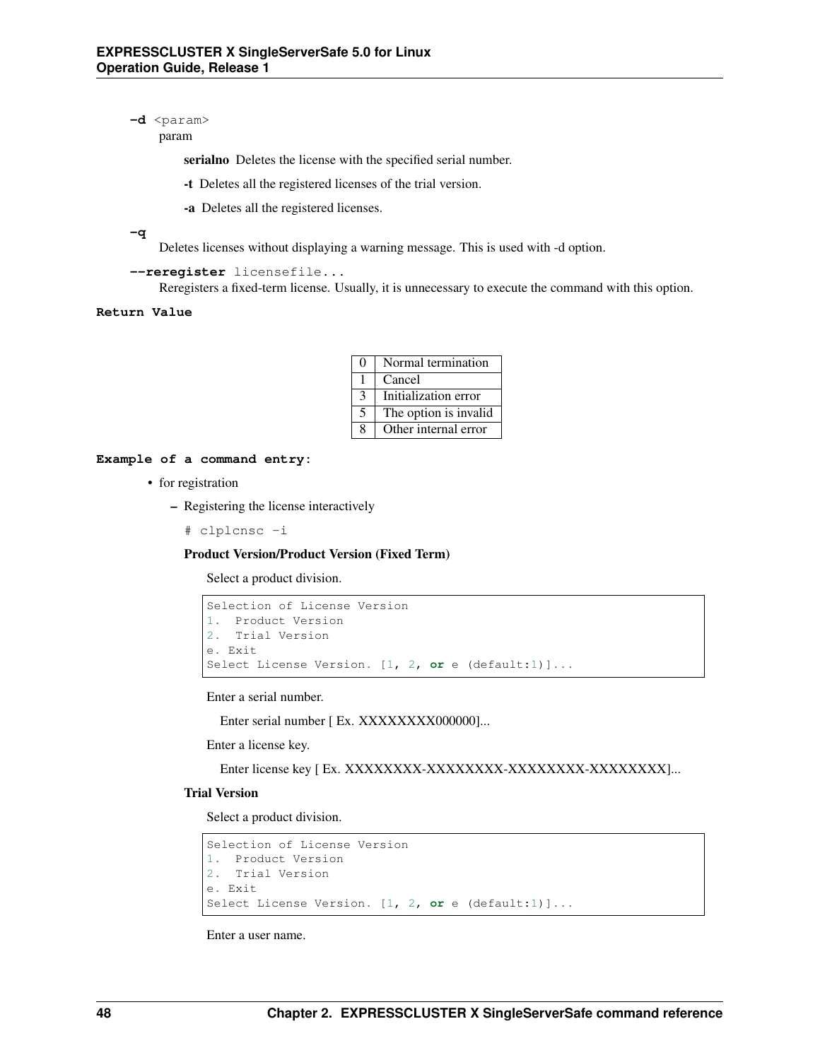**-d** <param>

param

**serialno** Deletes the license with the specified serial number.

**-t** Deletes all the registered licenses of the trial version.

**-a** Deletes all the registered licenses.

**-q**

Deletes licenses without displaying a warning message. This is used with -d option.

**--reregister** licensefile...

Reregisters a fixed-term license. Usually, it is unnecessary to execute the command with this option.

**Return Value**

| | |
|---|---|
| 0 | Normal termination |
| 1 | Cancel |
| 3 | Initialization error |
| 5 | The option is invalid |
| 8 | Other internal error |

**Example of a command entry:**

- for registration
  - Registering the license interactively

    ```
    # clplcnsc -i
    ```

    **Product Version/Product Version (Fixed Term)**

    Select a product division.

    ```
    Selection of License Version
    1.  Product Version
    2.  Trial Version
    e. Exit
    Select License Version. [1, 2, or e (default:1)]...
    ```

    Enter a serial number.

    Enter serial number [ Ex. XXXXXXXX000000]...

    Enter a license key.

    Enter license key [ Ex. XXXXXXXX-XXXXXXXX-XXXXXXXX-XXXXXXXX]...

    **Trial Version**

    Select a product division.

    ```
    Selection of License Version
    1.  Product Version
    2.  Trial Version
    e. Exit
    Select License Version. [1, 2, or e (default:1)]...
    ```

    Enter a user name.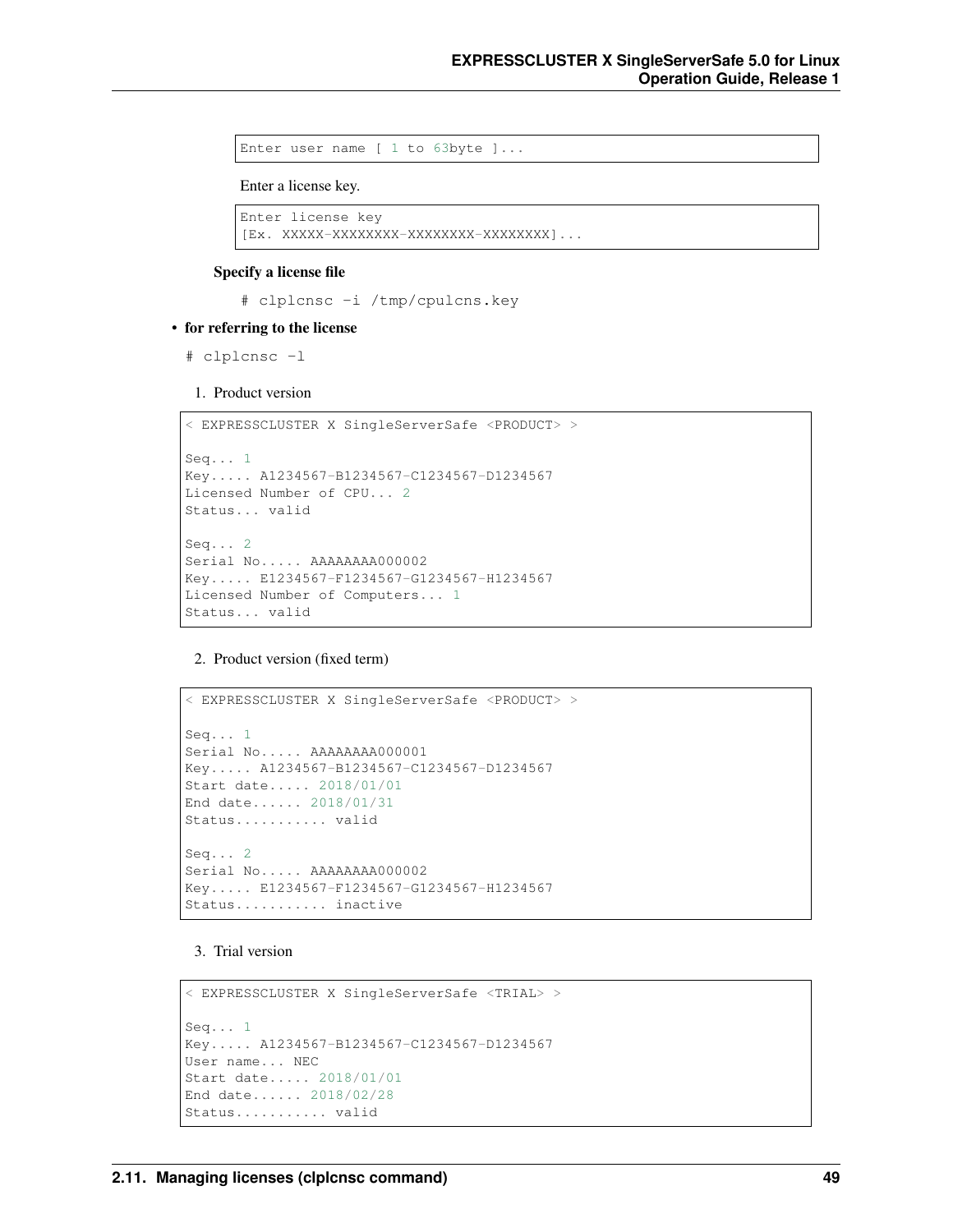```
Enter user name [ 1 to 63byte ]...
```

Enter a license key.

```
Enter license key
[Ex. XXXXX-XXXXXXXX-XXXXXXXX-XXXXXXXX]...
```

**Specify a license file**

```
# clplcnsc -i /tmp/cpulcns.key
```

- **for referring to the license**

```
# clplcnsc -l
```

1. Product version

```
< EXPRESSCLUSTER X SingleServerSafe <PRODUCT> >

Seq... 1
Key..... A1234567-B1234567-C1234567-D1234567
Licensed Number of CPU... 2
Status... valid

Seq... 2
Serial No..... AAAAAAAA000002
Key..... E1234567-F1234567-G1234567-H1234567
Licensed Number of Computers... 1
Status... valid
```

2. Product version (fixed term)

```
< EXPRESSCLUSTER X SingleServerSafe <PRODUCT> >

Seq... 1
Serial No..... AAAAAAAA000001
Key..... A1234567-B1234567-C1234567-D1234567
Start date..... 2018/01/01
End date...... 2018/01/31
Status........... valid

Seq... 2
Serial No..... AAAAAAAA000002
Key..... E1234567-F1234567-G1234567-H1234567
Status........... inactive
```

3. Trial version

```
< EXPRESSCLUSTER X SingleServerSafe <TRIAL> >

Seq... 1
Key..... A1234567-B1234567-C1234567-D1234567
User name... NEC
Start date..... 2018/01/01
End date...... 2018/02/28
Status........... valid
```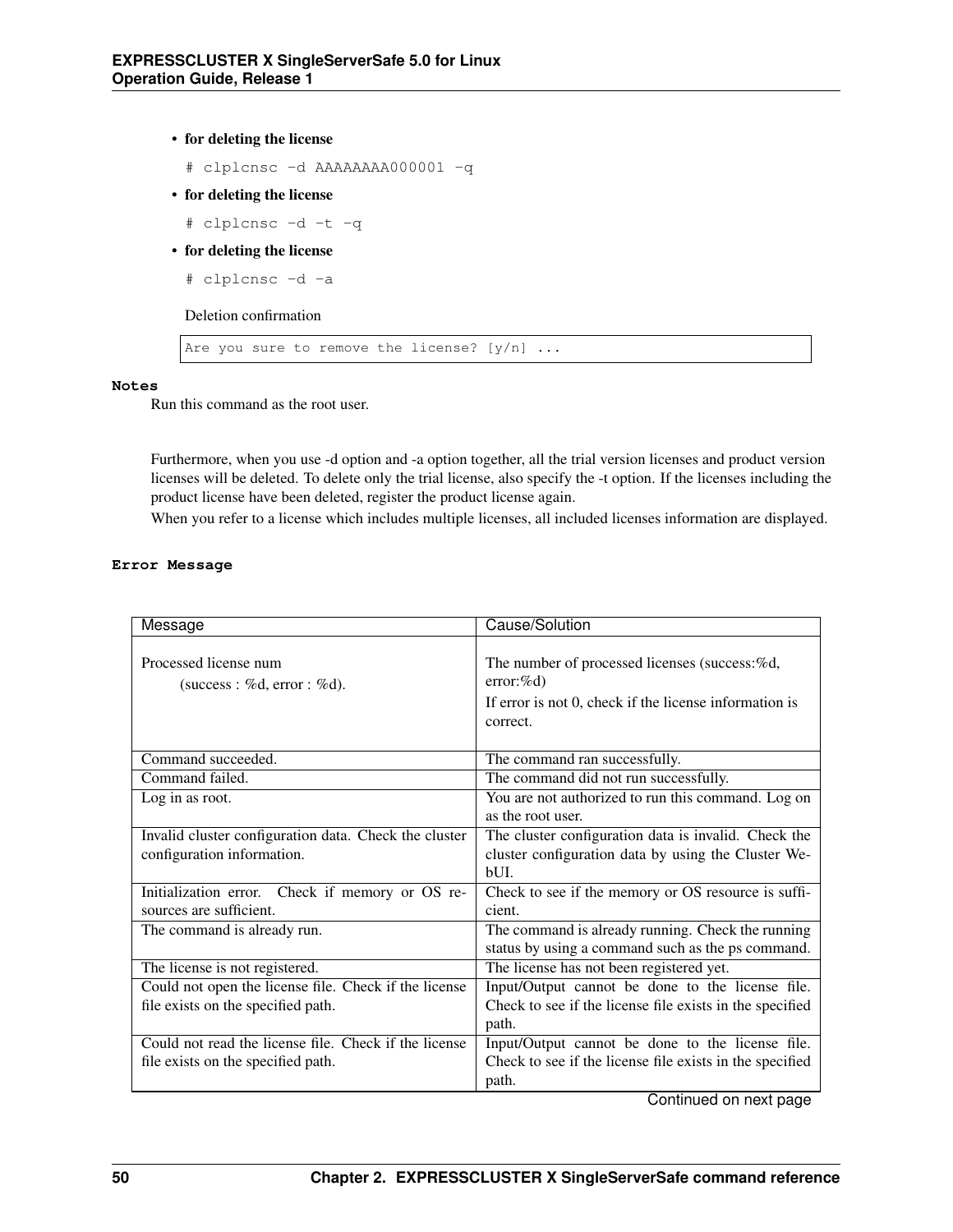- **for deleting the license**

```
# clplcnsc -d AAAAAAAA000001 -q
```

- **for deleting the license**

```
# clplcnsc -d -t -q
```

- **for deleting the license**

```
# clplcnsc -d -a
```

Deletion confirmation

```
Are you sure to remove the license? [y/n] ...
```

**Notes**

Run this command as the root user.

Furthermore, when you use -d option and -a option together, all the trial version licenses and product version licenses will be deleted. To delete only the trial license, also specify the -t option. If the licenses including the product license have been deleted, register the product license again.

When you refer to a license which includes multiple licenses, all included licenses information are displayed.

**Error Message**

| Message | Cause/Solution |
|---|---|
| Processed license num (success : %d, error : %d). | The number of processed licenses (success:%d, error:%d)<br>If error is not 0, check if the license information is correct. |
| Command succeeded. | The command ran successfully. |
| Command failed. | The command did not run successfully. |
| Log in as root. | You are not authorized to run this command. Log on as the root user. |
| Invalid cluster configuration data. Check the cluster configuration information. | The cluster configuration data is invalid. Check the cluster configuration data by using the Cluster WebUI. |
| Initialization error. Check if memory or OS resources are sufficient. | Check to see if the memory or OS resource is sufficient. |
| The command is already run. | The command is already running. Check the running status by using a command such as the ps command. |
| The license is not registered. | The license has not been registered yet. |
| Could not open the license file. Check if the license file exists on the specified path. | Input/Output cannot be done to the license file. Check to see if the license file exists in the specified path. |
| Could not read the license file. Check if the license file exists on the specified path. | Input/Output cannot be done to the license file. Check to see if the license file exists in the specified path. |

Continued on next page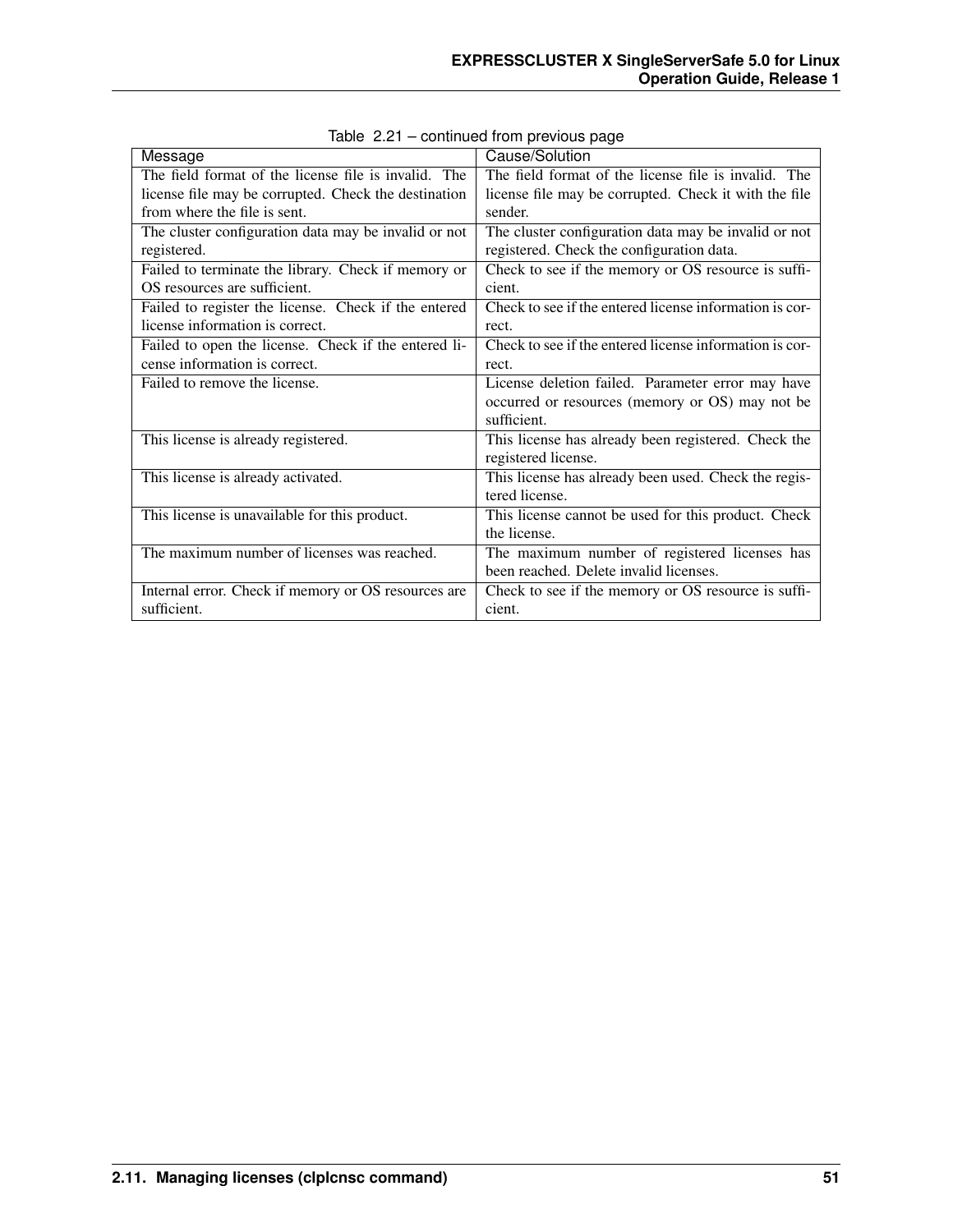Table 2.21 – continued from previous page

| Message | Cause/Solution |
|---|---|
| The field format of the license file is invalid. The license file may be corrupted. Check the destination from where the file is sent. | The field format of the license file is invalid. The license file may be corrupted. Check it with the file sender. |
| The cluster configuration data may be invalid or not registered. | The cluster configuration data may be invalid or not registered. Check the configuration data. |
| Failed to terminate the library. Check if memory or OS resources are sufficient. | Check to see if the memory or OS resource is sufficient. |
| Failed to register the license. Check if the entered license information is correct. | Check to see if the entered license information is correct. |
| Failed to open the license. Check if the entered license information is correct. | Check to see if the entered license information is correct. |
| Failed to remove the license. | License deletion failed. Parameter error may have occurred or resources (memory or OS) may not be sufficient. |
| This license is already registered. | This license has already been registered. Check the registered license. |
| This license is already activated. | This license has already been used. Check the registered license. |
| This license is unavailable for this product. | This license cannot be used for this product. Check the license. |
| The maximum number of licenses was reached. | The maximum number of registered licenses has been reached. Delete invalid licenses. |
| Internal error. Check if memory or OS resources are sufficient. | Check to see if the memory or OS resource is sufficient. |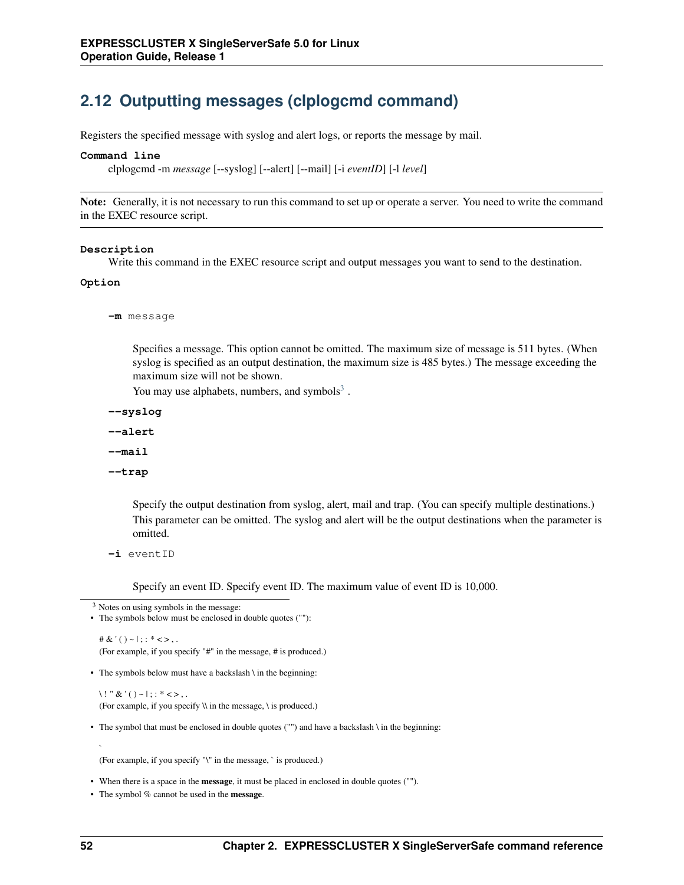## 2.12 Outputting messages (clplogcmd command)

Registers the specified message with syslog and alert logs, or reports the message by mail.

**Command line**

clplogcmd -m *message* [--syslog] [--alert] [--mail] [-i *eventID*] [-l *level*]

**Note:** Generally, it is not necessary to run this command to set up or operate a server. You need to write the command in the EXEC resource script.

**Description**

Write this command in the EXEC resource script and output messages you want to send to the destination.

**Option**

**-m** message

Specifies a message. This option cannot be omitted. The maximum size of message is 511 bytes. (When syslog is specified as an output destination, the maximum size is 485 bytes.) The message exceeding the maximum size will not be shown.

You may use alphabets, numbers, and symbols[3] .

**--syslog**

**--alert**

**--mail**

**--trap**

Specify the output destination from syslog, alert, mail and trap. (You can specify multiple destinations.)

This parameter can be omitted. The syslog and alert will be the output destinations when the parameter is omitted.

**-i** eventID

Specify an event ID. Specify event ID. The maximum value of event ID is 10,000.

---

[3] Notes on using symbols in the message:

- The symbols below must be enclosed in double quotes (""):

  # & ' ( ) ~ | ; : * < > , .

  (For example, if you specify "#" in the message, # is produced.)

- The symbols below must have a backslash \ in the beginning:

  \ ! " & ' ( ) ~ | ; : * < > , .

  (For example, if you specify \\ in the message, \ is produced.)

- The symbol that must be enclosed in double quotes ("") and have a backslash \ in the beginning:

  `

  (For example, if you specify "\`" in the message, ` is produced.)

- When there is a space in the **message**, it must be placed in enclosed in double quotes ("").
- The symbol % cannot be used in the **message**.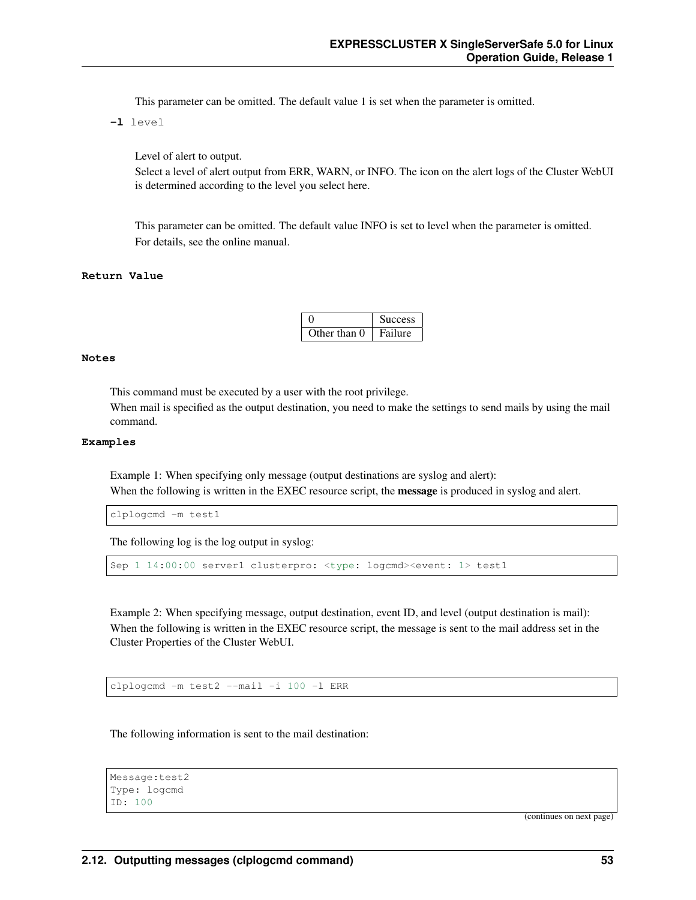This parameter can be omitted. The default value 1 is set when the parameter is omitted.

**-l** level

Level of alert to output.
Select a level of alert output from ERR, WARN, or INFO. The icon on the alert logs of the Cluster WebUI is determined according to the level you select here.

This parameter can be omitted. The default value INFO is set to level when the parameter is omitted.
For details, see the online manual.

**Return Value**

| 0 | Success |
|---|---|
| Other than 0 | Failure |

**Notes**

This command must be executed by a user with the root privilege.
When mail is specified as the output destination, you need to make the settings to send mails by using the mail command.

**Examples**

Example 1: When specifying only message (output destinations are syslog and alert):
When the following is written in the EXEC resource script, the **message** is produced in syslog and alert.

```
clplogcmd -m test1
```

The following log is the log output in syslog:

```
Sep 1 14:00:00 server1 clusterpro: <type: logcmd><event: 1> test1
```

Example 2: When specifying message, output destination, event ID, and level (output destination is mail):
When the following is written in the EXEC resource script, the message is sent to the mail address set in the Cluster Properties of the Cluster WebUI.

```
clplogcmd -m test2 --mail -i 100 -l ERR
```

The following information is sent to the mail destination:

```
Message:test2
Type: logcmd
ID: 100
```

(continues on next page)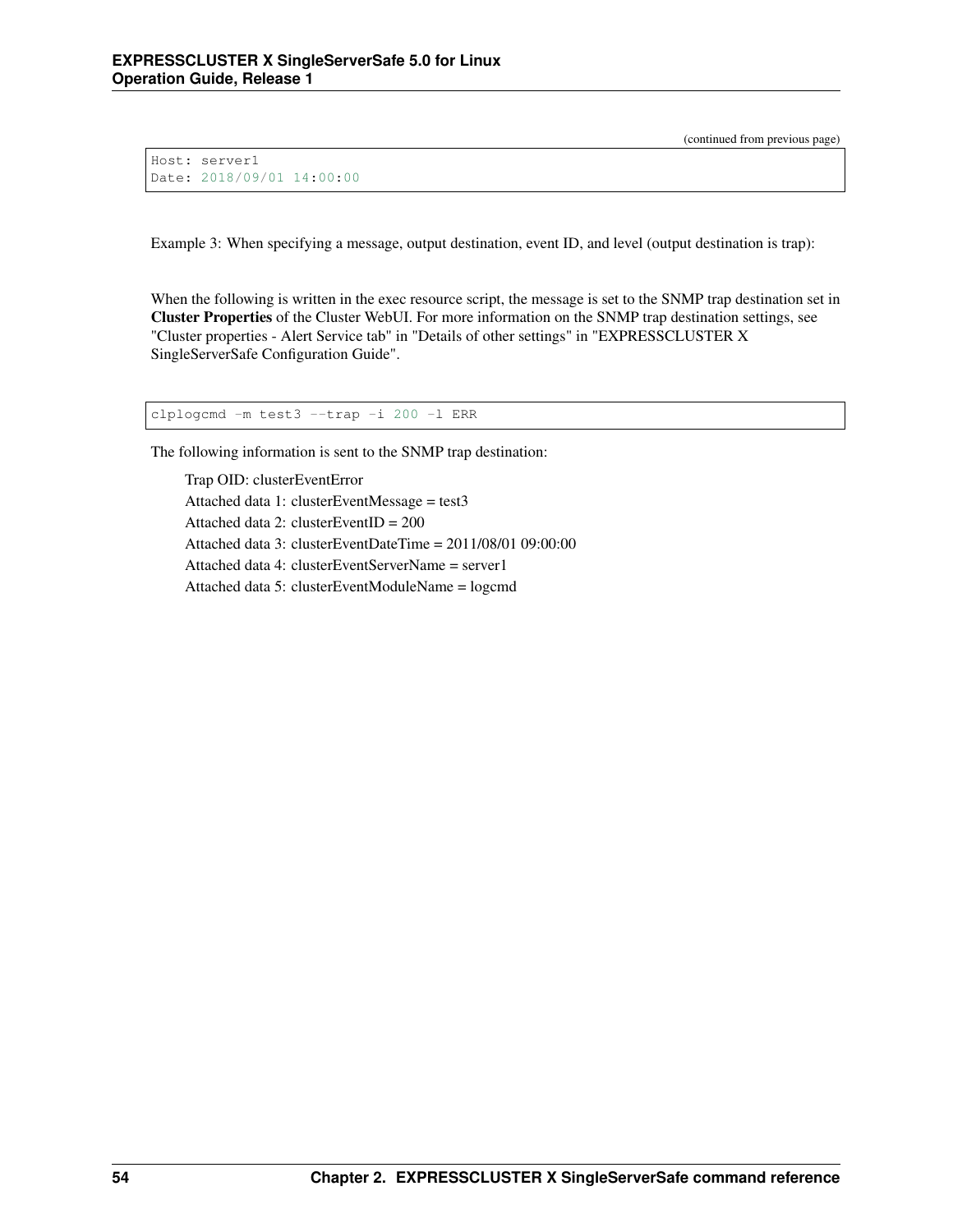(continued from previous page)

```
Host: server1
Date: 2018/09/01 14:00:00
```

Example 3: When specifying a message, output destination, event ID, and level (output destination is trap):

When the following is written in the exec resource script, the message is set to the SNMP trap destination set in **Cluster Properties** of the Cluster WebUI. For more information on the SNMP trap destination settings, see "Cluster properties - Alert Service tab" in "Details of other settings" in "EXPRESSCLUSTER X SingleServerSafe Configuration Guide".

```
clplogcmd -m test3 --trap -i 200 -l ERR
```

The following information is sent to the SNMP trap destination:

Trap OID: clusterEventError

Attached data 1: clusterEventMessage = test3

Attached data 2: clusterEventID = 200

Attached data 3: clusterEventDateTime = 2011/08/01 09:00:00

Attached data 4: clusterEventServerName = server1

Attached data 5: clusterEventModuleName = logcmd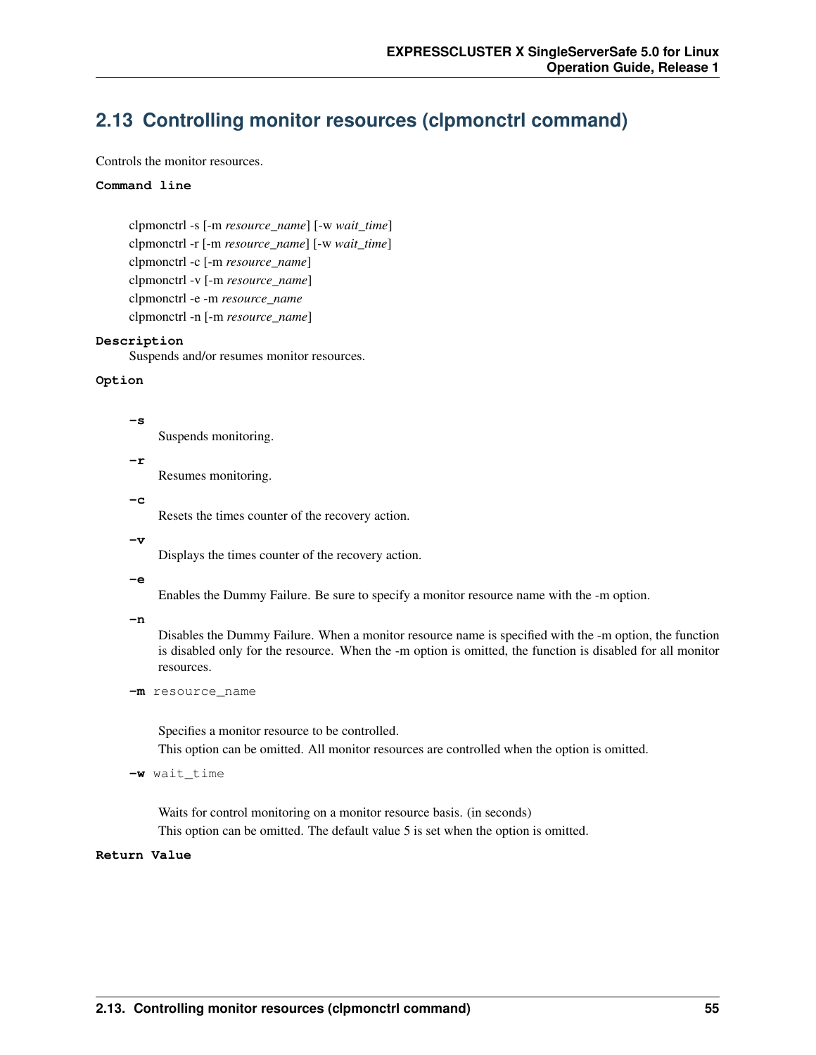## 2.13 Controlling monitor resources (clpmonctrl command)

Controls the monitor resources.

**Command line**

clpmonctrl -s [-m *resource_name*] [-w *wait_time*]
clpmonctrl -r [-m *resource_name*] [-w *wait_time*]
clpmonctrl -c [-m *resource_name*]
clpmonctrl -v [-m *resource_name*]
clpmonctrl -e -m *resource_name*
clpmonctrl -n [-m *resource_name*]

**Description**

Suspends and/or resumes monitor resources.

**Option**

**-s**

Suspends monitoring.

**-r**

Resumes monitoring.

**-c**

Resets the times counter of the recovery action.

**-v**

Displays the times counter of the recovery action.

**-e**

Enables the Dummy Failure. Be sure to specify a monitor resource name with the -m option.

**-n**

Disables the Dummy Failure. When a monitor resource name is specified with the -m option, the function is disabled only for the resource. When the -m option is omitted, the function is disabled for all monitor resources.

**-m** `resource_name`

Specifies a monitor resource to be controlled.
This option can be omitted. All monitor resources are controlled when the option is omitted.

**-w** `wait_time`

Waits for control monitoring on a monitor resource basis. (in seconds)
This option can be omitted. The default value 5 is set when the option is omitted.

**Return Value**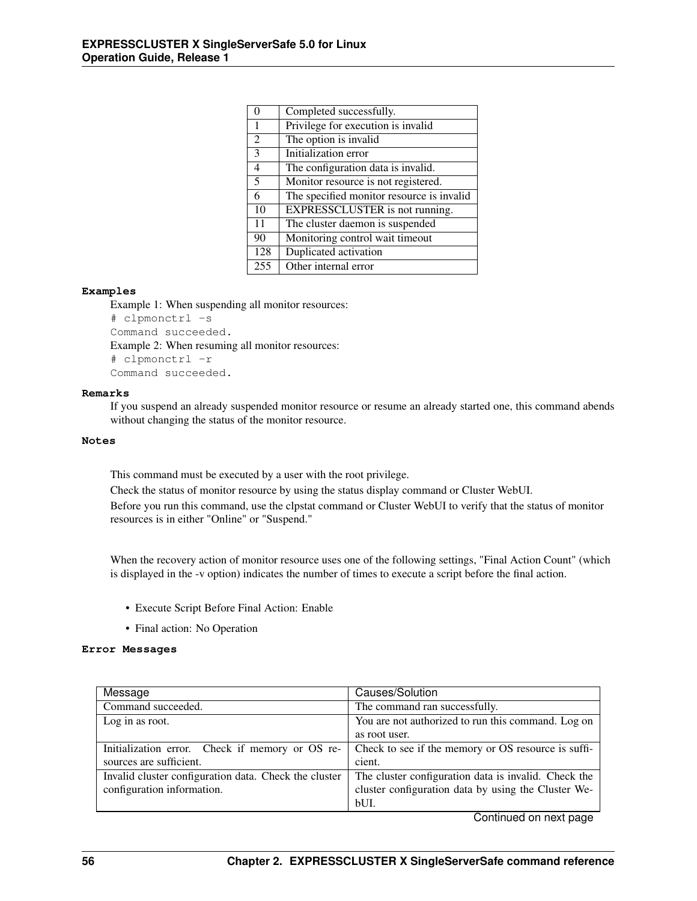| | |
|---|---|
| 0 | Completed successfully. |
| 1 | Privilege for execution is invalid |
| 2 | The option is invalid |
| 3 | Initialization error |
| 4 | The configuration data is invalid. |
| 5 | Monitor resource is not registered. |
| 6 | The specified monitor resource is invalid |
| 10 | EXPRESSCLUSTER is not running. |
| 11 | The cluster daemon is suspended |
| 90 | Monitoring control wait timeout |
| 128 | Duplicated activation |
| 255 | Other internal error |

**Examples**

Example 1: When suspending all monitor resources:

```
# clpmonctrl -s
Command succeeded.
```

Example 2: When resuming all monitor resources:

```
# clpmonctrl -r
Command succeeded.
```

**Remarks**

If you suspend an already suspended monitor resource or resume an already started one, this command abends without changing the status of the monitor resource.

**Notes**

This command must be executed by a user with the root privilege.

Check the status of monitor resource by using the status display command or Cluster WebUI.

Before you run this command, use the clpstat command or Cluster WebUI to verify that the status of monitor resources is in either "Online" or "Suspend."

When the recovery action of monitor resource uses one of the following settings, "Final Action Count" (which is displayed in the -v option) indicates the number of times to execute a script before the final action.

- Execute Script Before Final Action: Enable
- Final action: No Operation

**Error Messages**

| Message | Causes/Solution |
|---|---|
| Command succeeded. | The command ran successfully. |
| Log in as root. | You are not authorized to run this command. Log on as root user. |
| Initialization error. Check if memory or OS resources are sufficient. | Check to see if the memory or OS resource is sufficient. |
| Invalid cluster configuration data. Check the cluster configuration information. | The cluster configuration data is invalid. Check the cluster configuration data by using the Cluster WebUI. |

Continued on next page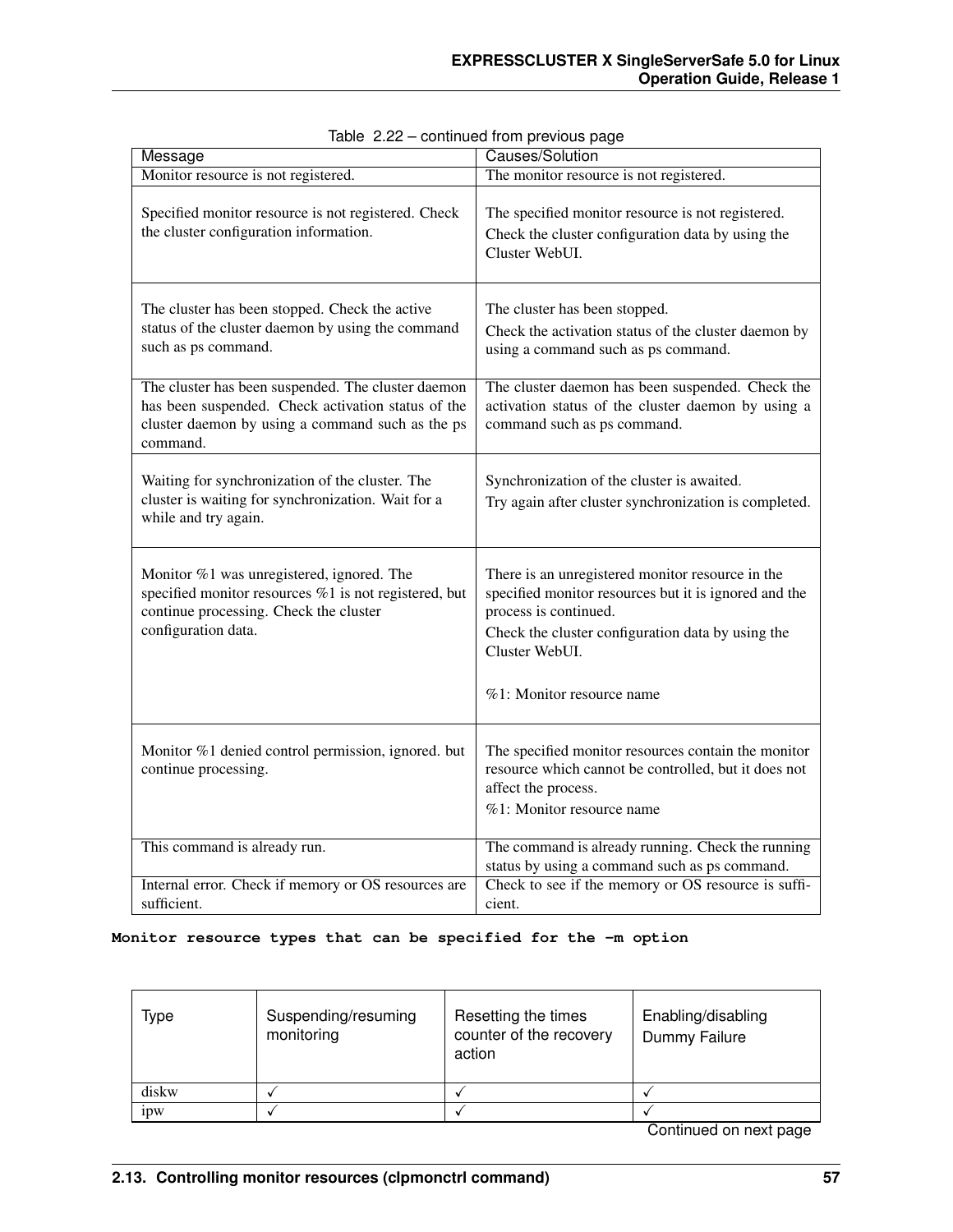Table 2.22 – continued from previous page

| Message | Causes/Solution |
|---|---|
| Monitor resource is not registered. | The monitor resource is not registered. |
| Specified monitor resource is not registered. Check the cluster configuration information. | The specified monitor resource is not registered.<br>Check the cluster configuration data by using the Cluster WebUI. |
| The cluster has been stopped. Check the active status of the cluster daemon by using the command such as ps command. | The cluster has been stopped.<br>Check the activation status of the cluster daemon by using a command such as ps command. |
| The cluster has been suspended. The cluster daemon has been suspended. Check activation status of the cluster daemon by using a command such as the ps command. | The cluster daemon has been suspended. Check the activation status of the cluster daemon by using a command such as ps command. |
| Waiting for synchronization of the cluster. The cluster is waiting for synchronization. Wait for a while and try again. | Synchronization of the cluster is awaited.<br>Try again after cluster synchronization is completed. |
| Monitor %1 was unregistered, ignored. The specified monitor resources %1 is not registered, but continue processing. Check the cluster configuration data. | There is an unregistered monitor resource in the specified monitor resources but it is ignored and the process is continued.<br>Check the cluster configuration data by using the Cluster WebUI.<br><br>%1: Monitor resource name |
| Monitor %1 denied control permission, ignored. but continue processing. | The specified monitor resources contain the monitor resource which cannot be controlled, but it does not affect the process.<br>%1: Monitor resource name |
| This command is already run. | The command is already running. Check the running status by using a command such as ps command. |
| Internal error. Check if memory or OS resources are sufficient. | Check to see if the memory or OS resource is sufficient. |

**Monitor resource types that can be specified for the -m option**

| Type | Suspending/resuming monitoring | Resetting the times counter of the recovery action | Enabling/disabling Dummy Failure |
|---|---|---|---|
| diskw | ✓ | ✓ | ✓ |
| ipw | ✓ | ✓ | ✓ |

Continued on next page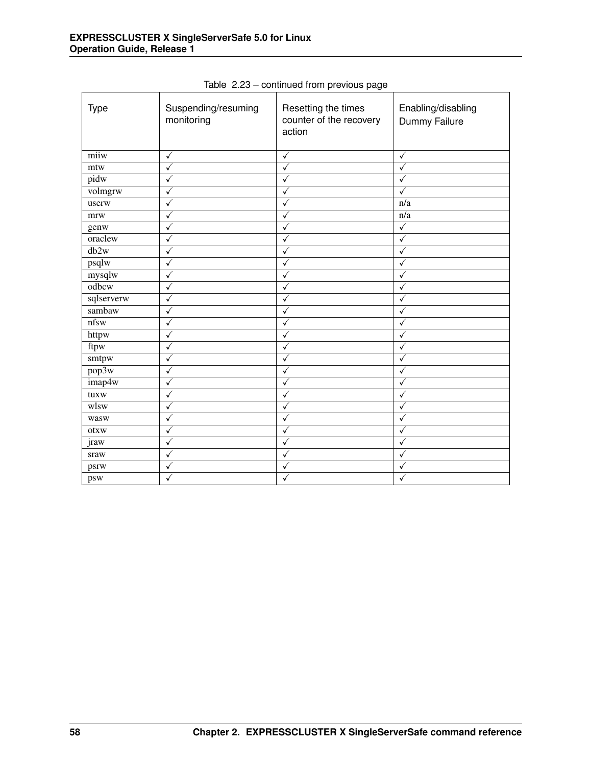Table 2.23 – continued from previous page

| Type | Suspending/resuming monitoring | Resetting the times counter of the recovery action | Enabling/disabling Dummy Failure |
| --- | --- | --- | --- |
| miiw | ✓ | ✓ | ✓ |
| mtw | ✓ | ✓ | ✓ |
| pidw | ✓ | ✓ | ✓ |
| volmgrw | ✓ | ✓ | ✓ |
| userw | ✓ | ✓ | n/a |
| mrw | ✓ | ✓ | n/a |
| genw | ✓ | ✓ | ✓ |
| oraclew | ✓ | ✓ | ✓ |
| db2w | ✓ | ✓ | ✓ |
| psqlw | ✓ | ✓ | ✓ |
| mysqlw | ✓ | ✓ | ✓ |
| odbcw | ✓ | ✓ | ✓ |
| sqlserverw | ✓ | ✓ | ✓ |
| sambaw | ✓ | ✓ | ✓ |
| nfsw | ✓ | ✓ | ✓ |
| httpw | ✓ | ✓ | ✓ |
| ftpw | ✓ | ✓ | ✓ |
| smtpw | ✓ | ✓ | ✓ |
| pop3w | ✓ | ✓ | ✓ |
| imap4w | ✓ | ✓ | ✓ |
| tuxw | ✓ | ✓ | ✓ |
| wlsw | ✓ | ✓ | ✓ |
| wasw | ✓ | ✓ | ✓ |
| otxw | ✓ | ✓ | ✓ |
| jraw | ✓ | ✓ | ✓ |
| sraw | ✓ | ✓ | ✓ |
| psrw | ✓ | ✓ | ✓ |
| psw | ✓ | ✓ | ✓ |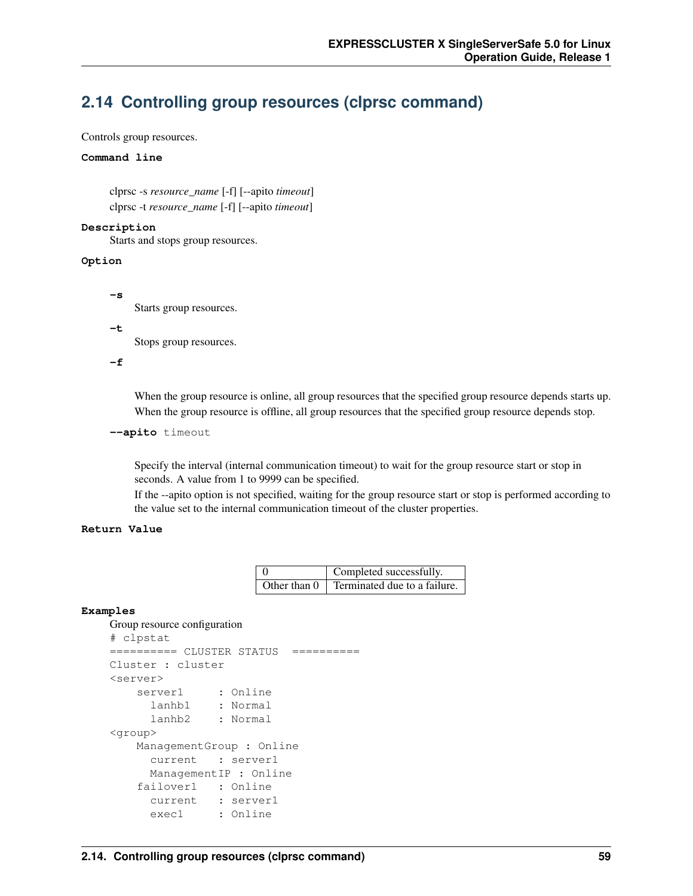## 2.14 Controlling group resources (clprsc command)

Controls group resources.

**Command line**

clprsc -s *resource_name* [-f] [--apito *timeout*]
clprsc -t *resource_name* [-f] [--apito *timeout*]

**Description**

Starts and stops group resources.

**Option**

**-s**
Starts group resources.

**-t**
Stops group resources.

**-f**
When the group resource is online, all group resources that the specified group resource depends starts up.
When the group resource is offline, all group resources that the specified group resource depends stop.

**--apito** timeout
Specify the interval (internal communication timeout) to wait for the group resource start or stop in seconds. A value from 1 to 9999 can be specified.
If the --apito option is not specified, waiting for the group resource start or stop is performed according to the value set to the internal communication timeout of the cluster properties.

**Return Value**

| | |
|---|---|
| 0 | Completed successfully. |
| Other than 0 | Terminated due to a failure. |

**Examples**

Group resource configuration

```
# clpstat
========== CLUSTER STATUS  ==========
Cluster : cluster
<server>
    server1     : Online
      lanhb1    : Normal
      lanhb2    : Normal
<group>
    ManagementGroup : Online
      current   : server1
      ManagementIP : Online
    failover1   : Online
      current   : server1
      exec1     : Online
```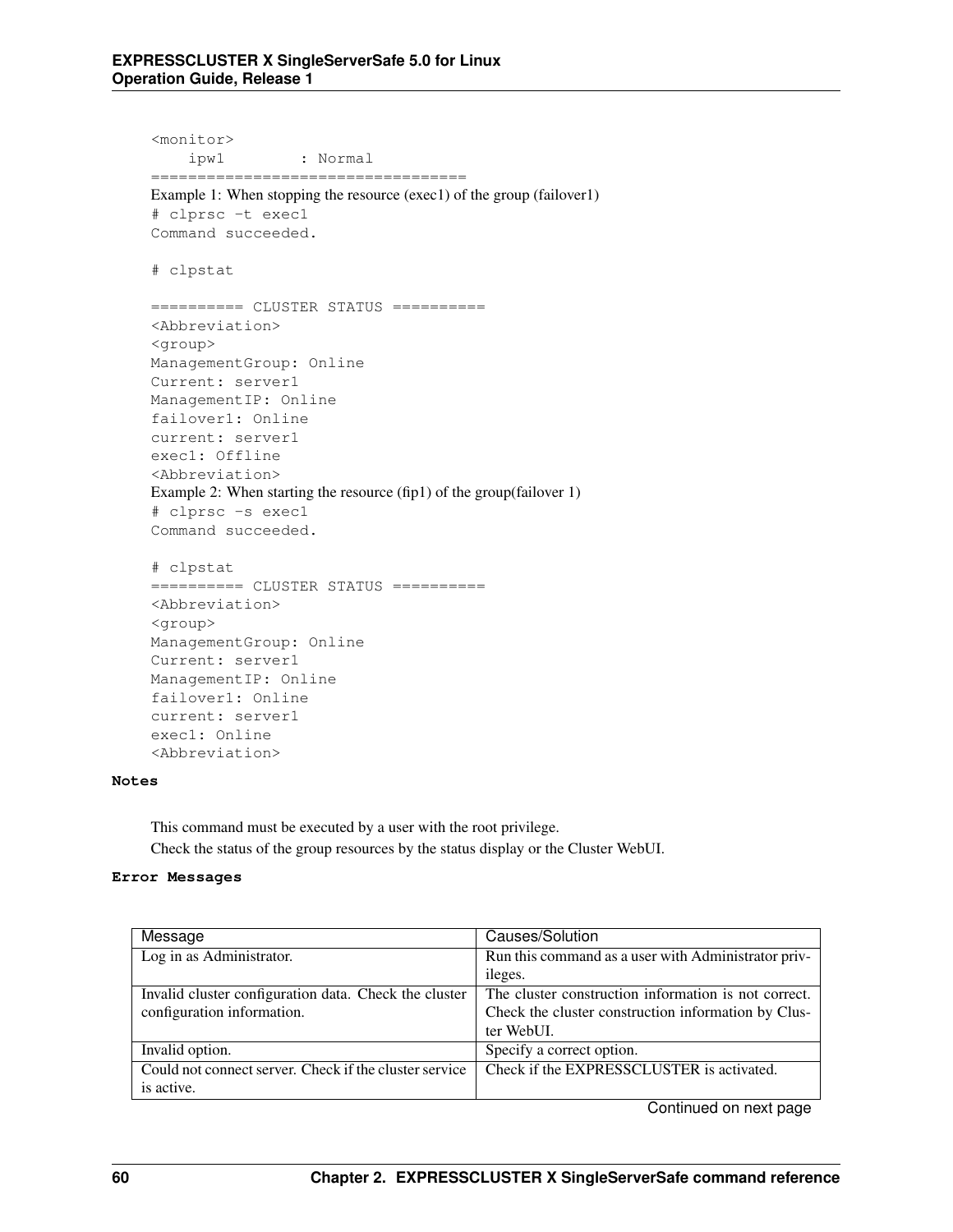```
<monitor>
    ipw1        : Normal
==================================
```

Example 1: When stopping the resource (exec1) of the group (failover1)

```
# clprsc -t exec1
Command succeeded.

# clpstat

========== CLUSTER STATUS ==========
<Abbreviation>
<group>
ManagementGroup: Online
Current: server1
ManagementIP: Online
failover1: Online
current: server1
exec1: Offline
<Abbreviation>
```

Example 2: When starting the resource (fip1) of the group(failover 1)

```
# clprsc -s exec1
Command succeeded.

# clpstat
========== CLUSTER STATUS ==========
<Abbreviation>
<group>
ManagementGroup: Online
Current: server1
ManagementIP: Online
failover1: Online
current: server1
exec1: Online
<Abbreviation>
```

**Notes**

This command must be executed by a user with the root privilege.
Check the status of the group resources by the status display or the Cluster WebUI.

**Error Messages**

| Message | Causes/Solution |
|---|---|
| Log in as Administrator. | Run this command as a user with Administrator privileges. |
| Invalid cluster configuration data. Check the cluster configuration information. | The cluster construction information is not correct. Check the cluster construction information by Cluster WebUI. |
| Invalid option. | Specify a correct option. |
| Could not connect server. Check if the cluster service is active. | Check if the EXPRESSCLUSTER is activated. |

Continued on next page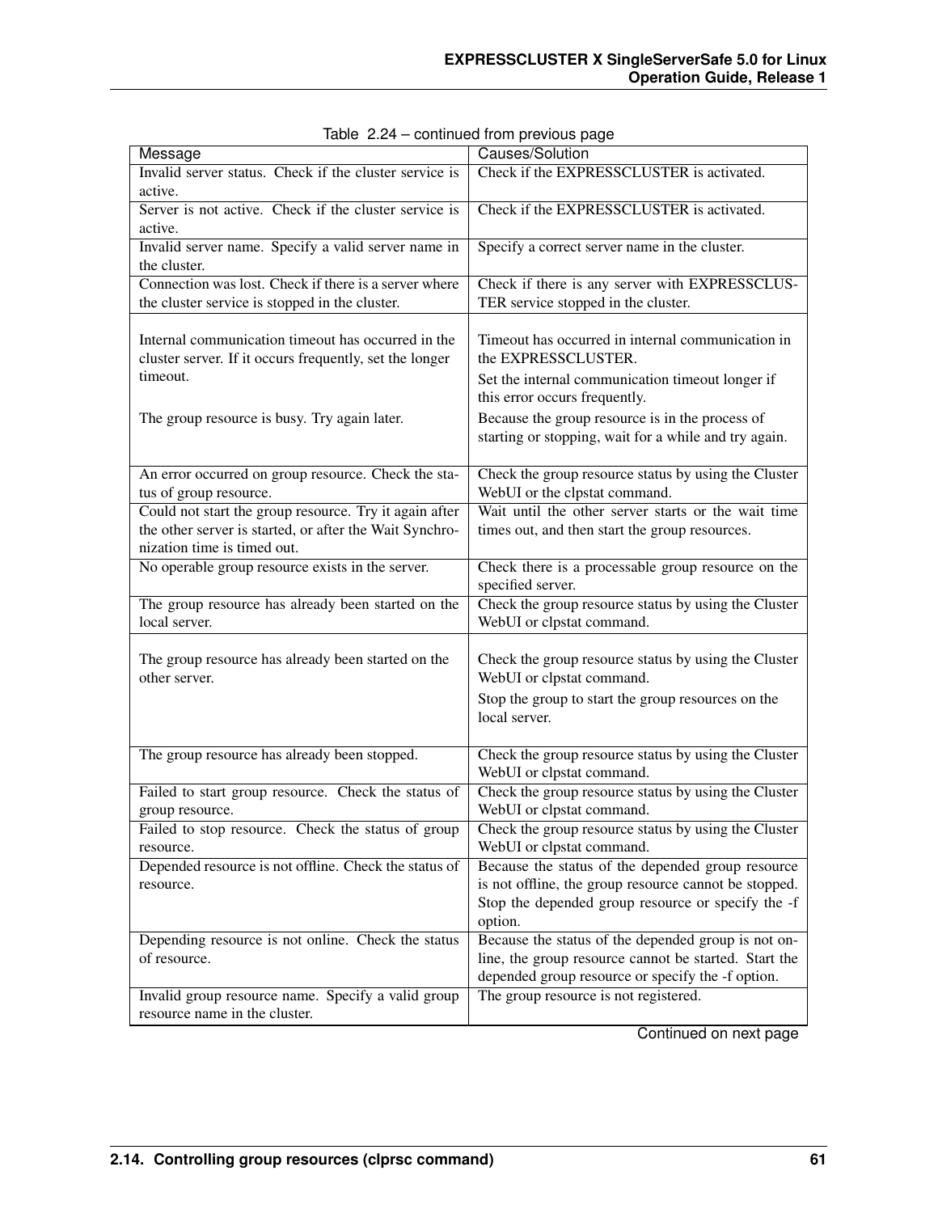Table 2.24 – continued from previous page

| Message | Causes/Solution |
|---|---|
| Invalid server status. Check if the cluster service is active. | Check if the EXPRESSCLUSTER is activated. |
| Server is not active. Check if the cluster service is active. | Check if the EXPRESSCLUSTER is activated. |
| Invalid server name. Specify a valid server name in the cluster. | Specify a correct server name in the cluster. |
| Connection was lost. Check if there is a server where the cluster service is stopped in the cluster. | Check if there is any server with EXPRESSCLUSTER service stopped in the cluster. |
| Internal communication timeout has occurred in the cluster server. If it occurs frequently, set the longer timeout. | Timeout has occurred in internal communication in the EXPRESSCLUSTER.<br>Set the internal communication timeout longer if this error occurs frequently. |
| The group resource is busy. Try again later. | Because the group resource is in the process of starting or stopping, wait for a while and try again. |
| An error occurred on group resource. Check the status of group resource. | Check the group resource status by using the Cluster WebUI or the clpstat command. |
| Could not start the group resource. Try it again after the other server is started, or after the Wait Synchronization time is timed out. | Wait until the other server starts or the wait time times out, and then start the group resources. |
| No operable group resource exists in the server. | Check there is a processable group resource on the specified server. |
| The group resource has already been started on the local server. | Check the group resource status by using the Cluster WebUI or clpstat command. |
| The group resource has already been started on the other server. | Check the group resource status by using the Cluster WebUI or clpstat command.<br>Stop the group to start the group resources on the local server. |
| The group resource has already been stopped. | Check the group resource status by using the Cluster WebUI or clpstat command. |
| Failed to start group resource. Check the status of group resource. | Check the group resource status by using the Cluster WebUI or clpstat command. |
| Failed to stop resource. Check the status of group resource. | Check the group resource status by using the Cluster WebUI or clpstat command. |
| Depended resource is not offline. Check the status of resource. | Because the status of the depended group resource is not offline, the group resource cannot be stopped. Stop the depended group resource or specify the -f option. |
| Depending resource is not online. Check the status of resource. | Because the status of the depended group is not online, the group resource cannot be started. Start the depended group resource or specify the -f option. |
| Invalid group resource name. Specify a valid group resource name in the cluster. | The group resource is not registered. |

Continued on next page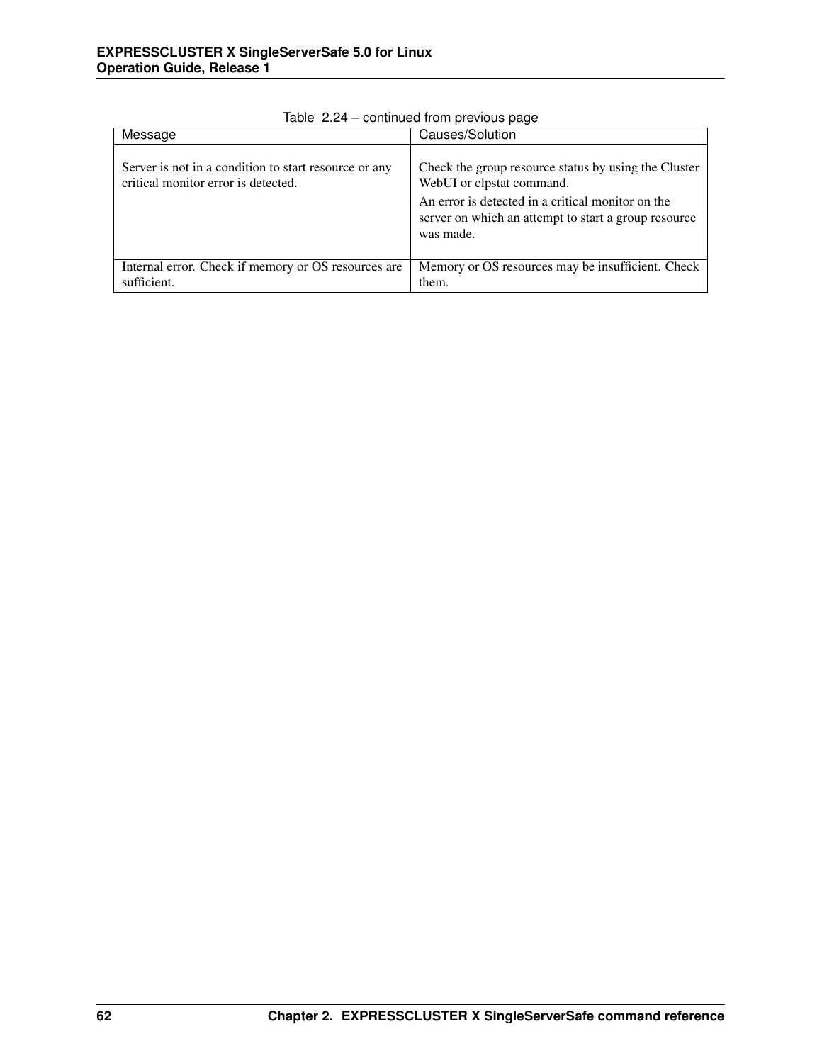Table 2.24 – continued from previous page

| Message | Causes/Solution |
| --- | --- |
| Server is not in a condition to start resource or any critical monitor error is detected. | Check the group resource status by using the Cluster WebUI or clpstat command.<br>An error is detected in a critical monitor on the server on which an attempt to start a group resource was made. |
| Internal error. Check if memory or OS resources are sufficient. | Memory or OS resources may be insufficient. Check them. |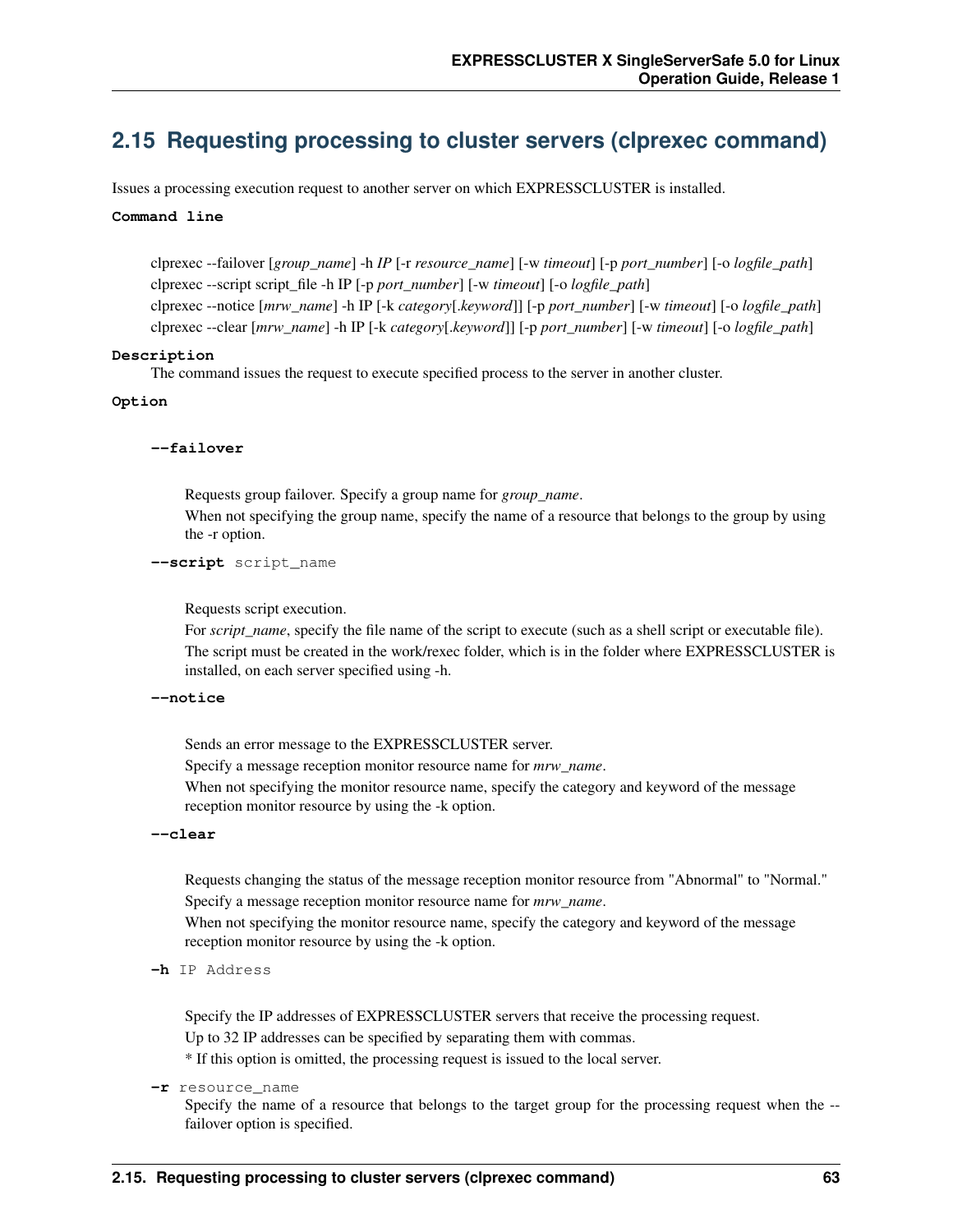## 2.15 Requesting processing to cluster servers (clprexec command)

Issues a processing execution request to another server on which EXPRESSCLUSTER is installed.

**Command line**

clprexec --failover [*group_name*] -h *IP* [-r *resource_name*] [-w *timeout*] [-p *port_number*] [-o *logfile_path*]
clprexec --script script_file -h IP [-p *port_number*] [-w *timeout*] [-o *logfile_path*]
clprexec --notice [*mrw_name*] -h IP [-k *category*[.*keyword*]] [-p *port_number*] [-w *timeout*] [-o *logfile_path*]
clprexec --clear [*mrw_name*] -h IP [-k *category*[.*keyword*]] [-p *port_number*] [-w *timeout*] [-o *logfile_path*]

**Description**

The command issues the request to execute specified process to the server in another cluster.

**Option**

**--failover**

Requests group failover. Specify a group name for *group_name*.
When not specifying the group name, specify the name of a resource that belongs to the group by using the -r option.

**--script** script_name

Requests script execution.
For *script_name*, specify the file name of the script to execute (such as a shell script or executable file).
The script must be created in the work/rexec folder, which is in the folder where EXPRESSCLUSTER is installed, on each server specified using -h.

**--notice**

Sends an error message to the EXPRESSCLUSTER server.
Specify a message reception monitor resource name for *mrw_name*.
When not specifying the monitor resource name, specify the category and keyword of the message reception monitor resource by using the -k option.

**--clear**

Requests changing the status of the message reception monitor resource from "Abnormal" to "Normal."
Specify a message reception monitor resource name for *mrw_name*.
When not specifying the monitor resource name, specify the category and keyword of the message reception monitor resource by using the -k option.

**-h** IP Address

Specify the IP addresses of EXPRESSCLUSTER servers that receive the processing request.
Up to 32 IP addresses can be specified by separating them with commas.
* If this option is omitted, the processing request is issued to the local server.

**-r** resource_name

Specify the name of a resource that belongs to the target group for the processing request when the --failover option is specified.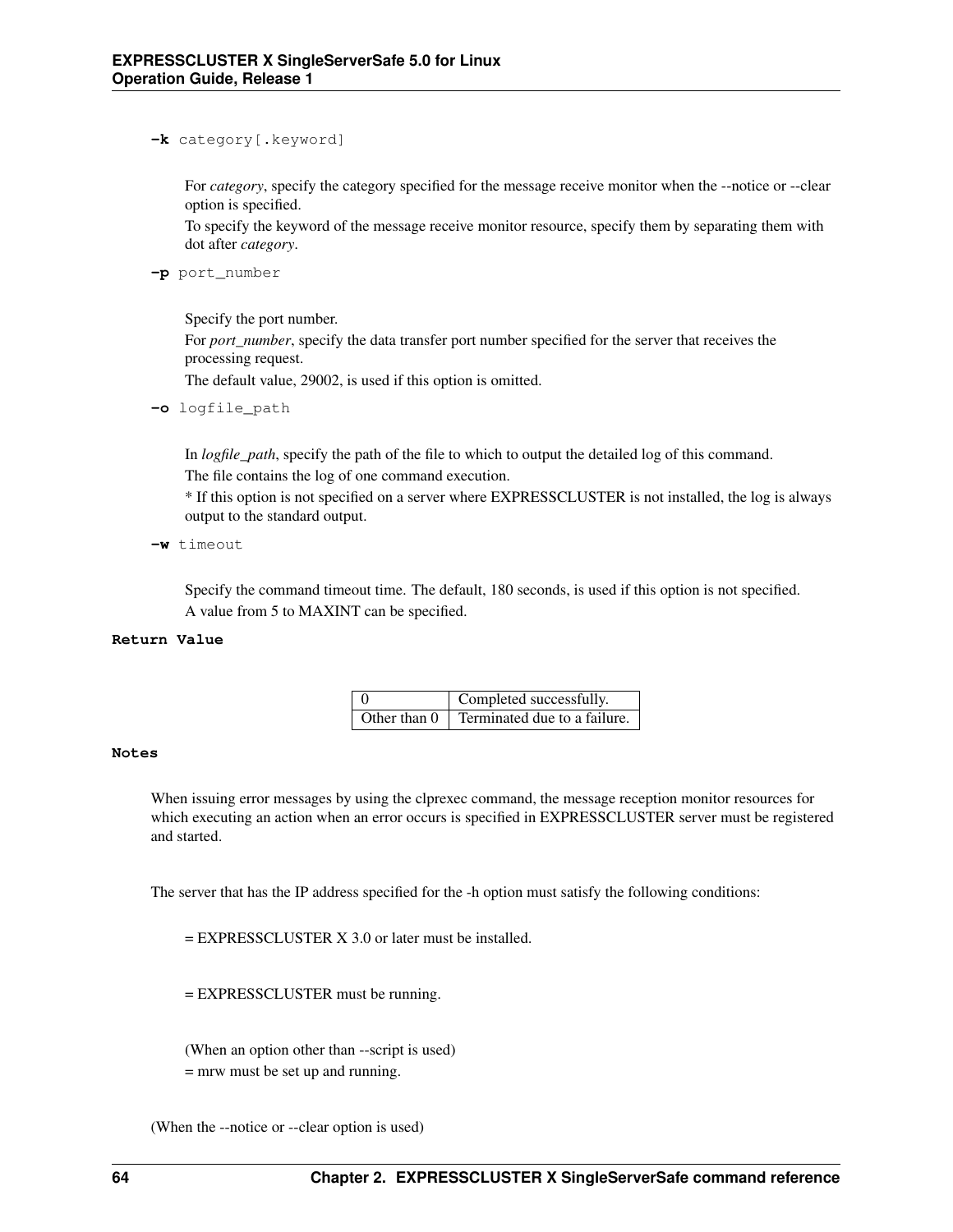**-k** category[.keyword]

For *category*, specify the category specified for the message receive monitor when the --notice or --clear option is specified.

To specify the keyword of the message receive monitor resource, specify them by separating them with dot after *category*.

**-p** port_number

Specify the port number.

For *port_number*, specify the data transfer port number specified for the server that receives the processing request.

The default value, 29002, is used if this option is omitted.

**-o** logfile_path

In *logfile_path*, specify the path of the file to which to output the detailed log of this command.

The file contains the log of one command execution.

* If this option is not specified on a server where EXPRESSCLUSTER is not installed, the log is always output to the standard output.

**-w** timeout

Specify the command timeout time. The default, 180 seconds, is used if this option is not specified.

A value from 5 to MAXINT can be specified.

**Return Value**

| | |
|---|---|
| 0 | Completed successfully. |
| Other than 0 | Terminated due to a failure. |

**Notes**

When issuing error messages by using the clprexec command, the message reception monitor resources for which executing an action when an error occurs is specified in EXPRESSCLUSTER server must be registered and started.

The server that has the IP address specified for the -h option must satisfy the following conditions:

= EXPRESSCLUSTER X 3.0 or later must be installed.

= EXPRESSCLUSTER must be running.

(When an option other than --script is used)
= mrw must be set up and running.

(When the --notice or --clear option is used)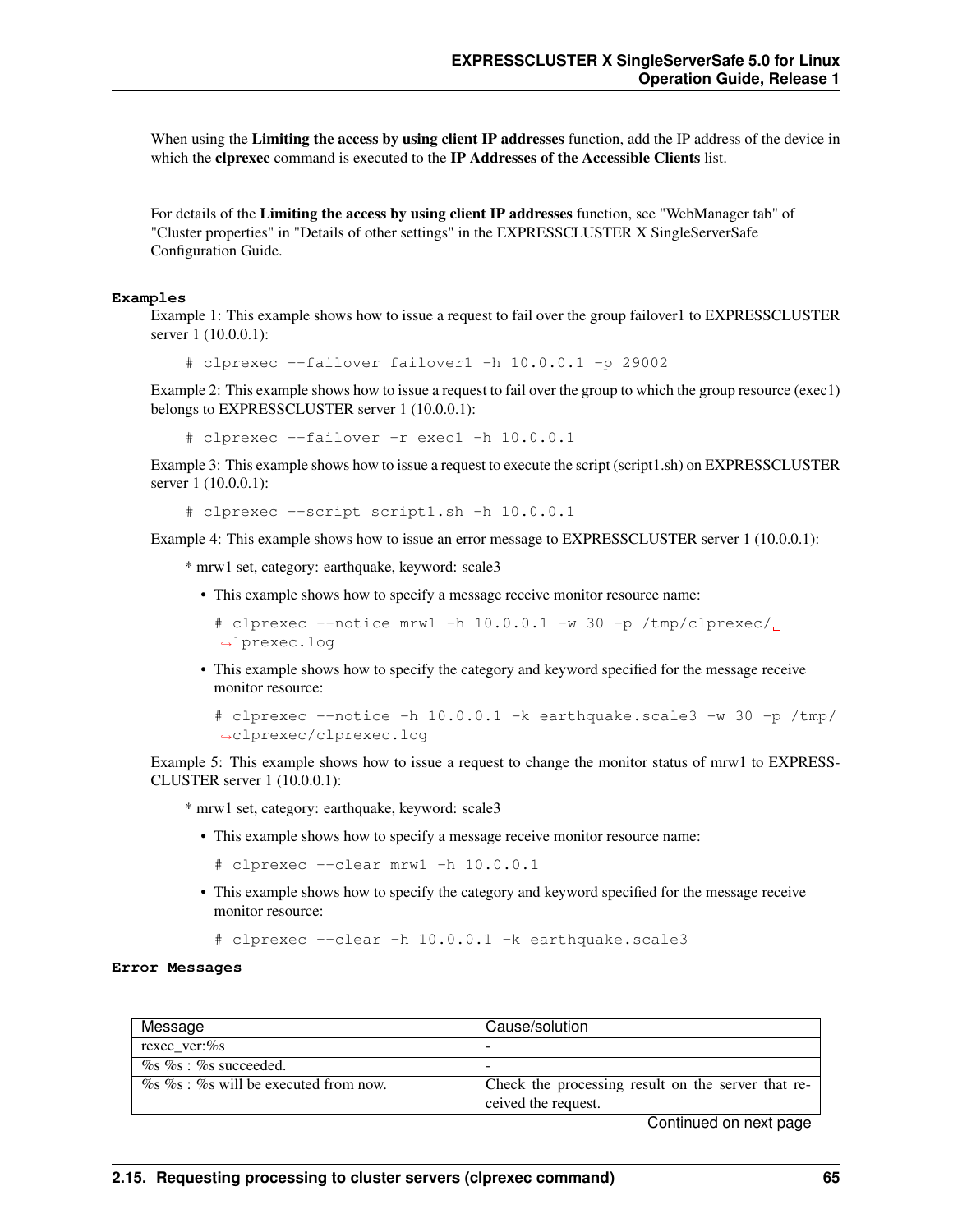When using the **Limiting the access by using client IP addresses** function, add the IP address of the device in which the **clprexec** command is executed to the **IP Addresses of the Accessible Clients** list.

For details of the **Limiting the access by using client IP addresses** function, see "WebManager tab" of "Cluster properties" in "Details of other settings" in the EXPRESSCLUSTER X SingleServerSafe Configuration Guide.

**Examples**

Example 1: This example shows how to issue a request to fail over the group failover1 to EXPRESSCLUSTER server 1 (10.0.0.1):

```
# clprexec --failover failover1 -h 10.0.0.1 -p 29002
```

Example 2: This example shows how to issue a request to fail over the group to which the group resource (exec1) belongs to EXPRESSCLUSTER server 1 (10.0.0.1):

```
# clprexec --failover -r exec1 -h 10.0.0.1
```

Example 3: This example shows how to issue a request to execute the script (script1.sh) on EXPRESSCLUSTER server 1 (10.0.0.1):

```
# clprexec --script script1.sh -h 10.0.0.1
```

Example 4: This example shows how to issue an error message to EXPRESSCLUSTER server 1 (10.0.0.1):

* mrw1 set, category: earthquake, keyword: scale3

- This example shows how to specify a message receive monitor resource name:

```
# clprexec --notice mrw1 -h 10.0.0.1 -w 30 -p /tmp/clprexec/
↪lprexec.log
```

- This example shows how to specify the category and keyword specified for the message receive monitor resource:

```
# clprexec --notice -h 10.0.0.1 -k earthquake.scale3 -w 30 -p /tmp/
↪clprexec/clprexec.log
```

Example 5: This example shows how to issue a request to change the monitor status of mrw1 to EXPRESSCLUSTER server 1 (10.0.0.1):

* mrw1 set, category: earthquake, keyword: scale3

- This example shows how to specify a message receive monitor resource name:

```
# clprexec --clear mrw1 -h 10.0.0.1
```

- This example shows how to specify the category and keyword specified for the message receive monitor resource:

```
# clprexec --clear -h 10.0.0.1 -k earthquake.scale3
```

**Error Messages**

| Message | Cause/solution |
|---|---|
| rexec_ver:%s | - |
| %s %s : %s succeeded. | - |
| %s %s : %s will be executed from now. | Check the processing result on the server that received the request. |

Continued on next page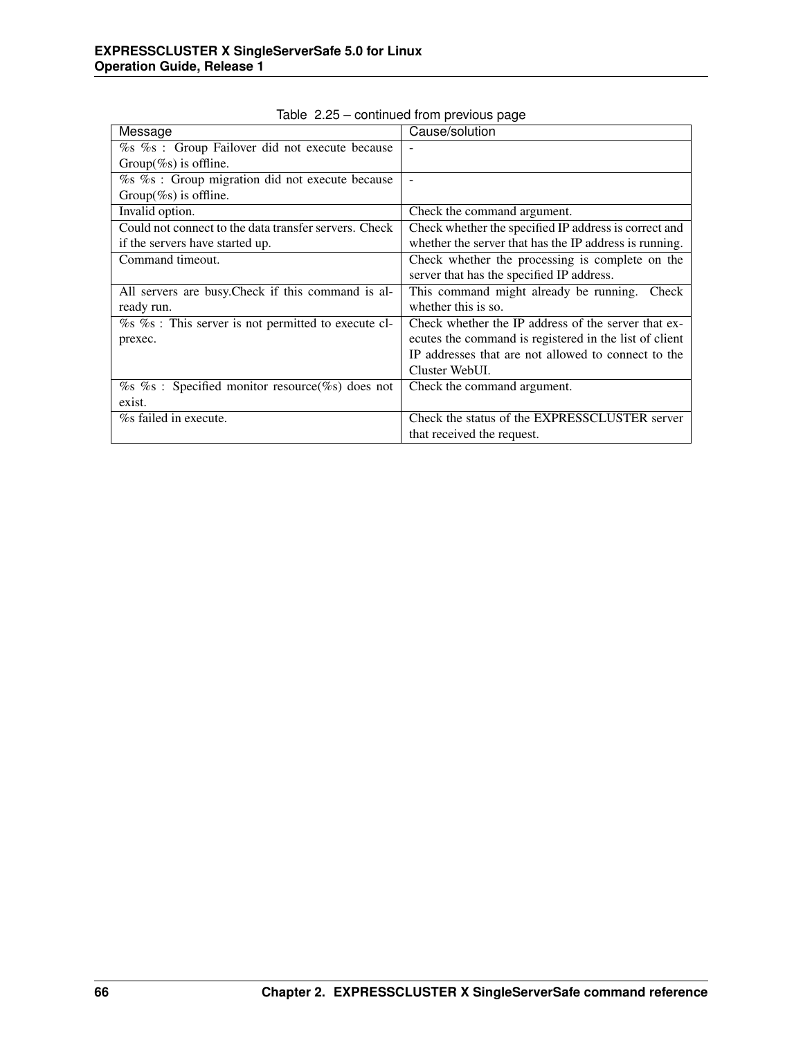Table 2.25 – continued from previous page

| Message | Cause/solution |
| --- | --- |
| %s %s : Group Failover did not execute because Group(%s) is offline. | - |
| %s %s : Group migration did not execute because Group(%s) is offline. | - |
| Invalid option. | Check the command argument. |
| Could not connect to the data transfer servers. Check if the servers have started up. | Check whether the specified IP address is correct and whether the server that has the IP address is running. |
| Command timeout. | Check whether the processing is complete on the server that has the specified IP address. |
| All servers are busy.Check if this command is already run. | This command might already be running. Check whether this is so. |
| %s %s : This server is not permitted to execute clprexec. | Check whether the IP address of the server that executes the command is registered in the list of client IP addresses that are not allowed to connect to the Cluster WebUI. |
| %s %s : Specified monitor resource(%s) does not exist. | Check the command argument. |
| %s failed in execute. | Check the status of the EXPRESSCLUSTER server that received the request. |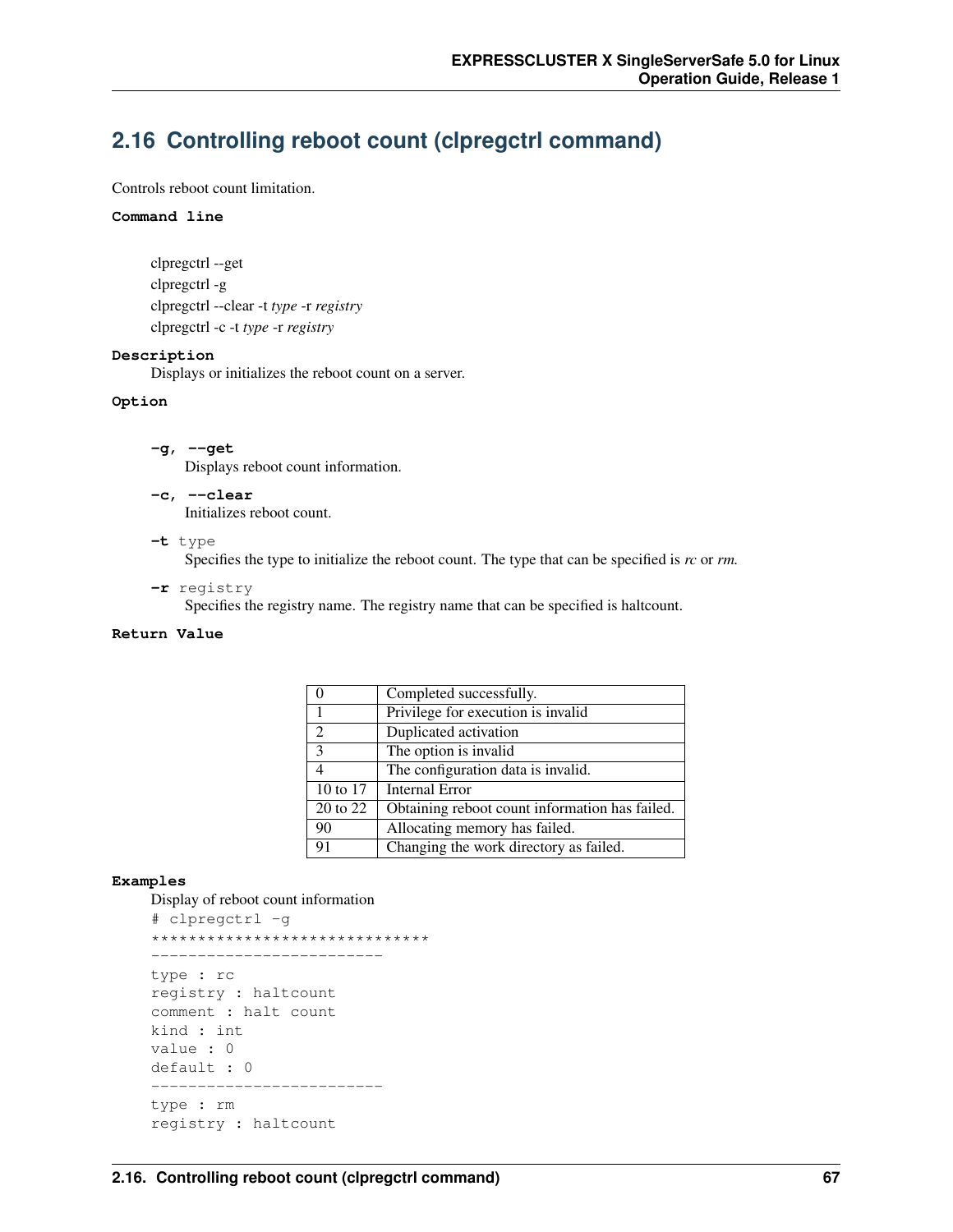## 2.16 Controlling reboot count (clpregctrl command)

Controls reboot count limitation.

**Command line**

clpregctrl --get
clpregctrl -g
clpregctrl --clear -t *type* -r *registry*
clpregctrl -c -t *type* -r *registry*

**Description**

Displays or initializes the reboot count on a server.

**Option**

**-g, --get**
Displays reboot count information.

**-c, --clear**
Initializes reboot count.

**-t** type
Specifies the type to initialize the reboot count. The type that can be specified is *rc* or *rm*.

**-r** registry
Specifies the registry name. The registry name that can be specified is haltcount.

**Return Value**

| | |
|---|---|
| 0 | Completed successfully. |
| 1 | Privilege for execution is invalid |
| 2 | Duplicated activation |
| 3 | The option is invalid |
| 4 | The configuration data is invalid. |
| 10 to 17 | Internal Error |
| 20 to 22 | Obtaining reboot count information has failed. |
| 90 | Allocating memory has failed. |
| 91 | Changing the work directory as failed. |

**Examples**

Display of reboot count information

```
# clpregctrl -g
******************************
-------------------------
type : rc
registry : haltcount
comment : halt count
kind : int
value : 0
default : 0
-------------------------
type : rm
registry : haltcount
```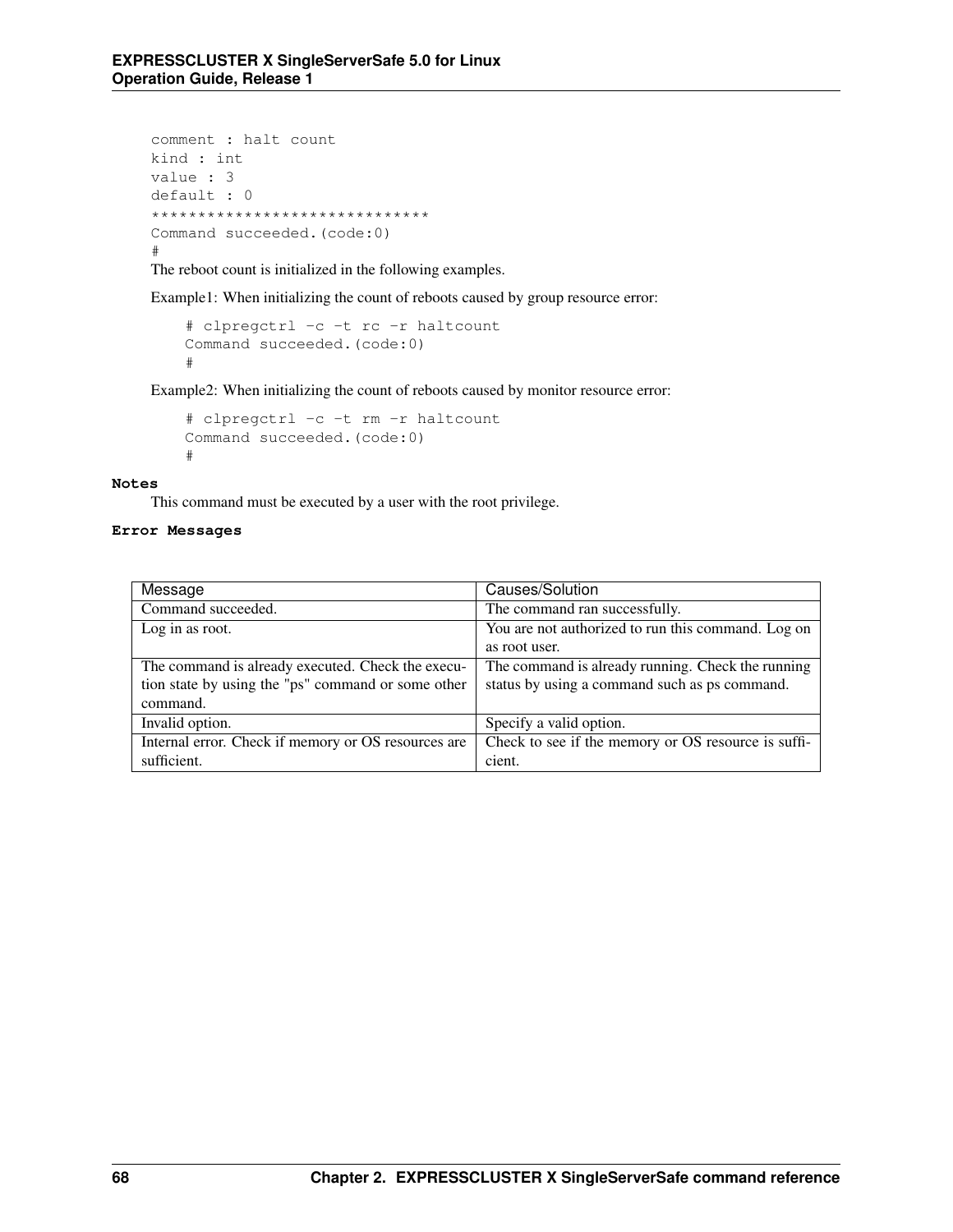```
comment : halt count
kind : int
value : 3
default : 0
******************************
Command succeeded.(code:0)
#
```

The reboot count is initialized in the following examples.

Example1: When initializing the count of reboots caused by group resource error:

```
# clpregctrl -c -t rc -r haltcount
Command succeeded.(code:0)
#
```

Example2: When initializing the count of reboots caused by monitor resource error:

```
# clpregctrl -c -t rm -r haltcount
Command succeeded.(code:0)
#
```

**Notes**

This command must be executed by a user with the root privilege.

**Error Messages**

| Message | Causes/Solution |
|---|---|
| Command succeeded. | The command ran successfully. |
| Log in as root. | You are not authorized to run this command. Log on as root user. |
| The command is already executed. Check the execution state by using the "ps" command or some other command. | The command is already running. Check the running status by using a command such as ps command. |
| Invalid option. | Specify a valid option. |
| Internal error. Check if memory or OS resources are sufficient. | Check to see if the memory or OS resource is sufficient. |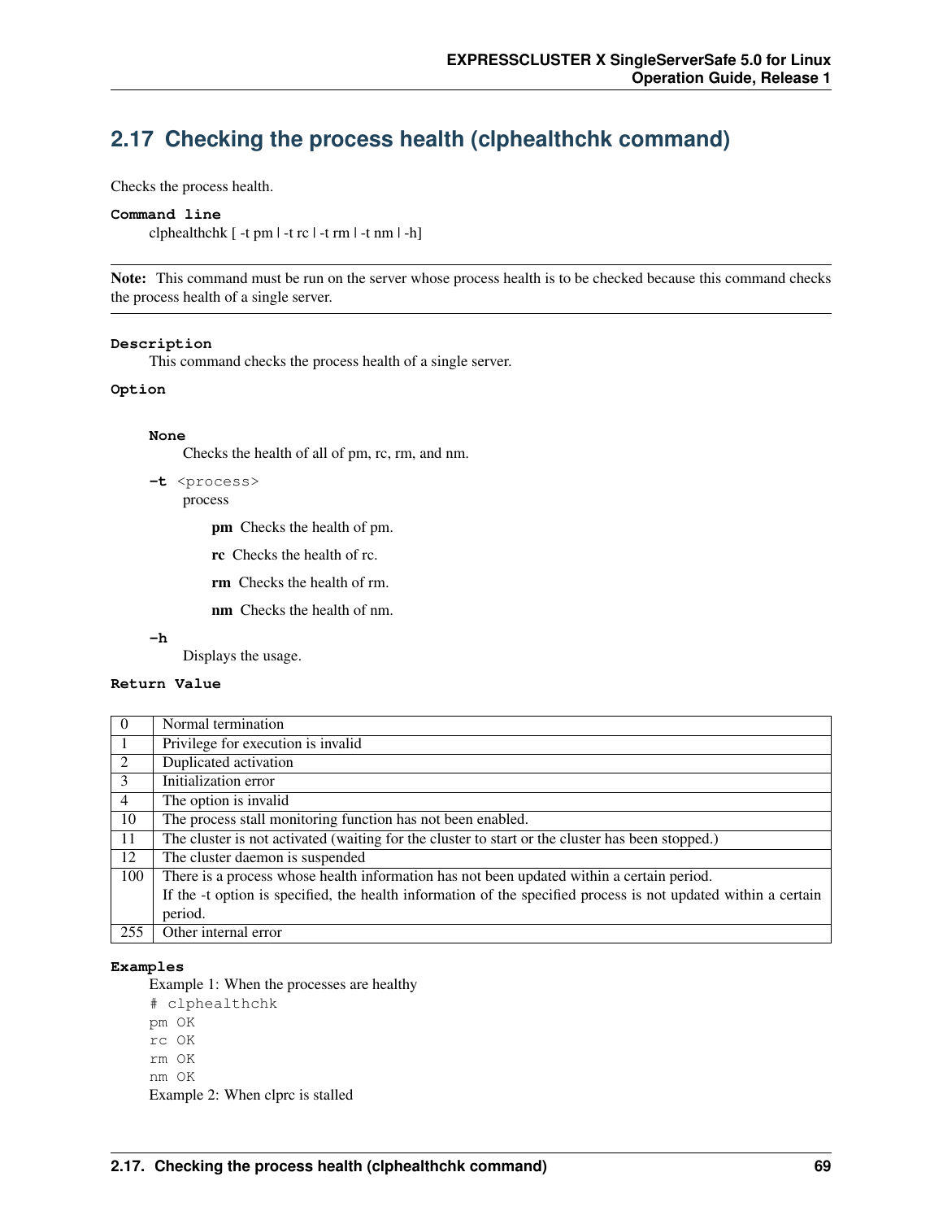## 2.17 Checking the process health (clphealthchk command)

Checks the process health.

**Command line**

clphealthchk [ -t pm | -t rc | -t rm | -t nm | -h]

---

**Note:** This command must be run on the server whose process health is to be checked because this command checks the process health of a single server.

---

**Description**

This command checks the process health of a single server.

**Option**

**None**

Checks the health of all of pm, rc, rm, and nm.

**-t** <process>

process

**pm** Checks the health of pm.

**rc** Checks the health of rc.

**rm** Checks the health of rm.

**nm** Checks the health of nm.

**-h**

Displays the usage.

**Return Value**

| | |
|---|---|
| 0 | Normal termination |
| 1 | Privilege for execution is invalid |
| 2 | Duplicated activation |
| 3 | Initialization error |
| 4 | The option is invalid |
| 10 | The process stall monitoring function has not been enabled. |
| 11 | The cluster is not activated (waiting for the cluster to start or the cluster has been stopped.) |
| 12 | The cluster daemon is suspended |
| 100 | There is a process whose health information has not been updated within a certain period.<br>If the -t option is specified, the health information of the specified process is not updated within a certain period. |
| 255 | Other internal error |

**Examples**

Example 1: When the processes are healthy

```
# clphealthchk
pm OK
rc OK
rm OK
nm OK
```

Example 2: When clprc is stalled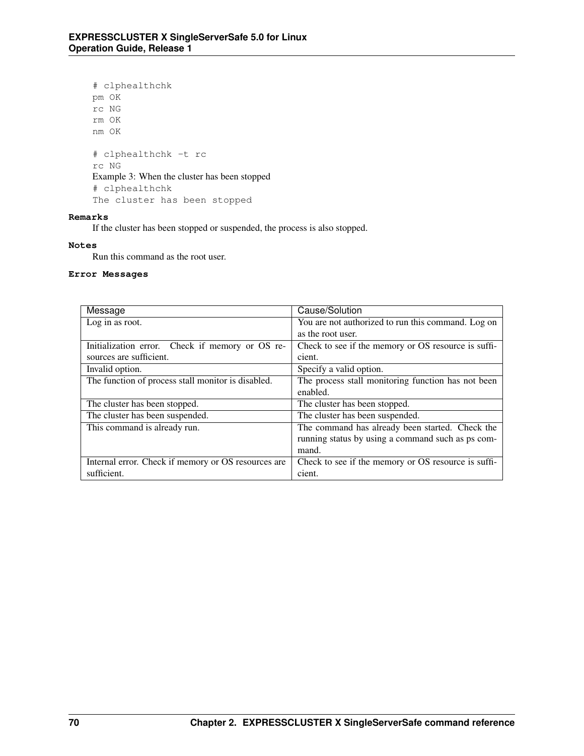```
# clphealthchk
pm OK
rc NG
rm OK
nm OK

# clphealthchk -t rc
rc NG
```

Example 3: When the cluster has been stopped

```
# clphealthchk
The cluster has been stopped
```

**Remarks**

If the cluster has been stopped or suspended, the process is also stopped.

**Notes**

Run this command as the root user.

**Error Messages**

| Message | Cause/Solution |
|---|---|
| Log in as root. | You are not authorized to run this command. Log on as the root user. |
| Initialization error. Check if memory or OS resources are sufficient. | Check to see if the memory or OS resource is sufficient. |
| Invalid option. | Specify a valid option. |
| The function of process stall monitor is disabled. | The process stall monitoring function has not been enabled. |
| The cluster has been stopped. | The cluster has been stopped. |
| The cluster has been suspended. | The cluster has been suspended. |
| This command is already run. | The command has already been started. Check the running status by using a command such as ps command. |
| Internal error. Check if memory or OS resources are sufficient. | Check to see if the memory or OS resource is sufficient. |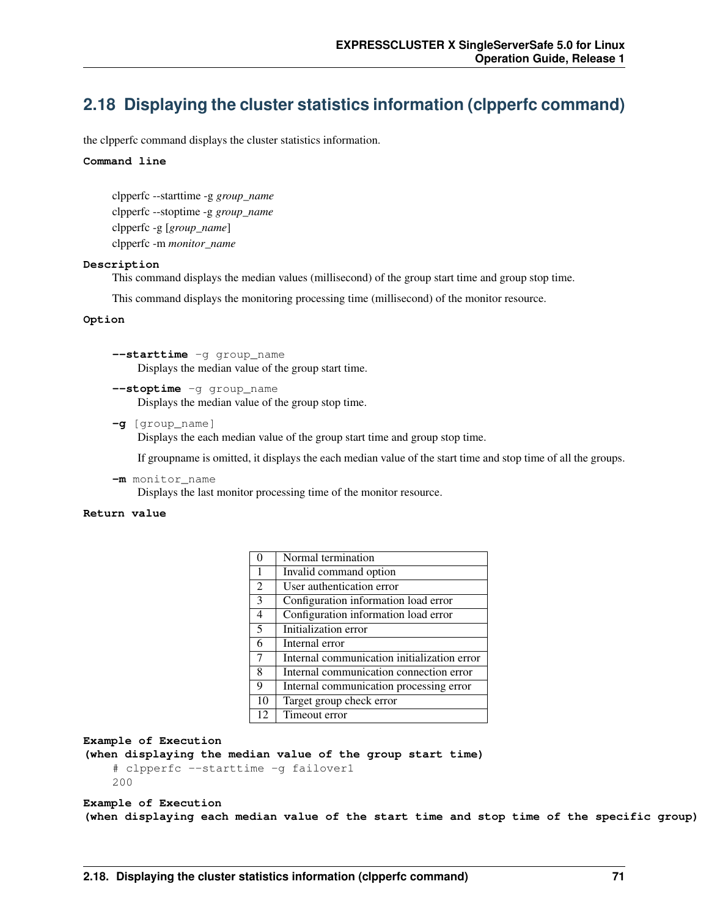## 2.18 Displaying the cluster statistics information (clpperfc command)

the clpperfc command displays the cluster statistics information.

**Command line**

clpperfc --starttime -g *group_name*
clpperfc --stoptime -g *group_name*
clpperfc -g [*group_name*]
clpperfc -m *monitor_name*

**Description**

This command displays the median values (millisecond) of the group start time and group stop time.

This command displays the monitoring processing time (millisecond) of the monitor resource.

**Option**

**--starttime** -g group_name
: Displays the median value of the group start time.

**--stoptime** -g group_name
: Displays the median value of the group stop time.

**-g** [group_name]
: Displays the each median value of the group start time and group stop time.

  If groupname is omitted, it displays the each median value of the start time and stop time of all the groups.

**-m** monitor_name
: Displays the last monitor processing time of the monitor resource.

**Return value**

| | |
|---|---|
| 0 | Normal termination |
| 1 | Invalid command option |
| 2 | User authentication error |
| 3 | Configuration information load error |
| 4 | Configuration information load error |
| 5 | Initialization error |
| 6 | Internal error |
| 7 | Internal communication initialization error |
| 8 | Internal communication connection error |
| 9 | Internal communication processing error |
| 10 | Target group check error |
| 12 | Timeout error |

**Example of Execution**
**(when displaying the median value of the group start time)**

```
# clpperfc --starttime -g failover1
200
```

**Example of Execution**
**(when displaying each median value of the start time and stop time of the specific group)**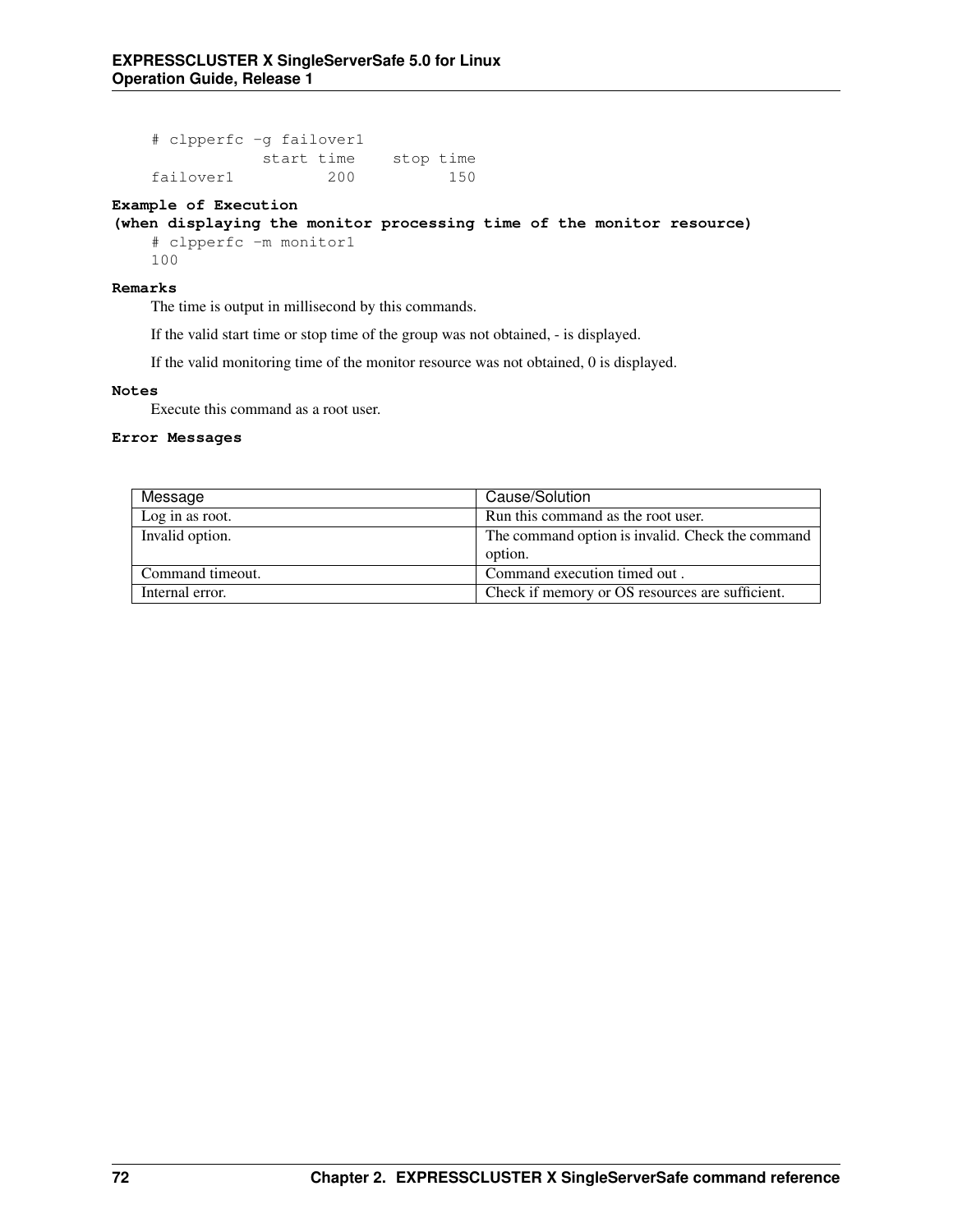```
# clpperfc -g failover1
             start time    stop time
failover1          200          150
```

**Example of Execution**
**(when displaying the monitor processing time of the monitor resource)**

```
# clpperfc -m monitor1
100
```

**Remarks**

The time is output in millisecond by this commands.

If the valid start time or stop time of the group was not obtained, - is displayed.

If the valid monitoring time of the monitor resource was not obtained, 0 is displayed.

**Notes**

Execute this command as a root user.

**Error Messages**

| Message | Cause/Solution |
|---|---|
| Log in as root. | Run this command as the root user. |
| Invalid option. | The command option is invalid. Check the command option. |
| Command timeout. | Command execution timed out . |
| Internal error. | Check if memory or OS resources are sufficient. |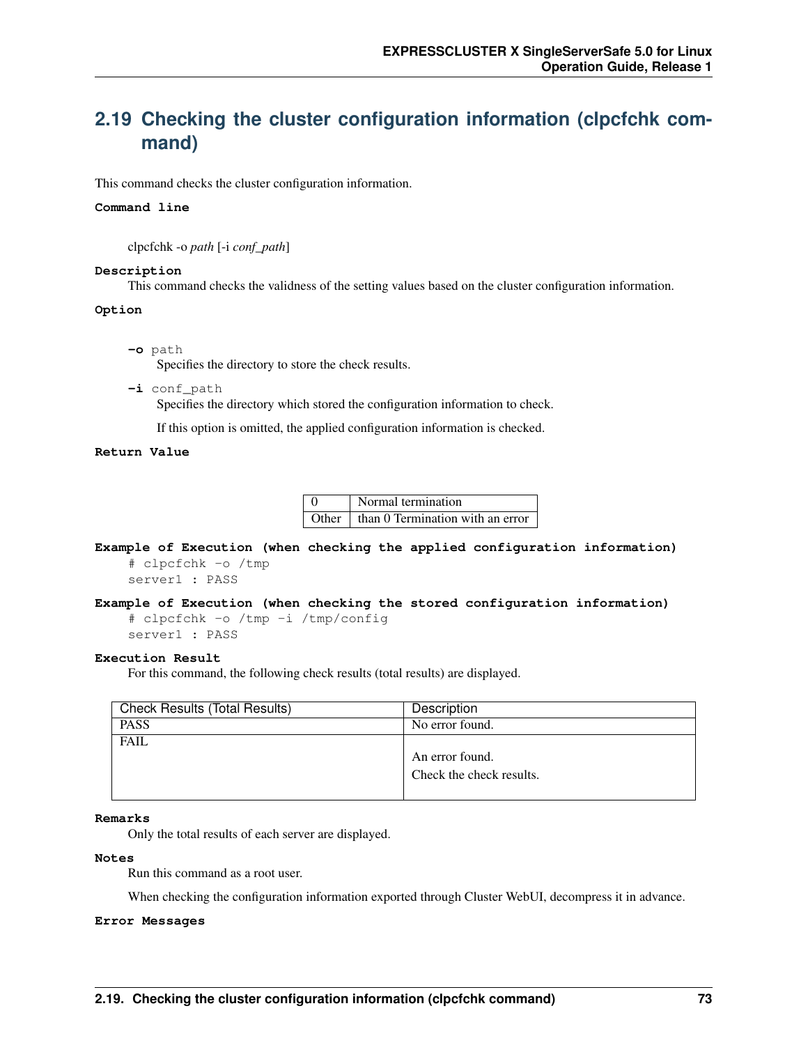## 2.19 Checking the cluster configuration information (clpcfchk command)

This command checks the cluster configuration information.

**Command line**

clpcfchk -o *path* [-i *conf_path*]

**Description**

This command checks the validness of the setting values based on the cluster configuration information.

**Option**

**-o** path
: Specifies the directory to store the check results.

**-i** conf_path
: Specifies the directory which stored the configuration information to check.

If this option is omitted, the applied configuration information is checked.

**Return Value**

| 0 | Normal termination |
|---|---|
| Other | than 0 Termination with an error |

**Example of Execution (when checking the applied configuration information)**

```
# clpcfchk -o /tmp
server1 : PASS
```

**Example of Execution (when checking the stored configuration information)**

```
# clpcfchk -o /tmp -i /tmp/config
server1 : PASS
```

**Execution Result**

For this command, the following check results (total results) are displayed.

| Check Results (Total Results) | Description |
|---|---|
| PASS | No error found. |
| FAIL | An error found.<br>Check the check results. |

**Remarks**

Only the total results of each server are displayed.

**Notes**

Run this command as a root user.

When checking the configuration information exported through Cluster WebUI, decompress it in advance.

**Error Messages**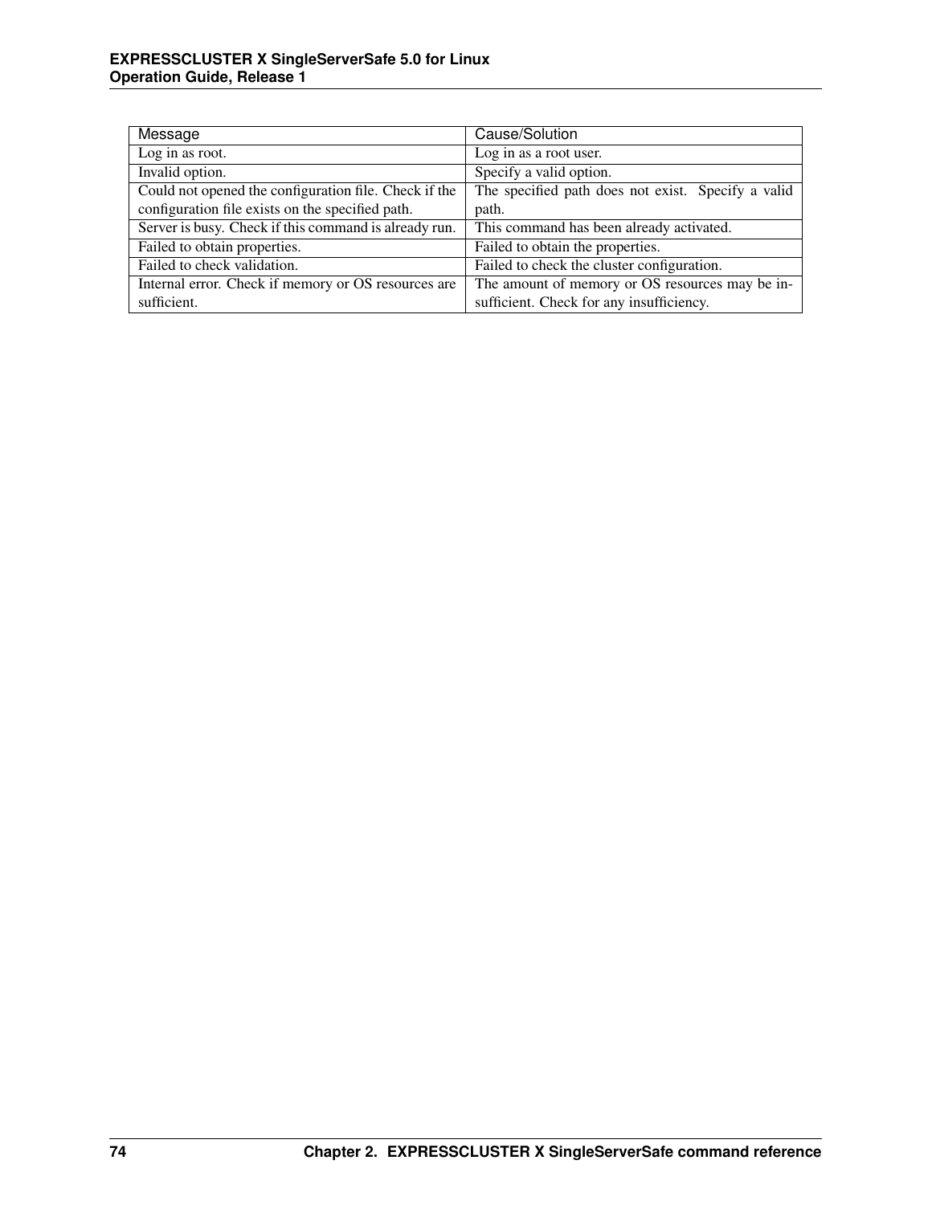| Message | Cause/Solution |
| --- | --- |
| Log in as root. | Log in as a root user. |
| Invalid option. | Specify a valid option. |
| Could not opened the configuration file. Check if the configuration file exists on the specified path. | The specified path does not exist. Specify a valid path. |
| Server is busy. Check if this command is already run. | This command has been already activated. |
| Failed to obtain properties. | Failed to obtain the properties. |
| Failed to check validation. | Failed to check the cluster configuration. |
| Internal error. Check if memory or OS resources are sufficient. | The amount of memory or OS resources may be insufficient. Check for any insufficiency. |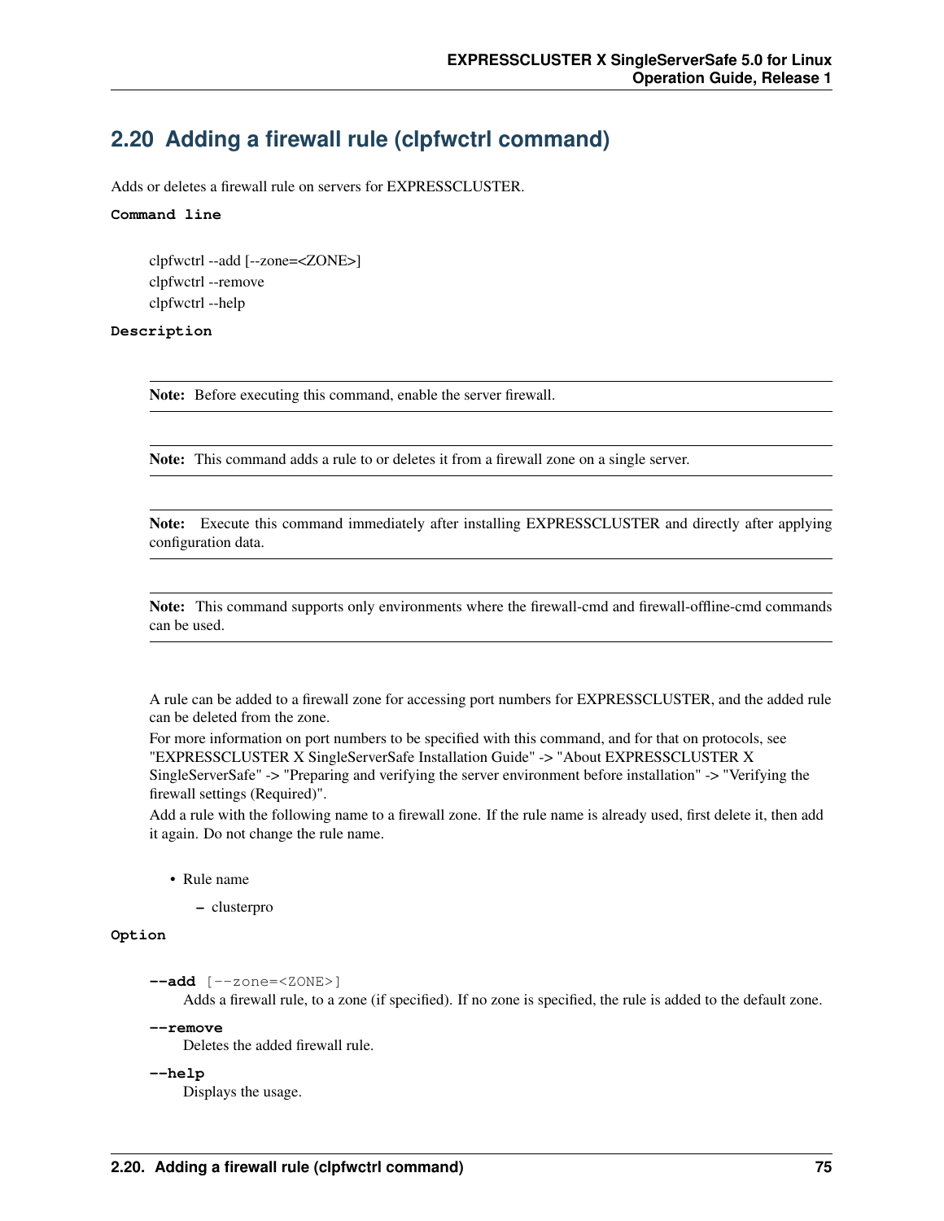## 2.20 Adding a firewall rule (clpfwctrl command)

Adds or deletes a firewall rule on servers for EXPRESSCLUSTER.

**Command line**

clpfwctrl --add [--zone=<ZONE>]
clpfwctrl --remove
clpfwctrl --help

**Description**

> **Note:** Before executing this command, enable the server firewall.

> **Note:** This command adds a rule to or deletes it from a firewall zone on a single server.

> **Note:** Execute this command immediately after installing EXPRESSCLUSTER and directly after applying configuration data.

> **Note:** This command supports only environments where the firewall-cmd and firewall-offline-cmd commands can be used.

A rule can be added to a firewall zone for accessing port numbers for EXPRESSCLUSTER, and the added rule can be deleted from the zone.

For more information on port numbers to be specified with this command, and for that on protocols, see "EXPRESSCLUSTER X SingleServerSafe Installation Guide" -> "About EXPRESSCLUSTER X SingleServerSafe" -> "Preparing and verifying the server environment before installation" -> "Verifying the firewall settings (Required)".

Add a rule with the following name to a firewall zone. If the rule name is already used, first delete it, then add it again. Do not change the rule name.

- Rule name
  - clusterpro

**Option**

**--add** [--zone=<ZONE>]
: Adds a firewall rule, to a zone (if specified). If no zone is specified, the rule is added to the default zone.

**--remove**
: Deletes the added firewall rule.

**--help**
: Displays the usage.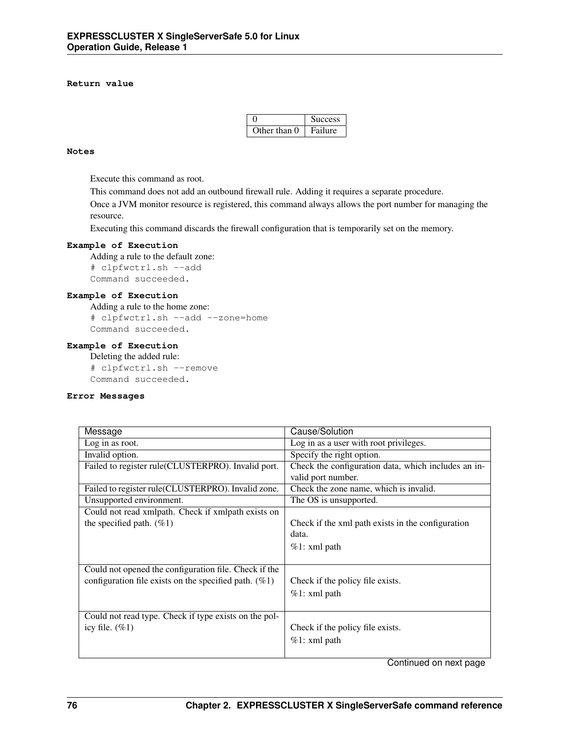**Return value**

| 0 | Success |
|---|---|
| Other than 0 | Failure |

**Notes**

Execute this command as root.

This command does not add an outbound firewall rule. Adding it requires a separate procedure.

Once a JVM monitor resource is registered, this command always allows the port number for managing the resource.

Executing this command discards the firewall configuration that is temporarily set on the memory.

**Example of Execution**

Adding a rule to the default zone:

```
# clpfwctrl.sh --add
Command succeeded.
```

**Example of Execution**

Adding a rule to the home zone:

```
# clpfwctrl.sh --add --zone=home
Command succeeded.
```

**Example of Execution**

Deleting the added rule:

```
# clpfwctrl.sh --remove
Command succeeded.
```

**Error Messages**

| Message | Cause/Solution |
|---|---|
| Log in as root. | Log in as a user with root privileges. |
| Invalid option. | Specify the right option. |
| Failed to register rule(CLUSTERPRO). Invalid port. | Check the configuration data, which includes an invalid port number. |
| Failed to register rule(CLUSTERPRO). Invalid zone. | Check the zone name, which is invalid. |
| Unsupported environment. | The OS is unsupported. |
| Could not read xmlpath. Check if xmlpath exists on the specified path. (%1) | Check if the xml path exists in the configuration data.<br>%1: xml path |
| Could not opened the configuration file. Check if the configuration file exists on the specified path. (%1) | Check if the policy file exists.<br>%1: xml path |
| Could not read type. Check if type exists on the policy file. (%1) | Check if the policy file exists.<br>%1: xml path |

Continued on next page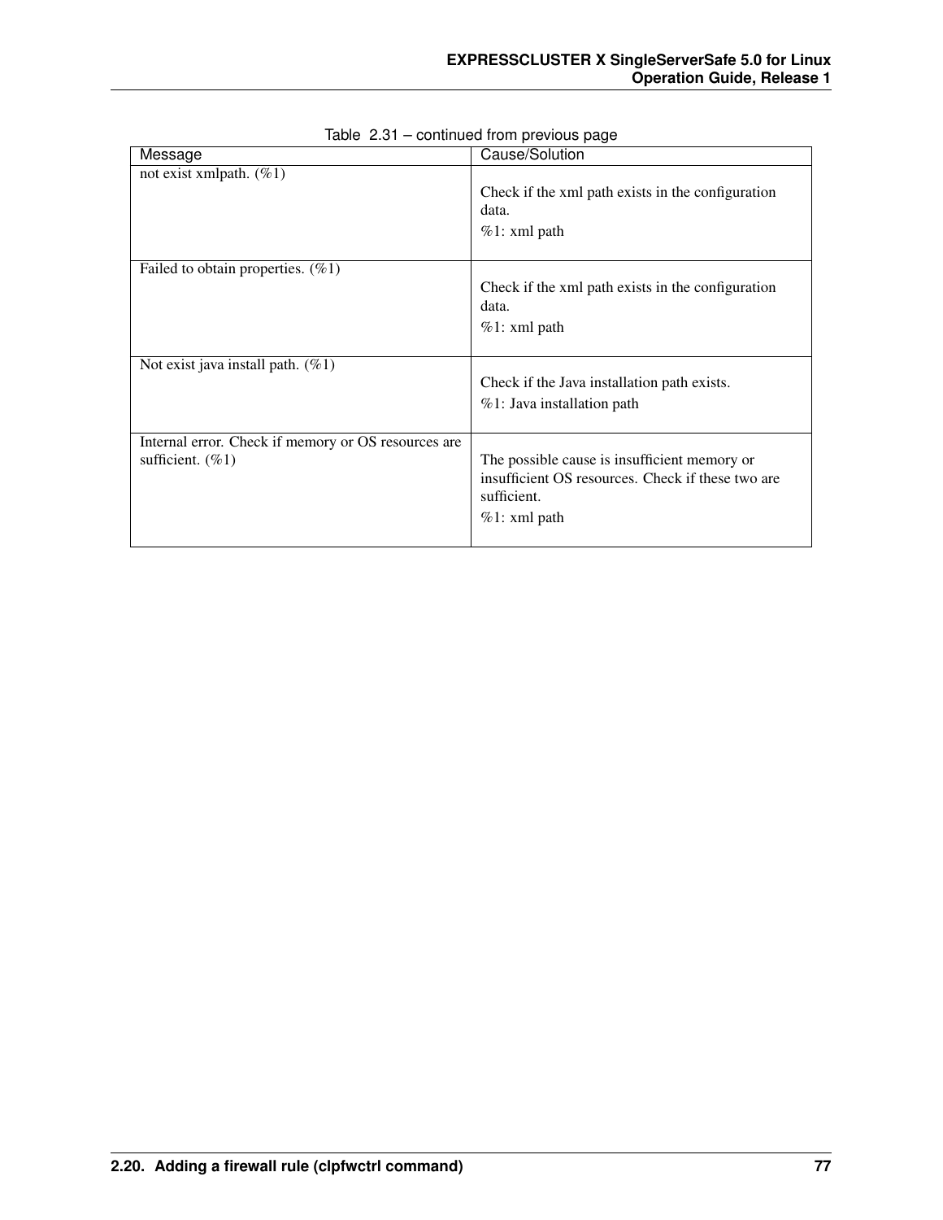Table 2.31 – continued from previous page

| Message | Cause/Solution |
|---|---|
| not exist xmlpath. (%1) | Check if the xml path exists in the configuration data.<br>%1: xml path |
| Failed to obtain properties. (%1) | Check if the xml path exists in the configuration data.<br>%1: xml path |
| Not exist java install path. (%1) | Check if the Java installation path exists.<br>%1: Java installation path |
| Internal error. Check if memory or OS resources are sufficient. (%1) | The possible cause is insufficient memory or insufficient OS resources. Check if these two are sufficient.<br>%1: xml path |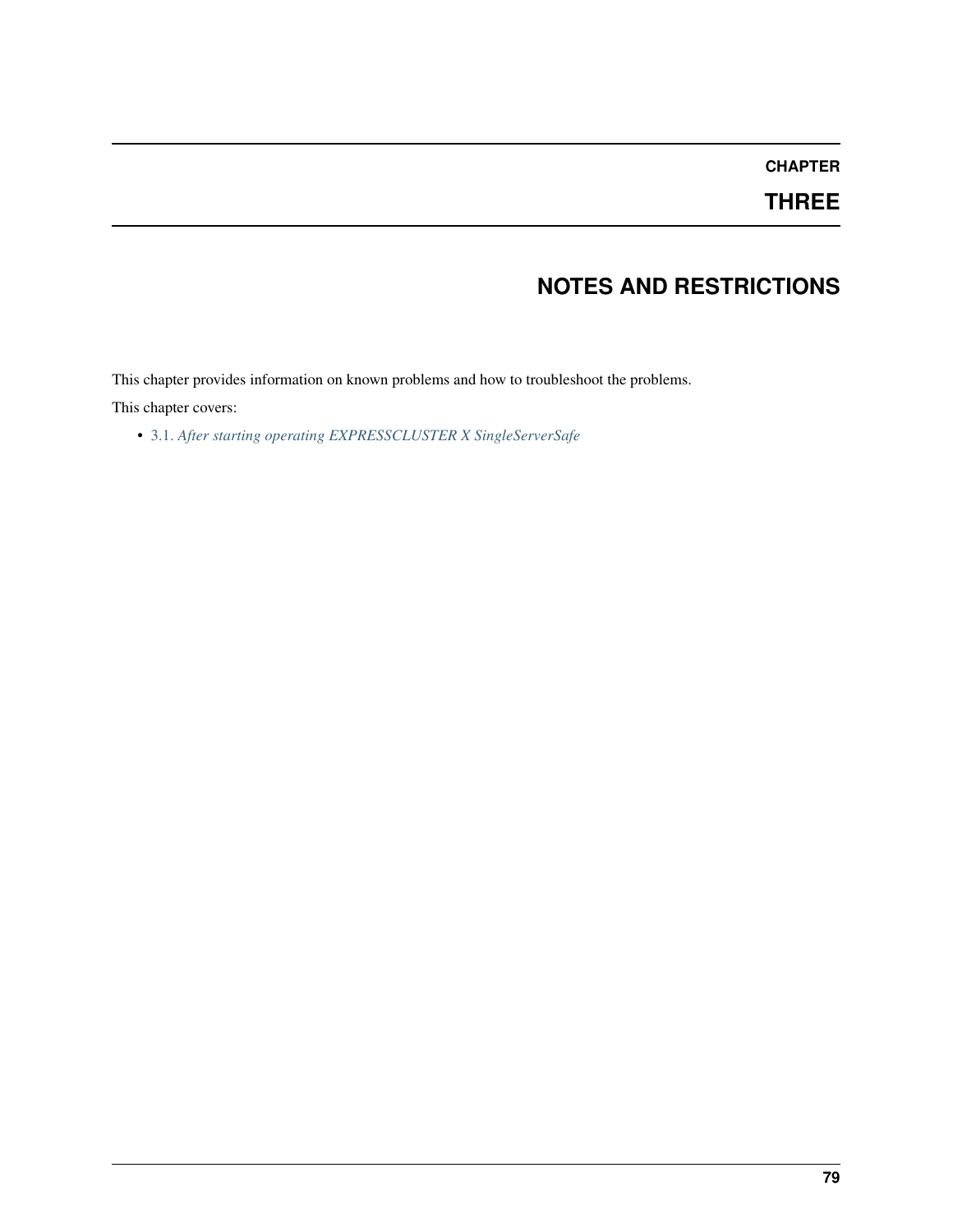# CHAPTER THREE

# NOTES AND RESTRICTIONS

This chapter provides information on known problems and how to troubleshoot the problems.

This chapter covers:

- 3.1. *After starting operating EXPRESSCLUSTER X SingleServerSafe*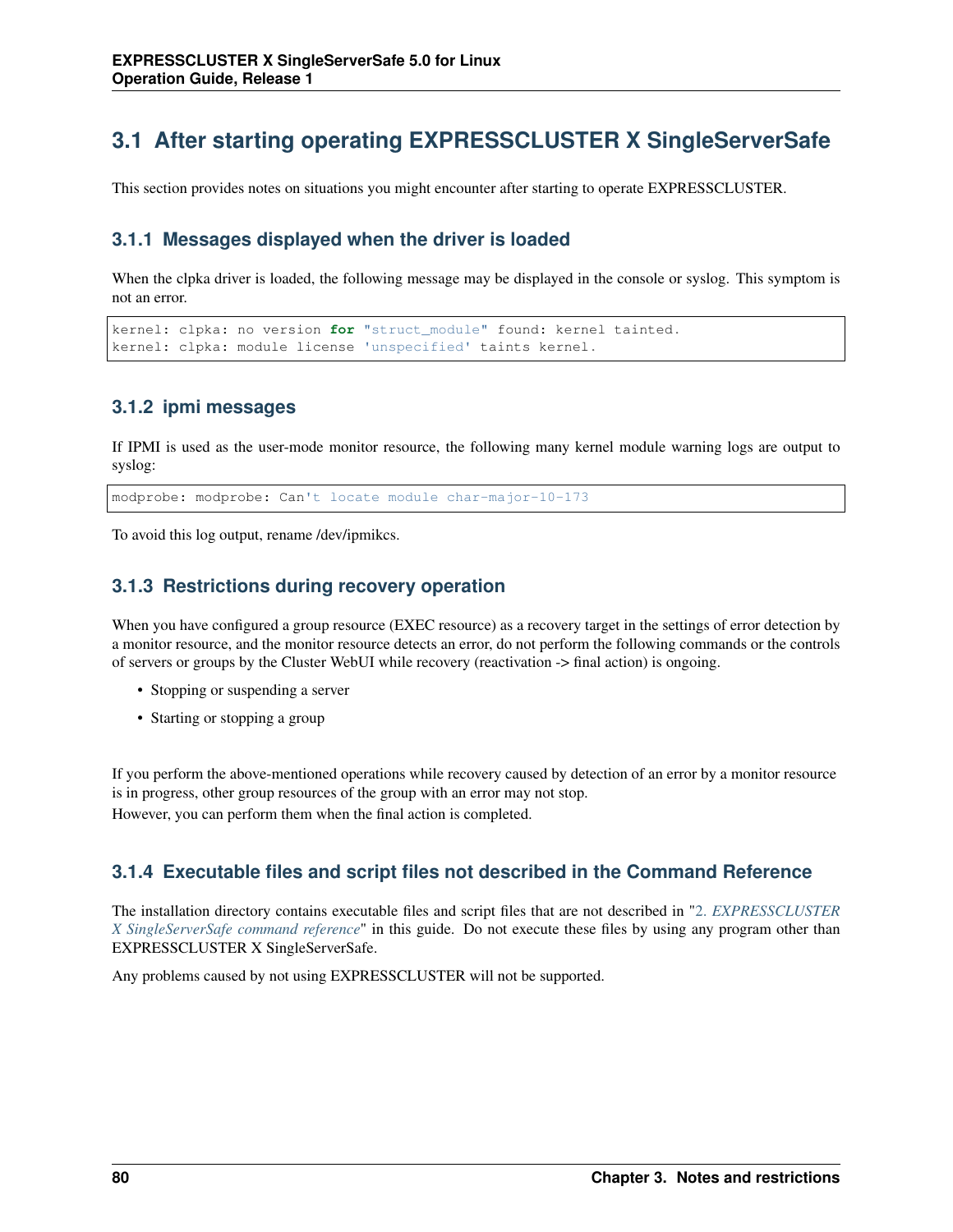## 3.1 After starting operating EXPRESSCLUSTER X SingleServerSafe

This section provides notes on situations you might encounter after starting to operate EXPRESSCLUSTER.

### 3.1.1 Messages displayed when the driver is loaded

When the clpka driver is loaded, the following message may be displayed in the console or syslog. This symptom is not an error.

```
kernel: clpka: no version for "struct_module" found: kernel tainted.
kernel: clpka: module license 'unspecified' taints kernel.
```

### 3.1.2 ipmi messages

If IPMI is used as the user-mode monitor resource, the following many kernel module warning logs are output to syslog:

```
modprobe: modprobe: Can't locate module char-major-10-173
```

To avoid this log output, rename /dev/ipmikcs.

### 3.1.3 Restrictions during recovery operation

When you have configured a group resource (EXEC resource) as a recovery target in the settings of error detection by a monitor resource, and the monitor resource detects an error, do not perform the following commands or the controls of servers or groups by the Cluster WebUI while recovery (reactivation -> final action) is ongoing.

- Stopping or suspending a server
- Starting or stopping a group

If you perform the above-mentioned operations while recovery caused by detection of an error by a monitor resource is in progress, other group resources of the group with an error may not stop.
However, you can perform them when the final action is completed.

### 3.1.4 Executable files and script files not described in the Command Reference

The installation directory contains executable files and script files that are not described in "*2. EXPRESSCLUSTER X SingleServerSafe command reference*" in this guide. Do not execute these files by using any program other than EXPRESSCLUSTER X SingleServerSafe.

Any problems caused by not using EXPRESSCLUSTER will not be supported.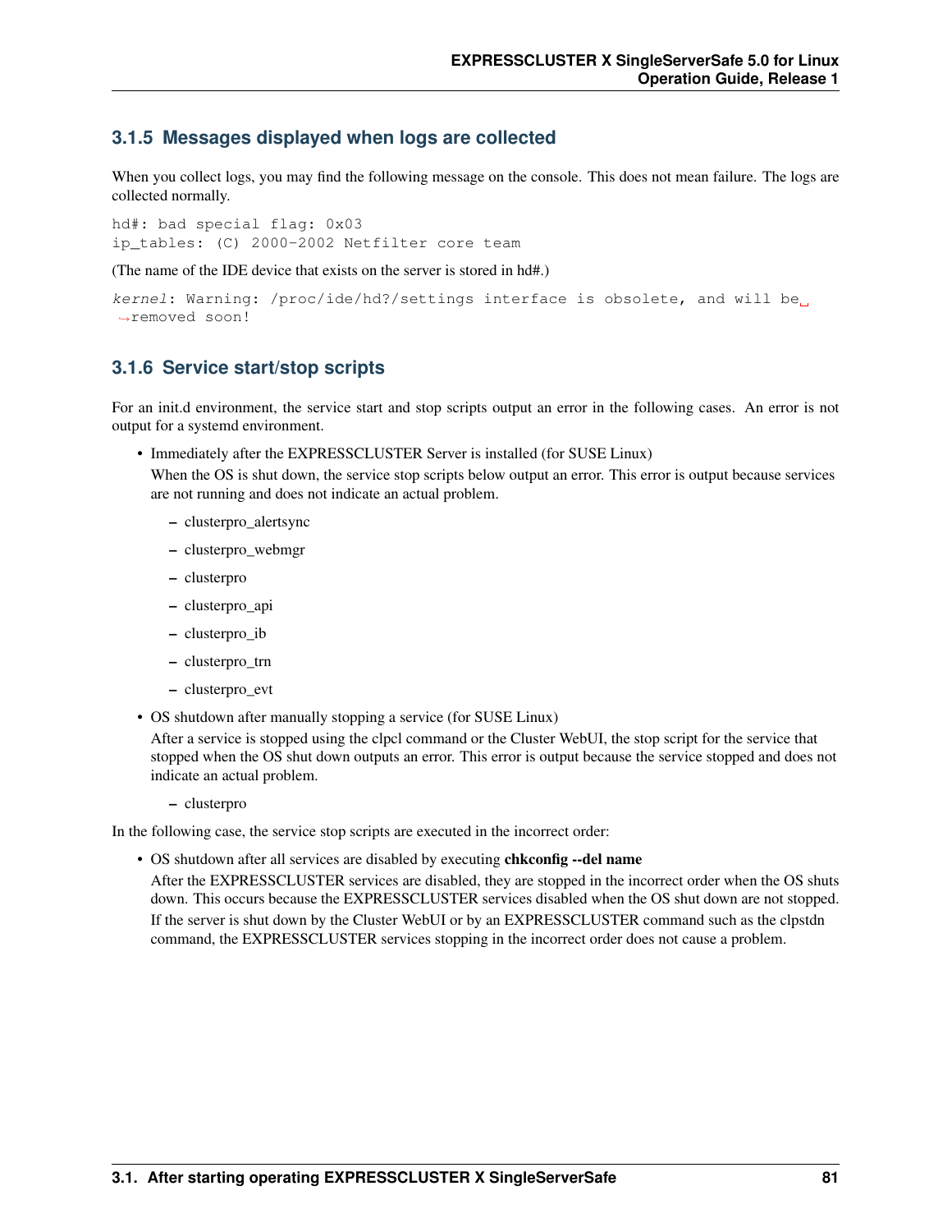### 3.1.5 Messages displayed when logs are collected

When you collect logs, you may find the following message on the console. This does not mean failure. The logs are collected normally.

```
hd#: bad special flag: 0x03
ip_tables: (C) 2000-2002 Netfilter core team
```

(The name of the IDE device that exists on the server is stored in hd#.)

```
kernel: Warning: /proc/ide/hd?/settings interface is obsolete, and will be removed soon!
```

### 3.1.6 Service start/stop scripts

For an init.d environment, the service start and stop scripts output an error in the following cases. An error is not output for a systemd environment.

- Immediately after the EXPRESSCLUSTER Server is installed (for SUSE Linux)

  When the OS is shut down, the service stop scripts below output an error. This error is output because services are not running and does not indicate an actual problem.

  – clusterpro_alertsync

  – clusterpro_webmgr

  – clusterpro

  – clusterpro_api

  – clusterpro_ib

  – clusterpro_trn

  – clusterpro_evt

- OS shutdown after manually stopping a service (for SUSE Linux)

  After a service is stopped using the clpcl command or the Cluster WebUI, the stop script for the service that stopped when the OS shut down outputs an error. This error is output because the service stopped and does not indicate an actual problem.

  – clusterpro

In the following case, the service stop scripts are executed in the incorrect order:

- OS shutdown after all services are disabled by executing **chkconfig --del name**

  After the EXPRESSCLUSTER services are disabled, they are stopped in the incorrect order when the OS shuts down. This occurs because the EXPRESSCLUSTER services disabled when the OS shut down are not stopped.

  If the server is shut down by the Cluster WebUI or by an EXPRESSCLUSTER command such as the clpstdn command, the EXPRESSCLUSTER services stopping in the incorrect order does not cause a problem.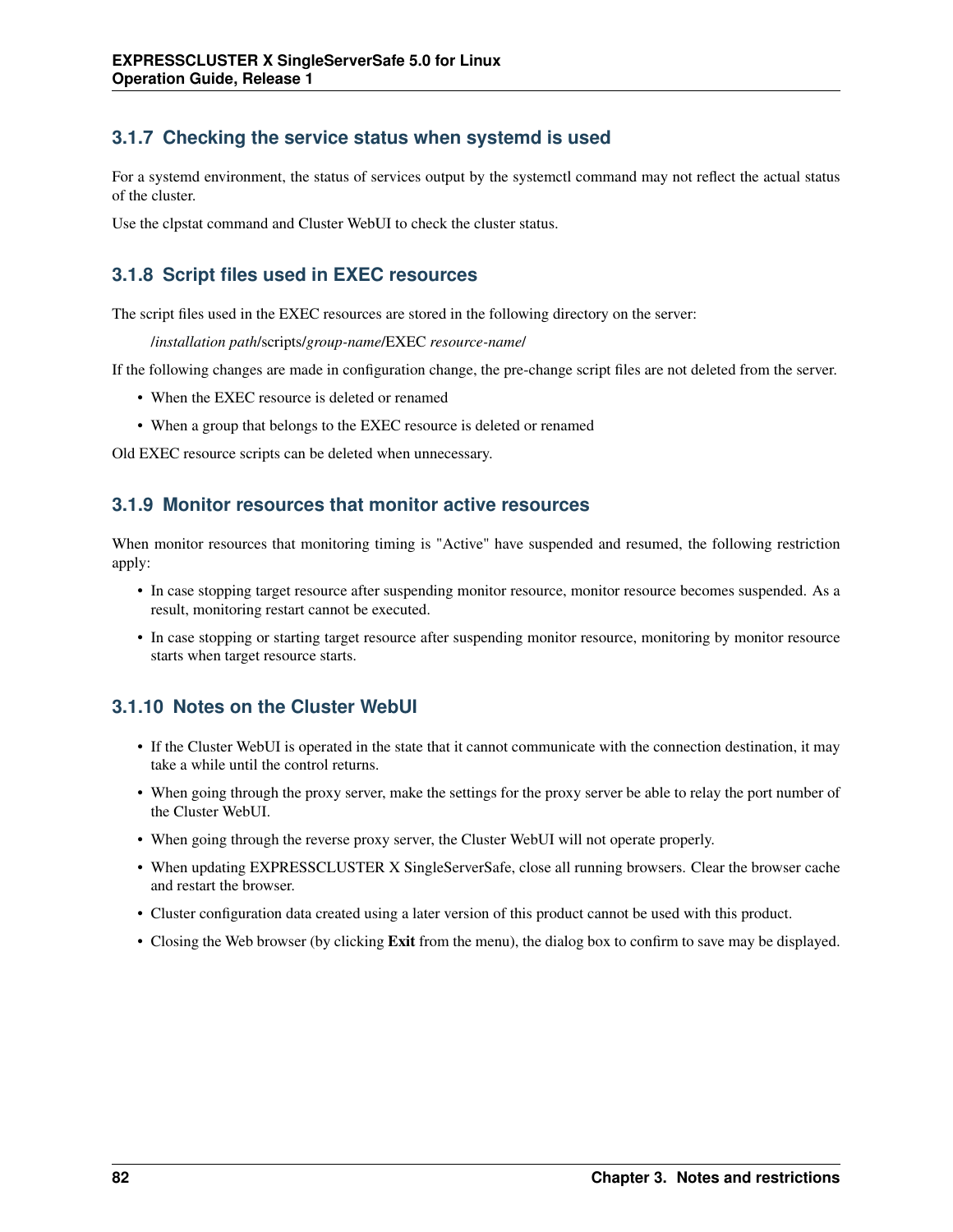### 3.1.7 Checking the service status when systemd is used

For a systemd environment, the status of services output by the systemctl command may not reflect the actual status of the cluster.

Use the clpstat command and Cluster WebUI to check the cluster status.

### 3.1.8 Script files used in EXEC resources

The script files used in the EXEC resources are stored in the following directory on the server:

/*installation path*/scripts/*group-name*/EXEC *resource-name*/

If the following changes are made in configuration change, the pre-change script files are not deleted from the server.

- When the EXEC resource is deleted or renamed
- When a group that belongs to the EXEC resource is deleted or renamed

Old EXEC resource scripts can be deleted when unnecessary.

### 3.1.9 Monitor resources that monitor active resources

When monitor resources that monitoring timing is "Active" have suspended and resumed, the following restriction apply:

- In case stopping target resource after suspending monitor resource, monitor resource becomes suspended. As a result, monitoring restart cannot be executed.
- In case stopping or starting target resource after suspending monitor resource, monitoring by monitor resource starts when target resource starts.

### 3.1.10 Notes on the Cluster WebUI

- If the Cluster WebUI is operated in the state that it cannot communicate with the connection destination, it may take a while until the control returns.
- When going through the proxy server, make the settings for the proxy server be able to relay the port number of the Cluster WebUI.
- When going through the reverse proxy server, the Cluster WebUI will not operate properly.
- When updating EXPRESSCLUSTER X SingleServerSafe, close all running browsers. Clear the browser cache and restart the browser.
- Cluster configuration data created using a later version of this product cannot be used with this product.
- Closing the Web browser (by clicking **Exit** from the menu), the dialog box to confirm to save may be displayed.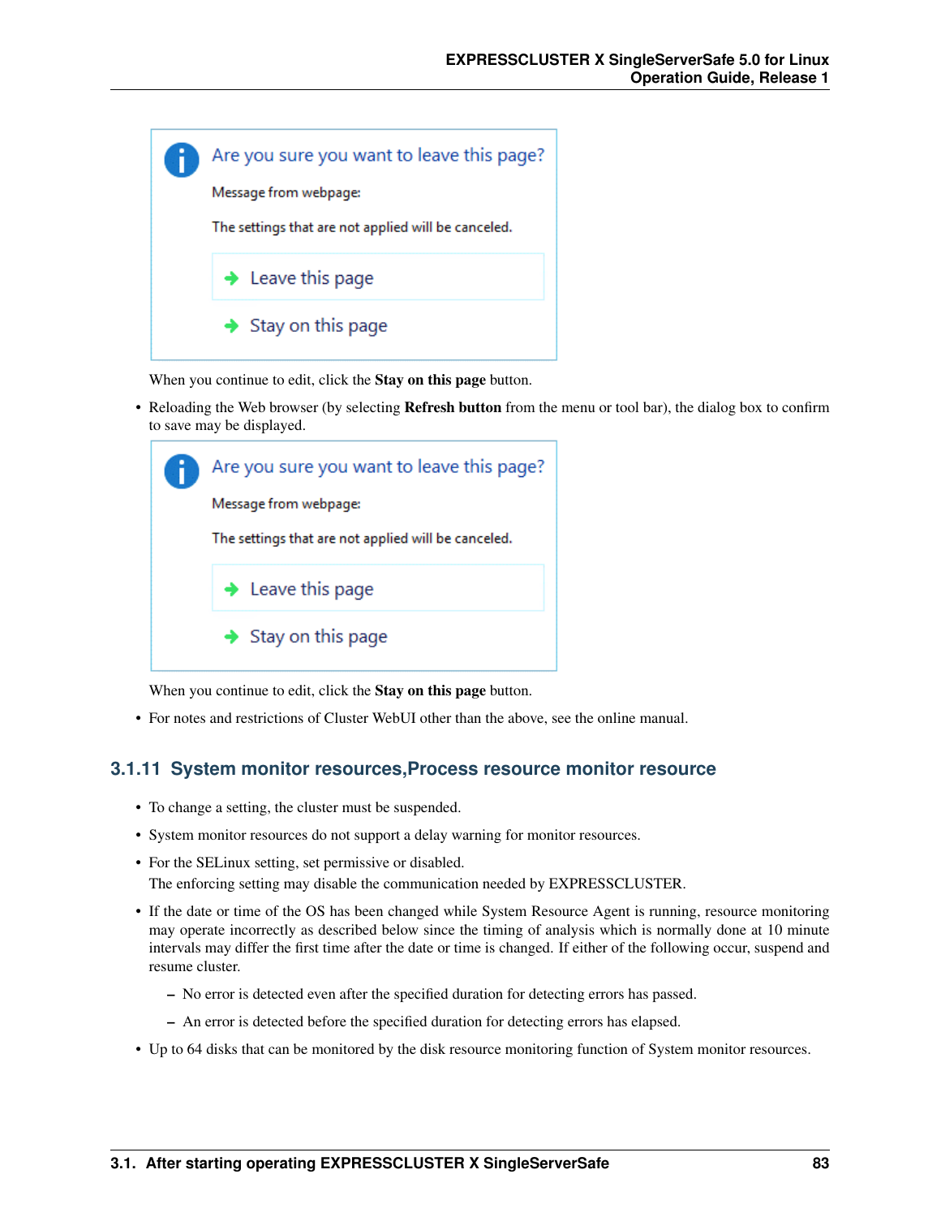When you continue to edit, click the **Stay on this page** button.

- Reloading the Web browser (by selecting **Refresh button** from the menu or tool bar), the dialog box to confirm to save may be displayed.

  When you continue to edit, click the **Stay on this page** button.

- For notes and restrictions of Cluster WebUI other than the above, see the online manual.

### 3.1.11 System monitor resources,Process resource monitor resource

- To change a setting, the cluster must be suspended.
- System monitor resources do not support a delay warning for monitor resources.
- For the SELinux setting, set permissive or disabled.
  The enforcing setting may disable the communication needed by EXPRESSCLUSTER.
- If the date or time of the OS has been changed while System Resource Agent is running, resource monitoring may operate incorrectly as described below since the timing of analysis which is normally done at 10 minute intervals may differ the first time after the date or time is changed. If either of the following occur, suspend and resume cluster.
  - No error is detected even after the specified duration for detecting errors has passed.
  - An error is detected before the specified duration for detecting errors has elapsed.
- Up to 64 disks that can be monitored by the disk resource monitoring function of System monitor resources.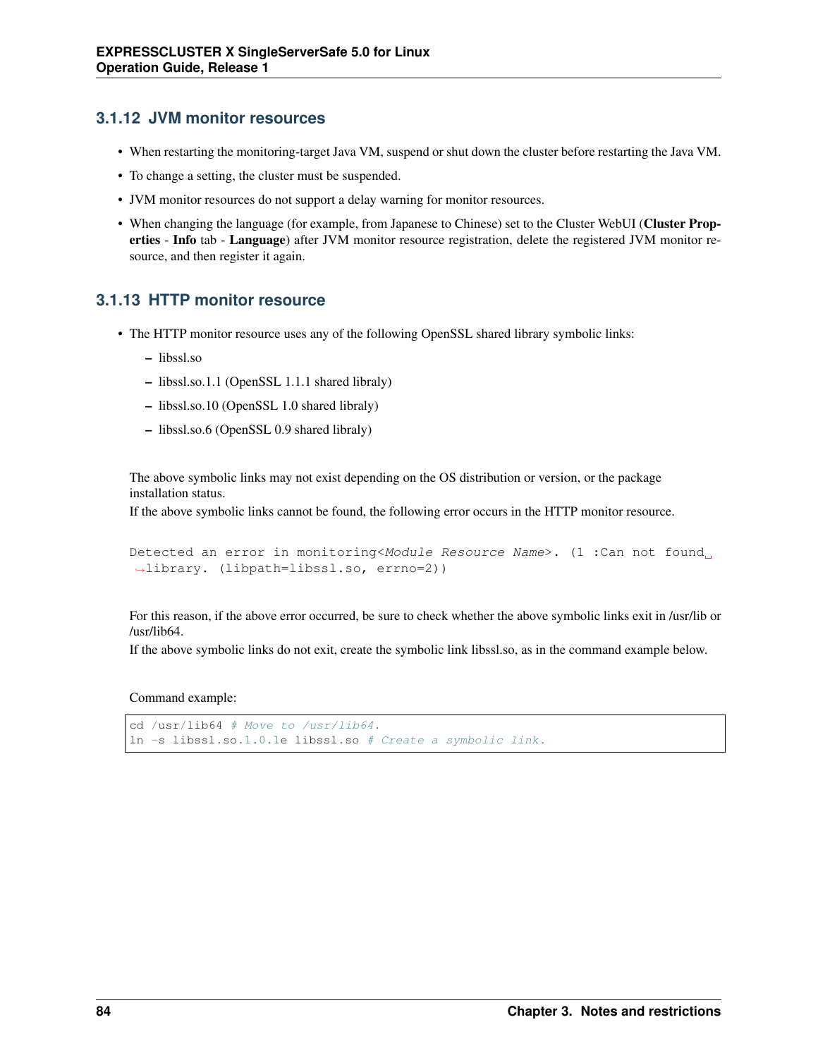### 3.1.12 JVM monitor resources

- When restarting the monitoring-target Java VM, suspend or shut down the cluster before restarting the Java VM.
- To change a setting, the cluster must be suspended.
- JVM monitor resources do not support a delay warning for monitor resources.
- When changing the language (for example, from Japanese to Chinese) set to the Cluster WebUI (**Cluster Properties** - **Info** tab - **Language**) after JVM monitor resource registration, delete the registered JVM monitor resource, and then register it again.

### 3.1.13 HTTP monitor resource

- The HTTP monitor resource uses any of the following OpenSSL shared library symbolic links:
  - libssl.so
  - libssl.so.1.1 (OpenSSL 1.1.1 shared libraly)
  - libssl.so.10 (OpenSSL 1.0 shared libraly)
  - libssl.so.6 (OpenSSL 0.9 shared libraly)

  The above symbolic links may not exist depending on the OS distribution or version, or the package installation status.
  If the above symbolic links cannot be found, the following error occurs in the HTTP monitor resource.

  ```
  Detected an error in monitoring<Module Resource Name>. (1 :Can not found library. (libpath=libssl.so, errno=2))
  ```

  For this reason, if the above error occurred, be sure to check whether the above symbolic links exit in /usr/lib or /usr/lib64.
  If the above symbolic links do not exit, create the symbolic link libssl.so, as in the command example below.

  Command example:

  ```
  cd /usr/lib64 # Move to /usr/lib64.
  ln -s libssl.so.1.0.1e libssl.so # Create a symbolic link.
  ```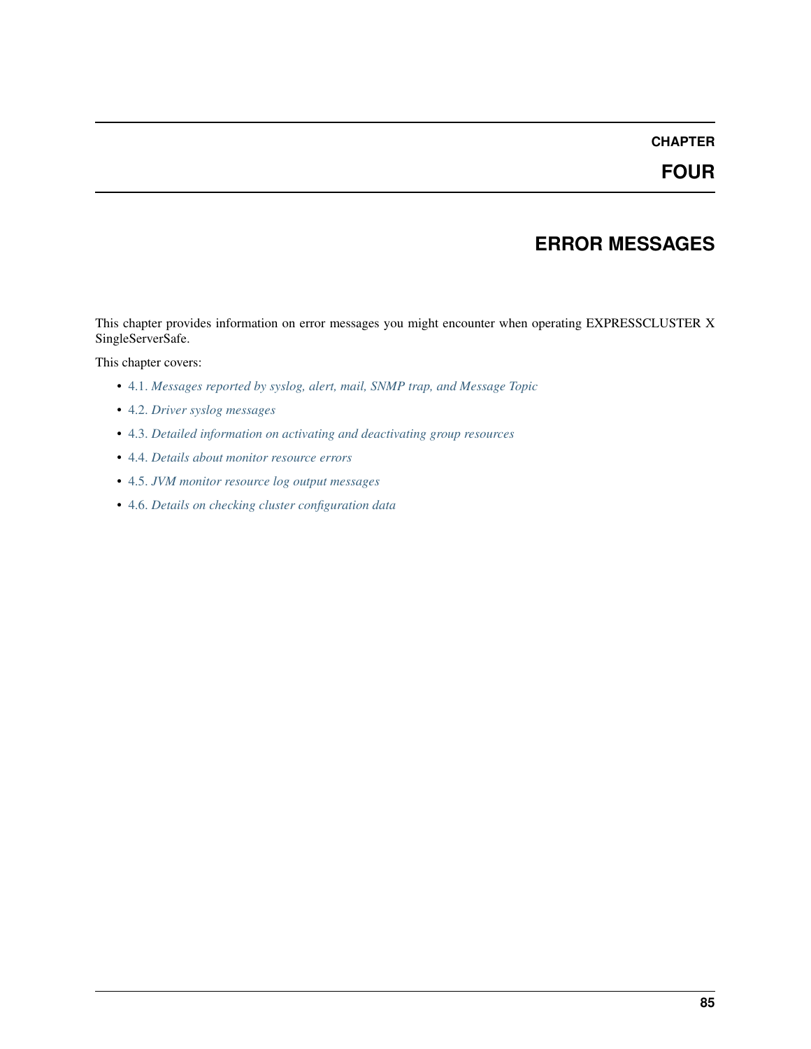# CHAPTER FOUR

# ERROR MESSAGES

This chapter provides information on error messages you might encounter when operating EXPRESSCLUSTER X SingleServerSafe.

This chapter covers:

- 4.1. *Messages reported by syslog, alert, mail, SNMP trap, and Message Topic*
- 4.2. *Driver syslog messages*
- 4.3. *Detailed information on activating and deactivating group resources*
- 4.4. *Details about monitor resource errors*
- 4.5. *JVM monitor resource log output messages*
- 4.6. *Details on checking cluster configuration data*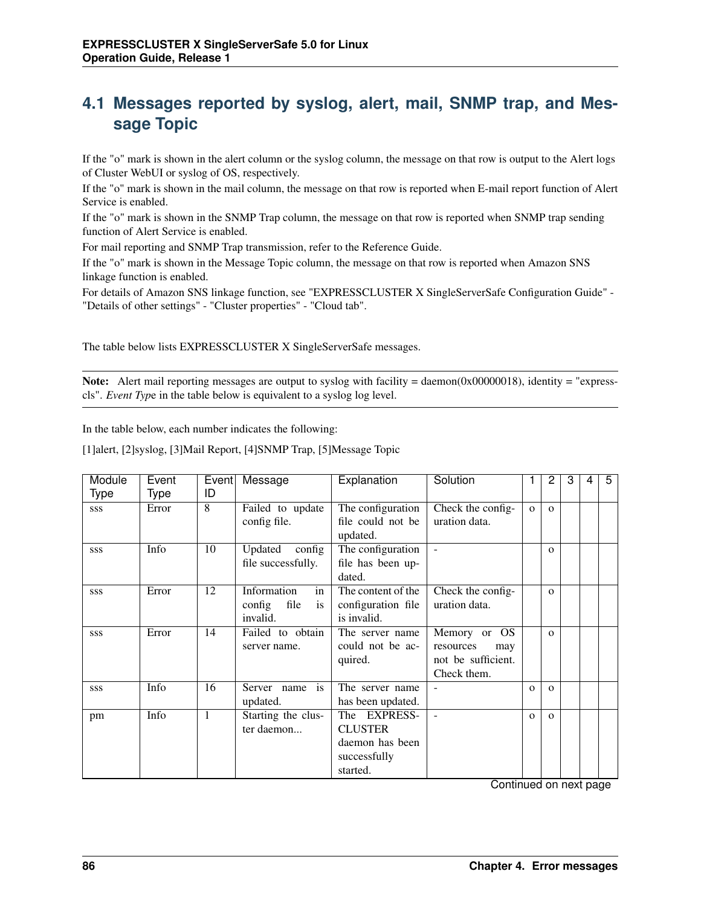## 4.1 Messages reported by syslog, alert, mail, SNMP trap, and Message Topic

If the "o" mark is shown in the alert column or the syslog column, the message on that row is output to the Alert logs of Cluster WebUI or syslog of OS, respectively.

If the "o" mark is shown in the mail column, the message on that row is reported when E-mail report function of Alert Service is enabled.

If the "o" mark is shown in the SNMP Trap column, the message on that row is reported when SNMP trap sending function of Alert Service is enabled.

For mail reporting and SNMP Trap transmission, refer to the Reference Guide.

If the "o" mark is shown in the Message Topic column, the message on that row is reported when Amazon SNS linkage function is enabled.

For details of Amazon SNS linkage function, see "EXPRESSCLUSTER X SingleServerSafe Configuration Guide" - "Details of other settings" - "Cluster properties" - "Cloud tab".

The table below lists EXPRESSCLUSTER X SingleServerSafe messages.

**Note:** Alert mail reporting messages are output to syslog with facility = daemon(0x00000018), identity = "expresscls". *Event Type* in the table below is equivalent to a syslog log level.

In the table below, each number indicates the following:

[1]alert, [2]syslog, [3]Mail Report, [4]SNMP Trap, [5]Message Topic

| Module Type | Event Type | Event ID | Message | Explanation | Solution | 1 | 2 | 3 | 4 | 5 |
|---|---|---|---|---|---|---|---|---|---|---|
| sss | Error | 8 | Failed to update config file. | The configuration file could not be updated. | Check the configuration data. | o | o | | | |
| sss | Info | 10 | Updated config file successfully. | The configuration file has been updated. | - | | o | | | |
| sss | Error | 12 | Information in config file is invalid. | The content of the configuration file is invalid. | Check the configuration data. | | o | | | |
| sss | Error | 14 | Failed to obtain server name. | The server name could not be acquired. | Memory or OS resources may not be sufficient. Check them. | | o | | | |
| sss | Info | 16 | Server name is updated. | The server name has been updated. | - | o | o | | | |
| pm | Info | 1 | Starting the cluster daemon... | The EXPRESSCLUSTER daemon has been successfully started. | - | o | o | | | |

Continued on next page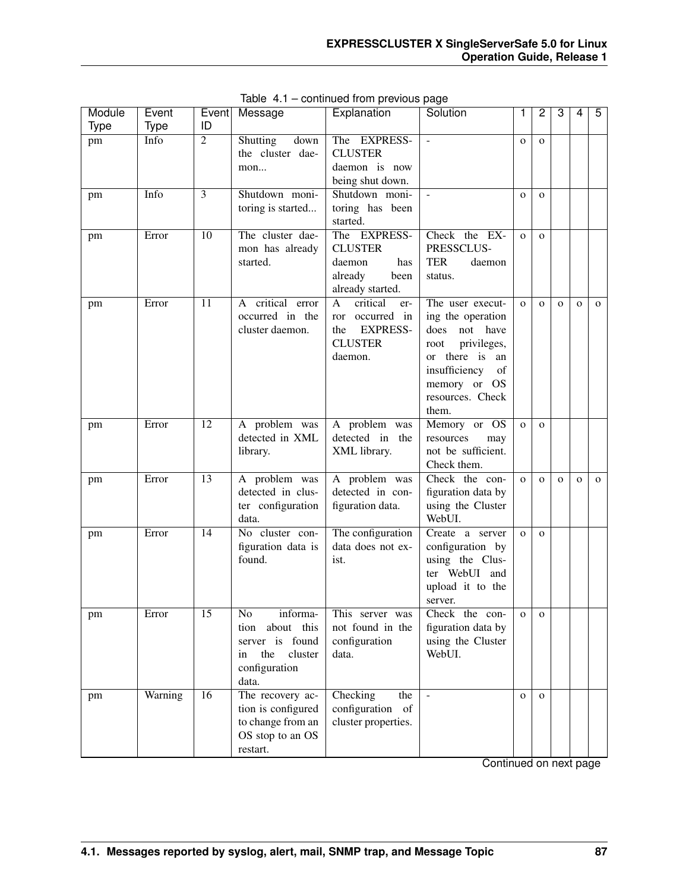Table 4.1 – continued from previous page

| Module Type | Event Type | Event ID | Message | Explanation | Solution | 1 | 2 | 3 | 4 | 5 |
|---|---|---|---|---|---|---|---|---|---|---|
| pm | Info | 2 | Shutting down the cluster daemon... | The EXPRESSCLUSTER daemon is now being shut down. | - | o | o | | | |
| pm | Info | 3 | Shutdown monitoring is started... | Shutdown monitoring has been started. | - | o | o | | | |
| pm | Error | 10 | The cluster daemon has already started. | The EXPRESSCLUSTER daemon has already been already started. | Check the EXPRESSCLUSTER daemon status. | o | o | | | |
| pm | Error | 11 | A critical error occurred in the cluster daemon. | A critical error occurred in the EXPRESSCLUSTER daemon. | The user executing the operation does not have root privileges, or there is an insufficiency of memory or OS resources. Check them. | o | o | o | o | o |
| pm | Error | 12 | A problem was detected in XML library. | A problem was detected in the XML library. | Memory or OS resources may not be sufficient. Check them. | o | o | | | |
| pm | Error | 13 | A problem was detected in cluster configuration data. | A problem was detected in configuration data. | Check the configuration data by using the Cluster WebUI. | o | o | o | o | o |
| pm | Error | 14 | No cluster configuration data is found. | The configuration data does not exist. | Create a server configuration by using the Cluster WebUI and upload it to the server. | o | o | | | |
| pm | Error | 15 | No information about this server is found in the cluster configuration data. | This server was not found in the configuration data. | Check the configuration data by using the Cluster WebUI. | o | o | | | |
| pm | Warning | 16 | The recovery action is configured to change from an OS stop to an OS restart. | Checking the configuration of cluster properties. | - | o | o | | | |

Continued on next page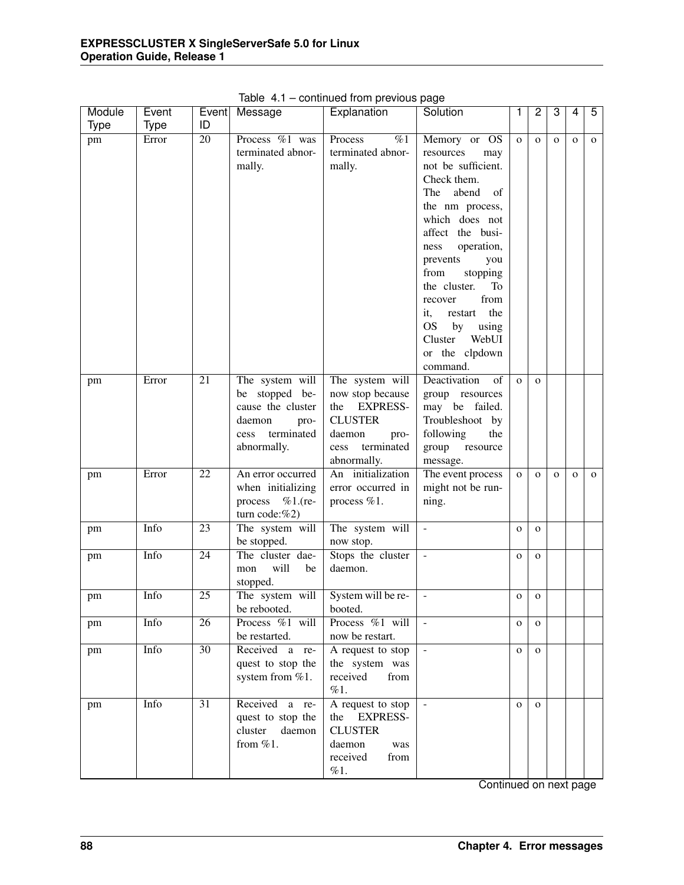Table 4.1 – continued from previous page

| Module Type | Event Type | Event ID | Message | Explanation | Solution | 1 | 2 | 3 | 4 | 5 |
|---|---|---|---|---|---|---|---|---|---|---|
| pm | Error | 20 | Process %1 was terminated abnormally. | Process %1 terminated abnormally. | Memory or OS resources may not be sufficient. Check them.<br>The abend of the nm process, which does not affect the business operation, prevents you from stopping the cluster. To recover from it, restart the OS by using Cluster WebUI or the clpdown command. | o | o | o | o | o |
| pm | Error | 21 | The system will be stopped because the cluster daemon process terminated abnormally. | The system will now stop because the EXPRESSCLUSTER daemon process terminated abnormally. | Deactivation of group resources may be failed. Troubleshoot by following the group resource message. | o | o | | | |
| pm | Error | 22 | An error occurred when initializing process %1.(return code:%2) | An initialization error occurred in process %1. | The event process might not be running. | o | o | o | o | o |
| pm | Info | 23 | The system will be stopped. | The system will now stop. | - | o | o | | | |
| pm | Info | 24 | The cluster daemon will be stopped. | Stops the cluster daemon. | - | o | o | | | |
| pm | Info | 25 | The system will be rebooted. | System will be rebooted. | - | o | o | | | |
| pm | Info | 26 | Process %1 will be restarted. | Process %1 will now be restart. | - | o | o | | | |
| pm | Info | 30 | Received a request to stop the system from %1. | A request to stop the system was received from %1. | - | o | o | | | |
| pm | Info | 31 | Received a request to stop the cluster daemon from %1. | A request to stop the EXPRESSCLUSTER daemon was received from %1. | - | o | o | | | |

Continued on next page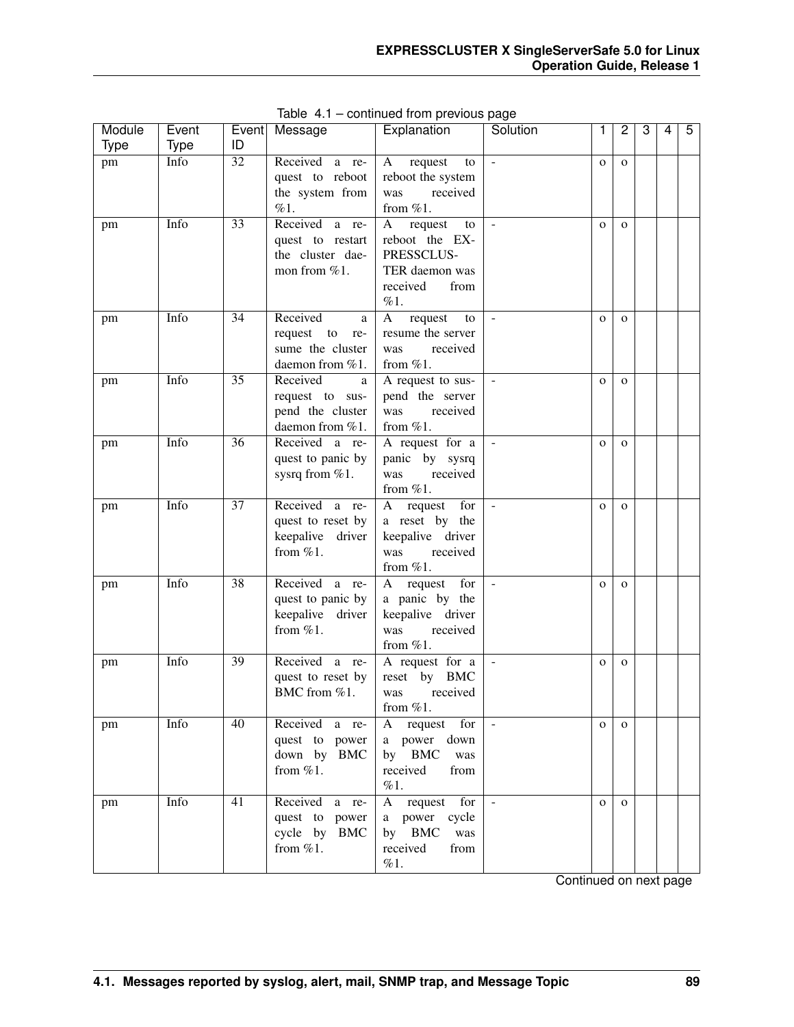Table 4.1 – continued from previous page

| Module Type | Event Type | Event ID | Message | Explanation | Solution | 1 | 2 | 3 | 4 | 5 |
|---|---|---|---|---|---|---|---|---|---|---|
| pm | Info | 32 | Received a request to reboot the system from %1. | A request to reboot the system was received from %1. | - | o | o | | | |
| pm | Info | 33 | Received a request to restart the cluster daemon from %1. | A request to reboot the EXPRESSCLUSTER daemon was received from %1. | - | o | o | | | |
| pm | Info | 34 | Received a request to resume the cluster daemon from %1. | A request to resume the server was received from %1. | - | o | o | | | |
| pm | Info | 35 | Received a request to suspend the cluster daemon from %1. | A request to suspend the server was received from %1. | - | o | o | | | |
| pm | Info | 36 | Received a request to panic by sysrq from %1. | A request for a panic by sysrq was received from %1. | - | o | o | | | |
| pm | Info | 37 | Received a request to reset by keepalive driver from %1. | A request for a reset by the keepalive driver was received from %1. | - | o | o | | | |
| pm | Info | 38 | Received a request to panic by keepalive driver from %1. | A request for a panic by the keepalive driver was received from %1. | - | o | o | | | |
| pm | Info | 39 | Received a request to reset by BMC from %1. | A request for a reset by BMC was received from %1. | - | o | o | | | |
| pm | Info | 40 | Received a request to power down by BMC from %1. | A request for a power down by BMC was received from %1. | - | o | o | | | |
| pm | Info | 41 | Received a request to power cycle by BMC from %1. | A request for a power cycle by BMC was received from %1. | - | o | o | | | |

Continued on next page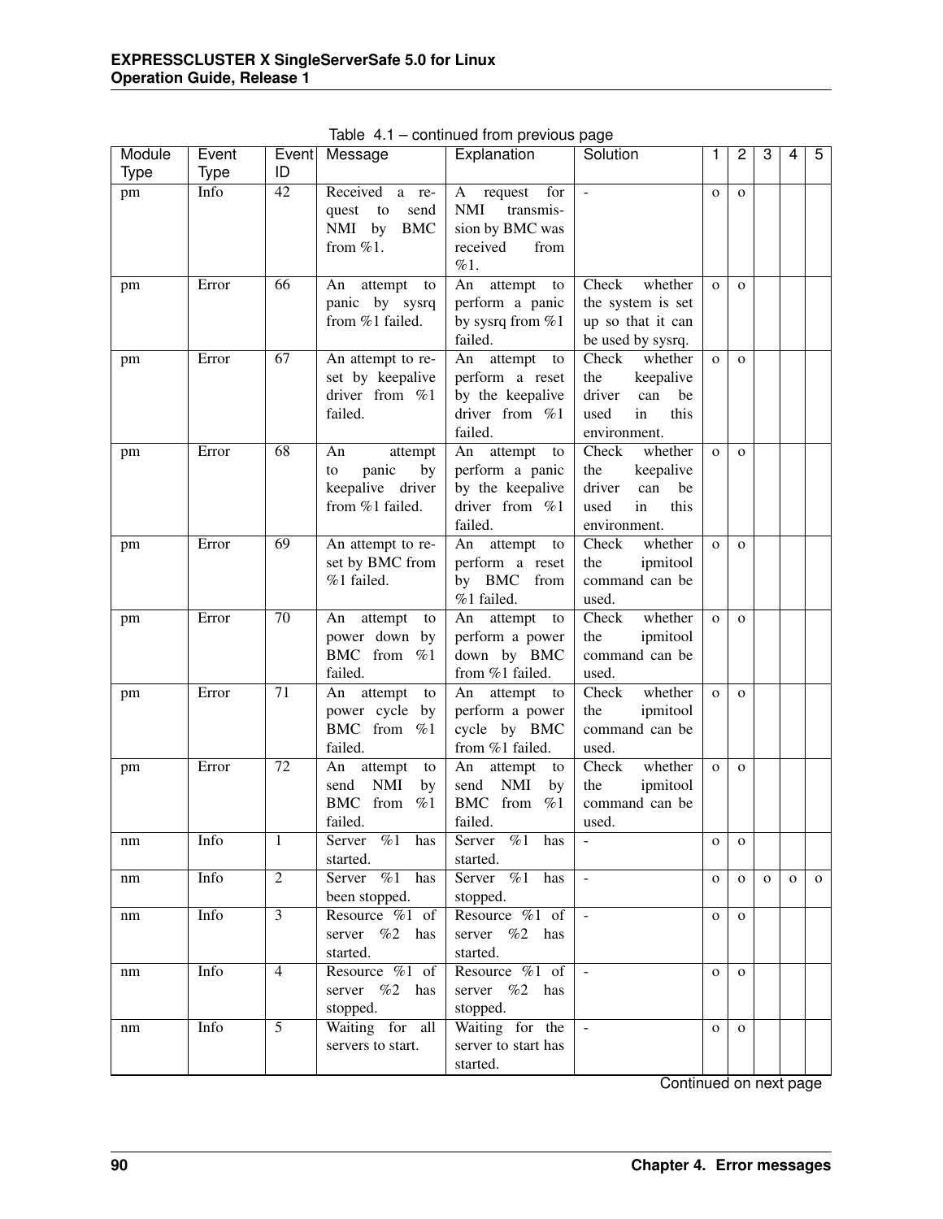Table 4.1 – continued from previous page

| Module Type | Event Type | Event ID | Message | Explanation | Solution | 1 | 2 | 3 | 4 | 5 |
|---|---|---|---|---|---|---|---|---|---|---|
| pm | Info | 42 | Received a request to send NMI by BMC from %1. | A request for NMI transmission by BMC was received from %1. | - | o | o | | | |
| pm | Error | 66 | An attempt to panic by sysrq from %1 failed. | An attempt to perform a panic by sysrq from %1 failed. | Check whether the system is set up so that it can be used by sysrq. | o | o | | | |
| pm | Error | 67 | An attempt to reset by keepalive driver from %1 failed. | An attempt to perform a reset by the keepalive driver from %1 failed. | Check whether the keepalive driver can be used in this environment. | o | o | | | |
| pm | Error | 68 | An attempt to panic by keepalive driver from %1 failed. | An attempt to perform a panic by the keepalive driver from %1 failed. | Check whether the keepalive driver can be used in this environment. | o | o | | | |
| pm | Error | 69 | An attempt to reset by BMC from %1 failed. | An attempt to perform a reset by BMC from %1 failed. | Check whether the ipmitool command can be used. | o | o | | | |
| pm | Error | 70 | An attempt to power down by BMC from %1 failed. | An attempt to perform a power down by BMC from %1 failed. | Check whether the ipmitool command can be used. | o | o | | | |
| pm | Error | 71 | An attempt to power cycle by BMC from %1 failed. | An attempt to perform a power cycle by BMC from %1 failed. | Check whether the ipmitool command can be used. | o | o | | | |
| pm | Error | 72 | An attempt to send NMI by BMC from %1 failed. | An attempt to send NMI by BMC from %1 failed. | Check whether the ipmitool command can be used. | o | o | | | |
| nm | Info | 1 | Server %1 has started. | Server %1 has started. | - | o | o | | | |
| nm | Info | 2 | Server %1 has been stopped. | Server %1 has stopped. | - | o | o | o | o | o |
| nm | Info | 3 | Resource %1 of server %2 has started. | Resource %1 of server %2 has started. | - | o | o | | | |
| nm | Info | 4 | Resource %1 of server %2 has stopped. | Resource %1 of server %2 has stopped. | - | o | o | | | |
| nm | Info | 5 | Waiting for all servers to start. | Waiting for the server to start has started. | - | o | o | | | |

Continued on next page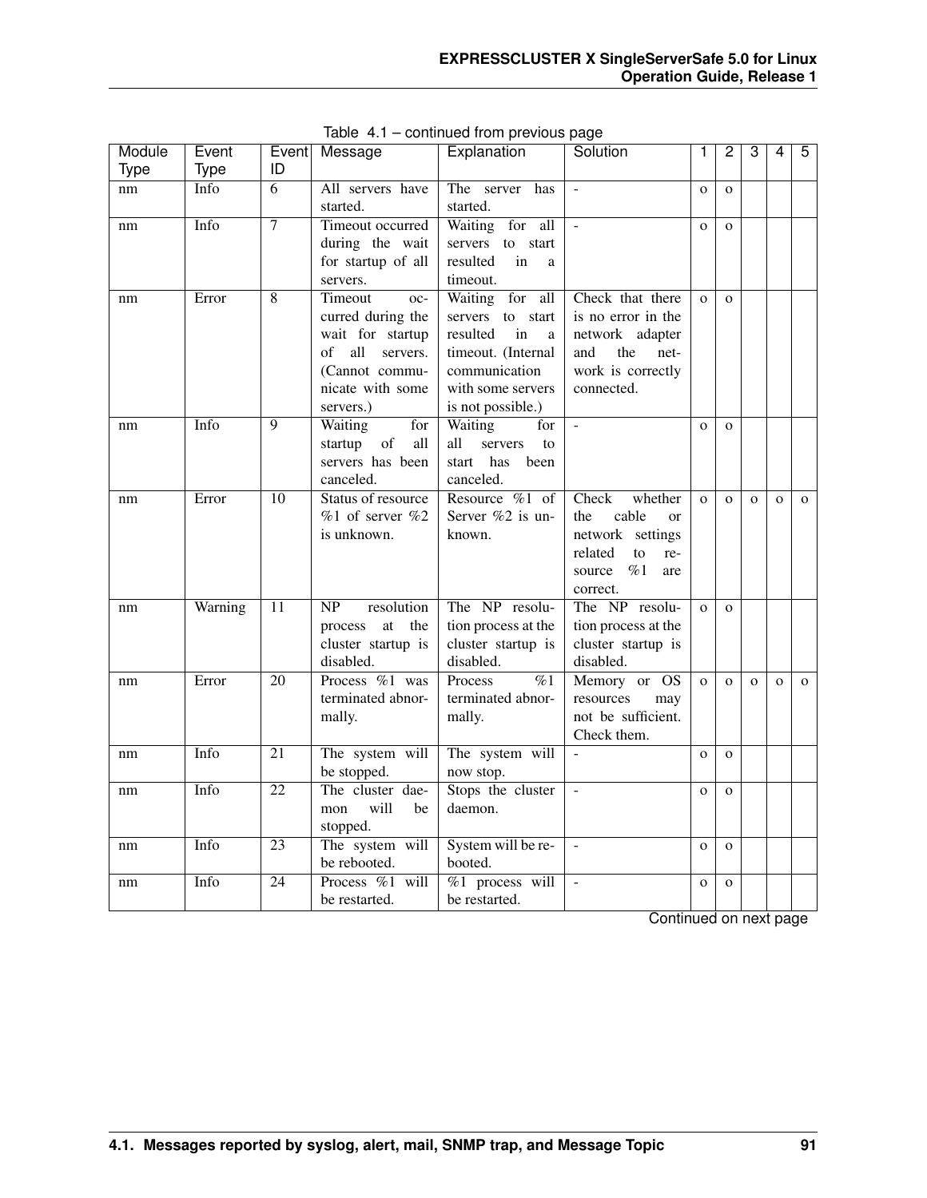Table 4.1 – continued from previous page

| Module Type | Event Type | Event ID | Message | Explanation | Solution | 1 | 2 | 3 | 4 | 5 |
|---|---|---|---|---|---|---|---|---|---|---|
| nm | Info | 6 | All servers have started. | The server has started. | - | o | o | | | |
| nm | Info | 7 | Timeout occurred during the wait for startup of all servers. | Waiting for all servers to start resulted in a timeout. | - | o | o | | | |
| nm | Error | 8 | Timeout occurred during the wait for startup of all servers. (Cannot communicate with some servers.) | Waiting for all servers to start resulted in a timeout. (Internal communication with some servers is not possible.) | Check that there is no error in the network adapter and the network is correctly connected. | o | o | | | |
| nm | Info | 9 | Waiting for startup of all servers has been canceled. | Waiting for all servers to start has been canceled. | - | o | o | | | |
| nm | Error | 10 | Status of resource %1 of server %2 is unknown. | Resource %1 of Server %2 is unknown. | Check whether the cable or network settings related to resource %1 are correct. | o | o | o | o | o |
| nm | Warning | 11 | NP resolution process at the cluster startup is disabled. | The NP resolution process at the cluster startup is disabled. | The NP resolution process at the cluster startup is disabled. | o | o | | | |
| nm | Error | 20 | Process %1 was terminated abnormally. | Process %1 terminated abnormally. | Memory or OS resources may not be sufficient. Check them. | o | o | o | o | o |
| nm | Info | 21 | The system will be stopped. | The system will now stop. | - | o | o | | | |
| nm | Info | 22 | The cluster daemon will be stopped. | Stops the cluster daemon. | - | o | o | | | |
| nm | Info | 23 | The system will be rebooted. | System will be rebooted. | - | o | o | | | |
| nm | Info | 24 | Process %1 will be restarted. | %1 process will be restarted. | - | o | o | | | |

Continued on next page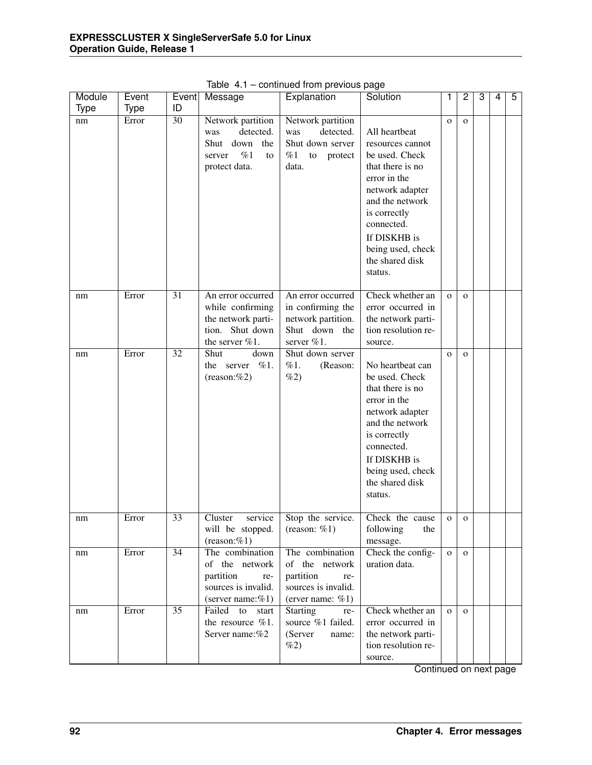Table 4.1 – continued from previous page

| Module Type | Event Type | Event ID | Message | Explanation | Solution | 1 | 2 | 3 | 4 | 5 |
|---|---|---|---|---|---|---|---|---|---|---|
| nm | Error | 30 | Network partition was detected. Shut down the server %1 to protect data. | Network partition was detected. Shut down server %1 to protect data. | All heartbeat resources cannot be used. Check that there is no error in the network adapter and the network is correctly connected.<br>If DISKHB is being used, check the shared disk status. | o | o | | | |
| nm | Error | 31 | An error occurred while confirming the network partition. Shut down the server %1. | An error occurred in confirming the network partition. Shut down the server %1. | Check whether an error occurred in the network partition resolution resource. | o | o | | | |
| nm | Error | 32 | Shut down the server %1. (reason:%2) | Shut down server %1. (Reason: %2) | No heartbeat can be used. Check that there is no error in the network adapter and the network is correctly connected.<br>If DISKHB is being used, check the shared disk status. | o | o | | | |
| nm | Error | 33 | Cluster service will be stopped. (reason:%1) | Stop the service. (reason: %1) | Check the cause following the message. | o | o | | | |
| nm | Error | 34 | The combination of the network partition resources is invalid. (server name:%1) | The combination of the network partition resources is invalid. (erver name: %1) | Check the configuration data. | o | o | | | |
| nm | Error | 35 | Failed to start the resource %1. Server name:%2 | Starting resource %1 failed. (Server name: %2) | Check whether an error occurred in the network partition resolution resource. | o | o | | | |

Continued on next page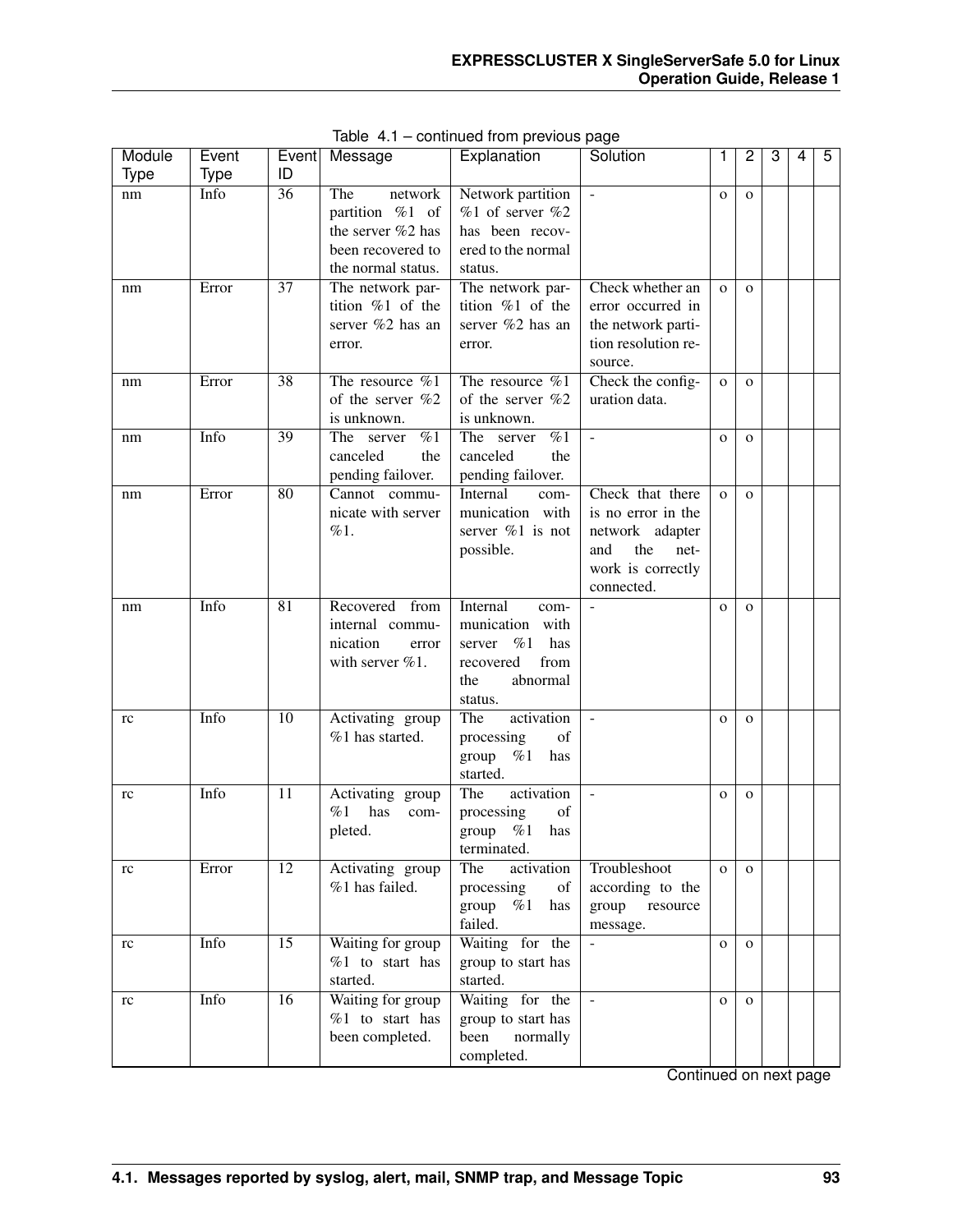Table 4.1 – continued from previous page

| Module Type | Event Type | Event ID | Message | Explanation | Solution | 1 | 2 | 3 | 4 | 5 |
|---|---|---|---|---|---|---|---|---|---|---|
| nm | Info | 36 | The network partition %1 of the server %2 has been recovered to the normal status. | Network partition %1 of server %2 has been recovered to the normal status. | - | o | o | | | |
| nm | Error | 37 | The network partition %1 of the server %2 has an error. | The network partition %1 of the server %2 has an error. | Check whether an error occurred in the network partition resolution resource. | o | o | | | |
| nm | Error | 38 | The resource %1 of the server %2 is unknown. | The resource %1 of the server %2 is unknown. | Check the configuration data. | o | o | | | |
| nm | Info | 39 | The server %1 canceled the pending failover. | The server %1 canceled the pending failover. | - | o | o | | | |
| nm | Error | 80 | Cannot communicate with server %1. | Internal communication with server %1 is not possible. | Check that there is no error in the network adapter and the network is correctly connected. | o | o | | | |
| nm | Info | 81 | Recovered from internal communication error with server %1. | Internal communication with server %1 has recovered from the abnormal status. | - | o | o | | | |
| rc | Info | 10 | Activating group %1 has started. | The activation processing of group %1 has started. | - | o | o | | | |
| rc | Info | 11 | Activating group %1 has completed. | The activation processing of group %1 has terminated. | - | o | o | | | |
| rc | Error | 12 | Activating group %1 has failed. | The activation processing of group %1 has failed. | Troubleshoot according to the group resource message. | o | o | | | |
| rc | Info | 15 | Waiting for group %1 to start has started. | Waiting for the group to start has started. | - | o | o | | | |
| rc | Info | 16 | Waiting for group %1 to start has been completed. | Waiting for the group to start has been normally completed. | - | o | o | | | |

Continued on next page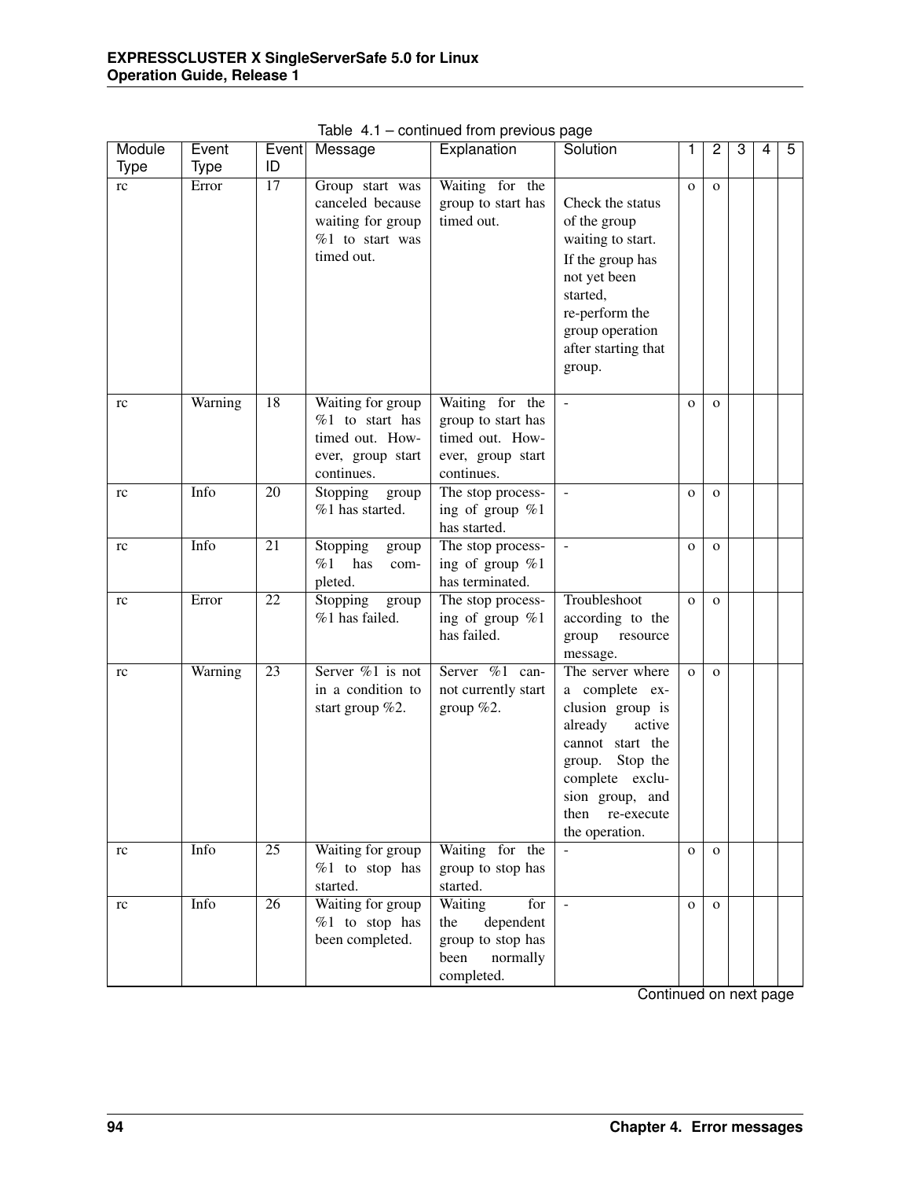Table 4.1 – continued from previous page

| Module Type | Event Type | Event ID | Message | Explanation | Solution | 1 | 2 | 3 | 4 | 5 |
|---|---|---|---|---|---|---|---|---|---|---|
| rc | Error | 17 | Group start was canceled because waiting for group %1 to start was timed out. | Waiting for the group to start has timed out. | Check the status of the group waiting to start. If the group has not yet been started, re-perform the group operation after starting that group. | o | o | | | |
| rc | Warning | 18 | Waiting for group %1 to start has timed out. However, group start continues. | Waiting for the group to start has timed out. However, group start continues. | - | o | o | | | |
| rc | Info | 20 | Stopping group %1 has started. | The stop processing of group %1 has started. | - | o | o | | | |
| rc | Info | 21 | Stopping group %1 has completed. | The stop processing of group %1 has terminated. | - | o | o | | | |
| rc | Error | 22 | Stopping group %1 has failed. | The stop processing of group %1 has failed. | Troubleshoot according to the group resource message. | o | o | | | |
| rc | Warning | 23 | Server %1 is not in a condition to start group %2. | Server %1 cannot currently start group %2. | The server where a complete exclusion group is already active cannot start the group. Stop the complete exclusion group, and then re-execute the operation. | o | o | | | |
| rc | Info | 25 | Waiting for group %1 to stop has started. | Waiting for the group to stop has started. | - | o | o | | | |
| rc | Info | 26 | Waiting for group %1 to stop has been completed. | Waiting for the dependent group to stop has been normally completed. | - | o | o | | | |

Continued on next page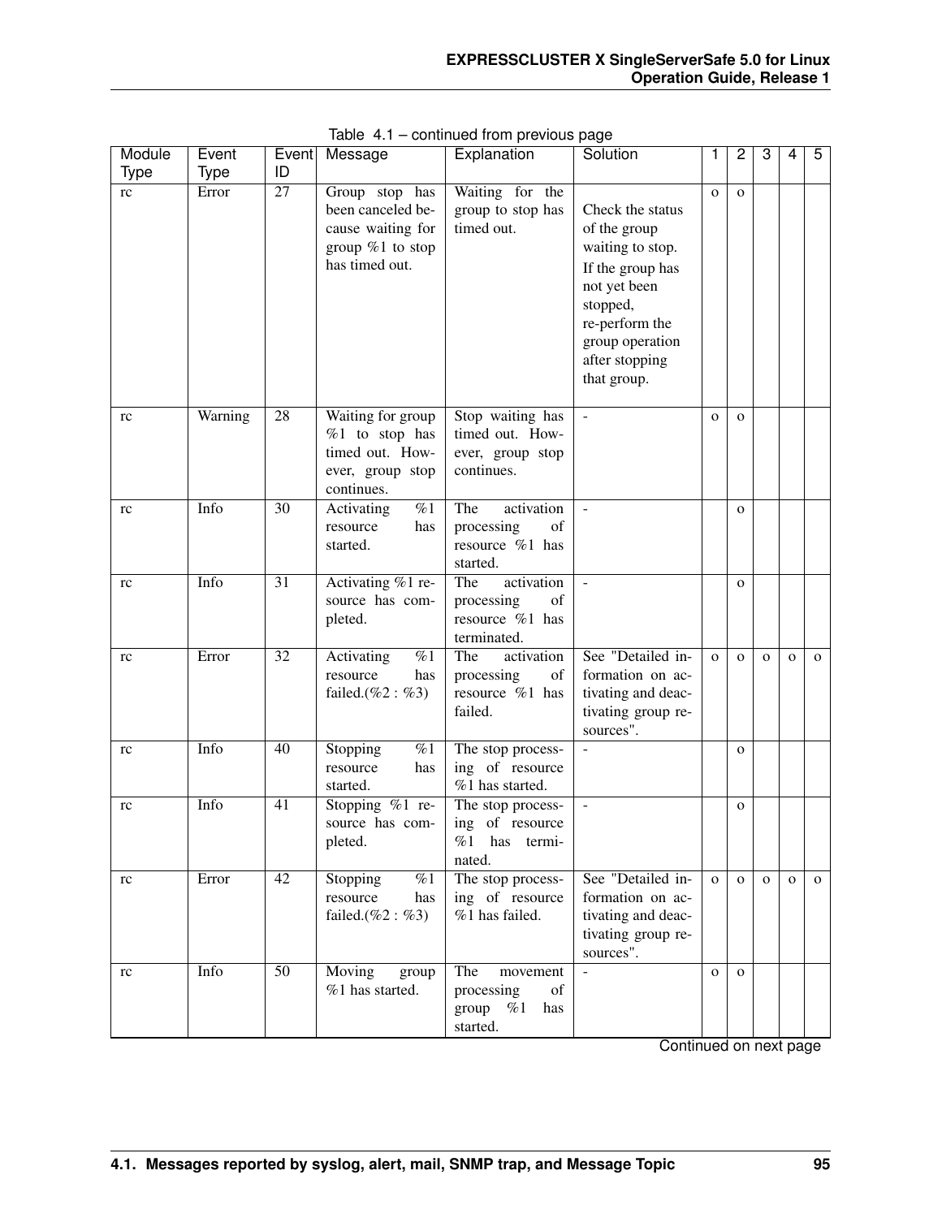Table 4.1 – continued from previous page

| Module Type | Event Type | Event ID | Message | Explanation | Solution | 1 | 2 | 3 | 4 | 5 |
|---|---|---|---|---|---|---|---|---|---|---|
| rc | Error | 27 | Group stop has been canceled because waiting for group %1 to stop has timed out. | Waiting for the group to stop has timed out. | Check the status of the group waiting to stop. If the group has not yet been stopped, re-perform the group operation after stopping that group. | o | o | | | |
| rc | Warning | 28 | Waiting for group %1 to stop has timed out. However, group stop continues. | Stop waiting has timed out. However, group stop continues. | - | o | o | | | |
| rc | Info | 30 | Activating %1 resource has started. | The activation processing of resource %1 has started. | - | | o | | | |
| rc | Info | 31 | Activating %1 resource has completed. | The activation processing of resource %1 has terminated. | - | | o | | | |
| rc | Error | 32 | Activating %1 resource has failed.(%2 : %3) | The activation processing of resource %1 has failed. | See "Detailed information on activating and deactivating group resources". | o | o | o | o | o |
| rc | Info | 40 | Stopping %1 resource has started. | The stop processing of resource %1 has started. | - | | o | | | |
| rc | Info | 41 | Stopping %1 resource has completed. | The stop processing of resource %1 has terminated. | - | | o | | | |
| rc | Error | 42 | Stopping %1 resource has failed.(%2 : %3) | The stop processing of resource %1 has failed. | See "Detailed information on activating and deactivating group resources". | o | o | o | o | o |
| rc | Info | 50 | Moving group %1 has started. | The movement processing of group %1 has started. | - | o | o | | | |

Continued on next page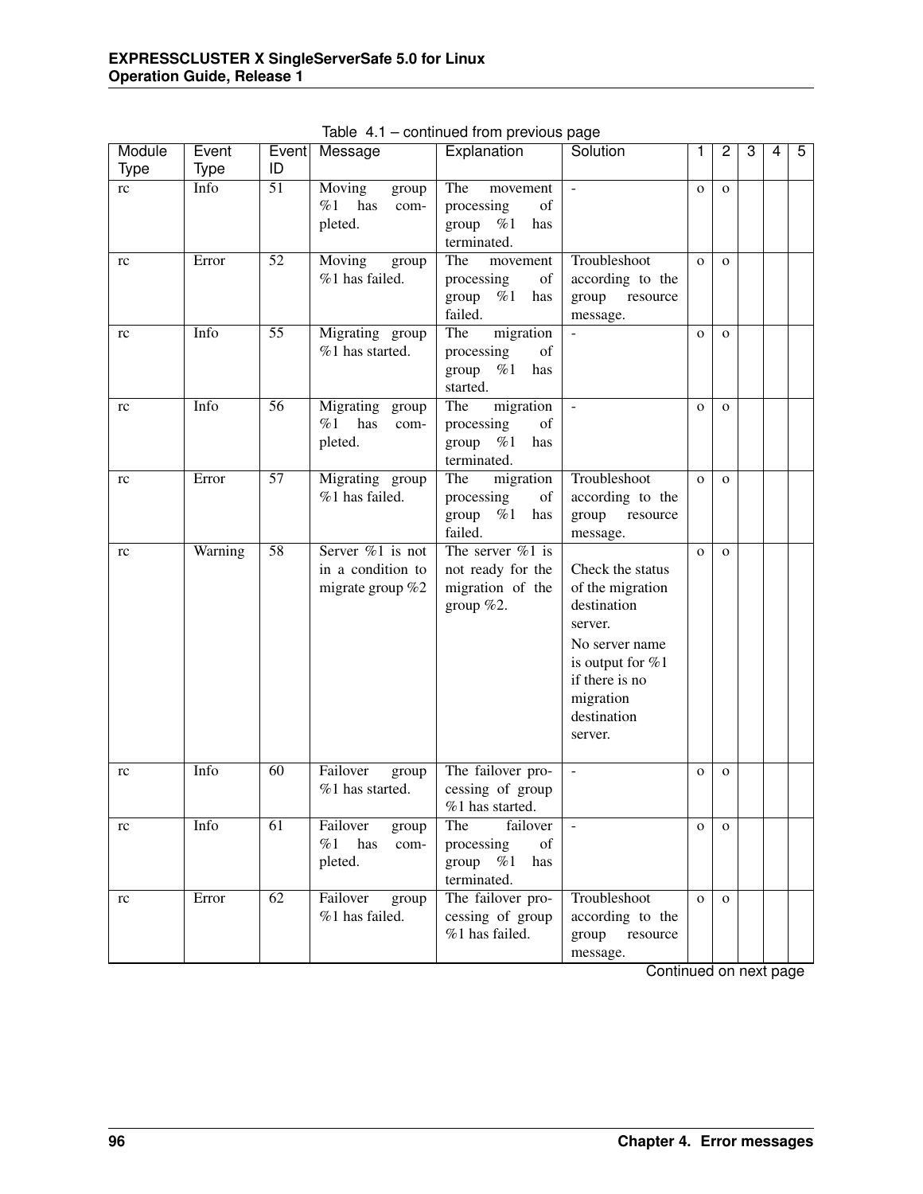Table 4.1 – continued from previous page

| Module Type | Event Type | Event ID | Message | Explanation | Solution | 1 | 2 | 3 | 4 | 5 |
|---|---|---|---|---|---|---|---|---|---|---|
| rc | Info | 51 | Moving group %1 has completed. | The movement processing of group %1 has terminated. | - | o | o | | | |
| rc | Error | 52 | Moving group %1 has failed. | The movement processing of group %1 has failed. | Troubleshoot according to the group resource message. | o | o | | | |
| rc | Info | 55 | Migrating group %1 has started. | The migration processing of group %1 has started. | - | o | o | | | |
| rc | Info | 56 | Migrating group %1 has completed. | The migration processing of group %1 has terminated. | - | o | o | | | |
| rc | Error | 57 | Migrating group %1 has failed. | The migration processing of group %1 has failed. | Troubleshoot according to the group resource message. | o | o | | | |
| rc | Warning | 58 | Server %1 is not in a condition to migrate group %2 | The server %1 is not ready for the migration of the group %2. | Check the status of the migration destination server. No server name is output for %1 if there is no migration destination server. | o | o | | | |
| rc | Info | 60 | Failover group %1 has started. | The failover processing of group %1 has started. | - | o | o | | | |
| rc | Info | 61 | Failover group %1 has completed. | The failover processing of group %1 has terminated. | - | o | o | | | |
| rc | Error | 62 | Failover group %1 has failed. | The failover processing of group %1 has failed. | Troubleshoot according to the group resource message. | o | o | | | |

Continued on next page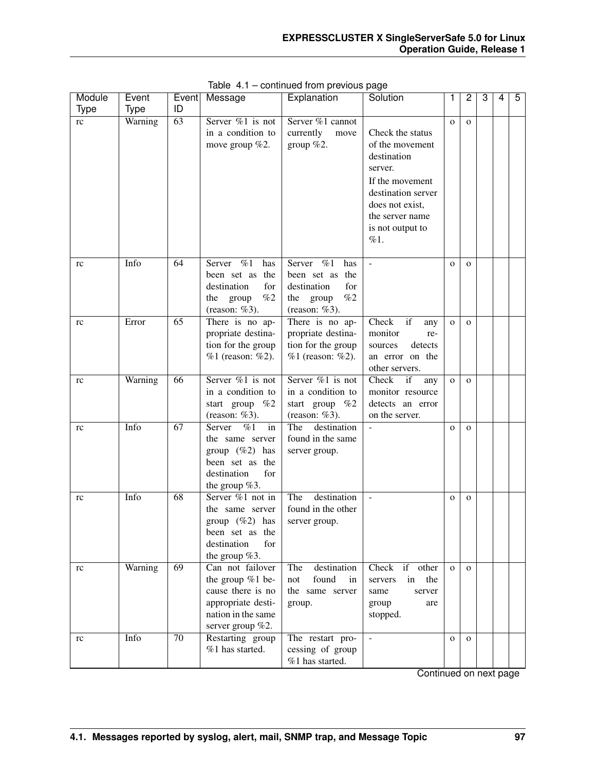Table 4.1 – continued from previous page

| Module Type | Event Type | Event ID | Message | Explanation | Solution | 1 | 2 | 3 | 4 | 5 |
|---|---|---|---|---|---|---|---|---|---|---|
| rc | Warning | 63 | Server %1 is not in a condition to move group %2. | Server %1 cannot currently move group %2. | Check the status of the movement destination server. If the movement destination server does not exist, the server name is not output to %1. | o | o | | | |
| rc | Info | 64 | Server %1 has been set as the destination for the group %2 (reason: %3). | Server %1 has been set as the destination for the group %2 (reason: %3). | - | o | o | | | |
| rc | Error | 65 | There is no appropriate destination for the group %1 (reason: %2). | There is no appropriate destination for the group %1 (reason: %2). | Check if any monitor resources detects an error on the other servers. | o | o | | | |
| rc | Warning | 66 | Server %1 is not in a condition to start group %2 (reason: %3). | Server %1 is not in a condition to start group %2 (reason: %3). | Check if any monitor resource detects an error on the server. | o | o | | | |
| rc | Info | 67 | Server %1 in the same server group (%2) has been set as the destination for the group %3. | The destination found in the same server group. | - | o | o | | | |
| rc | Info | 68 | Server %1 not in the same server group (%2) has been set as the destination for the group %3. | The destination found in the other server group. | - | o | o | | | |
| rc | Warning | 69 | Can not failover the group %1 because there is no appropriate destination in the same server group %2. | The destination not found in the same server group. | Check if other servers in the same server group are stopped. | o | o | | | |
| rc | Info | 70 | Restarting group %1 has started. | The restart processing of group %1 has started. | - | o | o | | | |

Continued on next page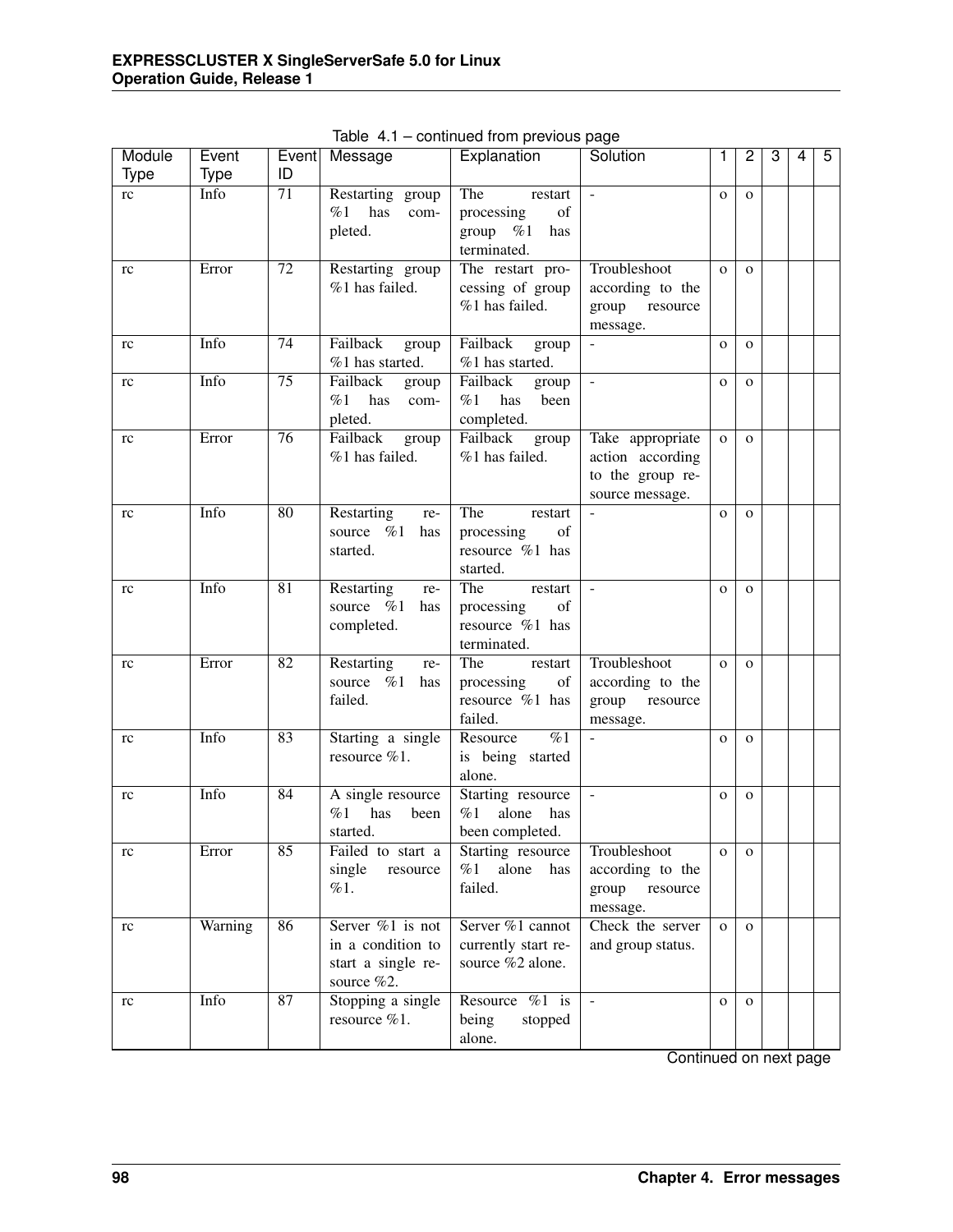Table 4.1 – continued from previous page

| Module Type | Event Type | Event ID | Message | Explanation | Solution | 1 | 2 | 3 | 4 | 5 |
|---|---|---|---|---|---|---|---|---|---|---|
| rc | Info | 71 | Restarting group %1 has completed. | The restart processing of group %1 has terminated. | - | o | o | | | |
| rc | Error | 72 | Restarting group %1 has failed. | The restart processing of group %1 has failed. | Troubleshoot according to the group resource message. | o | o | | | |
| rc | Info | 74 | Failback group %1 has started. | Failback group %1 has started. | - | o | o | | | |
| rc | Info | 75 | Failback group %1 has completed. | Failback group %1 has been completed. | - | o | o | | | |
| rc | Error | 76 | Failback group %1 has failed. | Failback group %1 has failed. | Take appropriate action according to the group resource message. | o | o | | | |
| rc | Info | 80 | Restarting resource %1 has started. | The restart processing of resource %1 has started. | - | o | o | | | |
| rc | Info | 81 | Restarting resource %1 has completed. | The restart processing of resource %1 has terminated. | - | o | o | | | |
| rc | Error | 82 | Restarting resource %1 has failed. | The restart processing of resource %1 has failed. | Troubleshoot according to the group resource message. | o | o | | | |
| rc | Info | 83 | Starting a single resource %1. | Resource %1 is being started alone. | - | o | o | | | |
| rc | Info | 84 | A single resource %1 has been started. | Starting resource %1 alone has been completed. | - | o | o | | | |
| rc | Error | 85 | Failed to start a single resource %1. | Starting resource %1 alone has failed. | Troubleshoot according to the group resource message. | o | o | | | |
| rc | Warning | 86 | Server %1 is not in a condition to start a single resource %2. | Server %1 cannot currently start resource %2 alone. | Check the server and group status. | o | o | | | |
| rc | Info | 87 | Stopping a single resource %1. | Resource %1 is being stopped alone. | - | o | o | | | |

Continued on next page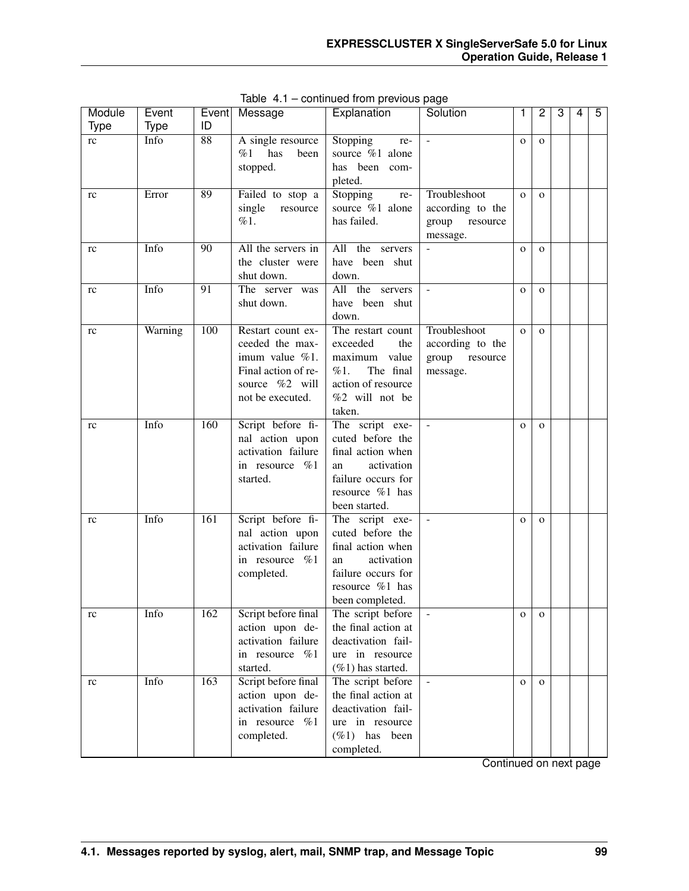Table 4.1 – continued from previous page

| Module Type | Event Type | Event ID | Message | Explanation | Solution | 1 | 2 | 3 | 4 | 5 |
|---|---|---|---|---|---|---|---|---|---|---|
| rc | Info | 88 | A single resource %1 has been stopped. | Stopping resource %1 alone has been completed. | - | o | o | | | |
| rc | Error | 89 | Failed to stop a single resource %1. | Stopping resource %1 alone has failed. | Troubleshoot according to the group resource message. | o | o | | | |
| rc | Info | 90 | All the servers in the cluster were shut down. | All the servers have been shut down. | - | o | o | | | |
| rc | Info | 91 | The server was shut down. | All the servers have been shut down. | - | o | o | | | |
| rc | Warning | 100 | Restart count exceeded the maximum value %1. Final action of resource %2 will not be executed. | The restart count exceeded the maximum value %1. The final action of resource %2 will not be taken. | Troubleshoot according to the group resource message. | o | o | | | |
| rc | Info | 160 | Script before final action upon activation failure in resource %1 started. | The script executed before the final action when an activation failure occurs for resource %1 has been started. | - | o | o | | | |
| rc | Info | 161 | Script before final action upon activation failure in resource %1 completed. | The script executed before the final action when an activation failure occurs for resource %1 has been completed. | - | o | o | | | |
| rc | Info | 162 | Script before final action upon deactivation failure in resource %1 started. | The script before the final action at deactivation failure in resource (%1) has started. | - | o | o | | | |
| rc | Info | 163 | Script before final action upon deactivation failure in resource %1 completed. | The script before the final action at deactivation failure in resource (%1) has been completed. | - | o | o | | | |

Continued on next page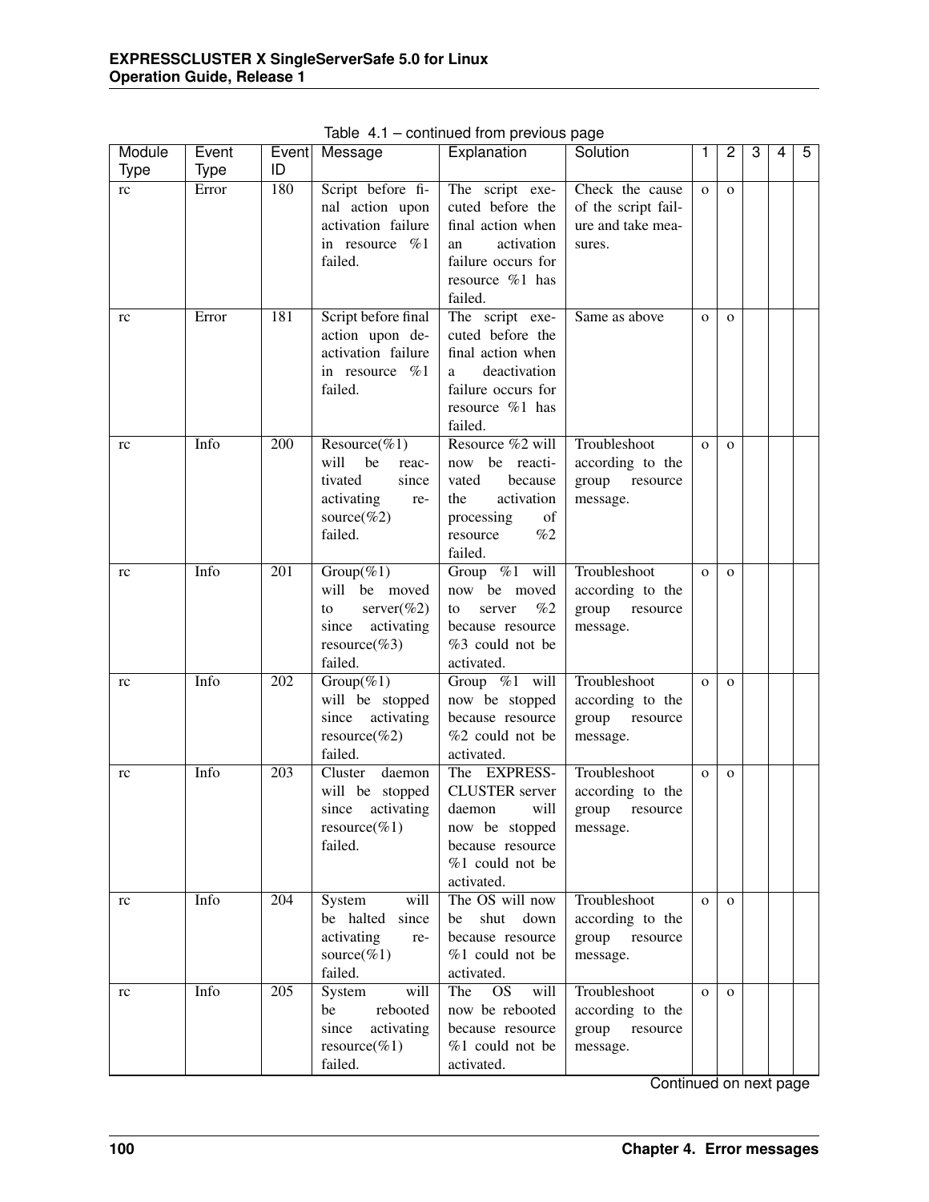Table 4.1 – continued from previous page

| Module Type | Event Type | Event ID | Message | Explanation | Solution | 1 | 2 | 3 | 4 | 5 |
|---|---|---|---|---|---|---|---|---|---|---|
| rc | Error | 180 | Script before final action upon activation failure in resource %1 failed. | The script executed before the final action when an activation failure occurs for resource %1 has failed. | Check the cause of the script failure and take measures. | o | o | | | |
| rc | Error | 181 | Script before final action upon deactivation failure in resource %1 failed. | The script executed before the final action when a deactivation failure occurs for resource %1 has failed. | Same as above | o | o | | | |
| rc | Info | 200 | Resource(%1) will be reactivated since activating resource(%2) failed. | Resource %2 will now be reactivated because the activation processing of resource %2 failed. | Troubleshoot according to the group resource message. | o | o | | | |
| rc | Info | 201 | Group(%1) will be moved to server(%2) since activating resource(%3) failed. | Group %1 will now be moved to server %2 because resource %3 could not be activated. | Troubleshoot according to the group resource message. | o | o | | | |
| rc | Info | 202 | Group(%1) will be stopped since activating resource(%2) failed. | Group %1 will now be stopped because resource %2 could not be activated. | Troubleshoot according to the group resource message. | o | o | | | |
| rc | Info | 203 | Cluster daemon will be stopped since activating resource(%1) failed. | The EXPRESSCLUSTER server daemon will now be stopped because resource %1 could not be activated. | Troubleshoot according to the group resource message. | o | o | | | |
| rc | Info | 204 | System will be halted since activating resource(%1) failed. | The OS will now be shut down because resource %1 could not be activated. | Troubleshoot according to the group resource message. | o | o | | | |
| rc | Info | 205 | System will be rebooted since activating resource(%1) failed. | The OS will now be rebooted because resource %1 could not be activated. | Troubleshoot according to the group resource message. | o | o | | | |

Continued on next page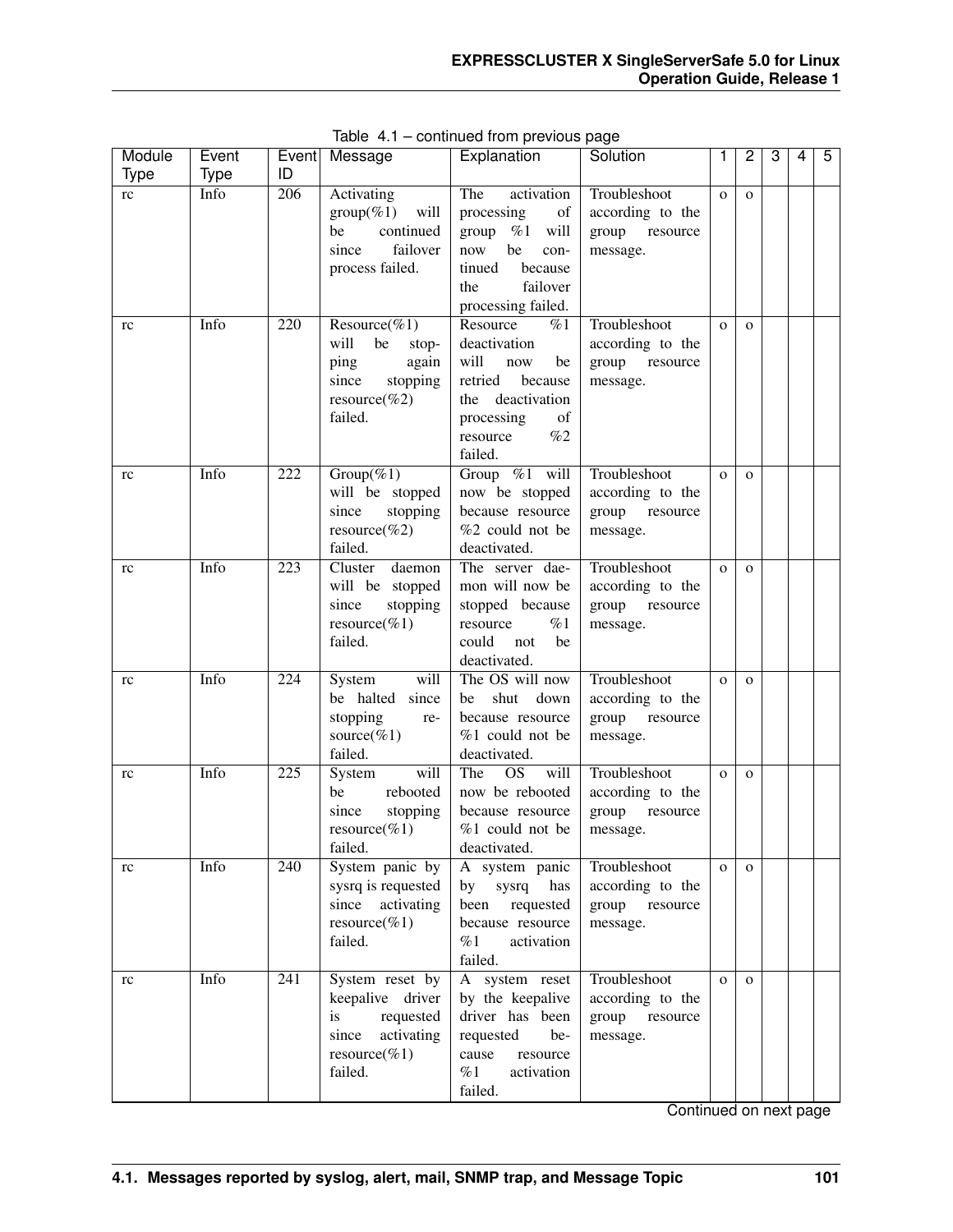Table 4.1 – continued from previous page

| Module Type | Event Type | Event ID | Message | Explanation | Solution | 1 | 2 | 3 | 4 | 5 |
|---|---|---|---|---|---|---|---|---|---|---|
| rc | Info | 206 | Activating group(%1) will be continued since failover process failed. | The activation processing of group %1 will now be continued because the failover processing failed. | Troubleshoot according to the group resource message. | o | o | | | |
| rc | Info | 220 | Resource(%1) will be stopping again since stopping resource(%2) failed. | Resource %1 deactivation will now be retried because the deactivation processing of resource %2 failed. | Troubleshoot according to the group resource message. | o | o | | | |
| rc | Info | 222 | Group(%1) will be stopped since stopping resource(%2) failed. | Group %1 will now be stopped because resource %2 could not be deactivated. | Troubleshoot according to the group resource message. | o | o | | | |
| rc | Info | 223 | Cluster daemon will be stopped since stopping resource(%1) failed. | The server daemon will now be stopped because resource %1 could not be deactivated. | Troubleshoot according to the group resource message. | o | o | | | |
| rc | Info | 224 | System will be halted since stopping resource(%1) failed. | The OS will now be shut down because resource %1 could not be deactivated. | Troubleshoot according to the group resource message. | o | o | | | |
| rc | Info | 225 | System will be rebooted since stopping resource(%1) failed. | The OS will now be rebooted because resource %1 could not be deactivated. | Troubleshoot according to the group resource message. | o | o | | | |
| rc | Info | 240 | System panic by sysrq is requested since activating resource(%1) failed. | A system panic by sysrq has been requested because resource %1 activation failed. | Troubleshoot according to the group resource message. | o | o | | | |
| rc | Info | 241 | System reset by keepalive driver is requested since activating resource(%1) failed. | A system reset by the keepalive driver has been requested because resource %1 activation failed. | Troubleshoot according to the group resource message. | o | o | | | |

Continued on next page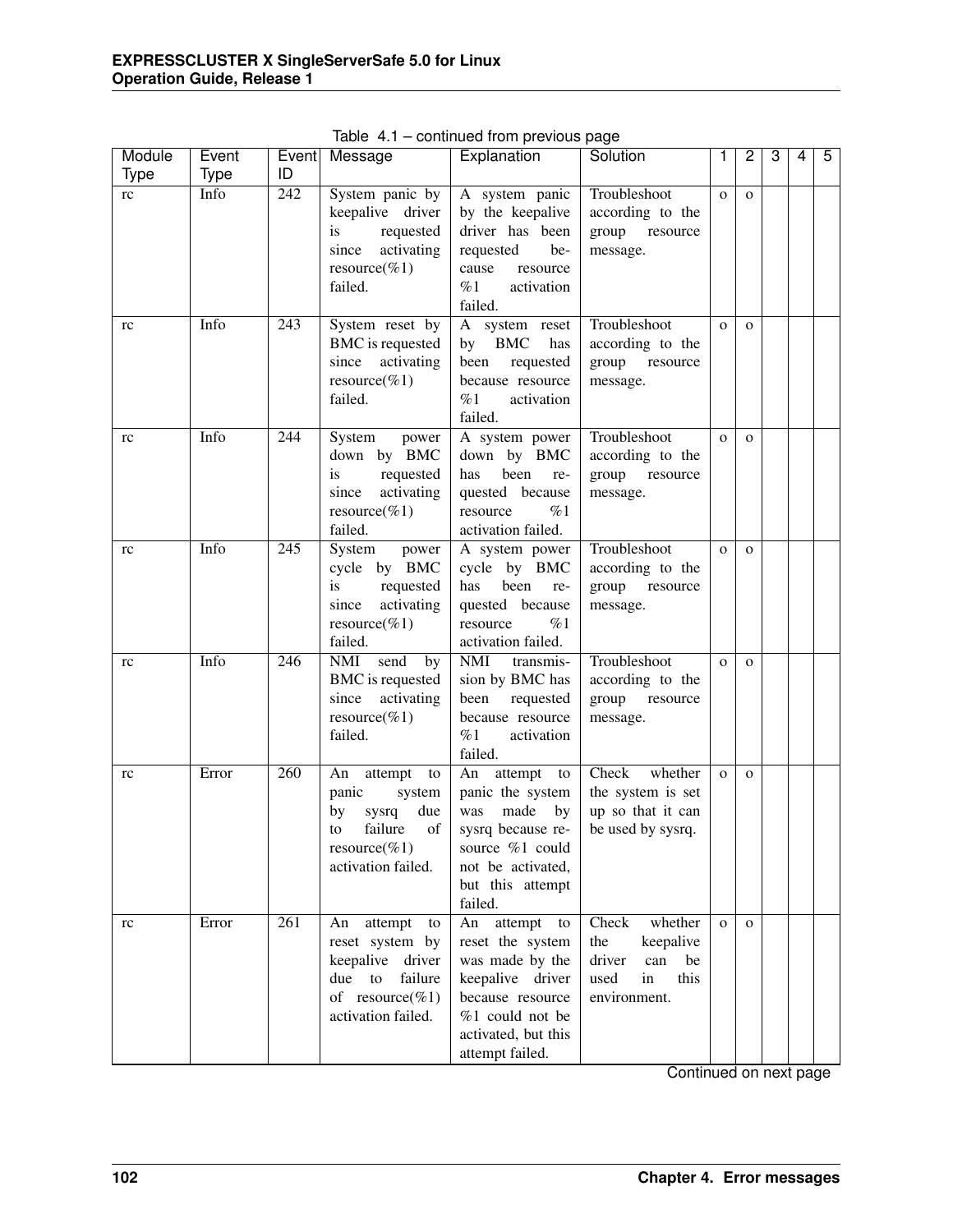Table 4.1 – continued from previous page

| Module Type | Event Type | Event ID | Message | Explanation | Solution | 1 | 2 | 3 | 4 | 5 |
|---|---|---|---|---|---|---|---|---|---|---|
| rc | Info | 242 | System panic by keepalive driver is requested since activating resource(%1) failed. | A system panic by the keepalive driver has been requested because resource %1 activation failed. | Troubleshoot according to the group resource message. | o | o | | | |
| rc | Info | 243 | System reset by BMC is requested since activating resource(%1) failed. | A system reset by BMC has been requested because resource %1 activation failed. | Troubleshoot according to the group resource message. | o | o | | | |
| rc | Info | 244 | System power down by BMC is requested since activating resource(%1) failed. | A system power down by BMC has been requested because resource %1 activation failed. | Troubleshoot according to the group resource message. | o | o | | | |
| rc | Info | 245 | System power cycle by BMC is requested since activating resource(%1) failed. | A system power cycle by BMC has been requested because resource %1 activation failed. | Troubleshoot according to the group resource message. | o | o | | | |
| rc | Info | 246 | NMI send by BMC is requested since activating resource(%1) failed. | NMI transmission by BMC has been requested because resource %1 activation failed. | Troubleshoot according to the group resource message. | o | o | | | |
| rc | Error | 260 | An attempt to panic system by sysrq due to failure of resource(%1) activation failed. | An attempt to panic the system was made by sysrq because resource %1 could not be activated, but this attempt failed. | Check whether the system is set up so that it can be used by sysrq. | o | o | | | |
| rc | Error | 261 | An attempt to reset system by keepalive driver due to failure of resource(%1) activation failed. | An attempt to reset the system was made by the keepalive driver because resource %1 could not be activated, but this attempt failed. | Check whether the keepalive driver can be used in this environment. | o | o | | | |

Continued on next page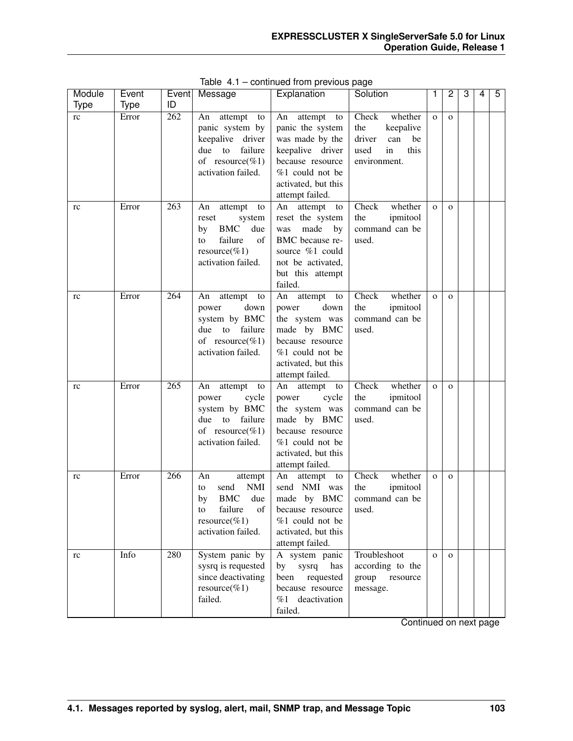Table 4.1 – continued from previous page

| Module Type | Event Type | Event ID | Message | Explanation | Solution | 1 | 2 | 3 | 4 | 5 |
|---|---|---|---|---|---|---|---|---|---|---|
| rc | Error | 262 | An attempt to panic system by keepalive driver due to failure of resource(%1) activation failed. | An attempt to panic the system was made by the keepalive driver because resource %1 could not be activated, but this attempt failed. | Check whether the keepalive driver can be used in this environment. | o | o | | | |
| rc | Error | 263 | An attempt to reset system by BMC due to failure of resource(%1) activation failed. | An attempt to reset the system was made by BMC because resource %1 could not be activated, but this attempt failed. | Check whether the ipmitool command can be used. | o | o | | | |
| rc | Error | 264 | An attempt to power down system by BMC due to failure of resource(%1) activation failed. | An attempt to power down the system was made by BMC because resource %1 could not be activated, but this attempt failed. | Check whether the ipmitool command can be used. | o | o | | | |
| rc | Error | 265 | An attempt to power cycle system by BMC due to failure of resource(%1) activation failed. | An attempt to power cycle the system was made by BMC because resource %1 could not be activated, but this attempt failed. | Check whether the ipmitool command can be used. | o | o | | | |
| rc | Error | 266 | An attempt to send NMI by BMC due to failure of resource(%1) activation failed. | An attempt to send NMI was made by BMC because resource %1 could not be activated, but this attempt failed. | Check whether the ipmitool command can be used. | o | o | | | |
| rc | Info | 280 | System panic by sysrq is requested since deactivating resource(%1) failed. | A system panic by sysrq has been requested because resource %1 deactivation failed. | Troubleshoot according to the group resource message. | o | o | | | |

Continued on next page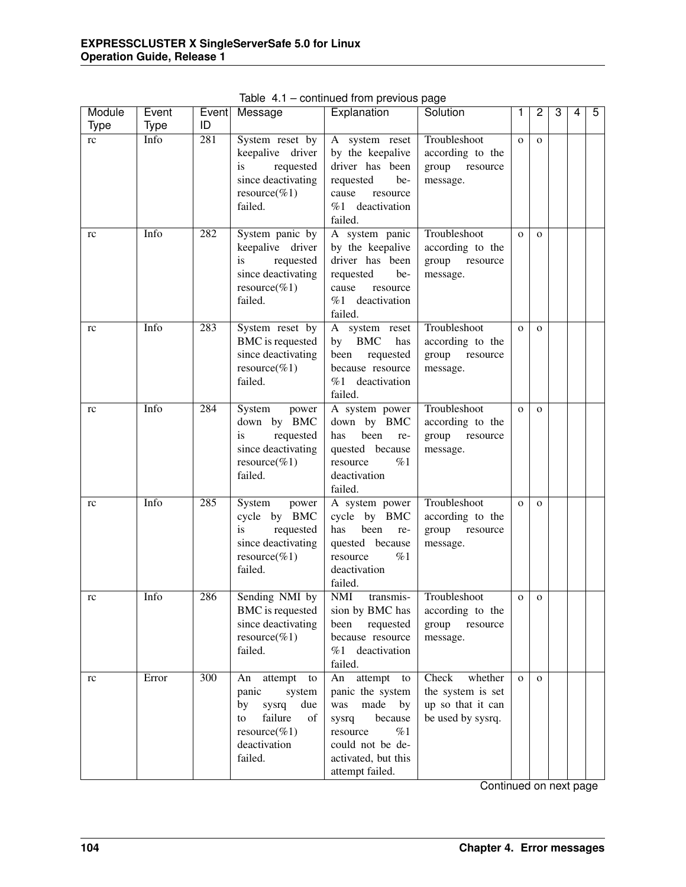Table 4.1 – continued from previous page

| Module Type | Event Type | Event ID | Message | Explanation | Solution | 1 | 2 | 3 | 4 | 5 |
|---|---|---|---|---|---|---|---|---|---|---|
| rc | Info | 281 | System reset by keepalive driver is requested since deactivating resource(%1) failed. | A system reset by the keepalive driver has been requested because resource %1 deactivation failed. | Troubleshoot according to the group resource message. | o | o | | | |
| rc | Info | 282 | System panic by keepalive driver is requested since deactivating resource(%1) failed. | A system panic by the keepalive driver has been requested because resource %1 deactivation failed. | Troubleshoot according to the group resource message. | o | o | | | |
| rc | Info | 283 | System reset by BMC is requested since deactivating resource(%1) failed. | A system reset by BMC has been requested because resource %1 deactivation failed. | Troubleshoot according to the group resource message. | o | o | | | |
| rc | Info | 284 | System power down by BMC is requested since deactivating resource(%1) failed. | A system power down by BMC has been requested because resource %1 deactivation failed. | Troubleshoot according to the group resource message. | o | o | | | |
| rc | Info | 285 | System power cycle by BMC is requested since deactivating resource(%1) failed. | A system power cycle by BMC has been requested because resource %1 deactivation failed. | Troubleshoot according to the group resource message. | o | o | | | |
| rc | Info | 286 | Sending NMI by BMC is requested since deactivating resource(%1) failed. | NMI transmission by BMC has been requested because resource %1 deactivation failed. | Troubleshoot according to the group resource message. | o | o | | | |
| rc | Error | 300 | An attempt to panic system by sysrq due to failure of resource(%1) deactivation failed. | An attempt to panic the system was made by sysrq because resource %1 could not be deactivated, but this attempt failed. | Check whether the system is set up so that it can be used by sysrq. | o | o | | | |

Continued on next page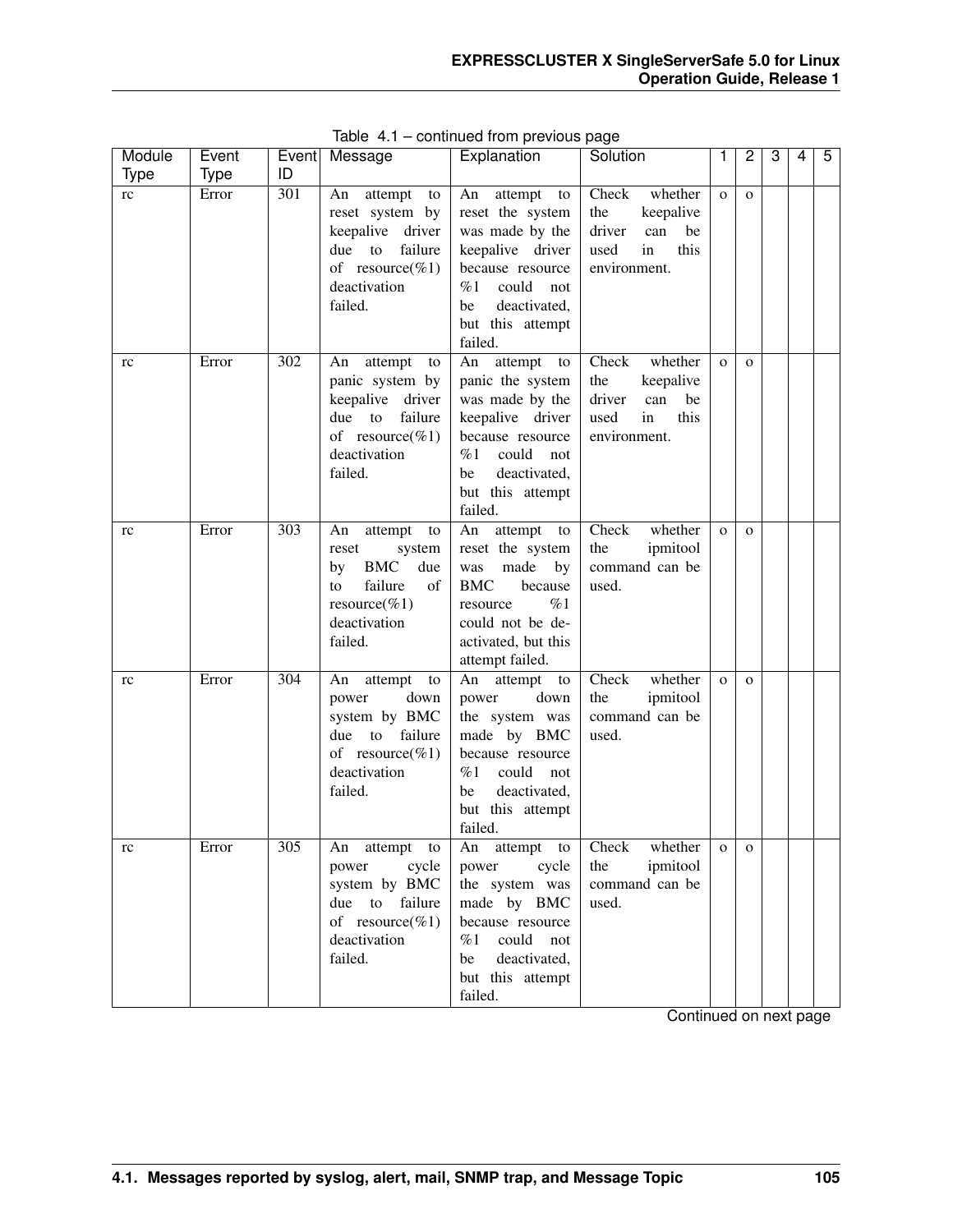Table 4.1 – continued from previous page

| Module Type | Event Type | Event ID | Message | Explanation | Solution | 1 | 2 | 3 | 4 | 5 |
|---|---|---|---|---|---|---|---|---|---|---|
| rc | Error | 301 | An attempt to reset system by keepalive driver due to failure of resource(%1) deactivation failed. | An attempt to reset the system was made by the keepalive driver because resource %1 could not be deactivated, but this attempt failed. | Check whether the keepalive driver can be used in this environment. | o | o | | | |
| rc | Error | 302 | An attempt to panic system by keepalive driver due to failure of resource(%1) deactivation failed. | An attempt to panic the system was made by the keepalive driver because resource %1 could not be deactivated, but this attempt failed. | Check whether the keepalive driver can be used in this environment. | o | o | | | |
| rc | Error | 303 | An attempt to reset system by BMC due to failure of resource(%1) deactivation failed. | An attempt to reset the system was made by BMC because resource %1 could not be deactivated, but this attempt failed. | Check whether the ipmitool command can be used. | o | o | | | |
| rc | Error | 304 | An attempt to power down system by BMC due to failure of resource(%1) deactivation failed. | An attempt to power down the system was made by BMC because resource %1 could not be deactivated, but this attempt failed. | Check whether the ipmitool command can be used. | o | o | | | |
| rc | Error | 305 | An attempt to power cycle system by BMC due to failure of resource(%1) deactivation failed. | An attempt to power cycle the system was made by BMC because resource %1 could not be deactivated, but this attempt failed. | Check whether the ipmitool command can be used. | o | o | | | |

Continued on next page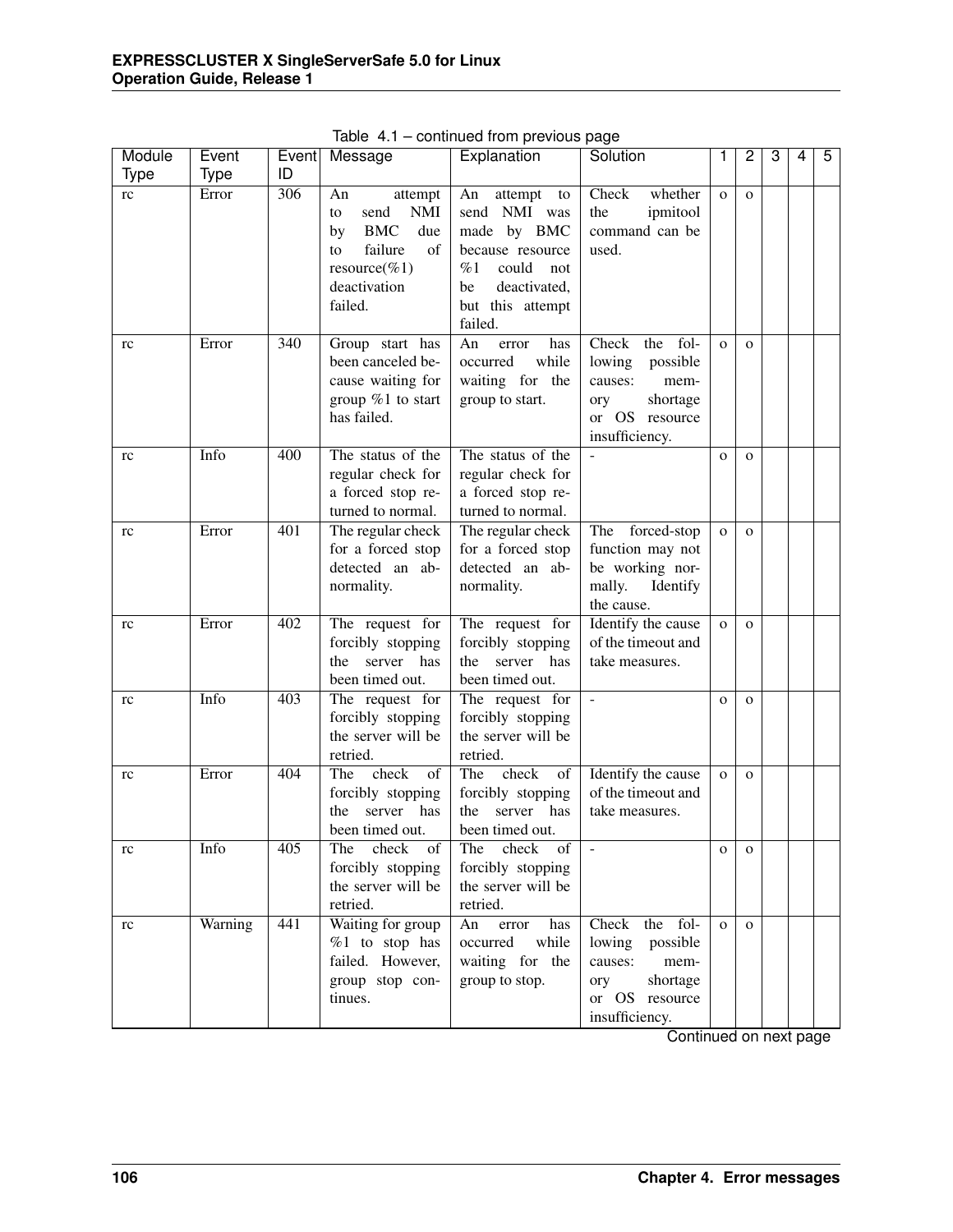Table 4.1 – continued from previous page

| Module Type | Event Type | Event ID | Message | Explanation | Solution | 1 | 2 | 3 | 4 | 5 |
|---|---|---|---|---|---|---|---|---|---|---|
| rc | Error | 306 | An attempt to send NMI by BMC due to failure of resource(%1) deactivation failed. | An attempt to send NMI was made by BMC because resource %1 could not be deactivated, but this attempt failed. | Check whether the ipmitool command can be used. | o | o | | | |
| rc | Error | 340 | Group start has been canceled because waiting for group %1 to start has failed. | An error has occurred while waiting for the group to start. | Check the following possible causes: memory shortage or OS resource insufficiency. | o | o | | | |
| rc | Info | 400 | The status of the regular check for a forced stop returned to normal. | The status of the regular check for a forced stop returned to normal. | - | o | o | | | |
| rc | Error | 401 | The regular check for a forced stop detected an abnormality. | The regular check for a forced stop detected an abnormality. | The forced-stop function may not be working normally. Identify the cause. | o | o | | | |
| rc | Error | 402 | The request for forcibly stopping the server has been timed out. | The request for forcibly stopping the server has been timed out. | Identify the cause of the timeout and take measures. | o | o | | | |
| rc | Info | 403 | The request for forcibly stopping the server will be retried. | The request for forcibly stopping the server will be retried. | - | o | o | | | |
| rc | Error | 404 | The check of forcibly stopping the server has been timed out. | The check of forcibly stopping the server has been timed out. | Identify the cause of the timeout and take measures. | o | o | | | |
| rc | Info | 405 | The check of forcibly stopping the server will be retried. | The check of forcibly stopping the server will be retried. | - | o | o | | | |
| rc | Warning | 441 | Waiting for group %1 to stop has failed. However, group stop continues. | An error has occurred while waiting for the group to stop. | Check the following possible causes: memory shortage or OS resource insufficiency. | o | o | | | |

Continued on next page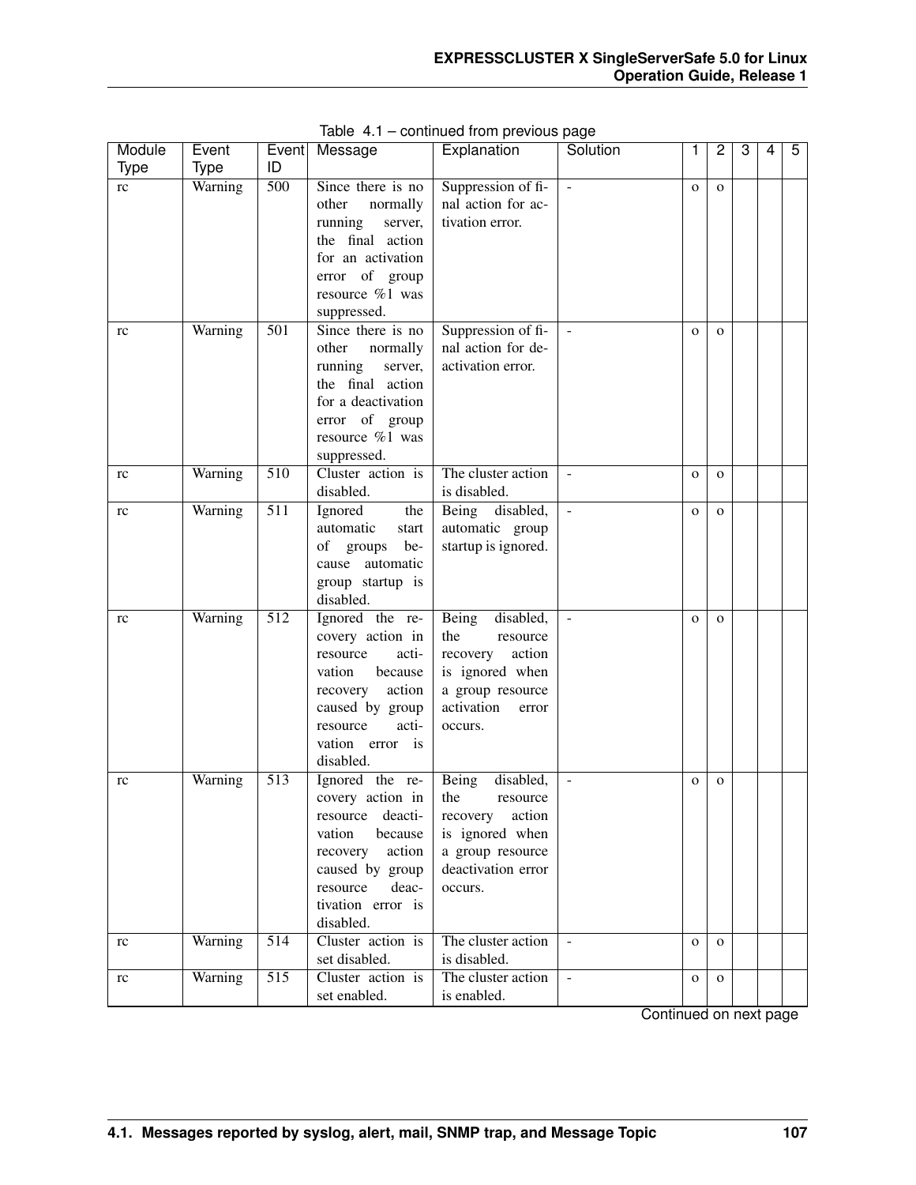Table 4.1 – continued from previous page

| Module Type | Event Type | Event ID | Message | Explanation | Solution | 1 | 2 | 3 | 4 | 5 |
|---|---|---|---|---|---|---|---|---|---|---|
| rc | Warning | 500 | Since there is no other normally running server, the final action for an activation error of group resource %1 was suppressed. | Suppression of final action for activation error. | - | o | o | | | |
| rc | Warning | 501 | Since there is no other normally running server, the final action for a deactivation error of group resource %1 was suppressed. | Suppression of final action for deactivation error. | - | o | o | | | |
| rc | Warning | 510 | Cluster action is disabled. | The cluster action is disabled. | - | o | o | | | |
| rc | Warning | 511 | Ignored the automatic start of groups because automatic group startup is disabled. | Being disabled, automatic group startup is ignored. | - | o | o | | | |
| rc | Warning | 512 | Ignored the recovery action in resource activation because recovery action caused by group resource activation error is disabled. | Being disabled, the resource recovery action is ignored when a group resource activation error occurs. | - | o | o | | | |
| rc | Warning | 513 | Ignored the recovery action in resource deactivation because recovery action caused by group resource deactivation error is disabled. | Being disabled, the resource recovery action is ignored when a group resource deactivation error occurs. | - | o | o | | | |
| rc | Warning | 514 | Cluster action is set disabled. | The cluster action is disabled. | - | o | o | | | |
| rc | Warning | 515 | Cluster action is set enabled. | The cluster action is enabled. | - | o | o | | | |

Continued on next page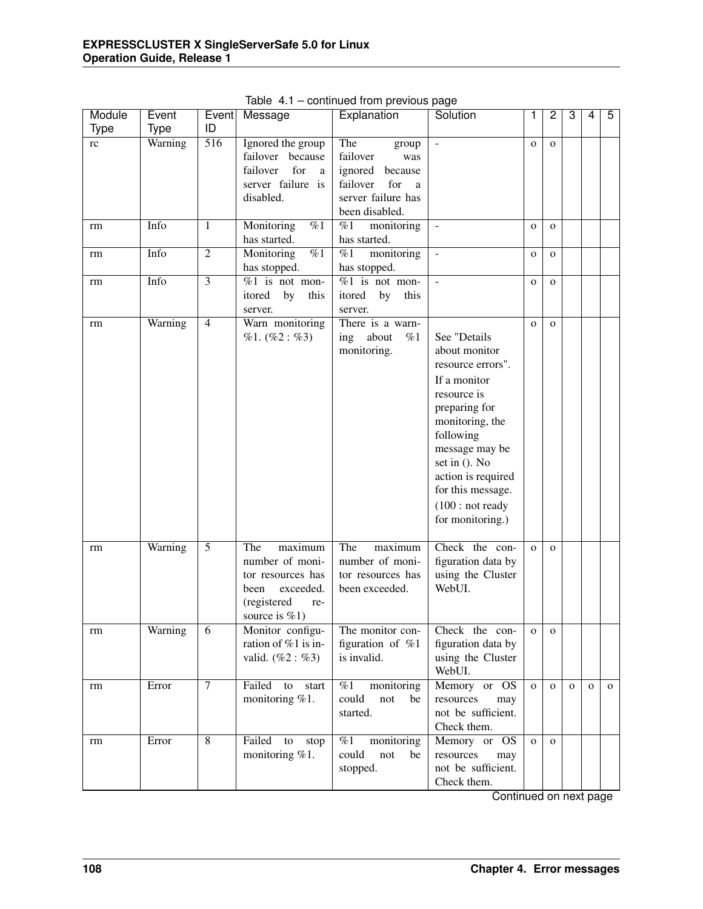Table 4.1 – continued from previous page

| Module Type | Event Type | Event ID | Message | Explanation | Solution | 1 | 2 | 3 | 4 | 5 |
|---|---|---|---|---|---|---|---|---|---|---|
| rc | Warning | 516 | Ignored the group failover because failover for a server failure is disabled. | The group failover was ignored because failover for a server failure has been disabled. | - | o | o | | | |
| rm | Info | 1 | Monitoring %1 has started. | %1 monitoring has started. | - | o | o | | | |
| rm | Info | 2 | Monitoring %1 has stopped. | %1 monitoring has stopped. | - | o | o | | | |
| rm | Info | 3 | %1 is not monitored by this server. | %1 is not monitored by this server. | - | o | o | | | |
| rm | Warning | 4 | Warn monitoring %1. (%2 : %3) | There is a warning about %1 monitoring. | See "Details about monitor resource errors". If a monitor resource is preparing for monitoring, the following message may be set in (). No action is required for this message. (100 : not ready for monitoring.) | o | o | | | |
| rm | Warning | 5 | The maximum number of monitor resources has been exceeded. (registered resource is %1) | The maximum number of monitor resources has been exceeded. | Check the configuration data by using the Cluster WebUI. | o | o | | | |
| rm | Warning | 6 | Monitor configuration of %1 is invalid. (%2 : %3) | The monitor configuration of %1 is invalid. | Check the configuration data by using the Cluster WebUI. | o | o | | | |
| rm | Error | 7 | Failed to start monitoring %1. | %1 monitoring could not be started. | Memory or OS resources may not be sufficient. Check them. | o | o | o | o | o |
| rm | Error | 8 | Failed to stop monitoring %1. | %1 monitoring could not be stopped. | Memory or OS resources may not be sufficient. Check them. | o | o | | | |

Continued on next page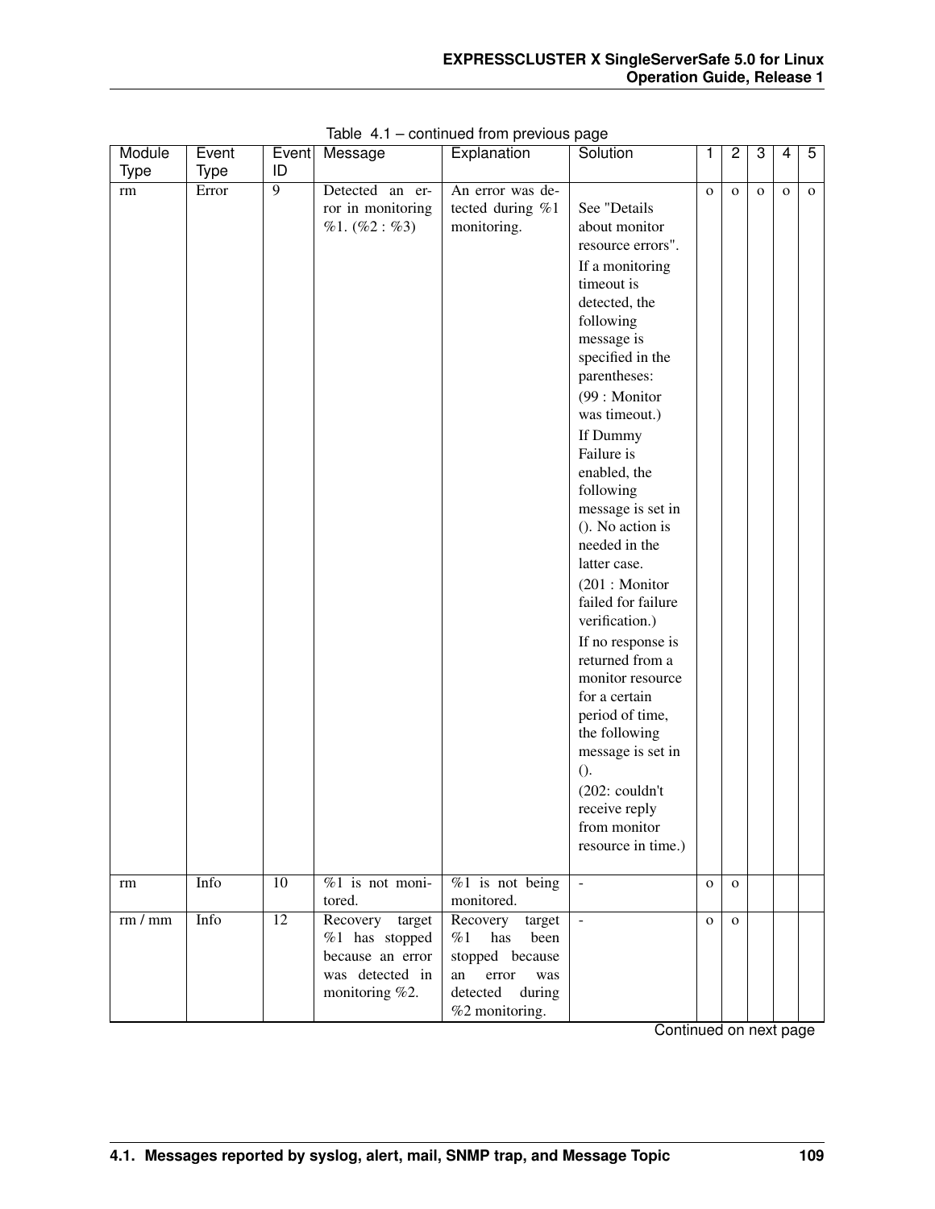Table 4.1 – continued from previous page

| Module Type | Event Type | Event ID | Message | Explanation | Solution | 1 | 2 | 3 | 4 | 5 |
|---|---|---|---|---|---|---|---|---|---|---|
| rm | Error | 9 | Detected an error in monitoring %1. (%2 : %3) | An error was detected during %1 monitoring. | See "Details about monitor resource errors". If a monitoring timeout is detected, the following message is specified in the parentheses: (99 : Monitor was timeout.) If Dummy Failure is enabled, the following message is set in (). No action is needed in the latter case. (201 : Monitor failed for failure verification.) If no response is returned from a monitor resource for a certain period of time, the following message is set in (). (202: couldn't receive reply from monitor resource in time.) | o | o | o | o | o |
| rm | Info | 10 | %1 is not monitored. | %1 is not being monitored. | - | o | o | | | |
| rm / mm | Info | 12 | Recovery target %1 has stopped because an error was detected in monitoring %2. | Recovery target %1 has been stopped because an error was detected during %2 monitoring. | - | o | o | | | |

Continued on next page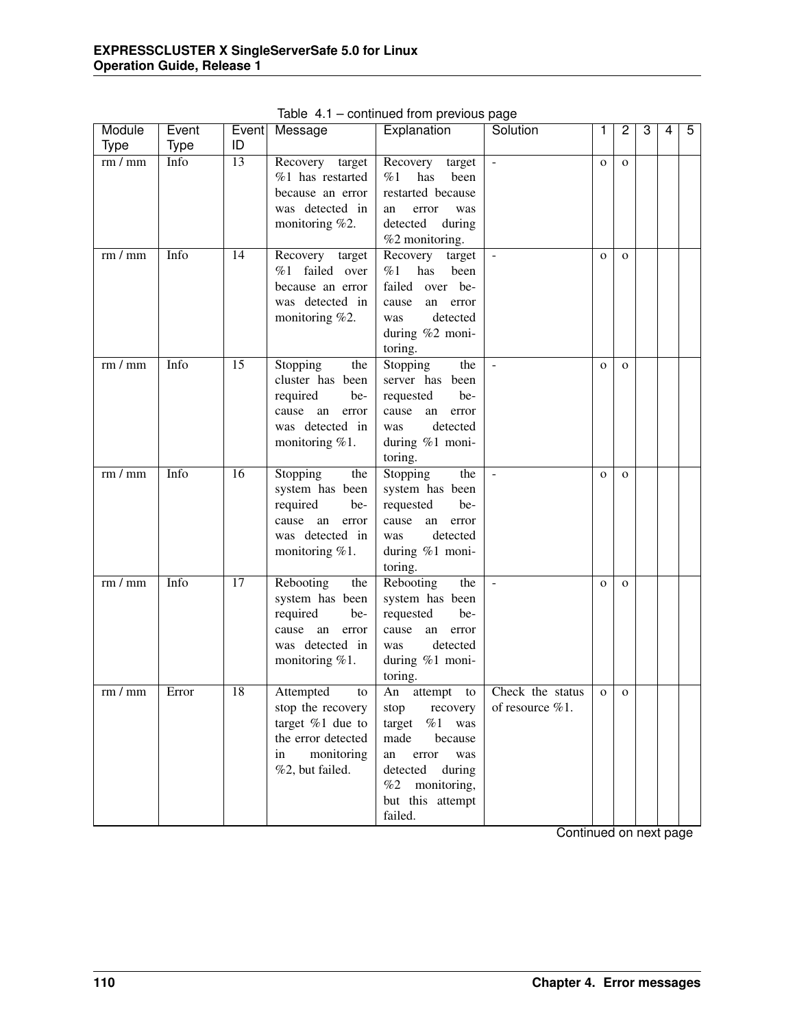Table 4.1 – continued from previous page

| Module Type | Event Type | Event ID | Message | Explanation | Solution | 1 | 2 | 3 | 4 | 5 |
|---|---|---|---|---|---|---|---|---|---|---|
| rm / mm | Info | 13 | Recovery target %1 has restarted because an error was detected in monitoring %2. | Recovery target %1 has been restarted because an error was detected during %2 monitoring. | - | o | o | | | |
| rm / mm | Info | 14 | Recovery target %1 failed over because an error was detected in monitoring %2. | Recovery target %1 has been failed over because an error was detected during %2 monitoring. | - | o | o | | | |
| rm / mm | Info | 15 | Stopping the cluster has been required because an error was detected in monitoring %1. | Stopping the server has been requested because an error was detected during %1 monitoring. | - | o | o | | | |
| rm / mm | Info | 16 | Stopping the system has been required because an error was detected in monitoring %1. | Stopping the system has been requested because an error was detected during %1 monitoring. | - | o | o | | | |
| rm / mm | Info | 17 | Rebooting the system has been required because an error was detected in monitoring %1. | Rebooting the system has been requested because an error was detected during %1 monitoring. | - | o | o | | | |
| rm / mm | Error | 18 | Attempted to stop the recovery target %1 due to the error detected in monitoring %2, but failed. | An attempt to stop recovery target %1 was made because an error was detected during %2 monitoring, but this attempt failed. | Check the status of resource %1. | o | o | | | |

Continued on next page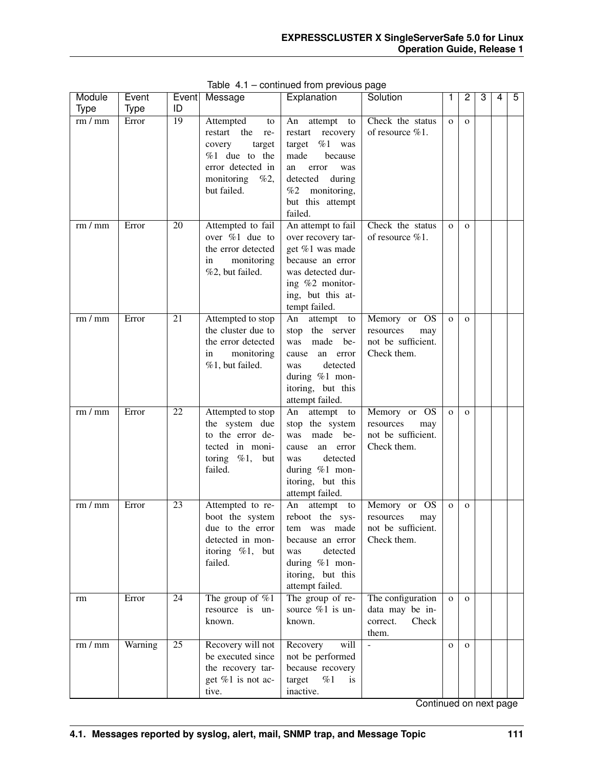Table 4.1 – continued from previous page

| Module Type | Event Type | Event ID | Message | Explanation | Solution | 1 | 2 | 3 | 4 | 5 |
|---|---|---|---|---|---|---|---|---|---|---|
| rm / mm | Error | 19 | Attempted to restart the recovery target %1 due to the error detected in monitoring %2, but failed. | An attempt to restart recovery target %1 was made because an error was detected during %2 monitoring, but this attempt failed. | Check the status of resource %1. | o | o | | | |
| rm / mm | Error | 20 | Attempted to fail over %1 due to the error detected in monitoring %2, but failed. | An attempt to fail over recovery target %1 was made because an error was detected during %2 monitoring, but this attempt failed. | Check the status of resource %1. | o | o | | | |
| rm / mm | Error | 21 | Attempted to stop the cluster due to the error detected in monitoring %1, but failed. | An attempt to stop the server was made because an error was detected during %1 monitoring, but this attempt failed. | Memory or OS resources may not be sufficient. Check them. | o | o | | | |
| rm / mm | Error | 22 | Attempted to stop the system due to the error detected in monitoring %1, but failed. | An attempt to stop the system was made because an error was detected during %1 monitoring, but this attempt failed. | Memory or OS resources may not be sufficient. Check them. | o | o | | | |
| rm / mm | Error | 23 | Attempted to reboot the system due to the error detected in monitoring %1, but failed. | An attempt to reboot the system was made because an error was detected during %1 monitoring, but this attempt failed. | Memory or OS resources may not be sufficient. Check them. | o | o | | | |
| rm | Error | 24 | The group of %1 resource is unknown. | The group of resource %1 is unknown. | The configuration data may be incorrect. Check them. | o | o | | | |
| rm / mm | Warning | 25 | Recovery will not be executed since the recovery target %1 is not active. | Recovery will not be performed because recovery target %1 is inactive. | - | o | o | | | |

Continued on next page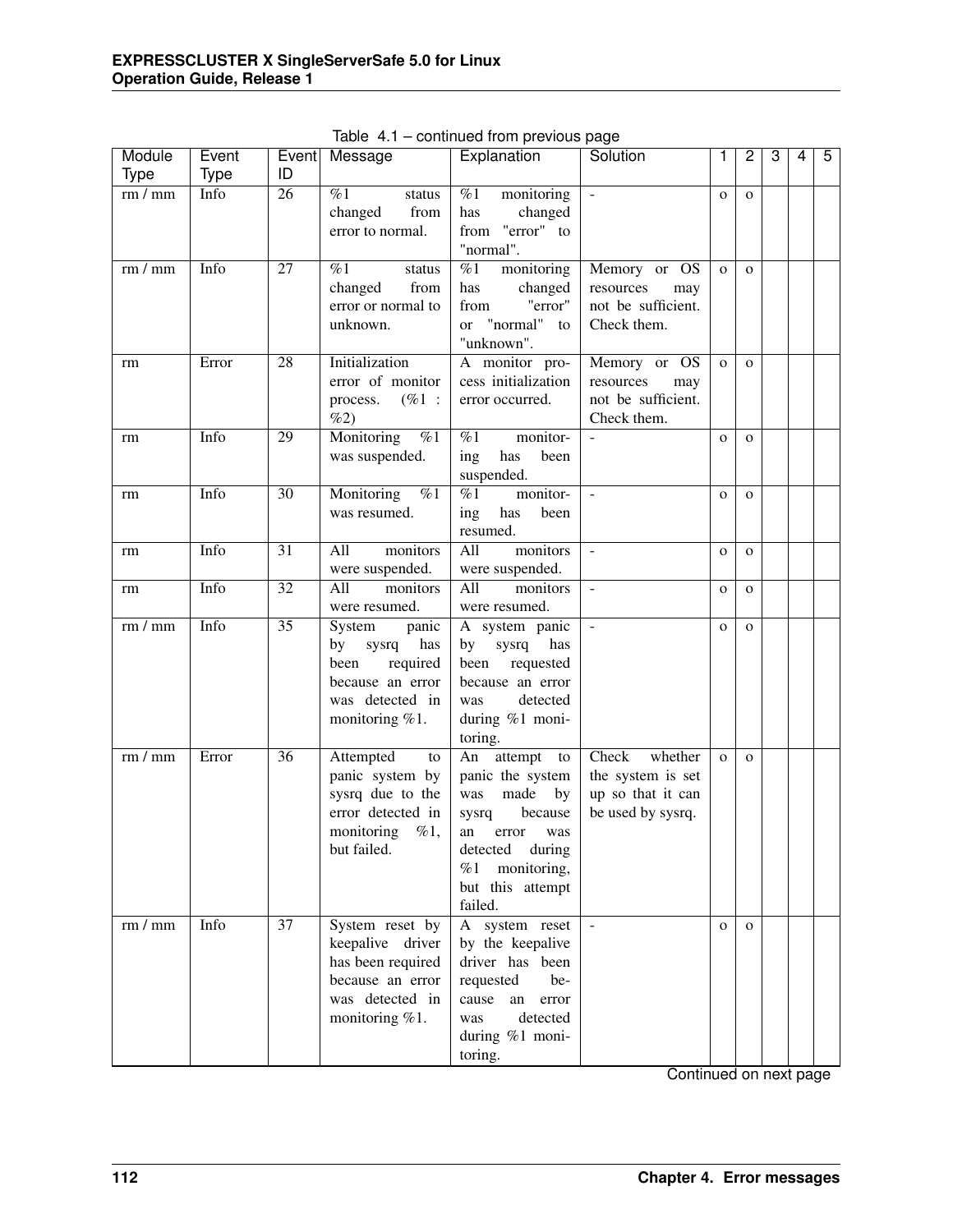Table 4.1 – continued from previous page

| Module Type | Event Type | Event ID | Message | Explanation | Solution | 1 | 2 | 3 | 4 | 5 |
|---|---|---|---|---|---|---|---|---|---|---|
| rm / mm | Info | 26 | %1 status changed from error to normal. | %1 monitoring has changed from "error" to "normal". | - | o | o | | | |
| rm / mm | Info | 27 | %1 status changed from error or normal to unknown. | %1 monitoring has changed from "error" or "normal" to "unknown". | Memory or OS resources may not be sufficient. Check them. | o | o | | | |
| rm | Error | 28 | Initialization error of monitor process. (%1 : %2) | A monitor process initialization error occurred. | Memory or OS resources may not be sufficient. Check them. | o | o | | | |
| rm | Info | 29 | Monitoring %1 was suspended. | %1 monitoring has been suspended. | - | o | o | | | |
| rm | Info | 30 | Monitoring %1 was resumed. | %1 monitoring has been resumed. | - | o | o | | | |
| rm | Info | 31 | All monitors were suspended. | All monitors were suspended. | - | o | o | | | |
| rm | Info | 32 | All monitors were resumed. | All monitors were resumed. | - | o | o | | | |
| rm / mm | Info | 35 | System panic by sysrq has been required because an error was detected in monitoring %1. | A system panic by sysrq has been requested because an error was detected during %1 monitoring. | - | o | o | | | |
| rm / mm | Error | 36 | Attempted to panic system by sysrq due to the error detected in monitoring %1, but failed. | An attempt to panic the system was made by sysrq because an error was detected during %1 monitoring, but this attempt failed. | Check whether the system is set up so that it can be used by sysrq. | o | o | | | |
| rm / mm | Info | 37 | System reset by keepalive driver has been required because an error was detected in monitoring %1. | A system reset by the keepalive driver has been requested because an error was detected during %1 monitoring. | - | o | o | | | |

Continued on next page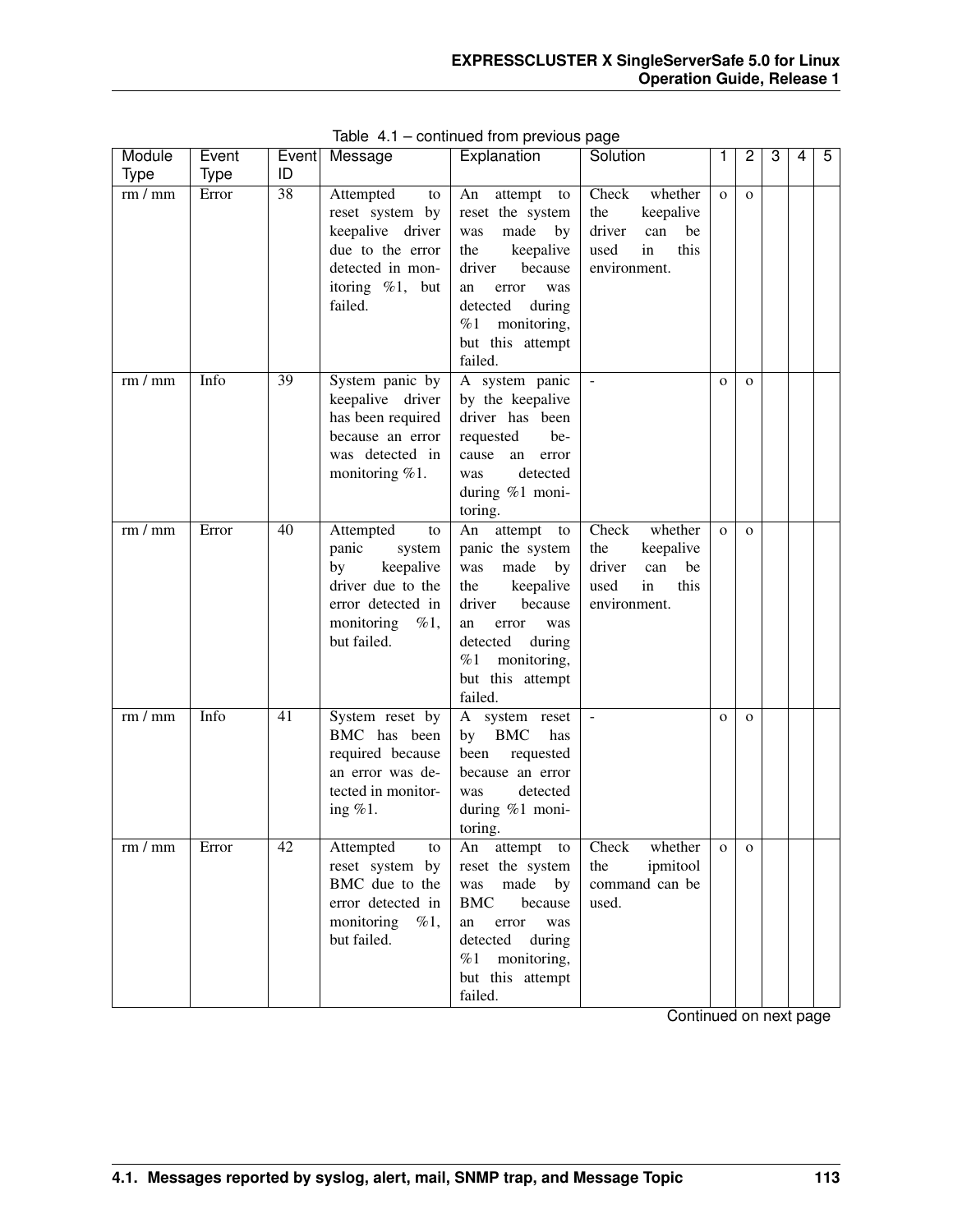Table 4.1 – continued from previous page

| Module Type | Event Type | Event ID | Message | Explanation | Solution | 1 | 2 | 3 | 4 | 5 |
|---|---|---|---|---|---|---|---|---|---|---|
| rm / mm | Error | 38 | Attempted to reset system by keepalive driver due to the error detected in monitoring %1, but failed. | An attempt to reset the system was made by the keepalive driver because an error was detected during %1 monitoring, but this attempt failed. | Check whether the keepalive driver can be used in this environment. | o | o | | | |
| rm / mm | Info | 39 | System panic by keepalive driver has been required because an error was detected in monitoring %1. | A system panic by the keepalive driver has been requested because an error was detected during %1 monitoring. | - | o | o | | | |
| rm / mm | Error | 40 | Attempted to panic system by keepalive driver due to the error detected in monitoring %1, but failed. | An attempt to panic the system was made by the keepalive driver because an error was detected during %1 monitoring, but this attempt failed. | Check whether the keepalive driver can be used in this environment. | o | o | | | |
| rm / mm | Info | 41 | System reset by BMC has been required because an error was detected in monitoring %1. | A system reset by BMC has been requested because an error was detected during %1 monitoring. | - | o | o | | | |
| rm / mm | Error | 42 | Attempted to reset system by BMC due to the error detected in monitoring %1, but failed. | An attempt to reset the system was made by BMC because an error was detected during %1 monitoring, but this attempt failed. | Check whether the ipmitool command can be used. | o | o | | | |

Continued on next page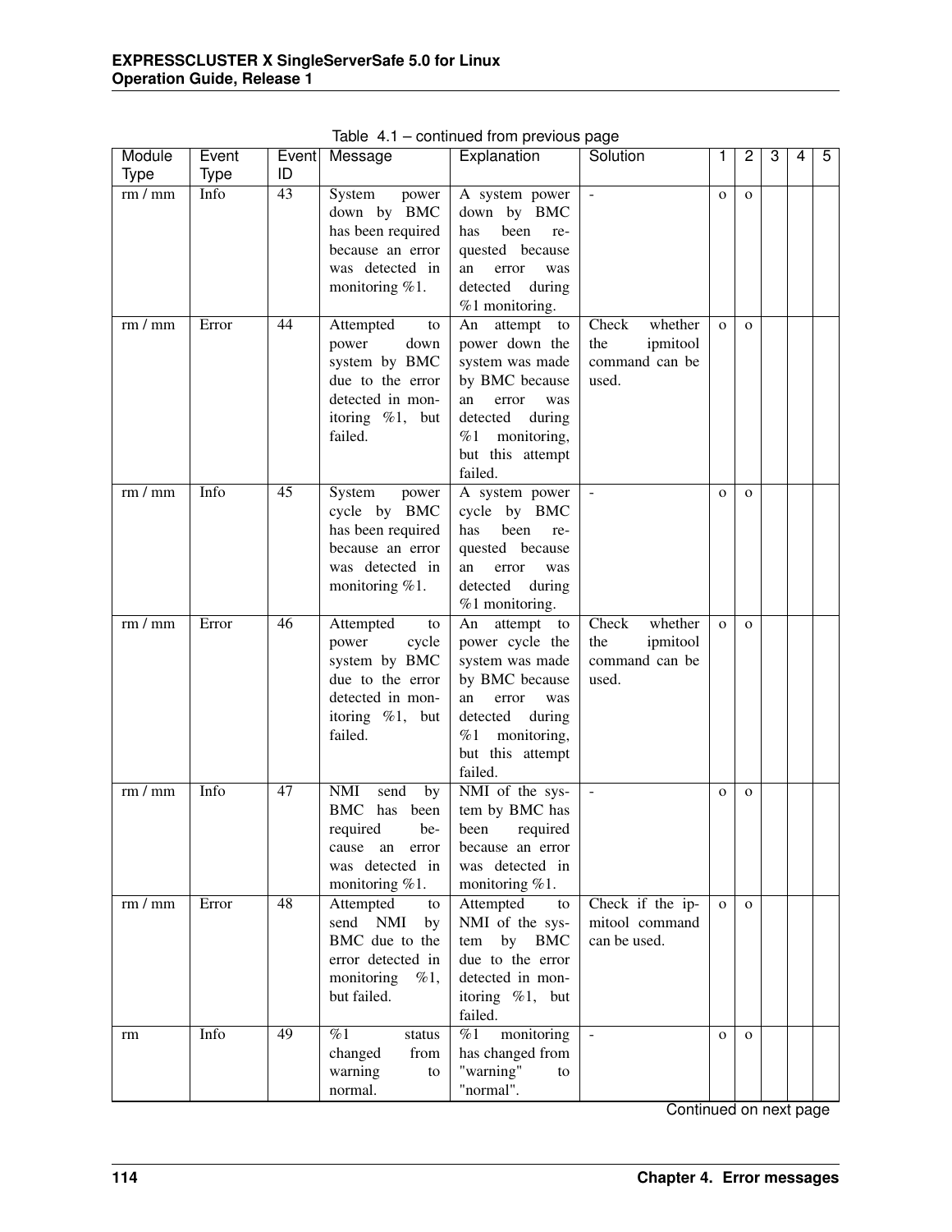Table 4.1 – continued from previous page

| Module Type | Event Type | Event ID | Message | Explanation | Solution | 1 | 2 | 3 | 4 | 5 |
|---|---|---|---|---|---|---|---|---|---|---|
| rm / mm | Info | 43 | System power down by BMC has been required because an error was detected in monitoring %1. | A system power down by BMC has been requested because an error was detected during %1 monitoring. | - | o | o | | | |
| rm / mm | Error | 44 | Attempted to power down system by BMC due to the error detected in monitoring %1, but failed. | An attempt to power down the system was made by BMC because an error was detected during %1 monitoring, but this attempt failed. | Check whether the ipmitool command can be used. | o | o | | | |
| rm / mm | Info | 45 | System power cycle by BMC has been required because an error was detected in monitoring %1. | A system power cycle by BMC has been requested because an error was detected during %1 monitoring. | - | o | o | | | |
| rm / mm | Error | 46 | Attempted to power cycle system by BMC due to the error detected in monitoring %1, but failed. | An attempt to power cycle the system was made by BMC because an error was detected during %1 monitoring, but this attempt failed. | Check whether the ipmitool command can be used. | o | o | | | |
| rm / mm | Info | 47 | NMI send by BMC has been required because an error was detected in monitoring %1. | NMI of the system by BMC has been required because an error was detected in monitoring %1. | - | o | o | | | |
| rm / mm | Error | 48 | Attempted to send NMI by BMC due to the error detected in monitoring %1, but failed. | Attempted to NMI of the system by BMC due to the error detected in monitoring %1, but failed. | Check if the ipmitool command can be used. | o | o | | | |
| rm | Info | 49 | %1 status changed from warning to normal. | %1 monitoring has changed from "warning" to "normal". | - | o | o | | | |

Continued on next page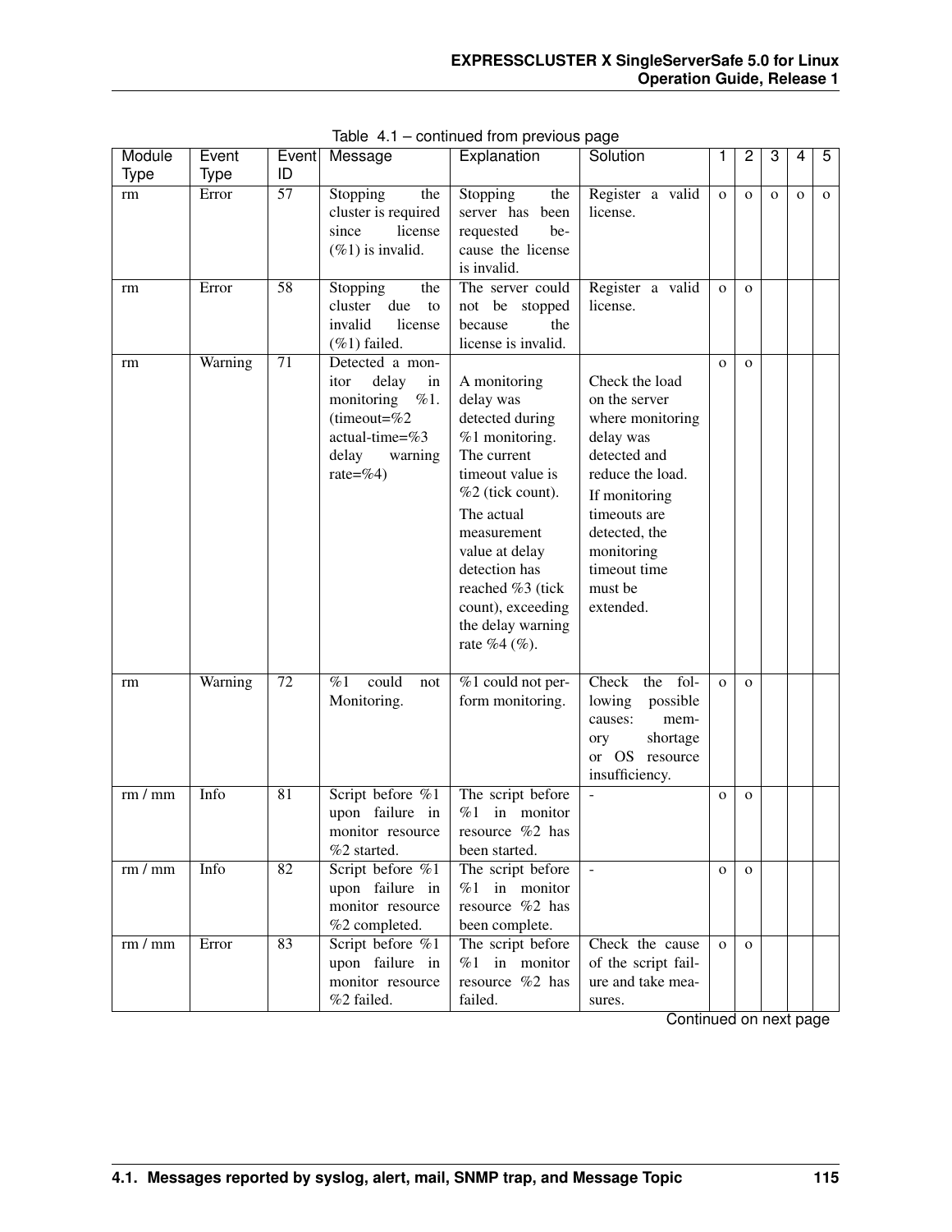Table 4.1 – continued from previous page

| Module Type | Event Type | Event ID | Message | Explanation | Solution | 1 | 2 | 3 | 4 | 5 |
|---|---|---|---|---|---|---|---|---|---|---|
| rm | Error | 57 | Stopping the cluster is required since license (%1) is invalid. | Stopping the server has been requested because the license is invalid. | Register a valid license. | o | o | o | o | o |
| rm | Error | 58 | Stopping the cluster due to invalid license (%1) failed. | The server could not be stopped because the license is invalid. | Register a valid license. | o | o | | | |
| rm | Warning | 71 | Detected a monitor delay in monitoring %1. (timeout=%2 actual-time=%3 delay warning rate=%4) | A monitoring delay was detected during %1 monitoring. The current timeout value is %2 (tick count). The actual measurement value at delay detection has reached %3 (tick count), exceeding the delay warning rate %4 (%). | Check the load on the server where monitoring delay was detected and reduce the load. If monitoring timeouts are detected, the monitoring timeout time must be extended. | o | o | | | |
| rm | Warning | 72 | %1 could not Monitoring. | %1 could not perform monitoring. | Check the following possible causes: memory shortage or OS resource insufficiency. | o | o | | | |
| rm / mm | Info | 81 | Script before %1 upon failure in monitor resource %2 started. | The script before %1 in monitor resource %2 has been started. | - | o | o | | | |
| rm / mm | Info | 82 | Script before %1 upon failure in monitor resource %2 completed. | The script before %1 in monitor resource %2 has been complete. | - | o | o | | | |
| rm / mm | Error | 83 | Script before %1 upon failure in monitor resource %2 failed. | The script before %1 in monitor resource %2 has failed. | Check the cause of the script failure and take measures. | o | o | | | |

Continued on next page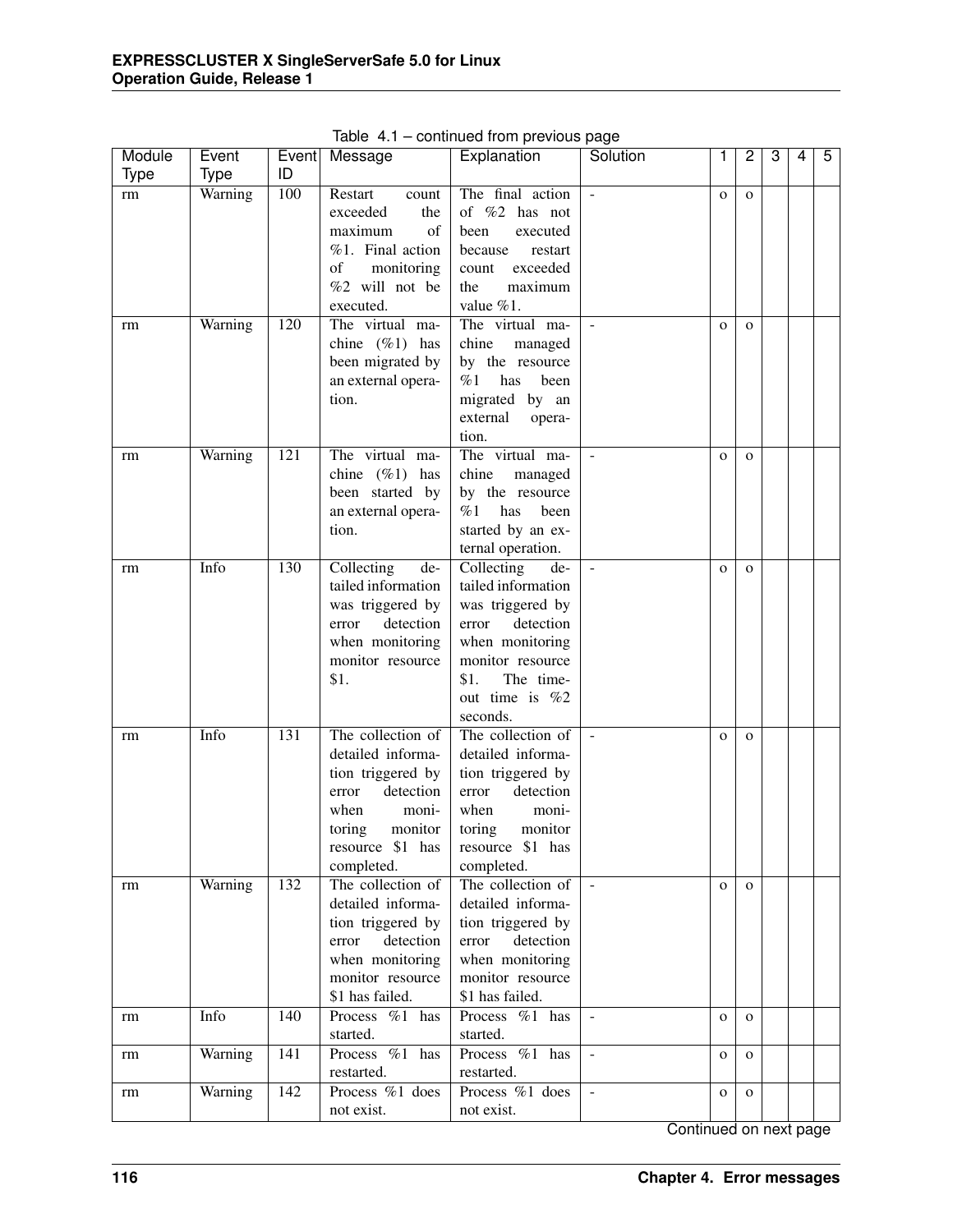Table 4.1 – continued from previous page

| Module Type | Event Type | Event ID | Message | Explanation | Solution | 1 | 2 | 3 | 4 | 5 |
|---|---|---|---|---|---|---|---|---|---|---|
| rm | Warning | 100 | Restart count exceeded the maximum of %1. Final action of monitoring %2 will not be executed. | The final action of %2 has not been executed because restart count exceeded the maximum value %1. | - | o | o | | | |
| rm | Warning | 120 | The virtual machine (%1) has been migrated by an external operation. | The virtual machine managed by the resource %1 has been migrated by an external operation. | - | o | o | | | |
| rm | Warning | 121 | The virtual machine (%1) has been started by an external operation. | The virtual machine managed by the resource %1 has been started by an external operation. | - | o | o | | | |
| rm | Info | 130 | Collecting detailed information was triggered by error detection when monitoring monitor resource $1. | Collecting detailed information was triggered by error detection when monitoring monitor resource $1. The timeout time is %2 seconds. | - | o | o | | | |
| rm | Info | 131 | The collection of detailed information triggered by error detection when monitoring monitor resource $1 has completed. | The collection of detailed information triggered by error detection when monitoring monitor resource $1 has completed. | - | o | o | | | |
| rm | Warning | 132 | The collection of detailed information triggered by error detection when monitoring monitor resource $1 has failed. | The collection of detailed information triggered by error detection when monitoring monitor resource $1 has failed. | - | o | o | | | |
| rm | Info | 140 | Process %1 has started. | Process %1 has started. | - | o | o | | | |
| rm | Warning | 141 | Process %1 has restarted. | Process %1 has restarted. | - | o | o | | | |
| rm | Warning | 142 | Process %1 does not exist. | Process %1 does not exist. | - | o | o | | | |

Continued on next page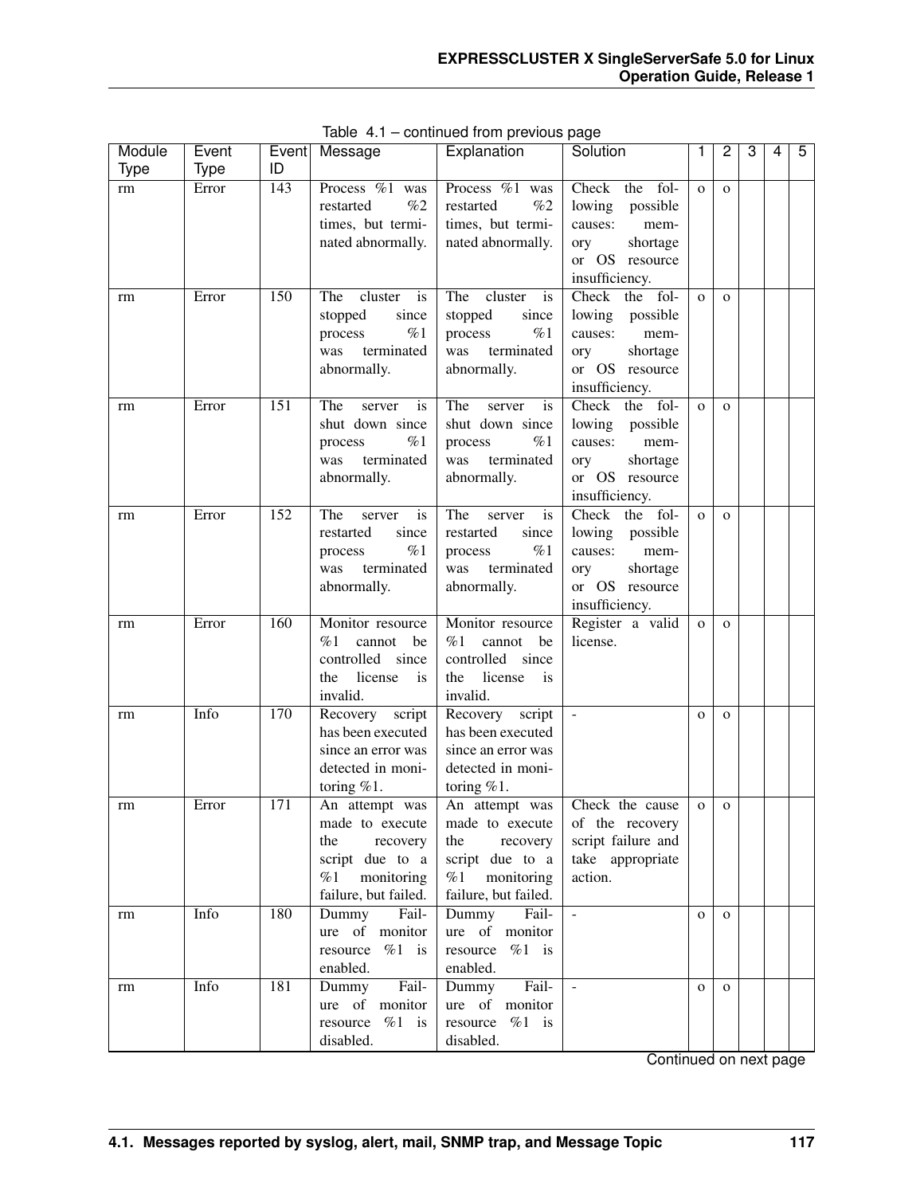Table 4.1 – continued from previous page

| Module Type | Event Type | Event ID | Message | Explanation | Solution | 1 | 2 | 3 | 4 | 5 |
|---|---|---|---|---|---|---|---|---|---|---|
| rm | Error | 143 | Process %1 was restarted %2 times, but terminated abnormally. | Process %1 was restarted %2 times, but terminated abnormally. | Check the following possible causes: memory shortage or OS resource insufficiency. | o | o | | | |
| rm | Error | 150 | The cluster is stopped since process %1 was terminated abnormally. | The cluster is stopped since process %1 was terminated abnormally. | Check the following possible causes: memory shortage or OS resource insufficiency. | o | o | | | |
| rm | Error | 151 | The server is shut down since process %1 was terminated abnormally. | The server is shut down since process %1 was terminated abnormally. | Check the following possible causes: memory shortage or OS resource insufficiency. | o | o | | | |
| rm | Error | 152 | The server is restarted since process %1 was terminated abnormally. | The server is restarted since process %1 was terminated abnormally. | Check the following possible causes: memory shortage or OS resource insufficiency. | o | o | | | |
| rm | Error | 160 | Monitor resource %1 cannot be controlled since the license is invalid. | Monitor resource %1 cannot be controlled since the license is invalid. | Register a valid license. | o | o | | | |
| rm | Info | 170 | Recovery script has been executed since an error was detected in monitoring %1. | Recovery script has been executed since an error was detected in monitoring %1. | - | o | o | | | |
| rm | Error | 171 | An attempt was made to execute the recovery script due to a %1 monitoring failure, but failed. | An attempt was made to execute the recovery script due to a %1 monitoring failure, but failed. | Check the cause of the recovery script failure and take appropriate action. | o | o | | | |
| rm | Info | 180 | Dummy Failure of monitor resource %1 is enabled. | Dummy Failure of monitor resource %1 is enabled. | - | o | o | | | |
| rm | Info | 181 | Dummy Failure of monitor resource %1 is disabled. | Dummy Failure of monitor resource %1 is disabled. | - | o | o | | | |

Continued on next page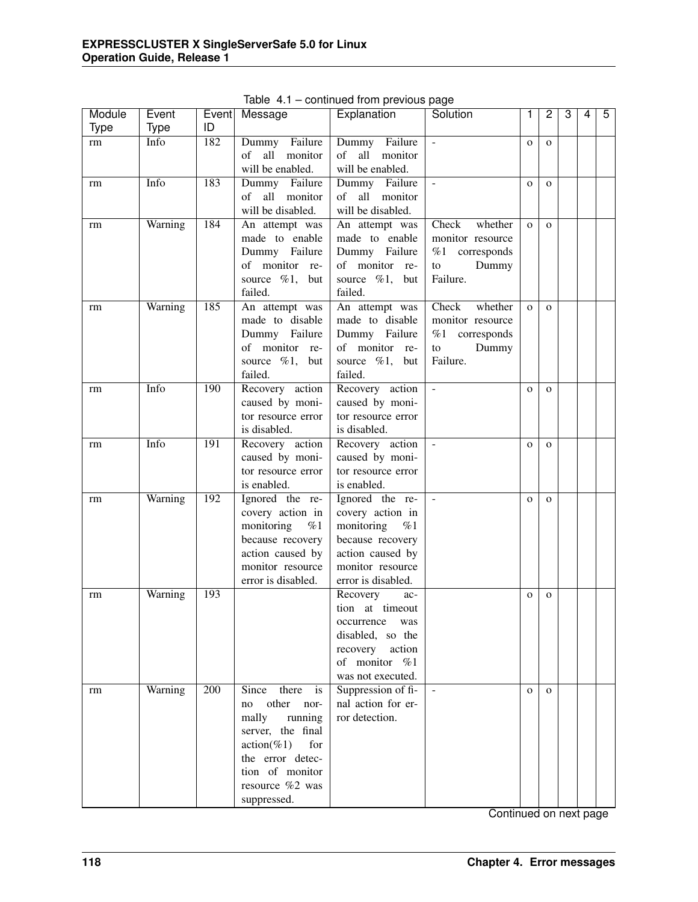Table 4.1 – continued from previous page

| Module Type | Event Type | Event ID | Message | Explanation | Solution | 1 | 2 | 3 | 4 | 5 |
|---|---|---|---|---|---|---|---|---|---|---|
| rm | Info | 182 | Dummy Failure of all monitor will be enabled. | Dummy Failure of all monitor will be enabled. | - | o | o | | | |
| rm | Info | 183 | Dummy Failure of all monitor will be disabled. | Dummy Failure of all monitor will be disabled. | - | o | o | | | |
| rm | Warning | 184 | An attempt was made to enable Dummy Failure of monitor resource %1, but failed. | An attempt was made to enable Dummy Failure of monitor resource %1, but failed. | Check whether monitor resource %1 corresponds to Dummy Failure. | o | o | | | |
| rm | Warning | 185 | An attempt was made to disable Dummy Failure of monitor resource %1, but failed. | An attempt was made to disable Dummy Failure of monitor resource %1, but failed. | Check whether monitor resource %1 corresponds to Dummy Failure. | o | o | | | |
| rm | Info | 190 | Recovery action caused by monitor resource error is disabled. | Recovery action caused by monitor resource error is disabled. | - | o | o | | | |
| rm | Info | 191 | Recovery action caused by monitor resource error is enabled. | Recovery action caused by monitor resource error is enabled. | - | o | o | | | |
| rm | Warning | 192 | Ignored the recovery action in monitoring %1 because recovery action caused by monitor resource error is disabled. | Ignored the recovery action in monitoring %1 because recovery action caused by monitor resource error is disabled. | - | o | o | | | |
| rm | Warning | 193 | | Recovery action at timeout occurrence was disabled, so the recovery action of monitor %1 was not executed. | | o | o | | | |
| rm | Warning | 200 | Since there is no other normally running server, the final action(%1) for the error detection of monitor resource %2 was suppressed. | Suppression of final action for error detection. | - | o | o | | | |

Continued on next page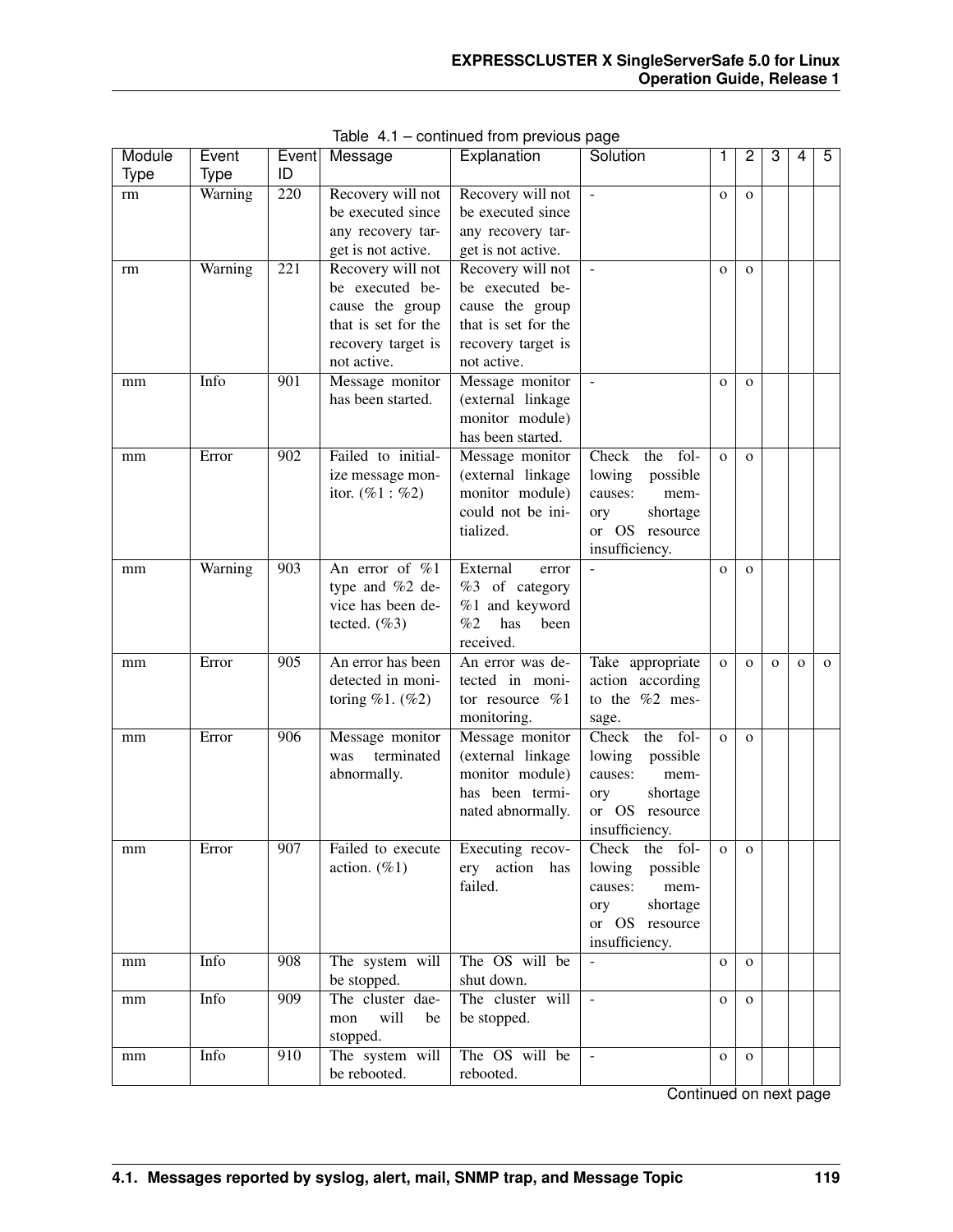Table 4.1 – continued from previous page

| Module Type | Event Type | Event ID | Message | Explanation | Solution | 1 | 2 | 3 | 4 | 5 |
|---|---|---|---|---|---|---|---|---|---|---|
| rm | Warning | 220 | Recovery will not be executed since any recovery target is not active. | Recovery will not be executed since any recovery target is not active. | - | o | o | | | |
| rm | Warning | 221 | Recovery will not be executed because the group that is set for the recovery target is not active. | Recovery will not be executed because the group that is set for the recovery target is not active. | - | o | o | | | |
| mm | Info | 901 | Message monitor has been started. | Message monitor (external linkage monitor module) has been started. | - | o | o | | | |
| mm | Error | 902 | Failed to initialize message monitor. (%1 : %2) | Message monitor (external linkage monitor module) could not be initialized. | Check the following possible causes: memory shortage or OS resource insufficiency. | o | o | | | |
| mm | Warning | 903 | An error of %1 type and %2 device has been detected. (%3) | External error %3 of category %1 and keyword %2 has been received. | - | o | o | | | |
| mm | Error | 905 | An error has been detected in monitoring %1. (%2) | An error was detected in monitor resource %1 monitoring. | Take appropriate action according to the %2 message. | o | o | o | o | o |
| mm | Error | 906 | Message monitor was terminated abnormally. | Message monitor (external linkage monitor module) has been terminated abnormally. | Check the following possible causes: memory shortage or OS resource insufficiency. | o | o | | | |
| mm | Error | 907 | Failed to execute action. (%1) | Executing recovery action has failed. | Check the following possible causes: memory shortage or OS resource insufficiency. | o | o | | | |
| mm | Info | 908 | The system will be stopped. | The OS will be shut down. | - | o | o | | | |
| mm | Info | 909 | The cluster daemon will be stopped. | The cluster will be stopped. | - | o | o | | | |
| mm | Info | 910 | The system will be rebooted. | The OS will be rebooted. | - | o | o | | | |

Continued on next page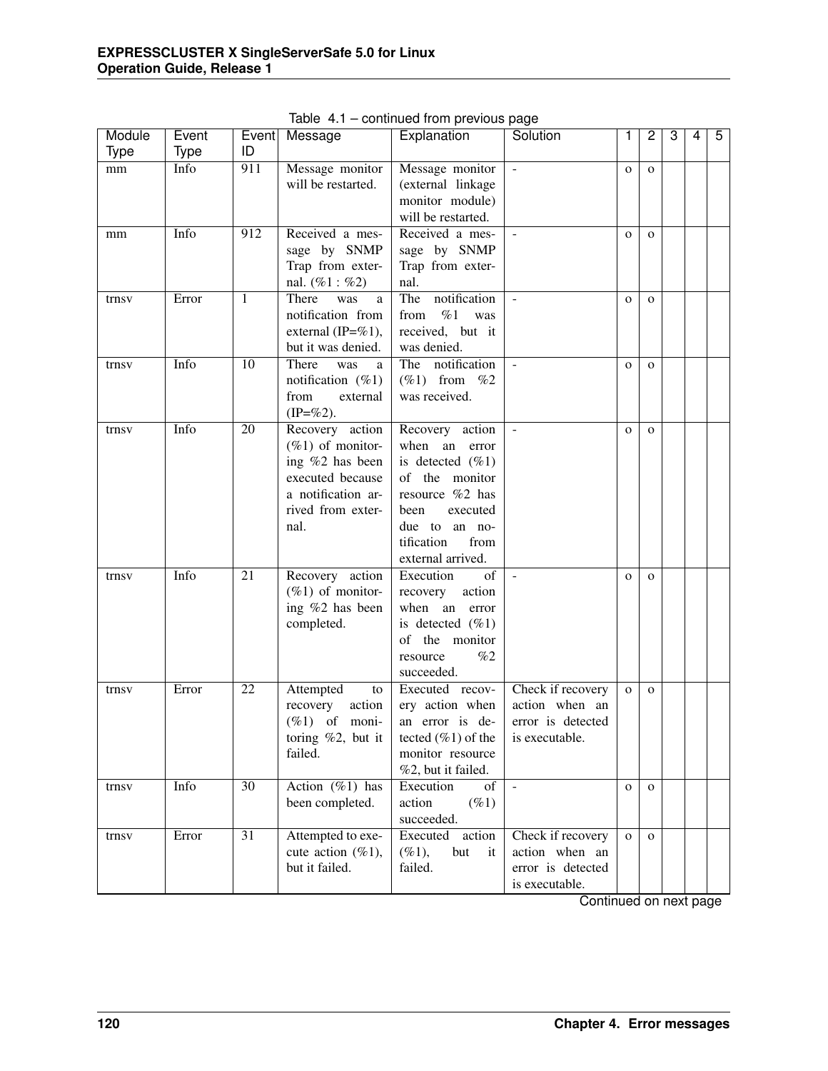Table 4.1 – continued from previous page

| Module Type | Event Type | Event ID | Message | Explanation | Solution | 1 | 2 | 3 | 4 | 5 |
|---|---|---|---|---|---|---|---|---|---|---|
| mm | Info | 911 | Message monitor will be restarted. | Message monitor (external linkage monitor module) will be restarted. | - | o | o | | | |
| mm | Info | 912 | Received a message by SNMP Trap from external. (%1 : %2) | Received a message by SNMP Trap from external. | - | o | o | | | |
| trnsv | Error | 1 | There was a notification from external (IP=%1), but it was denied. | The notification from %1 was received, but it was denied. | - | o | o | | | |
| trnsv | Info | 10 | There was a notification (%1) from external (IP=%2). | The notification (%1) from %2 was received. | - | o | o | | | |
| trnsv | Info | 20 | Recovery action (%1) of monitoring %2 has been executed because a notification arrived from external. | Recovery action when an error is detected (%1) of the monitor resource %2 has been executed due to an notification from external arrived. | - | o | o | | | |
| trnsv | Info | 21 | Recovery action (%1) of monitoring %2 has been completed. | Execution of recovery action when an error is detected (%1) of the monitor resource %2 succeeded. | - | o | o | | | |
| trnsv | Error | 22 | Attempted to recovery action (%1) of monitoring %2, but it failed. | Executed recovery action when an error is detected (%1) of the monitor resource %2, but it failed. | Check if recovery action when an error is detected is executable. | o | o | | | |
| trnsv | Info | 30 | Action (%1) has been completed. | Execution of action (%1) succeeded. | - | o | o | | | |
| trnsv | Error | 31 | Attempted to execute action (%1), but it failed. | Executed action (%1), but it failed. | Check if recovery action when an error is detected is executable. | o | o | | | |

Continued on next page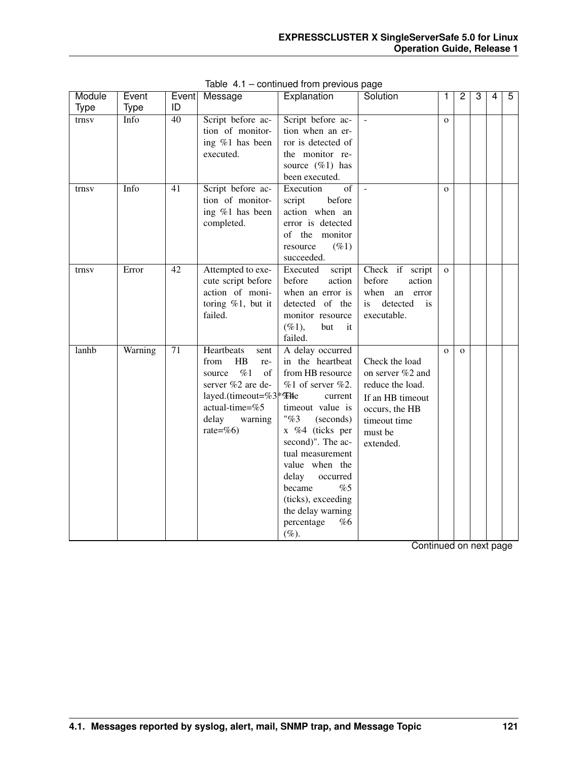Table 4.1 – continued from previous page

| Module Type | Event Type | Event ID | Message | Explanation | Solution | 1 | 2 | 3 | 4 | 5 |
|---|---|---|---|---|---|---|---|---|---|---|
| trnsv | Info | 40 | Script before action of monitoring %1 has been executed. | Script before action when an error is detected of the monitor resource (%1) has been executed. | - | o | | | | |
| trnsv | Info | 41 | Script before action of monitoring %1 has been completed. | Execution of script before action when an error is detected of the monitor resource (%1) succeeded. | - | o | | | | |
| trnsv | Error | 42 | Attempted to execute script before action of monitoring %1, but it failed. | Executed script before action when an error is detected of the monitor resource (%1), but it failed. | Check if script before action when an error is detected is executable. | o | | | | |
| lanhb | Warning | 71 | Heartbeats sent from HB resource %1 of server %2 are delayed.(timeout=%3*%4 actual-time=%5 delay warning rate=%6) | A delay occurred in the heartbeat from HB resource %1 of server %2. The current timeout value is "%3 (seconds) x %4 (ticks per second)". The actual measurement value when the delay occurred became %5 (ticks), exceeding the delay warning percentage %6 (%). | Check the load on server %2 and reduce the load. If an HB timeout occurs, the HB timeout time must be extended. | o | o | | | |

Continued on next page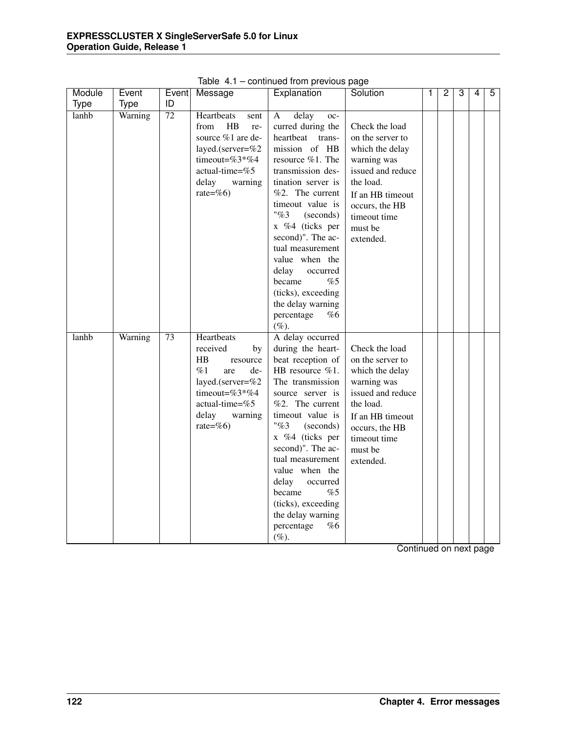Table 4.1 – continued from previous page

| Module Type | Event Type | Event ID | Message | Explanation | Solution | 1 | 2 | 3 | 4 | 5 |
|---|---|---|---|---|---|---|---|---|---|---|
| lanhb | Warning | 72 | Heartbeats sent from HB resource %1 are delayed.(server=%2 timeout=%3*%4 actual-time=%5 delay warning rate=%6) | A delay occurred during the heartbeat transmission of HB resource %1. The transmission destination server is %2. The current timeout value is "%3 (seconds) x %4 (ticks per second)". The actual measurement value when the delay occurred became %5 (ticks), exceeding the delay warning percentage %6 (%). | Check the load on the server to which the delay warning was issued and reduce the load. If an HB timeout occurs, the HB timeout time must be extended. | | | | | |
| lanhb | Warning | 73 | Heartbeats received by HB resource %1 are delayed.(server=%2 timeout=%3*%4 actual-time=%5 delay warning rate=%6) | A delay occurred during the heartbeat reception of HB resource %1. The transmission source server is %2. The current timeout value is "%3 (seconds) x %4 (ticks per second)". The actual measurement value when the delay occurred became %5 (ticks), exceeding the delay warning percentage %6 (%). | Check the load on the server to which the delay warning was issued and reduce the load. If an HB timeout occurs, the HB timeout time must be extended. | | | | | |

Continued on next page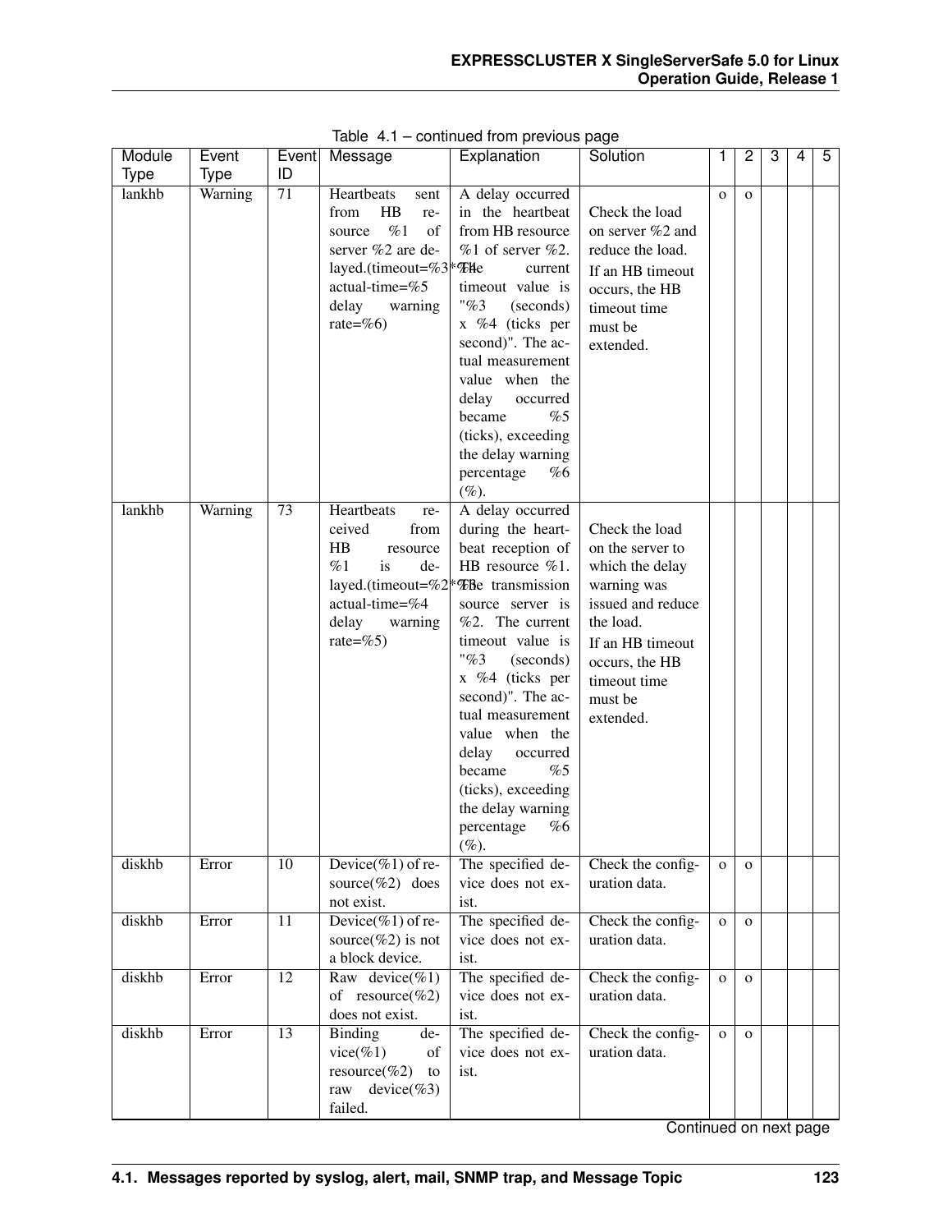Table 4.1 – continued from previous page

| Module Type | Event Type | Event ID | Message | Explanation | Solution | 1 | 2 | 3 | 4 | 5 |
|---|---|---|---|---|---|---|---|---|---|---|
| lankhb | Warning | 71 | Heartbeats sent from HB resource %1 of server %2 are delayed.(timeout=%3*%4 actual-time=%5 delay warning rate=%6) | A delay occurred in the heartbeat from HB resource %1 of server %2. The current timeout value is "%3 (seconds) x %4 (ticks per second)". The actual measurement value when the delay occurred became %5 (ticks), exceeding the delay warning percentage %6 (%). | Check the load on server %2 and reduce the load. If an HB timeout occurs, the HB timeout time must be extended. | o | o | | | |
| lankhb | Warning | 73 | Heartbeats received from HB resource %1 is delayed.(timeout=%2*%3 actual-time=%4 delay warning rate=%5) | A delay occurred during the heartbeat reception of HB resource %1. The transmission source server is %2. The current timeout value is "%3 (seconds) x %4 (ticks per second)". The actual measurement value when the delay occurred became %5 (ticks), exceeding the delay warning percentage %6 (%). | Check the load on the server to which the delay warning was issued and reduce the load. If an HB timeout occurs, the HB timeout time must be extended. | | | | | |
| diskhb | Error | 10 | Device(%1) of resource(%2) does not exist. | The specified device does not exist. | Check the configuration data. | o | o | | | |
| diskhb | Error | 11 | Device(%1) of resource(%2) is not a block device. | The specified device does not exist. | Check the configuration data. | o | o | | | |
| diskhb | Error | 12 | Raw device(%1) of resource(%2) does not exist. | The specified device does not exist. | Check the configuration data. | o | o | | | |
| diskhb | Error | 13 | Binding device(%1) of resource(%2) to raw device(%3) failed. | The specified device does not exist. | Check the configuration data. | o | o | | | |

Continued on next page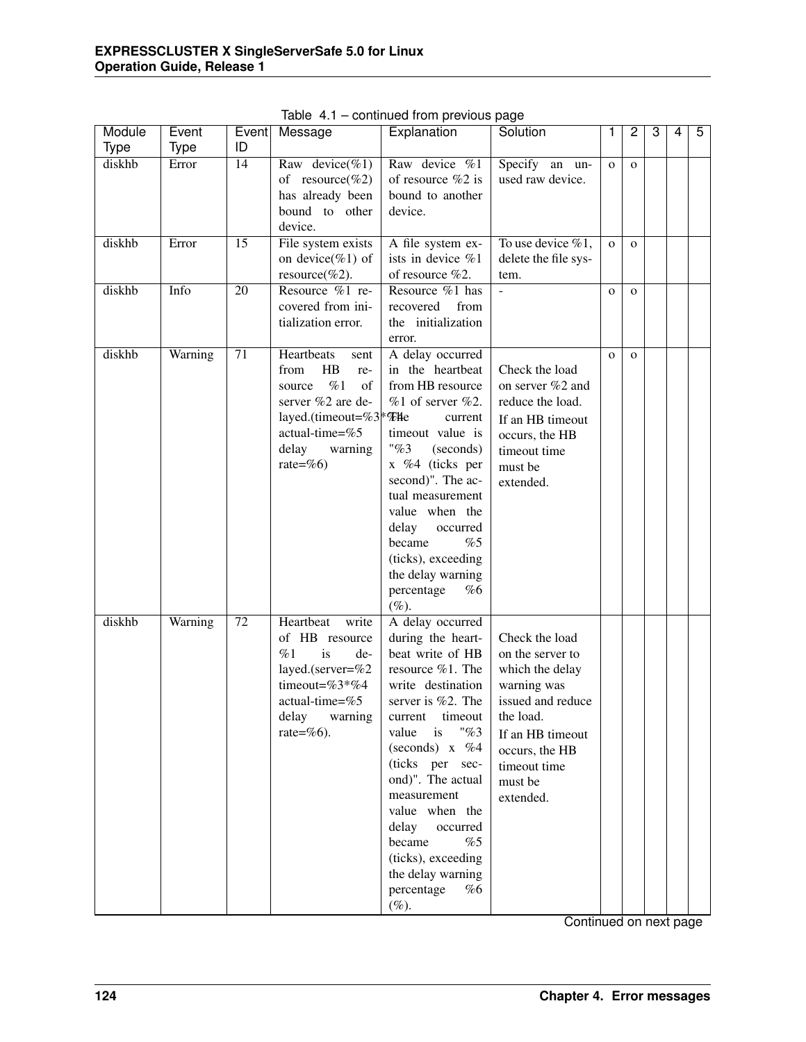Table 4.1 – continued from previous page

| Module Type | Event Type | Event ID | Message | Explanation | Solution | 1 | 2 | 3 | 4 | 5 |
|---|---|---|---|---|---|---|---|---|---|---|
| diskhb | Error | 14 | Raw device(%1) of resource(%2) has already been bound to other device. | Raw device %1 of resource %2 is bound to another device. | Specify an unused raw device. | o | o | | | |
| diskhb | Error | 15 | File system exists on device(%1) of resource(%2). | A file system exists in device %1 of resource %2. | To use device %1, delete the file system. | o | o | | | |
| diskhb | Info | 20 | Resource %1 recovered from initialization error. | Resource %1 has recovered from the initialization error. | - | o | o | | | |
| diskhb | Warning | 71 | Heartbeats sent from HB resource %1 of server %2 are delayed.(timeout=%3*%4 actual-time=%5 delay warning rate=%6) | A delay occurred in the heartbeat from HB resource %1 of server %2. The current timeout value is "%3 (seconds) x %4 (ticks per second)". The actual measurement value when the delay occurred became %5 (ticks), exceeding the delay warning percentage %6 (%). | Check the load on server %2 and reduce the load. If an HB timeout occurs, the HB timeout time must be extended. | o | o | | | |
| diskhb | Warning | 72 | Heartbeat write of HB resource %1 is delayed.(server=%2 timeout=%3*%4 actual-time=%5 delay warning rate=%6). | A delay occurred during the heartbeat write of HB resource %1. The write destination server is %2. The current timeout value is "%3 (seconds) x %4 (ticks per second)". The actual measurement value when the delay occurred became %5 (ticks), exceeding the delay warning percentage %6 (%). | Check the load on the server to which the delay warning was issued and reduce the load. If an HB timeout occurs, the HB timeout time must be extended. | | | | | |

Continued on next page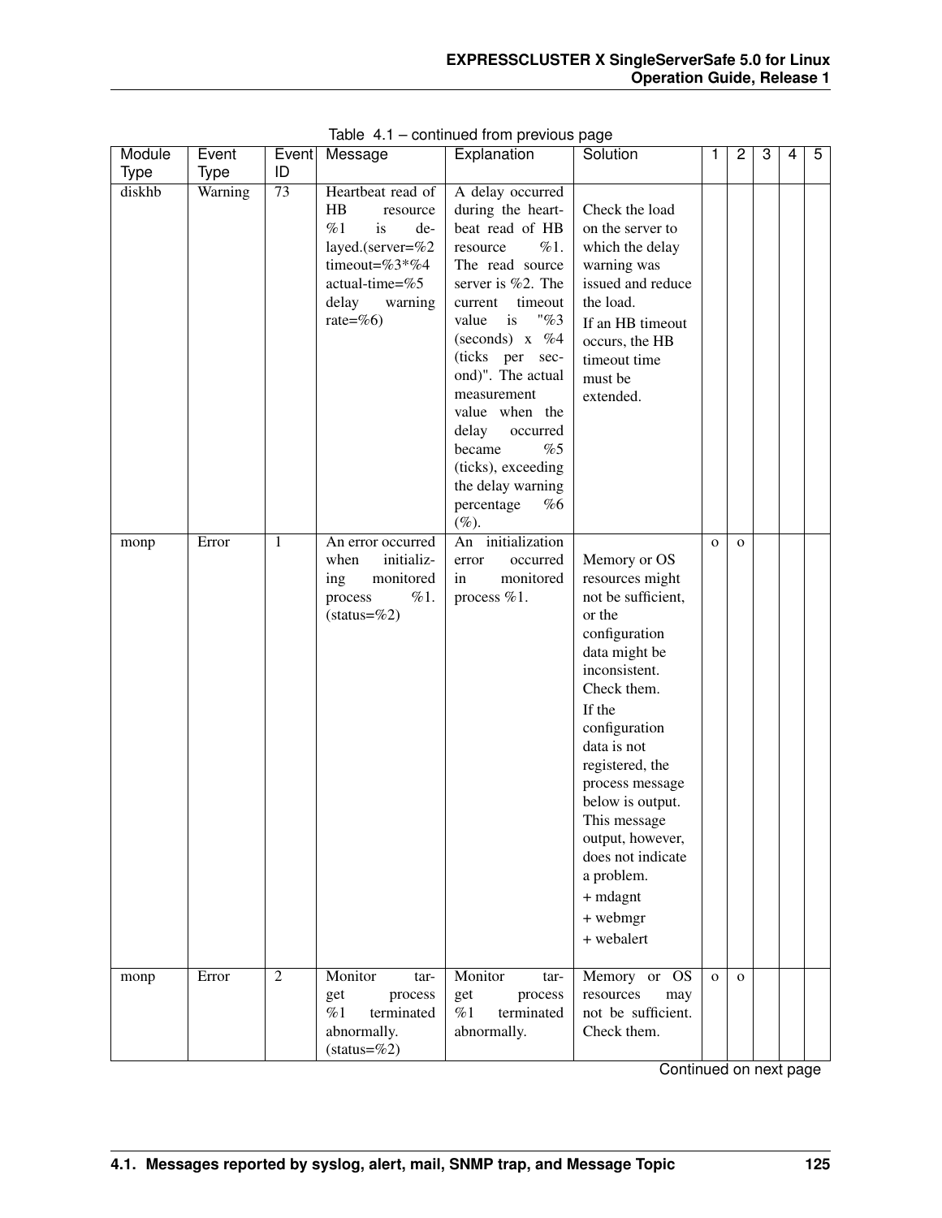Table 4.1 – continued from previous page

| Module Type | Event Type | Event ID | Message | Explanation | Solution | 1 | 2 | 3 | 4 | 5 |
|---|---|---|---|---|---|---|---|---|---|---|
| diskhb | Warning | 73 | Heartbeat read of HB resource %1 is delayed.(server=%2 timeout=%3*%4 actual-time=%5 delay warning rate=%6) | A delay occurred during the heartbeat read of HB resource %1. The read source server is %2. The current timeout value is "%3 (seconds) x %4 (ticks per second)". The actual measurement value when the delay occurred became %5 (ticks), exceeding the delay warning percentage %6 (%). | Check the load on the server to which the delay warning was issued and reduce the load. If an HB timeout occurs, the HB timeout time must be extended. | | | | | |
| monp | Error | 1 | An error occurred when initializing monitored process %1. (status=%2) | An initialization error occurred in monitored process %1. | Memory or OS resources might not be sufficient, or the configuration data might be inconsistent. Check them. If the configuration data is not registered, the process message below is output. This message output, however, does not indicate a problem. + mdagnt + webmgr + webalert | o | o | | | |
| monp | Error | 2 | Monitor target process %1 terminated abnormally. (status=%2) | Monitor target process %1 terminated abnormally. | Memory or OS resources may not be sufficient. Check them. | o | o | | | |

Continued on next page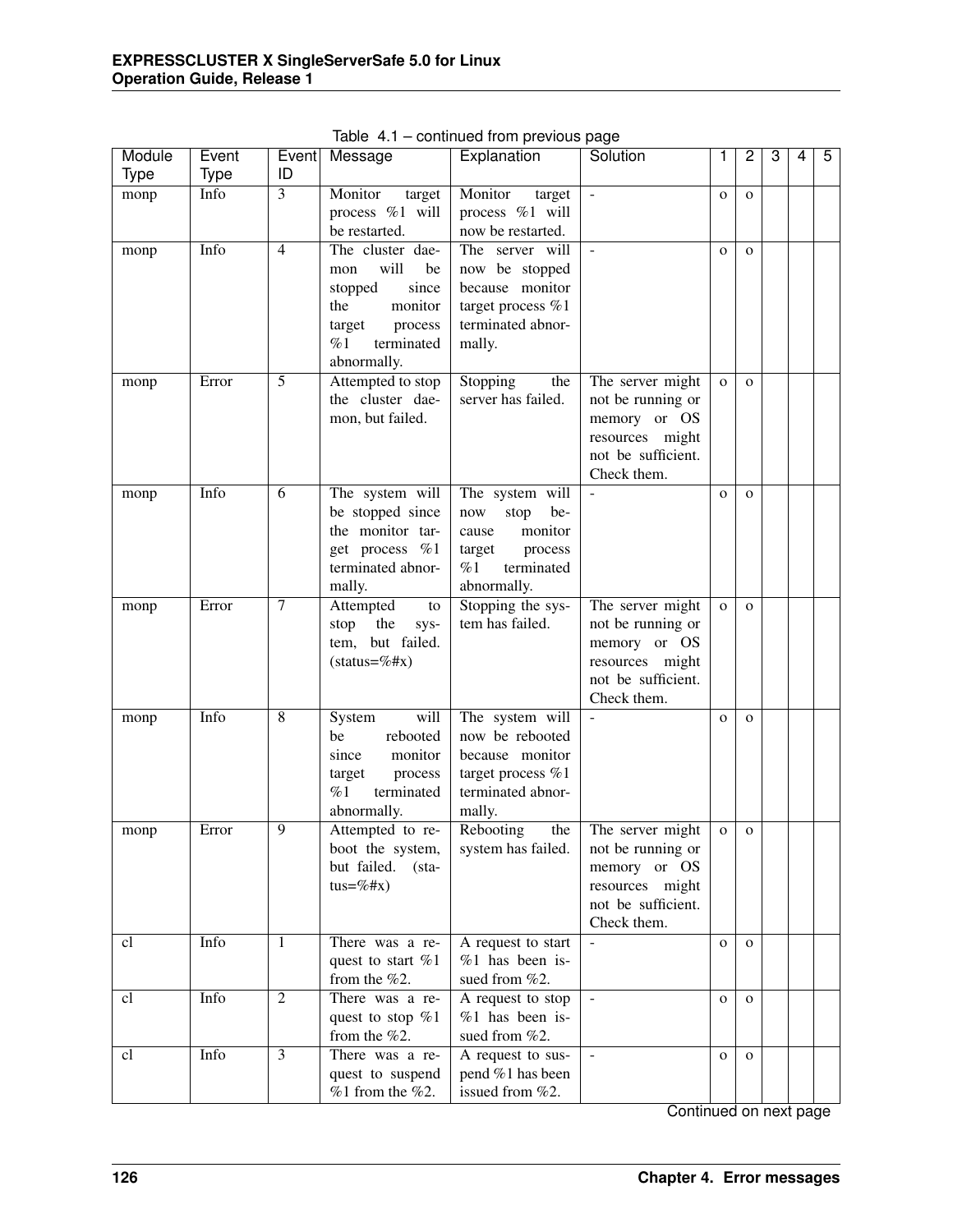Table 4.1 – continued from previous page

| Module Type | Event Type | Event ID | Message | Explanation | Solution | 1 | 2 | 3 | 4 | 5 |
|---|---|---|---|---|---|---|---|---|---|---|
| monp | Info | 3 | Monitor target process %1 will be restarted. | Monitor target process %1 will now be restarted. | - | o | o | | | |
| monp | Info | 4 | The cluster daemon will be stopped since the monitor target process %1 terminated abnormally. | The server will now be stopped because monitor target process %1 terminated abnormally. | - | o | o | | | |
| monp | Error | 5 | Attempted to stop the cluster daemon, but failed. | Stopping the server has failed. | The server might not be running or memory or OS resources might not be sufficient. Check them. | o | o | | | |
| monp | Info | 6 | The system will be stopped since the monitor target process %1 terminated abnormally. | The system will now stop because monitor target process %1 terminated abnormally. | - | o | o | | | |
| monp | Error | 7 | Attempted to stop the system, but failed. (status=%#x) | Stopping the system has failed. | The server might not be running or memory or OS resources might not be sufficient. Check them. | o | o | | | |
| monp | Info | 8 | System will be rebooted since monitor target process %1 terminated abnormally. | The system will now be rebooted because monitor target process %1 terminated abnormally. | - | o | o | | | |
| monp | Error | 9 | Attempted to reboot the system, but failed. (status=%#x) | Rebooting the system has failed. | The server might not be running or memory or OS resources might not be sufficient. Check them. | o | o | | | |
| cl | Info | 1 | There was a request to start %1 from the %2. | A request to start %1 has been issued from %2. | - | o | o | | | |
| cl | Info | 2 | There was a request to stop %1 from the %2. | A request to stop %1 has been issued from %2. | - | o | o | | | |
| cl | Info | 3 | There was a request to suspend %1 from the %2. | A request to suspend %1 has been issued from %2. | - | o | o | | | |

Continued on next page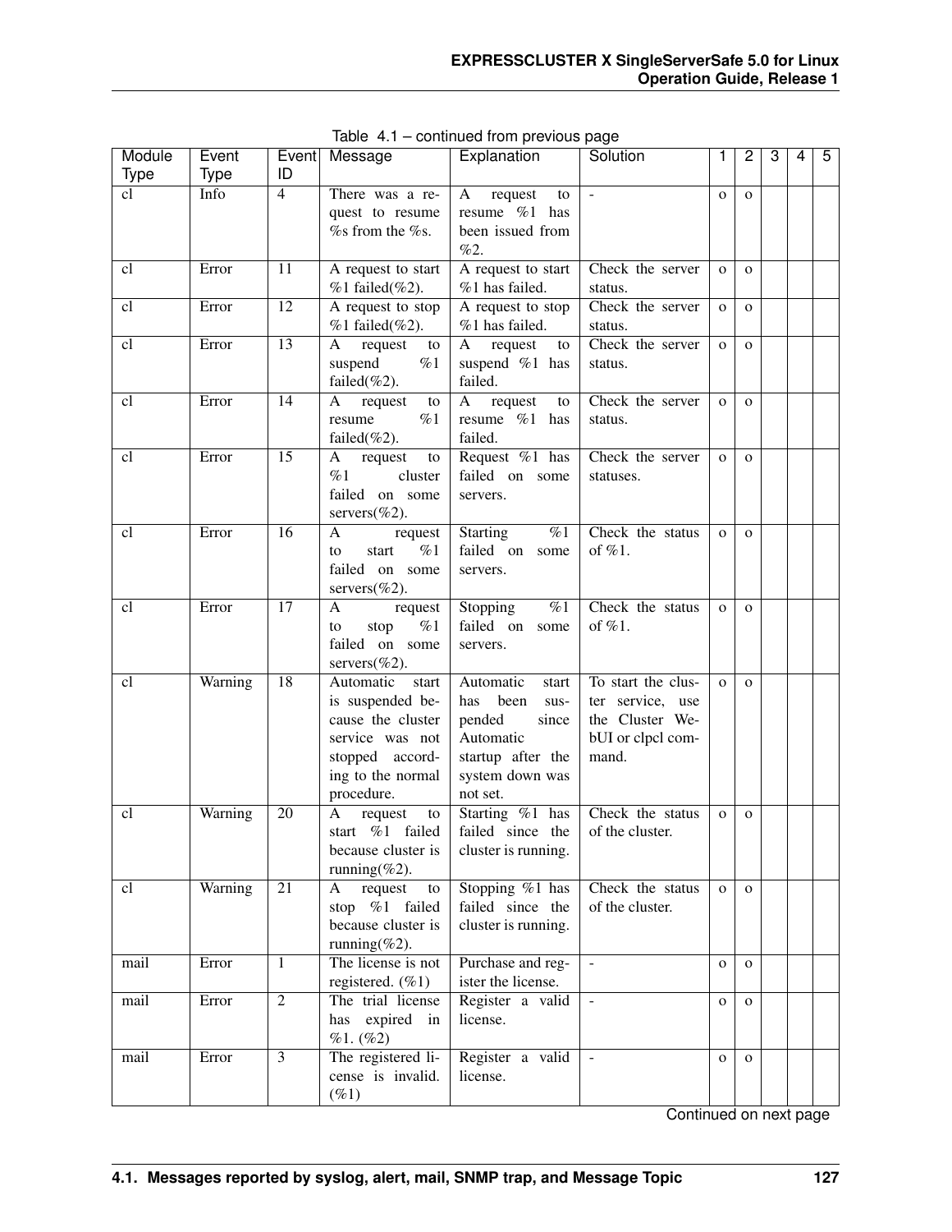Table 4.1 – continued from previous page

| Module Type | Event Type | Event ID | Message | Explanation | Solution | 1 | 2 | 3 | 4 | 5 |
|---|---|---|---|---|---|---|---|---|---|---|
| cl | Info | 4 | There was a request to resume %s from the %s. | A request to resume %1 has been issued from %2. | - | o | o | | | |
| cl | Error | 11 | A request to start %1 failed(%2). | A request to start %1 has failed. | Check the server status. | o | o | | | |
| cl | Error | 12 | A request to stop %1 failed(%2). | A request to stop %1 has failed. | Check the server status. | o | o | | | |
| cl | Error | 13 | A request to suspend %1 failed(%2). | A request to suspend %1 has failed. | Check the server status. | o | o | | | |
| cl | Error | 14 | A request to resume %1 failed(%2). | A request to resume %1 has failed. | Check the server status. | o | o | | | |
| cl | Error | 15 | A request to %1 cluster failed on some servers(%2). | Request %1 has failed on some servers. | Check the server statuses. | o | o | | | |
| cl | Error | 16 | A request to start %1 failed on some servers(%2). | Starting %1 failed on some servers. | Check the status of %1. | o | o | | | |
| cl | Error | 17 | A request to stop %1 failed on some servers(%2). | Stopping %1 failed on some servers. | Check the status of %1. | o | o | | | |
| cl | Warning | 18 | Automatic start is suspended because the cluster service was not stopped according to the normal procedure. | Automatic start has been suspended since Automatic startup after the system down was not set. | To start the cluster service, use the Cluster WebUI or clpcl command. | o | o | | | |
| cl | Warning | 20 | A request to start %1 failed because cluster is running(%2). | Starting %1 has failed since the cluster is running. | Check the status of the cluster. | o | o | | | |
| cl | Warning | 21 | A request to stop %1 failed because cluster is running(%2). | Stopping %1 has failed since the cluster is running. | Check the status of the cluster. | o | o | | | |
| mail | Error | 1 | The license is not registered. (%1) | Purchase and register the license. | - | o | o | | | |
| mail | Error | 2 | The trial license has expired in %1. (%2) | Register a valid license. | - | o | o | | | |
| mail | Error | 3 | The registered license is invalid. (%1) | Register a valid license. | - | o | o | | | |

Continued on next page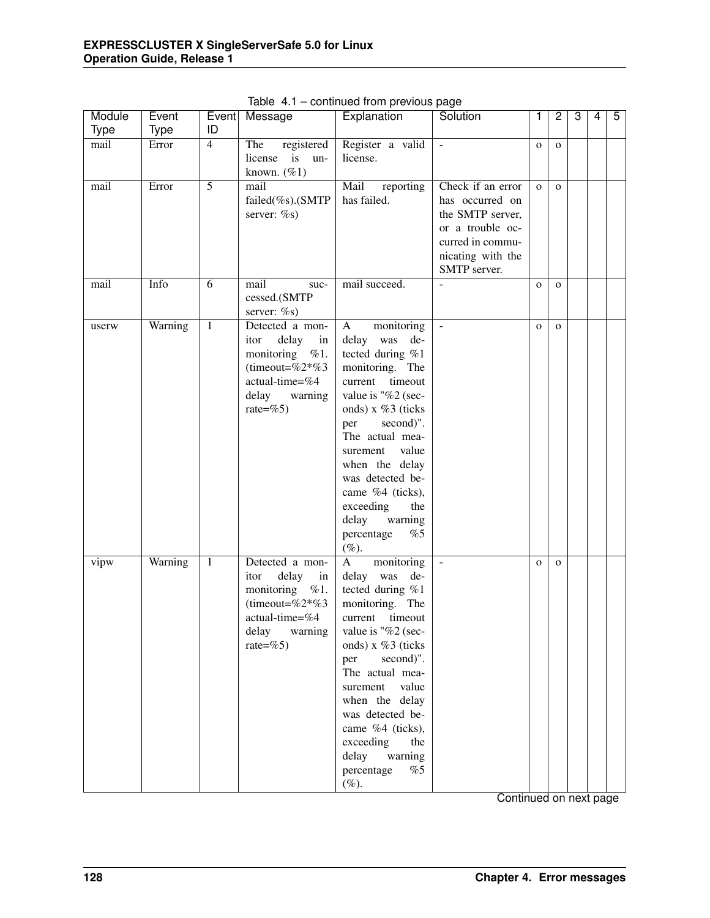Table 4.1 – continued from previous page

| Module Type | Event Type | Event ID | Message | Explanation | Solution | 1 | 2 | 3 | 4 | 5 |
|---|---|---|---|---|---|---|---|---|---|---|
| mail | Error | 4 | The registered license is unknown. (%1) | Register a valid license. | - | o | o | | | |
| mail | Error | 5 | mail failed(%s).(SMTP server: %s) | Mail reporting has failed. | Check if an error has occurred on the SMTP server, or a trouble occurred in communicating with the SMTP server. | o | o | | | |
| mail | Info | 6 | mail succeeded.(SMTP server: %s) | mail succeed. | - | o | o | | | |
| userw | Warning | 1 | Detected a monitor delay in monitoring %1. (timeout=%2*%3 actual-time=%4 delay warning rate=%5) | A monitoring delay was detected during %1 monitoring. The current timeout value is "%2 (seconds) x %3 (ticks per second)". The actual measurement value when the delay was detected became %4 (ticks), exceeding the delay warning percentage %5 (%). | - | o | o | | | |
| vipw | Warning | 1 | Detected a monitor delay in monitoring %1. (timeout=%2*%3 actual-time=%4 delay warning rate=%5) | A monitoring delay was detected during %1 monitoring. The current timeout value is "%2 (seconds) x %3 (ticks per second)". The actual measurement value when the delay was detected became %4 (ticks), exceeding the delay warning percentage %5 (%). | - | o | o | | | |

Continued on next page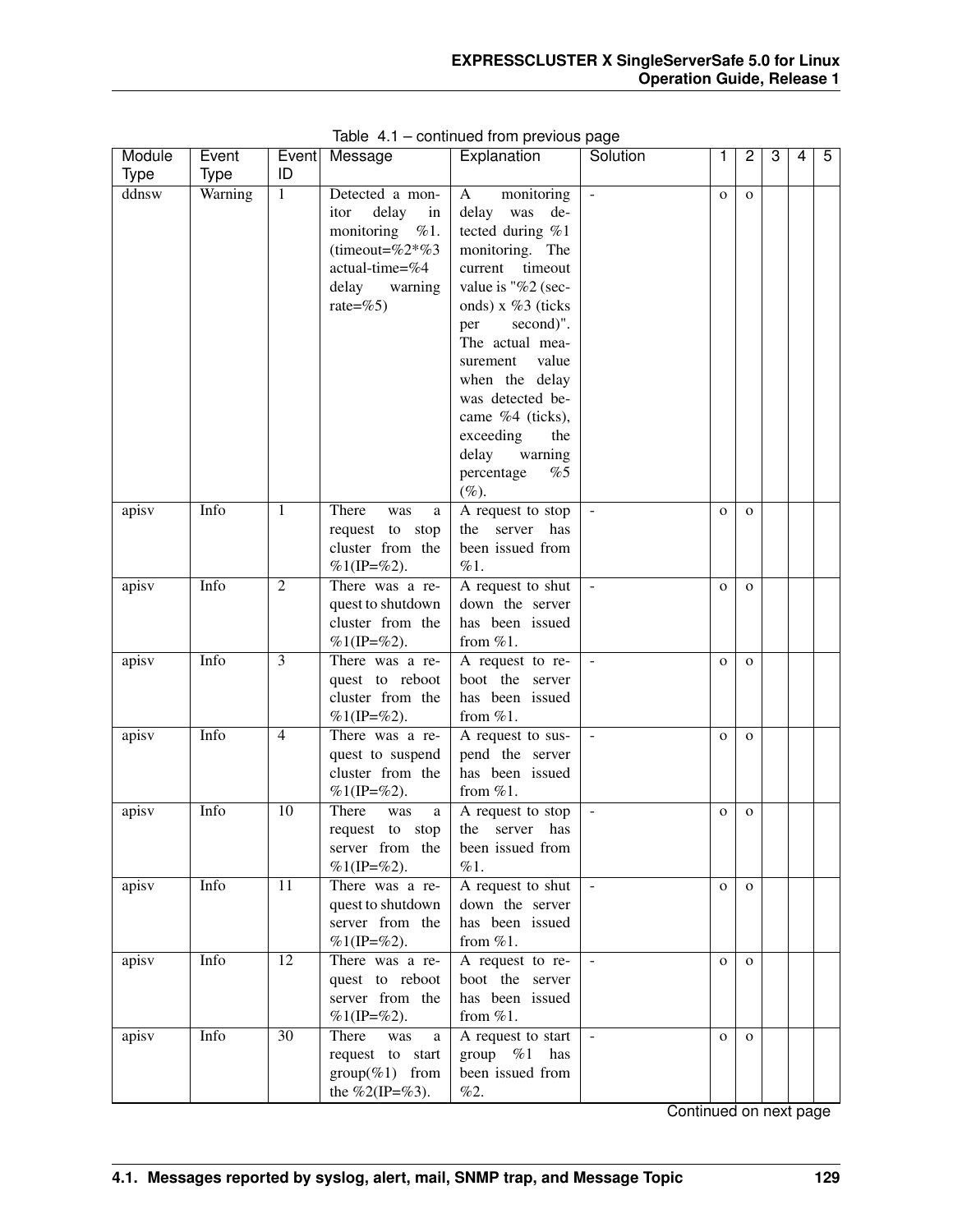Table 4.1 – continued from previous page

| Module Type | Event Type | Event ID | Message | Explanation | Solution | 1 | 2 | 3 | 4 | 5 |
|---|---|---|---|---|---|---|---|---|---|---|
| ddnsw | Warning | 1 | Detected a monitor delay in monitoring %1. (timeout=%2*%3 actual-time=%4 delay warning rate=%5) | A monitoring delay was detected during %1 monitoring. The current timeout value is "%2 (seconds) x %3 (ticks per second)". The actual measurement value when the delay was detected became %4 (ticks), exceeding the delay warning percentage %5 (%). | - | o | o | | | |
| apisv | Info | 1 | There was a request to stop cluster from the %1(IP=%2). | A request to stop the server has been issued from %1. | - | o | o | | | |
| apisv | Info | 2 | There was a request to shutdown cluster from the %1(IP=%2). | A request to shut down the server has been issued from %1. | - | o | o | | | |
| apisv | Info | 3 | There was a request to reboot cluster from the %1(IP=%2). | A request to reboot the server has been issued from %1. | - | o | o | | | |
| apisv | Info | 4 | There was a request to suspend cluster from the %1(IP=%2). | A request to suspend the server has been issued from %1. | - | o | o | | | |
| apisv | Info | 10 | There was a request to stop server from the %1(IP=%2). | A request to stop the server has been issued from %1. | - | o | o | | | |
| apisv | Info | 11 | There was a request to shutdown server from the %1(IP=%2). | A request to shut down the server has been issued from %1. | - | o | o | | | |
| apisv | Info | 12 | There was a request to reboot server from the %1(IP=%2). | A request to reboot the server has been issued from %1. | - | o | o | | | |
| apisv | Info | 30 | There was a request to start group(%1) from the %2(IP=%3). | A request to start group %1 has been issued from %2. | - | o | o | | | |

Continued on next page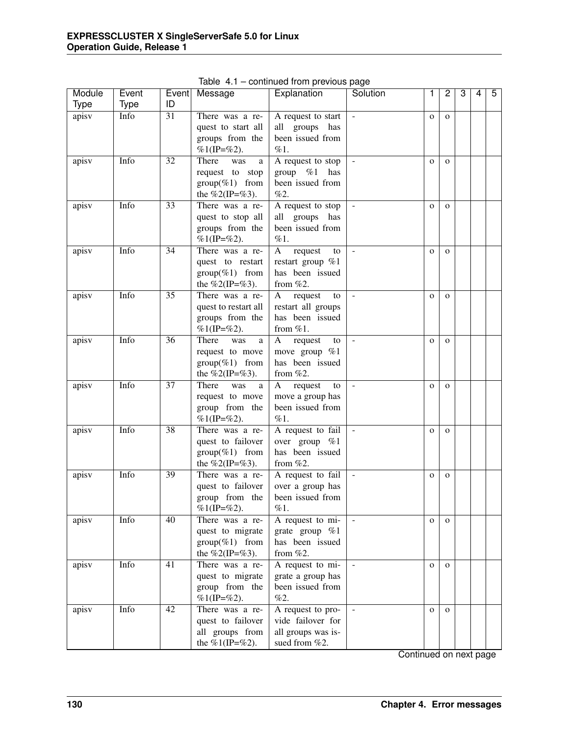Table 4.1 – continued from previous page

| Module Type | Event Type | Event ID | Message | Explanation | Solution | 1 | 2 | 3 | 4 | 5 |
|---|---|---|---|---|---|---|---|---|---|---|
| apisv | Info | 31 | There was a request to start all groups from the %1(IP=%2). | A request to start all groups has been issued from %1. | - | o | o | | | |
| apisv | Info | 32 | There was a request to stop group(%1) from the %2(IP=%3). | A request to stop group %1 has been issued from %2. | - | o | o | | | |
| apisv | Info | 33 | There was a request to stop all groups from the %1(IP=%2). | A request to stop all groups has been issued from %1. | - | o | o | | | |
| apisv | Info | 34 | There was a request to restart group(%1) from the %2(IP=%3). | A request to restart group %1 has been issued from %2. | - | o | o | | | |
| apisv | Info | 35 | There was a request to restart all groups from the %1(IP=%2). | A request to restart all groups has been issued from %1. | - | o | o | | | |
| apisv | Info | 36 | There was a request to move group(%1) from the %2(IP=%3). | A request to move group %1 has been issued from %2. | - | o | o | | | |
| apisv | Info | 37 | There was a request to move group from the %1(IP=%2). | A request to move a group has been issued from %1. | - | o | o | | | |
| apisv | Info | 38 | There was a request to failover group(%1) from the %2(IP=%3). | A request to fail over group %1 has been issued from %2. | - | o | o | | | |
| apisv | Info | 39 | There was a request to failover group from the %1(IP=%2). | A request to fail over a group has been issued from %1. | - | o | o | | | |
| apisv | Info | 40 | There was a request to migrate group(%1) from the %2(IP=%3). | A request to migrate group %1 has been issued from %2. | - | o | o | | | |
| apisv | Info | 41 | There was a request to migrate group from the %1(IP=%2). | A request to migrate a group has been issued from %2. | - | o | o | | | |
| apisv | Info | 42 | There was a request to failover all groups from the %1(IP=%2). | A request to provide failover for all groups was issued from %2. | - | o | o | | | |

Continued on next page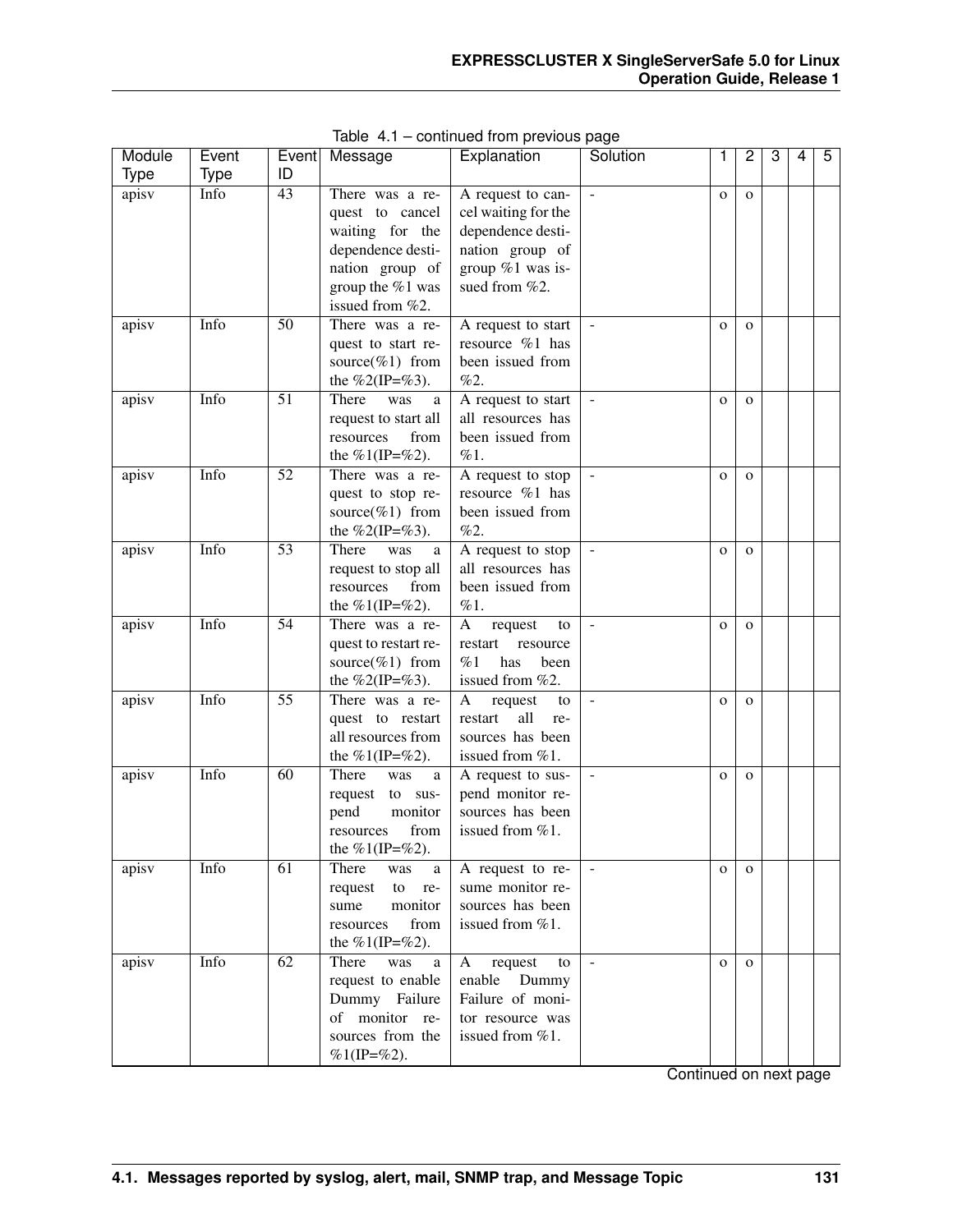Table 4.1 – continued from previous page

| Module Type | Event Type | Event ID | Message | Explanation | Solution | 1 | 2 | 3 | 4 | 5 |
|---|---|---|---|---|---|---|---|---|---|---|
| apisv | Info | 43 | There was a request to cancel waiting for the dependence destination group of group the %1 was issued from %2. | A request to cancel waiting for the dependence destination group of group %1 was issued from %2. | - | o | o | | | |
| apisv | Info | 50 | There was a request to start resource(%1) from the %2(IP=%3). | A request to start resource %1 has been issued from %2. | - | o | o | | | |
| apisv | Info | 51 | There was a request to start all resources from the %1(IP=%2). | A request to start all resources has been issued from %1. | - | o | o | | | |
| apisv | Info | 52 | There was a request to stop resource(%1) from the %2(IP=%3). | A request to stop resource %1 has been issued from %2. | - | o | o | | | |
| apisv | Info | 53 | There was a request to stop all resources from the %1(IP=%2). | A request to stop all resources has been issued from %1. | - | o | o | | | |
| apisv | Info | 54 | There was a request to restart resource(%1) from the %2(IP=%3). | A request to restart resource %1 has been issued from %2. | - | o | o | | | |
| apisv | Info | 55 | There was a request to restart all resources from the %1(IP=%2). | A request to restart all resources has been issued from %1. | - | o | o | | | |
| apisv | Info | 60 | There was a request to suspend monitor resources from the %1(IP=%2). | A request to suspend monitor resources has been issued from %1. | - | o | o | | | |
| apisv | Info | 61 | There was a request to resume monitor resources from the %1(IP=%2). | A request to resume monitor resources has been issued from %1. | - | o | o | | | |
| apisv | Info | 62 | There was a request to enable Dummy Failure of monitor resources from the %1(IP=%2). | A request to enable Dummy Failure of monitor resource was issued from %1. | - | o | o | | | |

Continued on next page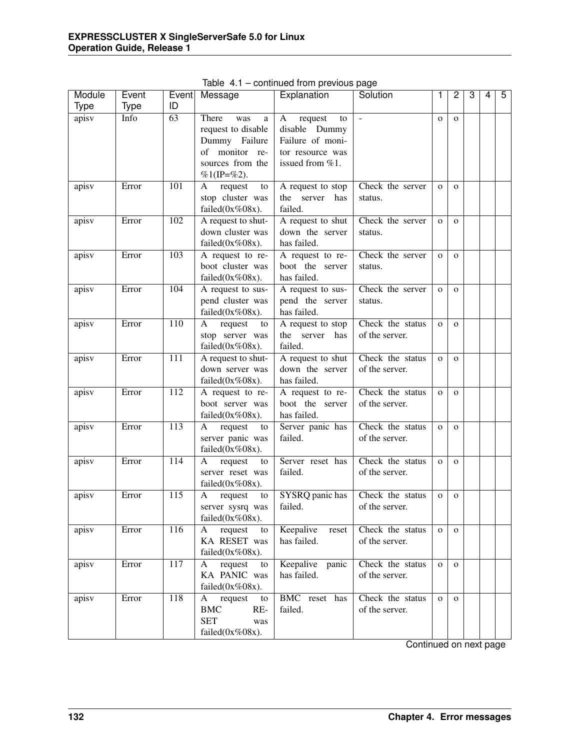Table 4.1 – continued from previous page

| Module Type | Event Type | Event ID | Message | Explanation | Solution | 1 | 2 | 3 | 4 | 5 |
|---|---|---|---|---|---|---|---|---|---|---|
| apisv | Info | 63 | There was a request to disable Dummy Failure of monitor resources from the %1(IP=%2). | A request to disable Dummy Failure of monitor resource was issued from %1. | - | o | o | | | |
| apisv | Error | 101 | A request to stop cluster was failed(0x%08x). | A request to stop the server has failed. | Check the server status. | o | o | | | |
| apisv | Error | 102 | A request to shutdown cluster was failed(0x%08x). | A request to shut down the server has failed. | Check the server status. | o | o | | | |
| apisv | Error | 103 | A request to reboot cluster was failed(0x%08x). | A request to reboot the server has failed. | Check the server status. | o | o | | | |
| apisv | Error | 104 | A request to suspend cluster was failed(0x%08x). | A request to suspend the server has failed. | Check the server status. | o | o | | | |
| apisv | Error | 110 | A request to stop server was failed(0x%08x). | A request to stop the server has failed. | Check the status of the server. | o | o | | | |
| apisv | Error | 111 | A request to shutdown server was failed(0x%08x). | A request to shut down the server has failed. | Check the status of the server. | o | o | | | |
| apisv | Error | 112 | A request to reboot server was failed(0x%08x). | A request to reboot the server has failed. | Check the status of the server. | o | o | | | |
| apisv | Error | 113 | A request to server panic was failed(0x%08x). | Server panic has failed. | Check the status of the server. | o | o | | | |
| apisv | Error | 114 | A request to server reset was failed(0x%08x). | Server reset has failed. | Check the status of the server. | o | o | | | |
| apisv | Error | 115 | A request to server sysrq was failed(0x%08x). | SYSRQ panic has failed. | Check the status of the server. | o | o | | | |
| apisv | Error | 116 | A request to KA RESET was failed(0x%08x). | Keepalive reset has failed. | Check the status of the server. | o | o | | | |
| apisv | Error | 117 | A request to KA PANIC was failed(0x%08x). | Keepalive panic has failed. | Check the status of the server. | o | o | | | |
| apisv | Error | 118 | A request to BMC RESET was failed(0x%08x). | BMC reset has failed. | Check the status of the server. | o | o | | | |

Continued on next page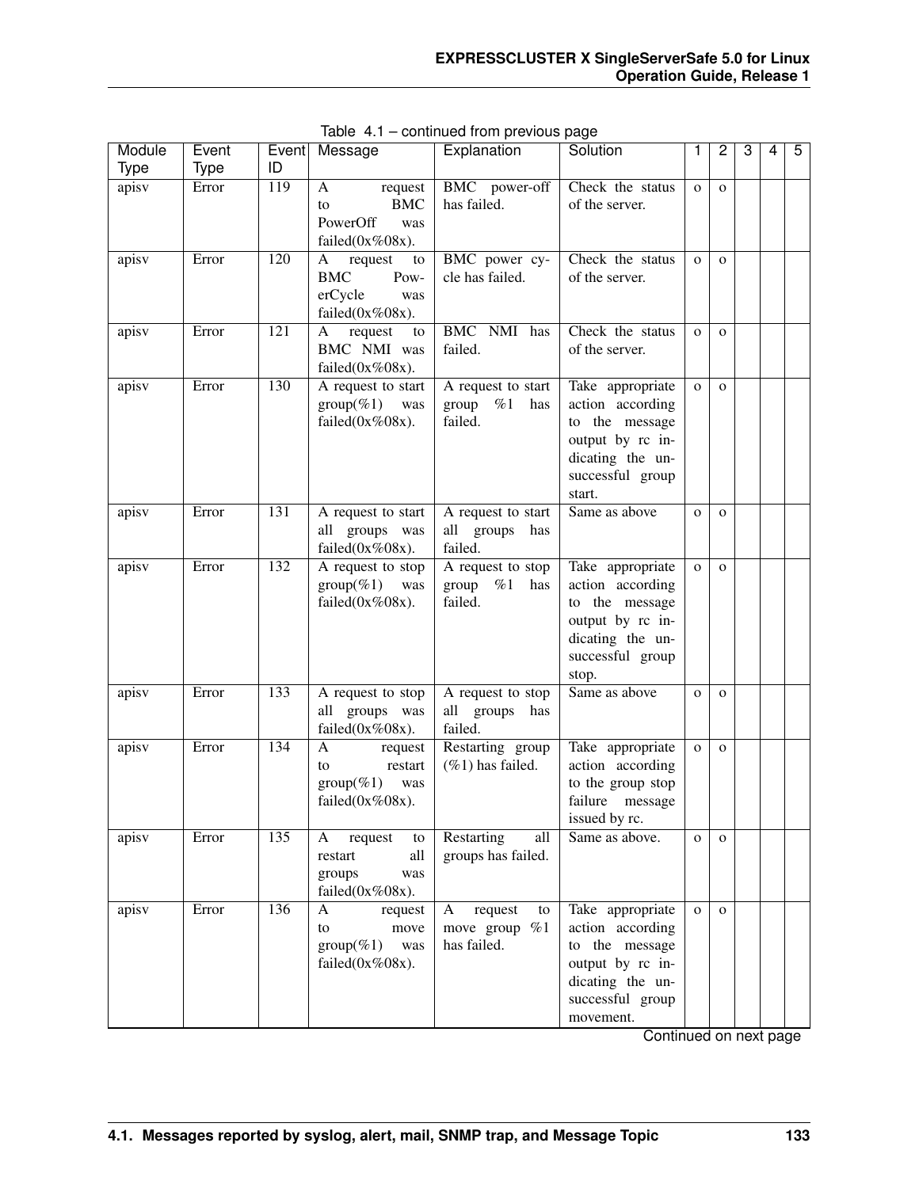Table 4.1 – continued from previous page

| Module Type | Event Type | Event ID | Message | Explanation | Solution | 1 | 2 | 3 | 4 | 5 |
|---|---|---|---|---|---|---|---|---|---|---|
| apisv | Error | 119 | A request to BMC PowerOff was failed(0x%08x). | BMC power-off has failed. | Check the status of the server. | o | o | | | |
| apisv | Error | 120 | A request to BMC PowerCycle was failed(0x%08x). | BMC power cycle has failed. | Check the status of the server. | o | o | | | |
| apisv | Error | 121 | A request to BMC NMI was failed(0x%08x). | BMC NMI has failed. | Check the status of the server. | o | o | | | |
| apisv | Error | 130 | A request to start group(%1) was failed(0x%08x). | A request to start group %1 has failed. | Take appropriate action according to the message output by rc indicating the unsuccessful group start. | o | o | | | |
| apisv | Error | 131 | A request to start all groups was failed(0x%08x). | A request to start all groups has failed. | Same as above | o | o | | | |
| apisv | Error | 132 | A request to stop group(%1) was failed(0x%08x). | A request to stop group %1 has failed. | Take appropriate action according to the message output by rc indicating the unsuccessful group stop. | o | o | | | |
| apisv | Error | 133 | A request to stop all groups was failed(0x%08x). | A request to stop all groups has failed. | Same as above | o | o | | | |
| apisv | Error | 134 | A request to restart group(%1) was failed(0x%08x). | Restarting group (%1) has failed. | Take appropriate action according to the group stop failure message issued by rc. | o | o | | | |
| apisv | Error | 135 | A request to restart all groups was failed(0x%08x). | Restarting all groups has failed. | Same as above. | o | o | | | |
| apisv | Error | 136 | A request to move group(%1) was failed(0x%08x). | A request to move group %1 has failed. | Take appropriate action according to the message output by rc indicating the unsuccessful group movement. | o | o | | | |

Continued on next page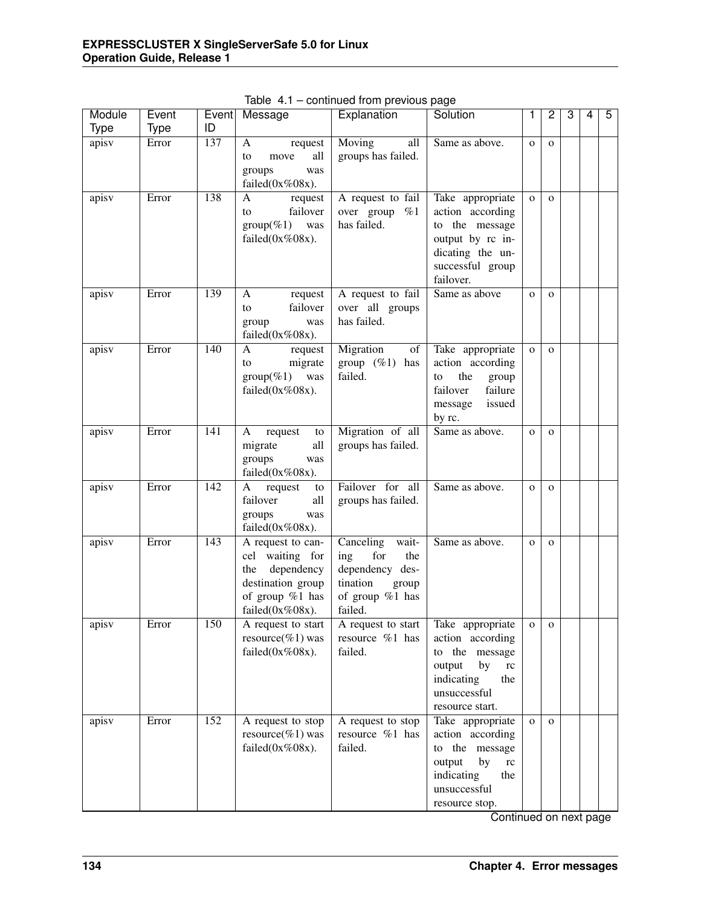Table 4.1 – continued from previous page

| Module Type | Event Type | Event ID | Message | Explanation | Solution | 1 | 2 | 3 | 4 | 5 |
|---|---|---|---|---|---|---|---|---|---|---|
| apisv | Error | 137 | A request to move all groups was failed(0x%08x). | Moving all groups has failed. | Same as above. | o | o | | | |
| apisv | Error | 138 | A request to failover group(%1) was failed(0x%08x). | A request to fail over group %1 has failed. | Take appropriate action according to the message output by rc indicating the unsuccessful group failover. | o | o | | | |
| apisv | Error | 139 | A request to failover group was failed(0x%08x). | A request to fail over all groups has failed. | Same as above | o | o | | | |
| apisv | Error | 140 | A request to migrate group(%1) was failed(0x%08x). | Migration of group (%1) has failed. | Take appropriate action according to the group failover failure message issued by rc. | o | o | | | |
| apisv | Error | 141 | A request to migrate all groups was failed(0x%08x). | Migration of all groups has failed. | Same as above. | o | o | | | |
| apisv | Error | 142 | A request to failover all groups was failed(0x%08x). | Failover for all groups has failed. | Same as above. | o | o | | | |
| apisv | Error | 143 | A request to cancel waiting for the dependency destination group of group %1 has failed(0x%08x). | Canceling waiting for the dependency destination group of group %1 has failed. | Same as above. | o | o | | | |
| apisv | Error | 150 | A request to start resource(%1) was failed(0x%08x). | A request to start resource %1 has failed. | Take appropriate action according to the message output by rc indicating the unsuccessful resource start. | o | o | | | |
| apisv | Error | 152 | A request to stop resource(%1) was failed(0x%08x). | A request to stop resource %1 has failed. | Take appropriate action according to the message output by rc indicating the unsuccessful resource stop. | o | o | | | |

Continued on next page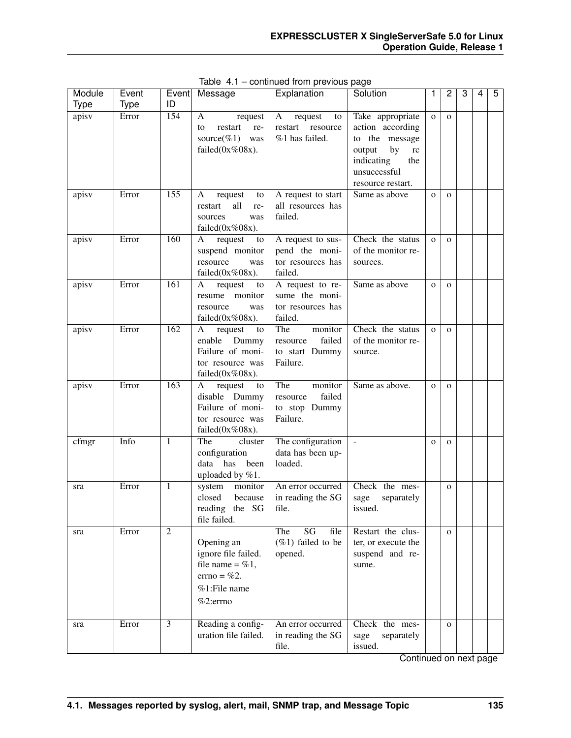Table 4.1 – continued from previous page

| Module Type | Event Type | Event ID | Message | Explanation | Solution | 1 | 2 | 3 | 4 | 5 |
|---|---|---|---|---|---|---|---|---|---|---|
| apisv | Error | 154 | A request to restart resource(%1) was failed(0x%08x). | A request to restart resource %1 has failed. | Take appropriate action according to the message output by rc indicating the unsuccessful resource restart. | o | o | | | |
| apisv | Error | 155 | A request to restart all resources was failed(0x%08x). | A request to start all resources has failed. | Same as above | o | o | | | |
| apisv | Error | 160 | A request to suspend monitor resource was failed(0x%08x). | A request to suspend the monitor resources has failed. | Check the status of the monitor resources. | o | o | | | |
| apisv | Error | 161 | A request to resume monitor resource was failed(0x%08x). | A request to resume the monitor resources has failed. | Same as above | o | o | | | |
| apisv | Error | 162 | A request to enable Dummy Failure of monitor resource was failed(0x%08x). | The monitor resource failed to start Dummy Failure. | Check the status of the monitor resource. | o | o | | | |
| apisv | Error | 163 | A request to disable Dummy Failure of monitor resource was failed(0x%08x). | The monitor resource failed to stop Dummy Failure. | Same as above. | o | o | | | |
| cfmgr | Info | 1 | The cluster configuration data has been uploaded by %1. | The configuration data has been uploaded. | - | o | o | | | |
| sra | Error | 1 | system monitor closed because reading the SG file failed. | An error occurred in reading the SG file. | Check the message separately issued. | | o | | | |
| sra | Error | 2 | Opening an ignore file failed. file name = %1, errno = %2.<br>%1:File name<br>%2:errno | The SG file (%1) failed to be opened. | Restart the cluster, or execute the suspend and resume. | | o | | | |
| sra | Error | 3 | Reading a configuration file failed. | An error occurred in reading the SG file. | Check the message separately issued. | | o | | | |

Continued on next page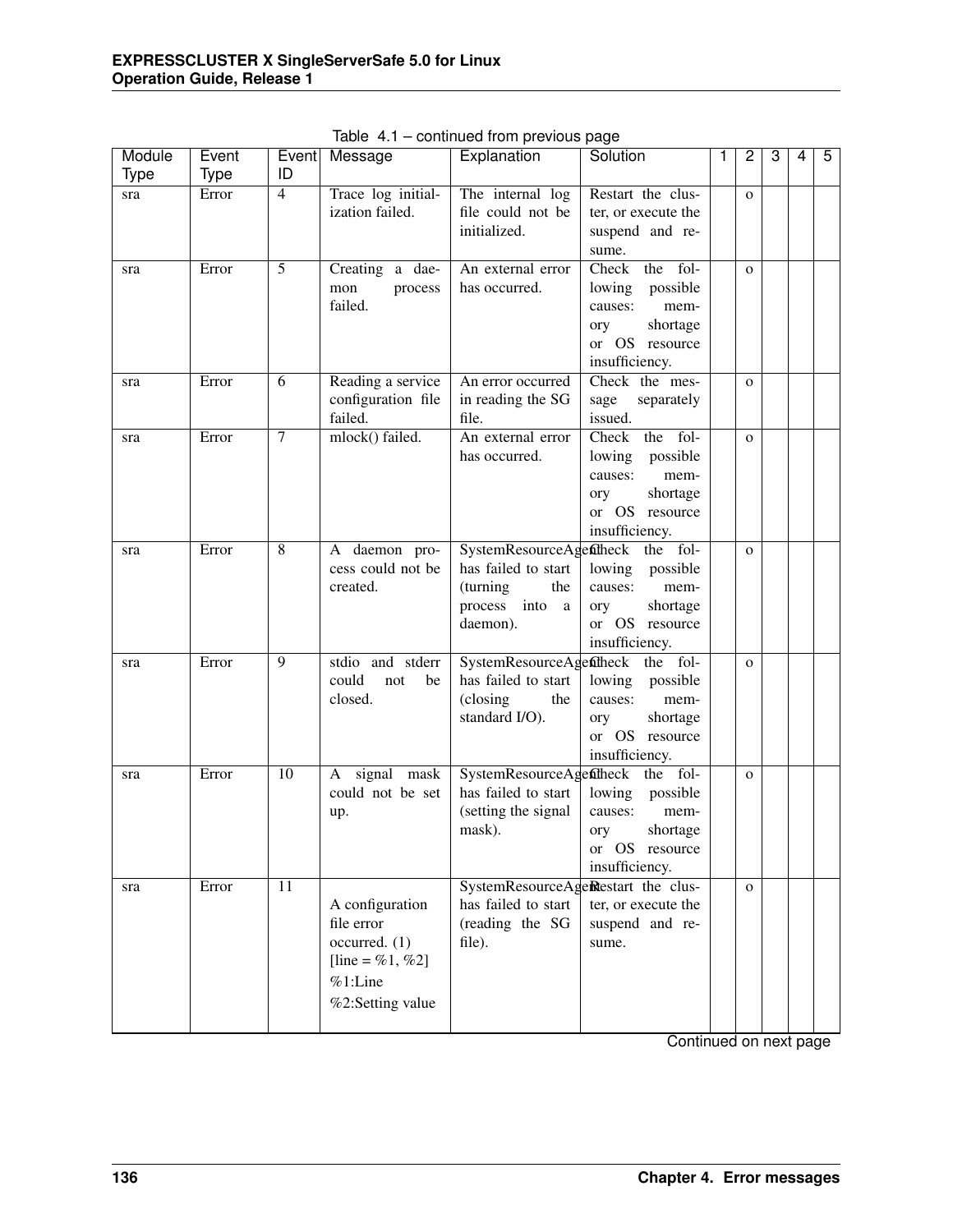Table 4.1 – continued from previous page

| Module Type | Event Type | Event ID | Message | Explanation | Solution | 1 | 2 | 3 | 4 | 5 |
|---|---|---|---|---|---|---|---|---|---|---|
| sra | Error | 4 | Trace log initialization failed. | The internal log file could not be initialized. | Restart the cluster, or execute the suspend and resume. | | o | | | |
| sra | Error | 5 | Creating a daemon process failed. | An external error has occurred. | Check the following possible causes: memory shortage or OS resource insufficiency. | | o | | | |
| sra | Error | 6 | Reading a service configuration file failed. | An error occurred in reading the SG file. | Check the message separately issued. | | o | | | |
| sra | Error | 7 | mlock() failed. | An external error has occurred. | Check the following possible causes: memory shortage or OS resource insufficiency. | | o | | | |
| sra | Error | 8 | A daemon process could not be created. | SystemResourceAgent has failed to start (turning the process into a daemon). | Check the following possible causes: memory shortage or OS resource insufficiency. | | o | | | |
| sra | Error | 9 | stdio and stderr could not be closed. | SystemResourceAgent has failed to start (closing the standard I/O). | Check the following possible causes: memory shortage or OS resource insufficiency. | | o | | | |
| sra | Error | 10 | A signal mask could not be set up. | SystemResourceAgent has failed to start (setting the signal mask). | Check the following possible causes: memory shortage or OS resource insufficiency. | | o | | | |
| sra | Error | 11 | A configuration file error occurred. (1) [line = %1, %2]<br>%1:Line<br>%2:Setting value | SystemResourceAgent has failed to start (reading the SG file). | Restart the cluster, or execute the suspend and resume. | | o | | | |

Continued on next page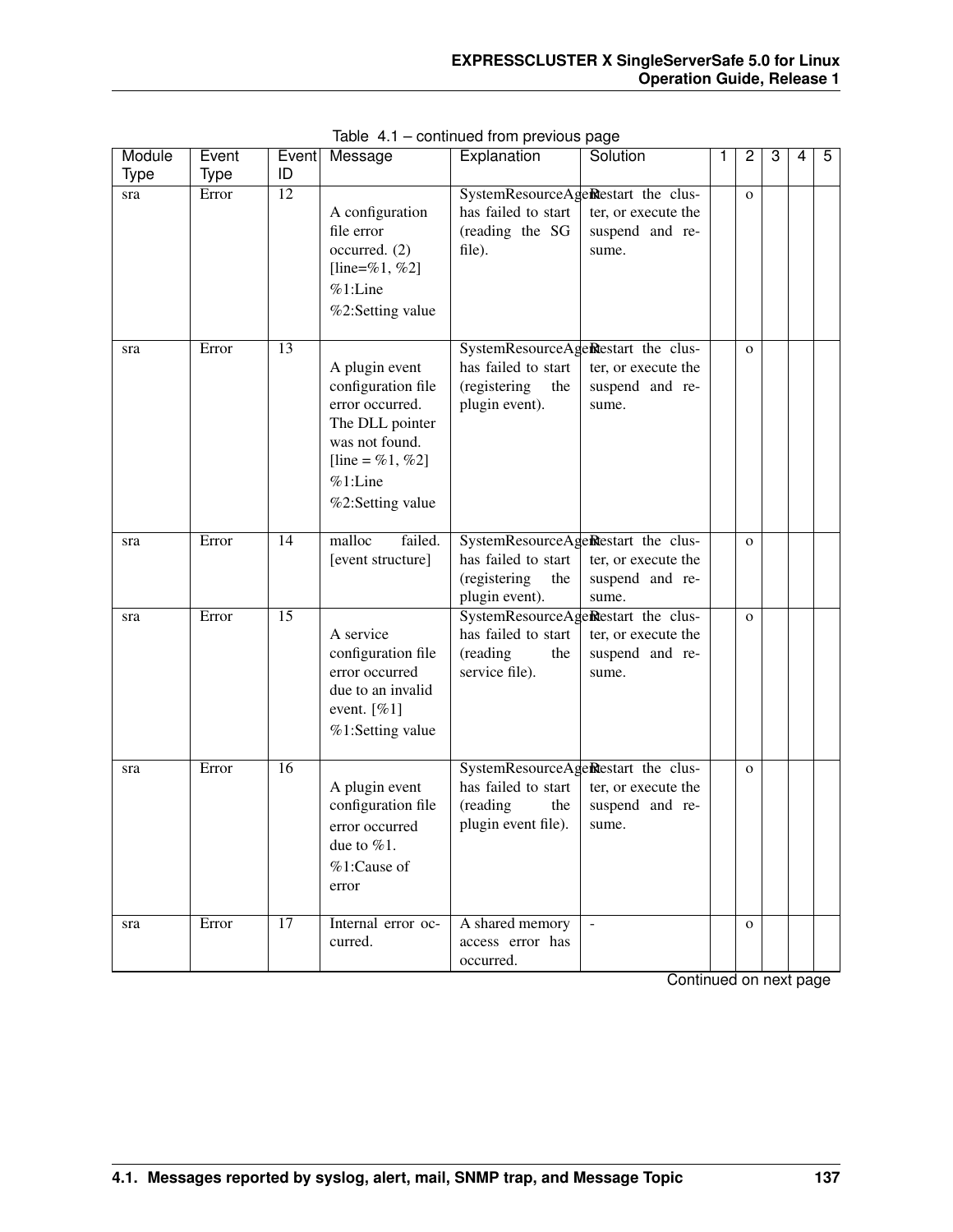Table 4.1 – continued from previous page

| Module Type | Event Type | Event ID | Message | Explanation | Solution | 1 | 2 | 3 | 4 | 5 |
|---|---|---|---|---|---|---|---|---|---|---|
| sra | Error | 12 | A configuration file error occurred. (2) [line=%1, %2]<br>%1:Line<br>%2:Setting value | SystemResourceAgent has failed to start (reading the SG file). | Restart the cluster, or execute the suspend and resume. | | o | | | |
| sra | Error | 13 | A plugin event configuration file error occurred. The DLL pointer was not found. [line = %1, %2]<br>%1:Line<br>%2:Setting value | SystemResourceAgent has failed to start (registering the plugin event). | Restart the cluster, or execute the suspend and resume. | | o | | | |
| sra | Error | 14 | malloc failed. [event structure] | SystemResourceAgent has failed to start (registering the plugin event). | Restart the cluster, or execute the suspend and resume. | | o | | | |
| sra | Error | 15 | A service configuration file error occurred due to an invalid event. [%1]<br>%1:Setting value | SystemResourceAgent has failed to start (reading the service file). | Restart the cluster, or execute the suspend and resume. | | o | | | |
| sra | Error | 16 | A plugin event configuration file error occurred due to %1.<br>%1:Cause of error | SystemResourceAgent has failed to start (reading the plugin event file). | Restart the cluster, or execute the suspend and resume. | | o | | | |
| sra | Error | 17 | Internal error occurred. | A shared memory access error has occurred. | - | | o | | | |

Continued on next page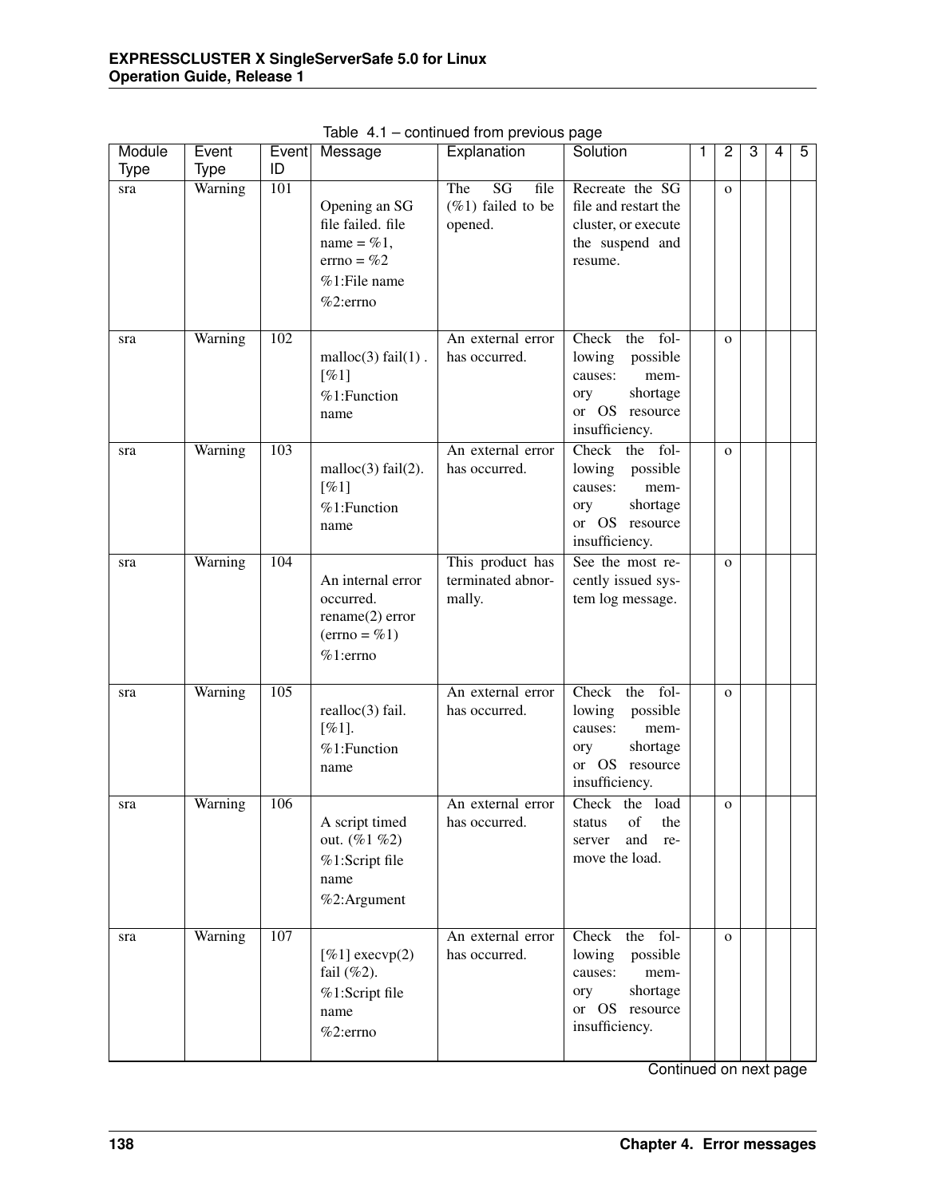Table 4.1 – continued from previous page

| Module Type | Event Type | Event ID | Message | Explanation | Solution | 1 | 2 | 3 | 4 | 5 |
|---|---|---|---|---|---|---|---|---|---|---|
| sra | Warning | 101 | Opening an SG file failed. file name = %1, errno = %2<br>%1:File name<br>%2:errno | The SG file (%1) failed to be opened. | Recreate the SG file and restart the cluster, or execute the suspend and resume. | | o | | | |
| sra | Warning | 102 | malloc(3) fail(1) . [%1]<br>%1:Function name | An external error has occurred. | Check the following possible causes: memory shortage or OS resource insufficiency. | | o | | | |
| sra | Warning | 103 | malloc(3) fail(2). [%1]<br>%1:Function name | An external error has occurred. | Check the following possible causes: memory shortage or OS resource insufficiency. | | o | | | |
| sra | Warning | 104 | An internal error occurred. rename(2) error (errno = %1)<br>%1:errno | This product has terminated abnormally. | See the most recently issued system log message. | | o | | | |
| sra | Warning | 105 | realloc(3) fail. [%1].<br>%1:Function name | An external error has occurred. | Check the following possible causes: memory shortage or OS resource insufficiency. | | o | | | |
| sra | Warning | 106 | A script timed out. (%1 %2)<br>%1:Script file name<br>%2:Argument | An external error has occurred. | Check the load status of the server and remove the load. | | o | | | |
| sra | Warning | 107 | [%1] execvp(2) fail (%2).<br>%1:Script file name<br>%2:errno | An external error has occurred. | Check the following possible causes: memory shortage or OS resource insufficiency. | | o | | | |

Continued on next page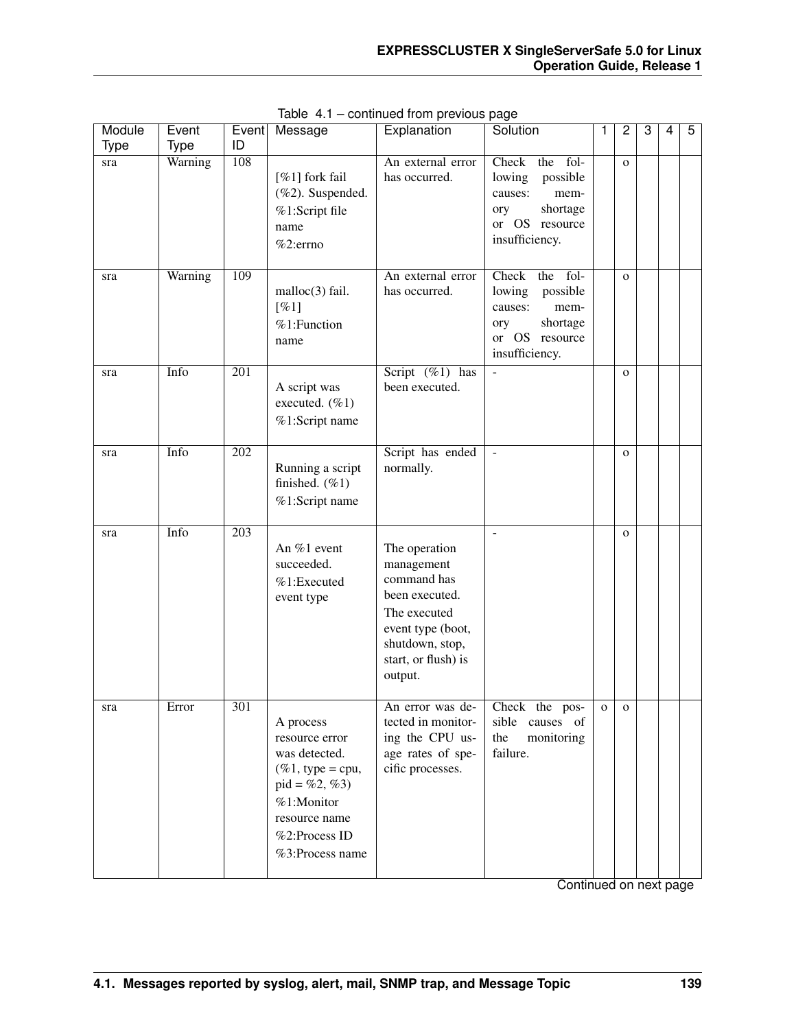Table 4.1 – continued from previous page

| Module Type | Event Type | Event ID | Message | Explanation | Solution | 1 | 2 | 3 | 4 | 5 |
|---|---|---|---|---|---|---|---|---|---|---|
| sra | Warning | 108 | [%1] fork fail (%2). Suspended.<br>%1:Script file name<br>%2:errno | An external error has occurred. | Check the following possible causes: memory shortage or OS resource insufficiency. | | o | | | |
| sra | Warning | 109 | malloc(3) fail. [%1]<br>%1:Function name | An external error has occurred. | Check the following possible causes: memory shortage or OS resource insufficiency. | | o | | | |
| sra | Info | 201 | A script was executed. (%1)<br>%1:Script name | Script (%1) has been executed. | - | | o | | | |
| sra | Info | 202 | Running a script finished. (%1)<br>%1:Script name | Script has ended normally. | - | | o | | | |
| sra | Info | 203 | An %1 event succeeded.<br>%1:Executed event type | The operation management command has been executed.<br>The executed event type (boot, shutdown, stop, start, or flush) is output. | - | | o | | | |
| sra | Error | 301 | A process resource error was detected. (%1, type = cpu, pid = %2, %3)<br>%1:Monitor resource name<br>%2:Process ID<br>%3:Process name | An error was detected in monitoring the CPU usage rates of specific processes. | Check the possible causes of the monitoring failure. | o | o | | | |

Continued on next page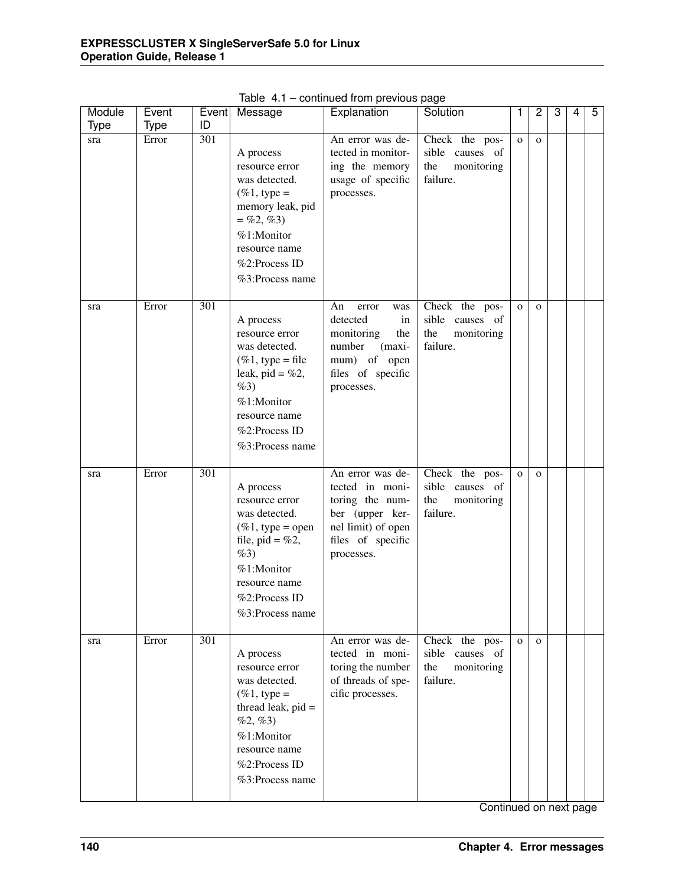Table 4.1 – continued from previous page

| Module Type | Event Type | Event ID | Message | Explanation | Solution | 1 | 2 | 3 | 4 | 5 |
|---|---|---|---|---|---|---|---|---|---|---|
| sra | Error | 301 | A process resource error was detected. (%1, type = memory leak, pid = %2, %3) %1:Monitor resource name %2:Process ID %3:Process name | An error was detected in monitoring the memory usage of specific processes. | Check the possible causes of the monitoring failure. | o | o | | | |
| sra | Error | 301 | A process resource error was detected. (%1, type = file leak, pid = %2, %3) %1:Monitor resource name %2:Process ID %3:Process name | An error was detected in monitoring the number (maximum) of open files of specific processes. | Check the possible causes of the monitoring failure. | o | o | | | |
| sra | Error | 301 | A process resource error was detected. (%1, type = open file, pid = %2, %3) %1:Monitor resource name %2:Process ID %3:Process name | An error was detected in monitoring the number (upper kernel limit) of open files of specific processes. | Check the possible causes of the monitoring failure. | o | o | | | |
| sra | Error | 301 | A process resource error was detected. (%1, type = thread leak, pid = %2, %3) %1:Monitor resource name %2:Process ID %3:Process name | An error was detected in monitoring the number of threads of specific processes. | Check the possible causes of the monitoring failure. | o | o | | | |

Continued on next page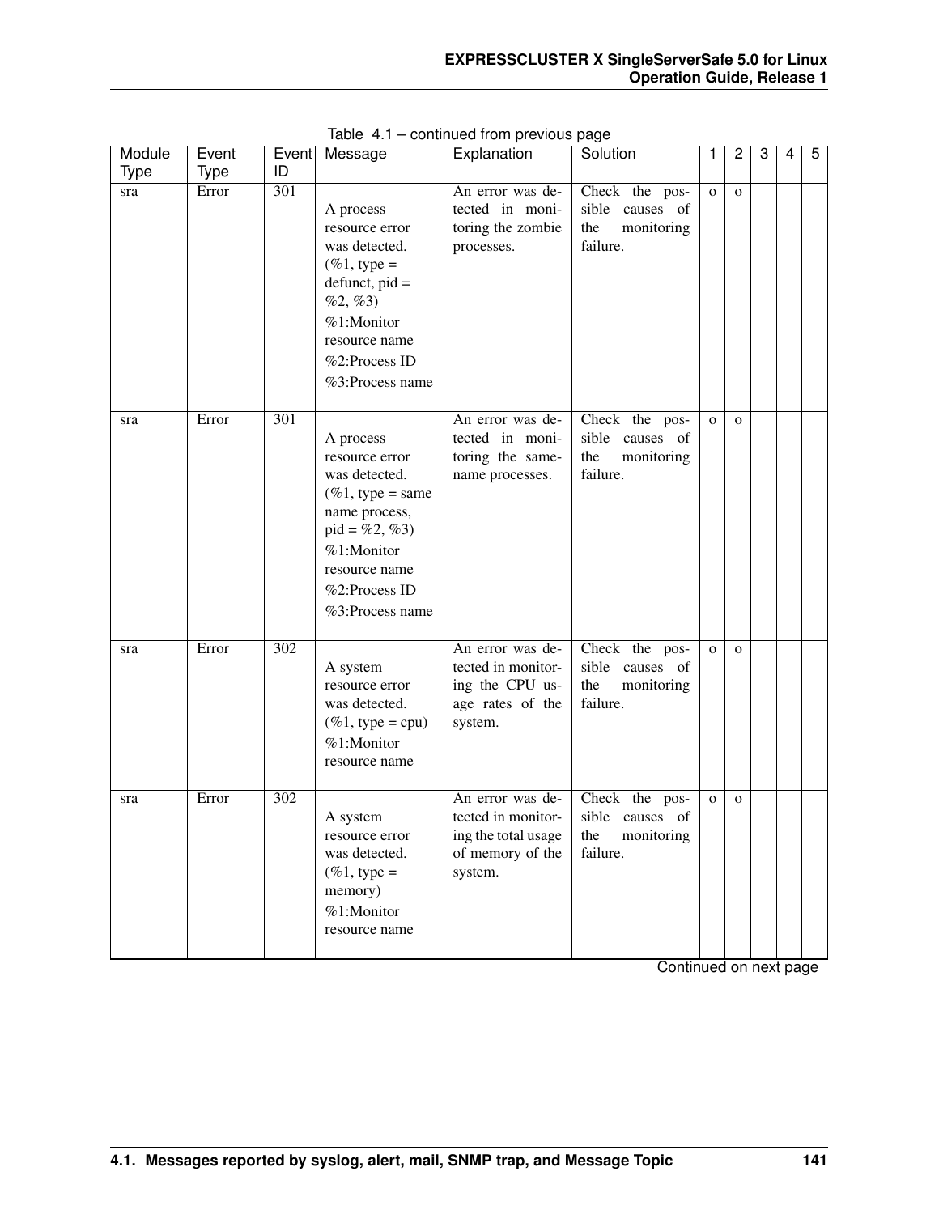Table 4.1 – continued from previous page

| Module Type | Event Type | Event ID | Message | Explanation | Solution | 1 | 2 | 3 | 4 | 5 |
|---|---|---|---|---|---|---|---|---|---|---|
| sra | Error | 301 | A process resource error was detected. (%1, type = defunct, pid = %2, %3)<br>%1:Monitor resource name<br>%2:Process ID<br>%3:Process name | An error was detected in monitoring the zombie processes. | Check the possible causes of the monitoring failure. | o | o | | | |
| sra | Error | 301 | A process resource error was detected. (%1, type = same name process, pid = %2, %3)<br>%1:Monitor resource name<br>%2:Process ID<br>%3:Process name | An error was detected in monitoring the same-name processes. | Check the possible causes of the monitoring failure. | o | o | | | |
| sra | Error | 302 | A system resource error was detected. (%1, type = cpu)<br>%1:Monitor resource name | An error was detected in monitoring the CPU usage rates of the system. | Check the possible causes of the monitoring failure. | o | o | | | |
| sra | Error | 302 | A system resource error was detected. (%1, type = memory)<br>%1:Monitor resource name | An error was detected in monitoring the total usage of memory of the system. | Check the possible causes of the monitoring failure. | o | o | | | |

Continued on next page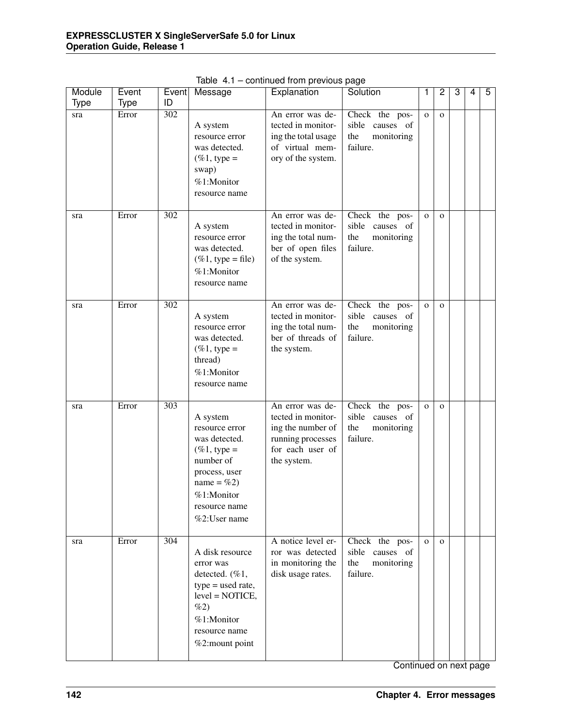Table 4.1 – continued from previous page

| Module Type | Event Type | Event ID | Message | Explanation | Solution | 1 | 2 | 3 | 4 | 5 |
|---|---|---|---|---|---|---|---|---|---|---|
| sra | Error | 302 | A system resource error was detected. (%1, type = swap)<br>%1:Monitor resource name | An error was detected in monitoring the total usage of virtual memory of the system. | Check the possible causes of the monitoring failure. | o | o | | | |
| sra | Error | 302 | A system resource error was detected. (%1, type = file)<br>%1:Monitor resource name | An error was detected in monitoring the total number of open files of the system. | Check the possible causes of the monitoring failure. | o | o | | | |
| sra | Error | 302 | A system resource error was detected. (%1, type = thread)<br>%1:Monitor resource name | An error was detected in monitoring the total number of threads of the system. | Check the possible causes of the monitoring failure. | o | o | | | |
| sra | Error | 303 | A system resource error was detected. (%1, type = number of process, user name = %2)<br>%1:Monitor resource name<br>%2:User name | An error was detected in monitoring the number of running processes for each user of the system. | Check the possible causes of the monitoring failure. | o | o | | | |
| sra | Error | 304 | A disk resource error was detected. (%1, type = used rate, level = NOTICE, %2)<br>%1:Monitor resource name<br>%2:mount point | A notice level error was detected in monitoring the disk usage rates. | Check the possible causes of the monitoring failure. | o | o | | | |

Continued on next page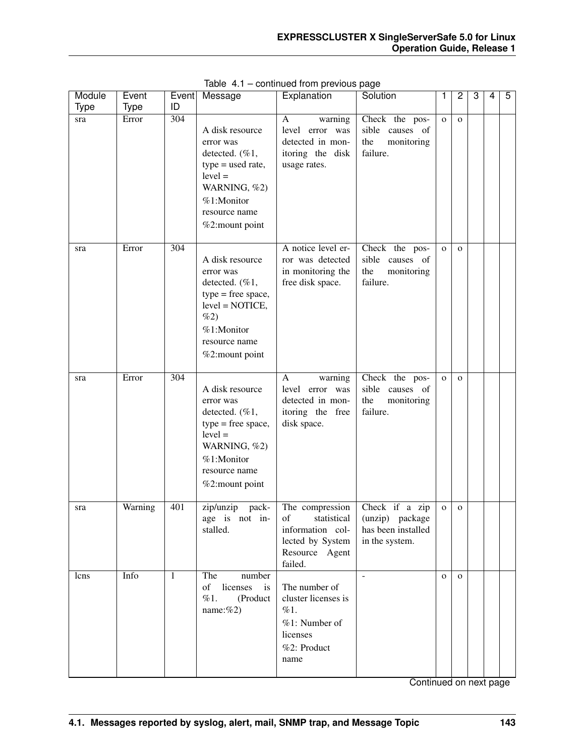Table 4.1 – continued from previous page

| Module Type | Event Type | Event ID | Message | Explanation | Solution | 1 | 2 | 3 | 4 | 5 |
|---|---|---|---|---|---|---|---|---|---|---|
| sra | Error | 304 | A disk resource error was detected. (%1, type = used rate, level = WARNING, %2)<br>%1:Monitor resource name<br>%2:mount point | A warning level error was detected in monitoring the disk usage rates. | Check the possible causes of the monitoring failure. | o | o | | | |
| sra | Error | 304 | A disk resource error was detected. (%1, type = free space, level = NOTICE, %2)<br>%1:Monitor resource name<br>%2:mount point | A notice level error was detected in monitoring the free disk space. | Check the possible causes of the monitoring failure. | o | o | | | |
| sra | Error | 304 | A disk resource error was detected. (%1, type = free space, level = WARNING, %2)<br>%1:Monitor resource name<br>%2:mount point | A warning level error was detected in monitoring the free disk space. | Check the possible causes of the monitoring failure. | o | o | | | |
| sra | Warning | 401 | zip/unzip package is not installed. | The compression of statistical information collected by System Resource Agent failed. | Check if a zip (unzip) package has been installed in the system. | o | o | | | |
| lcns | Info | 1 | The number of licenses is %1. (Product name:%2) | The number of cluster licenses is %1.<br>%1: Number of licenses<br>%2: Product name | - | o | o | | | |

Continued on next page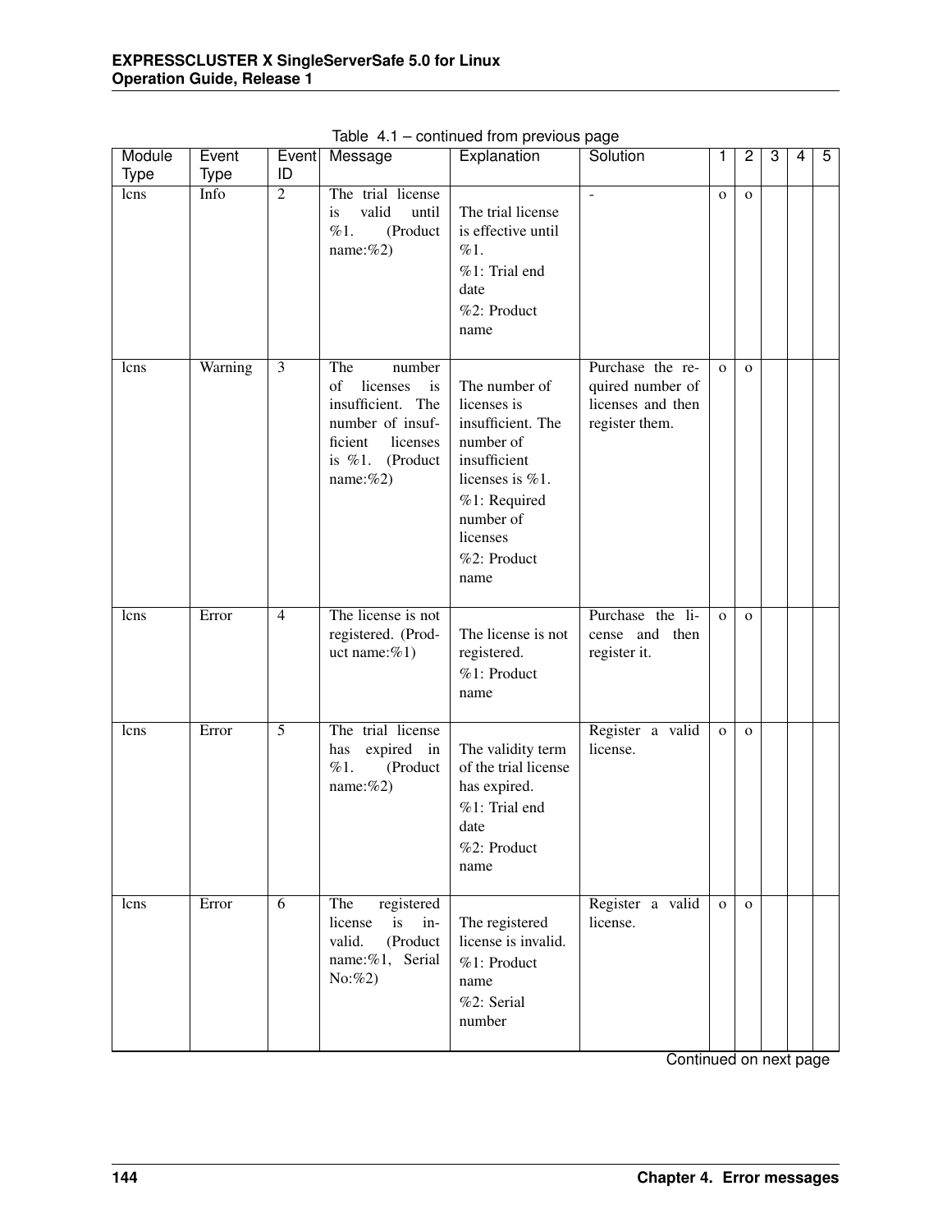Table 4.1 – continued from previous page

| Module Type | Event Type | Event ID | Message | Explanation | Solution | 1 | 2 | 3 | 4 | 5 |
|---|---|---|---|---|---|---|---|---|---|---|
| lcns | Info | 2 | The trial license is valid until %1. (Product name:%2) | The trial license is effective until %1.<br>%1: Trial end date<br>%2: Product name | - | o | o | | | |
| lcns | Warning | 3 | The number of licenses is insufficient. The number of insufficient licenses is %1. (Product name:%2) | The number of licenses is insufficient. The number of insufficient licenses is %1.<br>%1: Required number of licenses<br>%2: Product name | Purchase the required number of licenses and then register them. | o | o | | | |
| lcns | Error | 4 | The license is not registered. (Product name:%1) | The license is not registered.<br>%1: Product name | Purchase the license and then register it. | o | o | | | |
| lcns | Error | 5 | The trial license has expired in %1. (Product name:%2) | The validity term of the trial license has expired.<br>%1: Trial end date<br>%2: Product name | Register a valid license. | o | o | | | |
| lcns | Error | 6 | The registered license is invalid. (Product name:%1, Serial No:%2) | The registered license is invalid.<br>%1: Product name<br>%2: Serial number | Register a valid license. | o | o | | | |

Continued on next page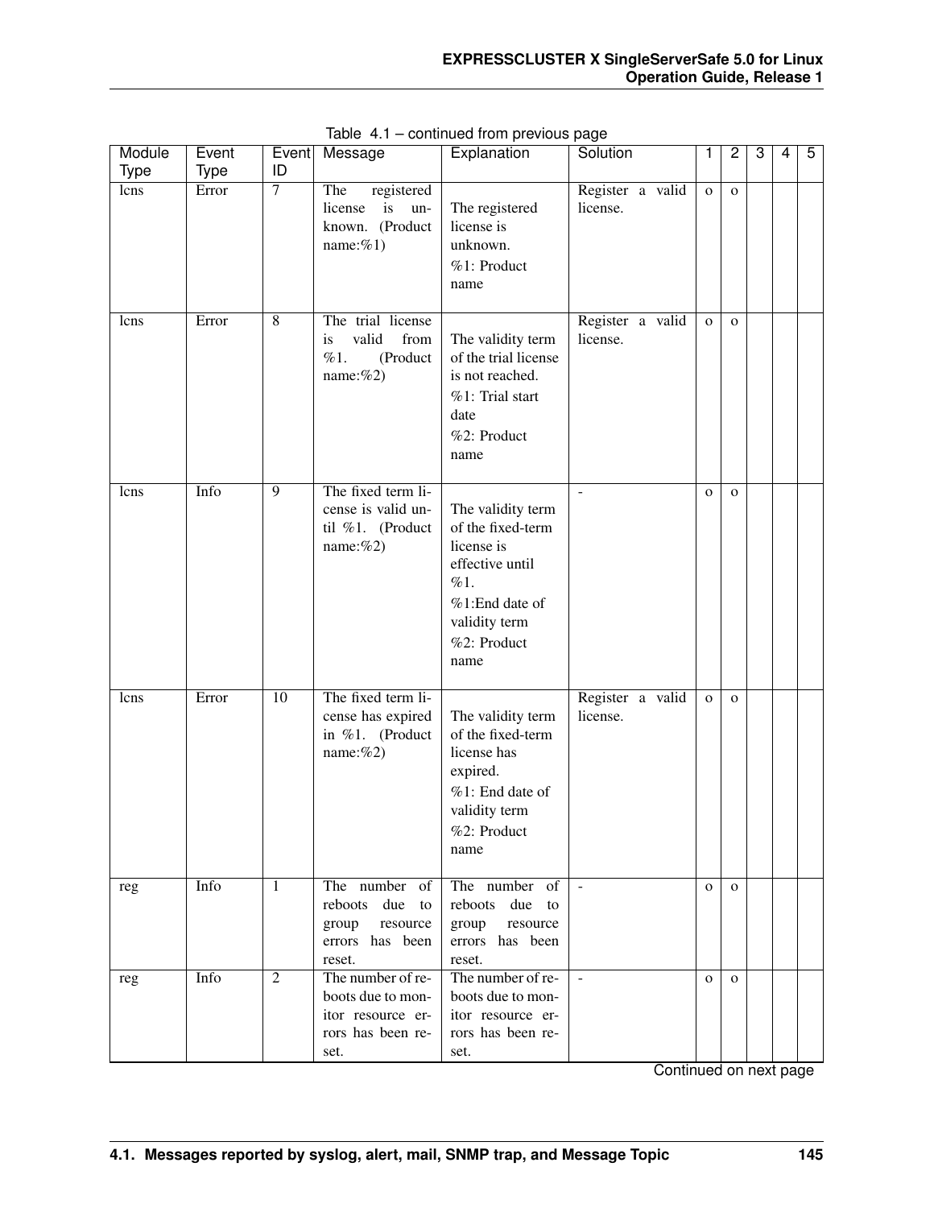Table 4.1 – continued from previous page

| Module Type | Event Type | Event ID | Message | Explanation | Solution | 1 | 2 | 3 | 4 | 5 |
|---|---|---|---|---|---|---|---|---|---|---|
| lcns | Error | 7 | The registered license is unknown. (Product name:%1) | The registered license is unknown.<br>%1: Product name | Register a valid license. | o | o | | | |
| lcns | Error | 8 | The trial license is valid from %1. (Product name:%2) | The validity term of the trial license is not reached.<br>%1: Trial start date<br>%2: Product name | Register a valid license. | o | o | | | |
| lcns | Info | 9 | The fixed term license is valid until %1. (Product name:%2) | The validity term of the fixed-term license is effective until %1.<br>%1:End date of validity term<br>%2: Product name | - | o | o | | | |
| lcns | Error | 10 | The fixed term license has expired in %1. (Product name:%2) | The validity term of the fixed-term license has expired.<br>%1: End date of validity term<br>%2: Product name | Register a valid license. | o | o | | | |
| reg | Info | 1 | The number of reboots due to group resource errors has been reset. | The number of reboots due to group resource errors has been reset. | - | o | o | | | |
| reg | Info | 2 | The number of reboots due to monitor resource errors has been reset. | The number of reboots due to monitor resource errors has been reset. | - | o | o | | | |

Continued on next page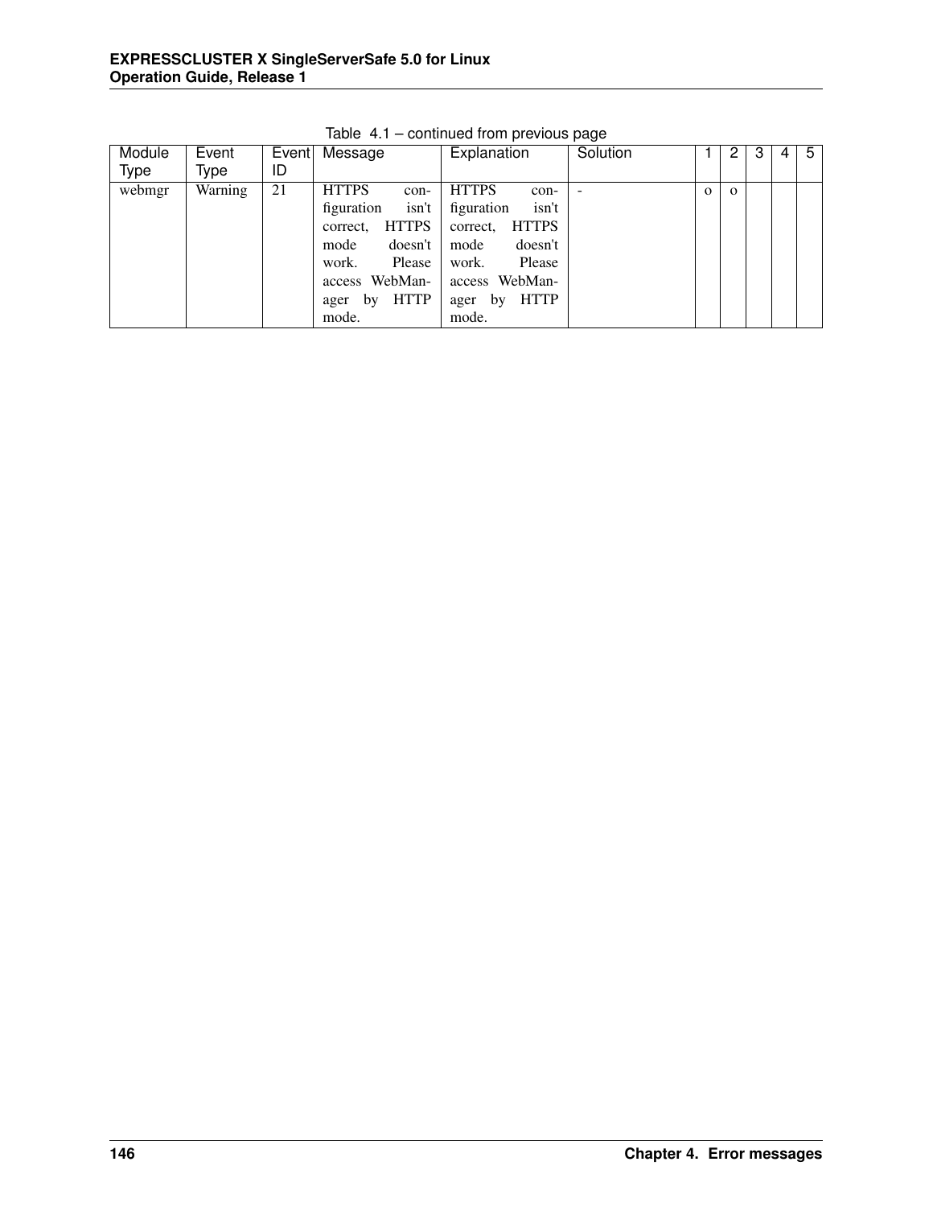Table 4.1 – continued from previous page

| Module Type | Event Type | Event ID | Message | Explanation | Solution | 1 | 2 | 3 | 4 | 5 |
|---|---|---|---|---|---|---|---|---|---|---|
| webmgr | Warning | 21 | HTTPS configuration isn't correct, HTTPS mode doesn't work. Please access WebManager by HTTP mode. | HTTPS configuration isn't correct, HTTPS mode doesn't work. Please access WebManager by HTTP mode. | - | o | o | | | |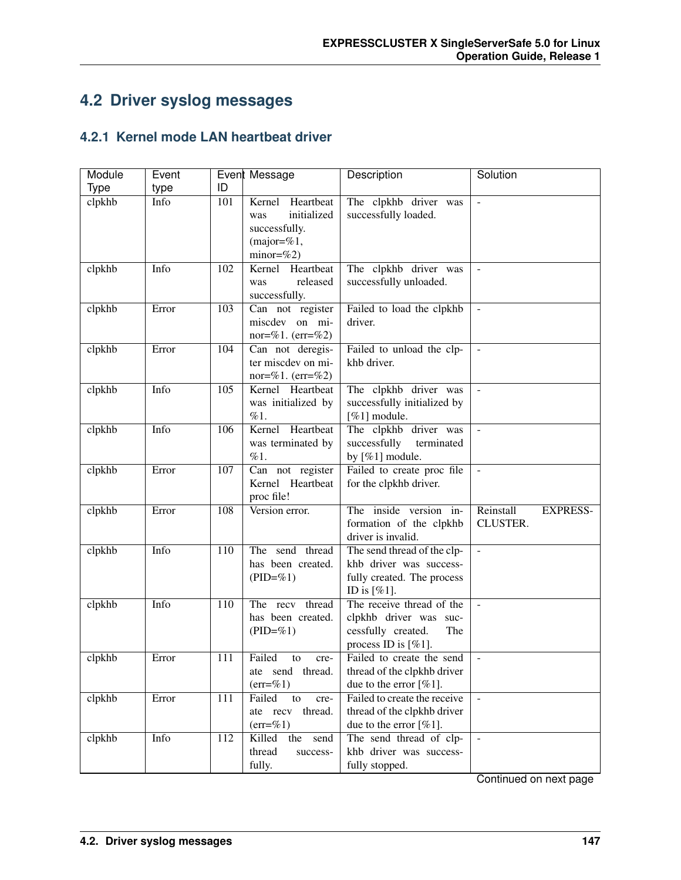## 4.2 Driver syslog messages

### 4.2.1 Kernel mode LAN heartbeat driver

| Module Type | Event type | Event ID | Message | Description | Solution |
|---|---|---|---|---|---|
| clpkhb | Info | 101 | Kernel Heartbeat was initialized successfully. (major=%1, minor=%2) | The clpkhb driver was successfully loaded. | - |
| clpkhb | Info | 102 | Kernel Heartbeat was released successfully. | The clpkhb driver was successfully unloaded. | - |
| clpkhb | Error | 103 | Can not register miscdev on minor=%1. (err=%2) | Failed to load the clpkhb driver. | - |
| clpkhb | Error | 104 | Can not deregister miscdev on minor=%1. (err=%2) | Failed to unload the clpkhb driver. | - |
| clpkhb | Info | 105 | Kernel Heartbeat was initialized by %1. | The clpkhb driver was successfully initialized by [%1] module. | - |
| clpkhb | Info | 106 | Kernel Heartbeat was terminated by %1. | The clpkhb driver was successfully terminated by [%1] module. | - |
| clpkhb | Error | 107 | Can not register Kernel Heartbeat proc file! | Failed to create proc file for the clpkhb driver. | - |
| clpkhb | Error | 108 | Version error. | The inside version information of the clpkhb driver is invalid. | Reinstall EXPRESSCLUSTER. |
| clpkhb | Info | 110 | The send thread has been created. (PID=%1) | The send thread of the clpkhb driver was successfully created. The process ID is [%1]. | - |
| clpkhb | Info | 110 | The recv thread has been created. (PID=%1) | The receive thread of the clpkhb driver was successfully created. The process ID is [%1]. | - |
| clpkhb | Error | 111 | Failed to create send thread. (err=%1) | Failed to create the send thread of the clpkhb driver due to the error [%1]. | - |
| clpkhb | Error | 111 | Failed to create recv thread. (err=%1) | Failed to create the receive thread of the clpkhb driver due to the error [%1]. | - |
| clpkhb | Info | 112 | Killed the send thread successfully. | The send thread of clpkhb driver was successfully stopped. | - |

Continued on next page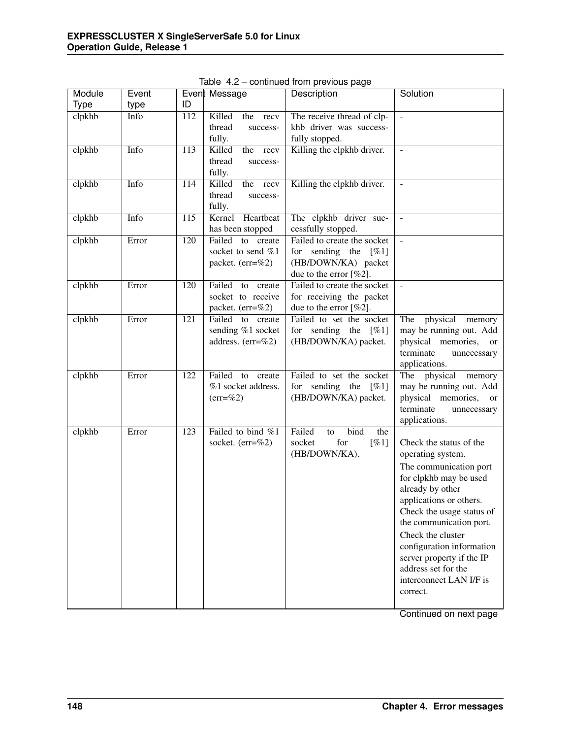Table 4.2 – continued from previous page

| Module Type | Event type | Event ID | Message | Description | Solution |
|---|---|---|---|---|---|
| clpkhb | Info | 112 | Killed the recv thread successfully. | The receive thread of clpkhb driver was successfully stopped. | - |
| clpkhb | Info | 113 | Killed the recv thread successfully. | Killing the clpkhb driver. | - |
| clpkhb | Info | 114 | Killed the recv thread successfully. | Killing the clpkhb driver. | - |
| clpkhb | Info | 115 | Kernel Heartbeat has been stopped | The clpkhb driver successfully stopped. | - |
| clpkhb | Error | 120 | Failed to create socket to send %1 packet. (err=%2) | Failed to create the socket for sending the [%1] (HB/DOWN/KA) packet due to the error [%2]. | - |
| clpkhb | Error | 120 | Failed to create socket to receive packet. (err=%2) | Failed to create the socket for receiving the packet due to the error [%2]. | - |
| clpkhb | Error | 121 | Failed to create sending %1 socket address. (err=%2) | Failed to set the socket for sending the [%1] (HB/DOWN/KA) packet. | The physical memory may be running out. Add physical memories, or terminate unnecessary applications. |
| clpkhb | Error | 122 | Failed to create %1 socket address. (err=%2) | Failed to set the socket for sending the [%1] (HB/DOWN/KA) packet. | The physical memory may be running out. Add physical memories, or terminate unnecessary applications. |
| clpkhb | Error | 123 | Failed to bind %1 socket. (err=%2) | Failed to bind the socket for [%1] (HB/DOWN/KA). | Check the status of the operating system. The communication port for clpkhb may be used already by other applications or others. Check the usage status of the communication port. Check the cluster configuration information server property if the IP address set for the interconnect LAN I/F is correct. |

Continued on next page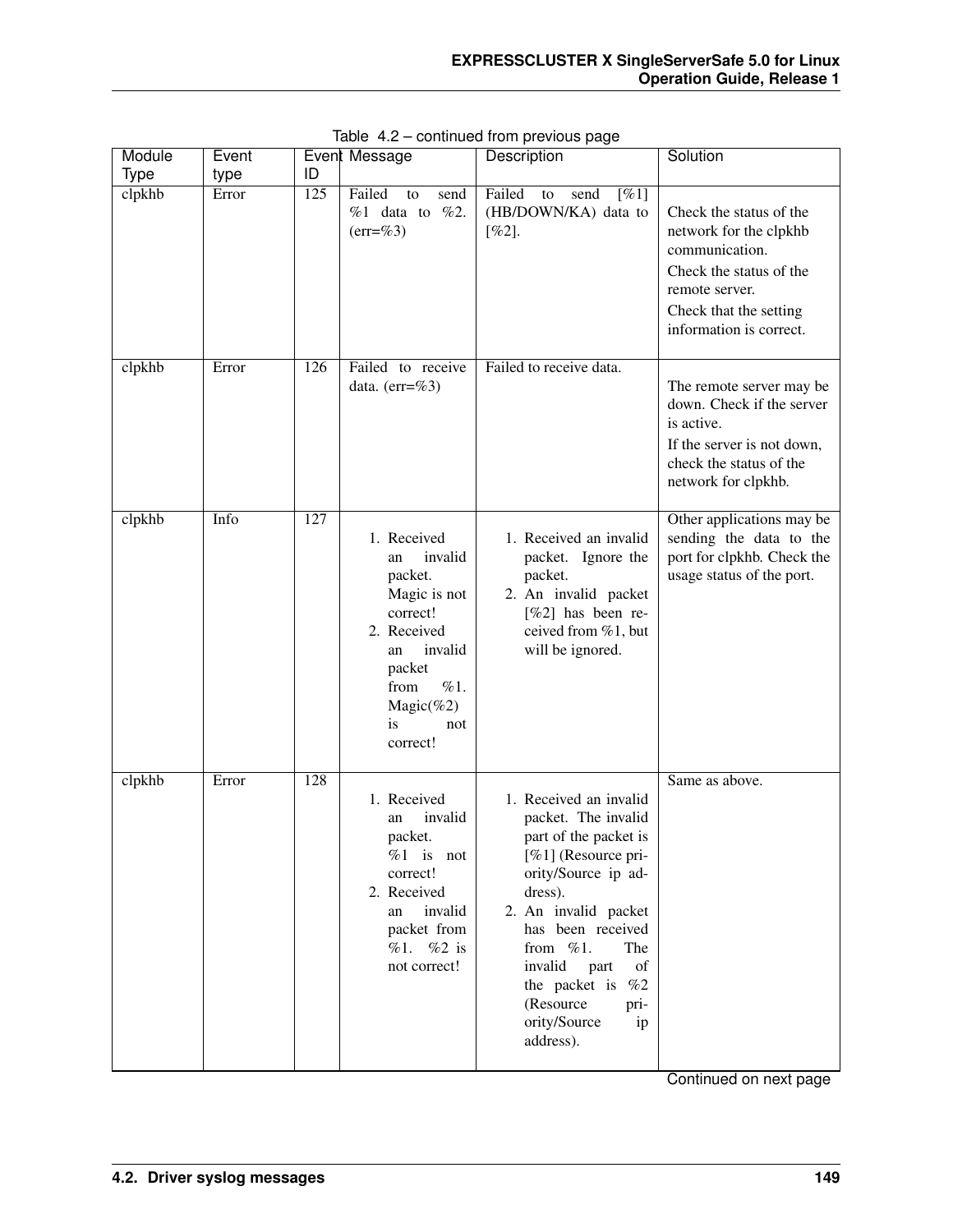Table 4.2 – continued from previous page

| Module Type | Event type | Event ID | Message | Description | Solution |
|---|---|---|---|---|---|
| clpkhb | Error | 125 | Failed to send %1 data to %2. (err=%3) | Failed to send [%1] (HB/DOWN/KA) data to [%2]. | Check the status of the network for the clpkhb communication.<br>Check the status of the remote server.<br>Check that the setting information is correct. |
| clpkhb | Error | 126 | Failed to receive data. (err=%3) | Failed to receive data. | The remote server may be down. Check if the server is active.<br>If the server is not down, check the status of the network for clpkhb. |
| clpkhb | Info | 127 | 1. Received an invalid packet. Magic is not correct!<br>2. Received an invalid packet from %1. Magic(%2) is not correct! | 1. Received an invalid packet. Ignore the packet.<br>2. An invalid packet [%2] has been received from %1, but will be ignored. | Other applications may be sending the data to the port for clpkhb. Check the usage status of the port. |
| clpkhb | Error | 128 | 1. Received an invalid packet. %1 is not correct!<br>2. Received an invalid packet from %1. %2 is not correct! | 1. Received an invalid packet. The invalid part of the packet is [%1] (Resource priority/Source ip address).<br>2. An invalid packet has been received from %1. The invalid part of the packet is %2 (Resource priority/Source ip address). | Same as above. |

Continued on next page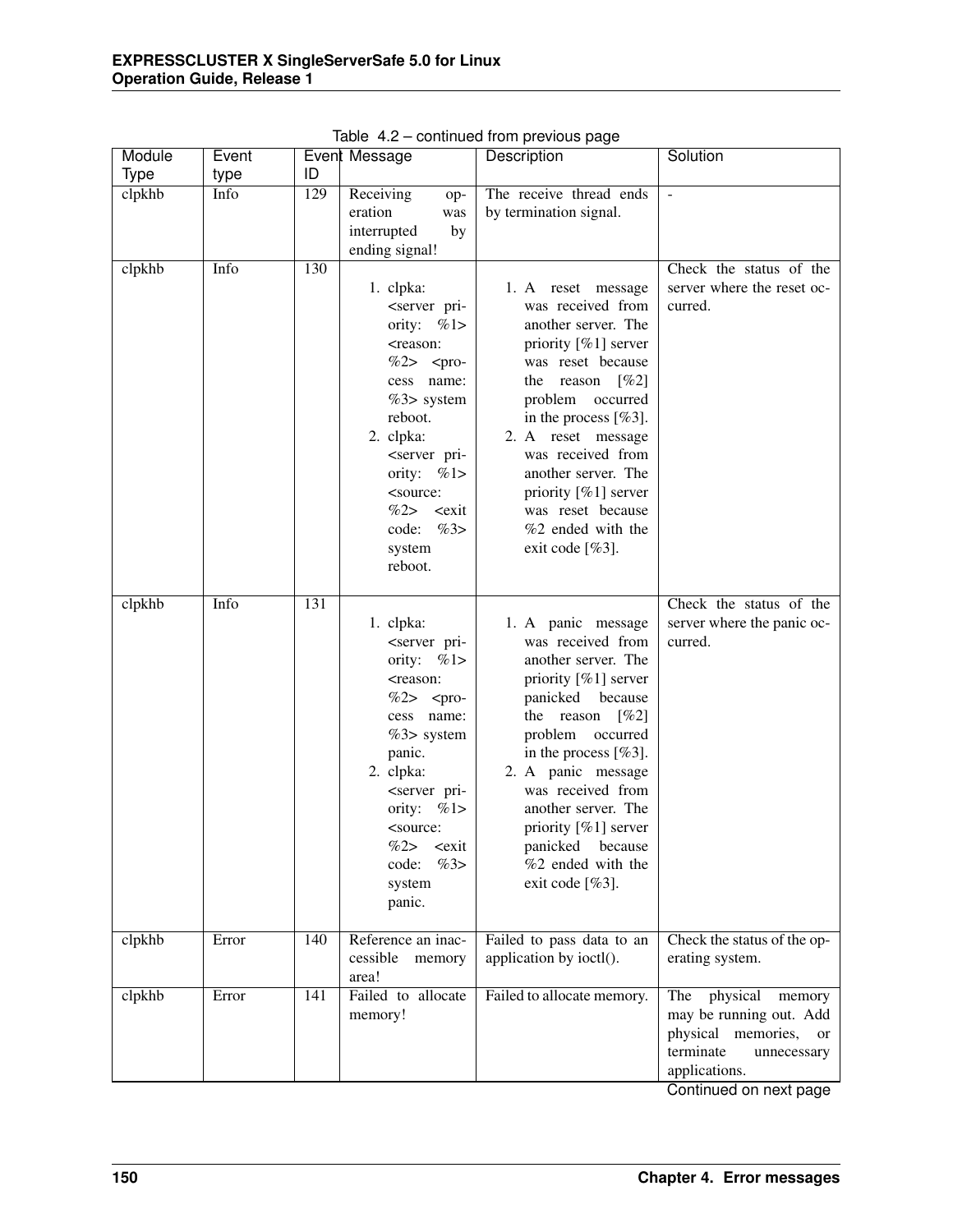Table 4.2 – continued from previous page

| Module Type | Event type | Event ID | Message | Description | Solution |
|---|---|---|---|---|---|
| clpkhb | Info | 129 | Receiving operation was interrupted by ending signal! | The receive thread ends by termination signal. | - |
| clpkhb | Info | 130 | 1. clpka: <server priority: %1> <reason: %2> <process name: %3> system reboot. 2. clpka: <server priority: %1> <source: %2> <exit code: %3> system reboot. | 1. A reset message was received from another server. The priority [%1] server was reset because the reason [%2] problem occurred in the process [%3]. 2. A reset message was received from another server. The priority [%1] server was reset because %2 ended with the exit code [%3]. | Check the status of the server where the reset occurred. |
| clpkhb | Info | 131 | 1. clpka: <server priority: %1> <reason: %2> <process name: %3> system panic. 2. clpka: <server priority: %1> <source: %2> <exit code: %3> system panic. | 1. A panic message was received from another server. The priority [%1] server panicked because the reason [%2] problem occurred in the process [%3]. 2. A panic message was received from another server. The priority [%1] server panicked because %2 ended with the exit code [%3]. | Check the status of the server where the panic occurred. |
| clpkhb | Error | 140 | Reference an inaccessible memory area! | Failed to pass data to an application by ioctl(). | Check the status of the operating system. |
| clpkhb | Error | 141 | Failed to allocate memory! | Failed to allocate memory. | The physical memory may be running out. Add physical memories, or terminate unnecessary applications. |

Continued on next page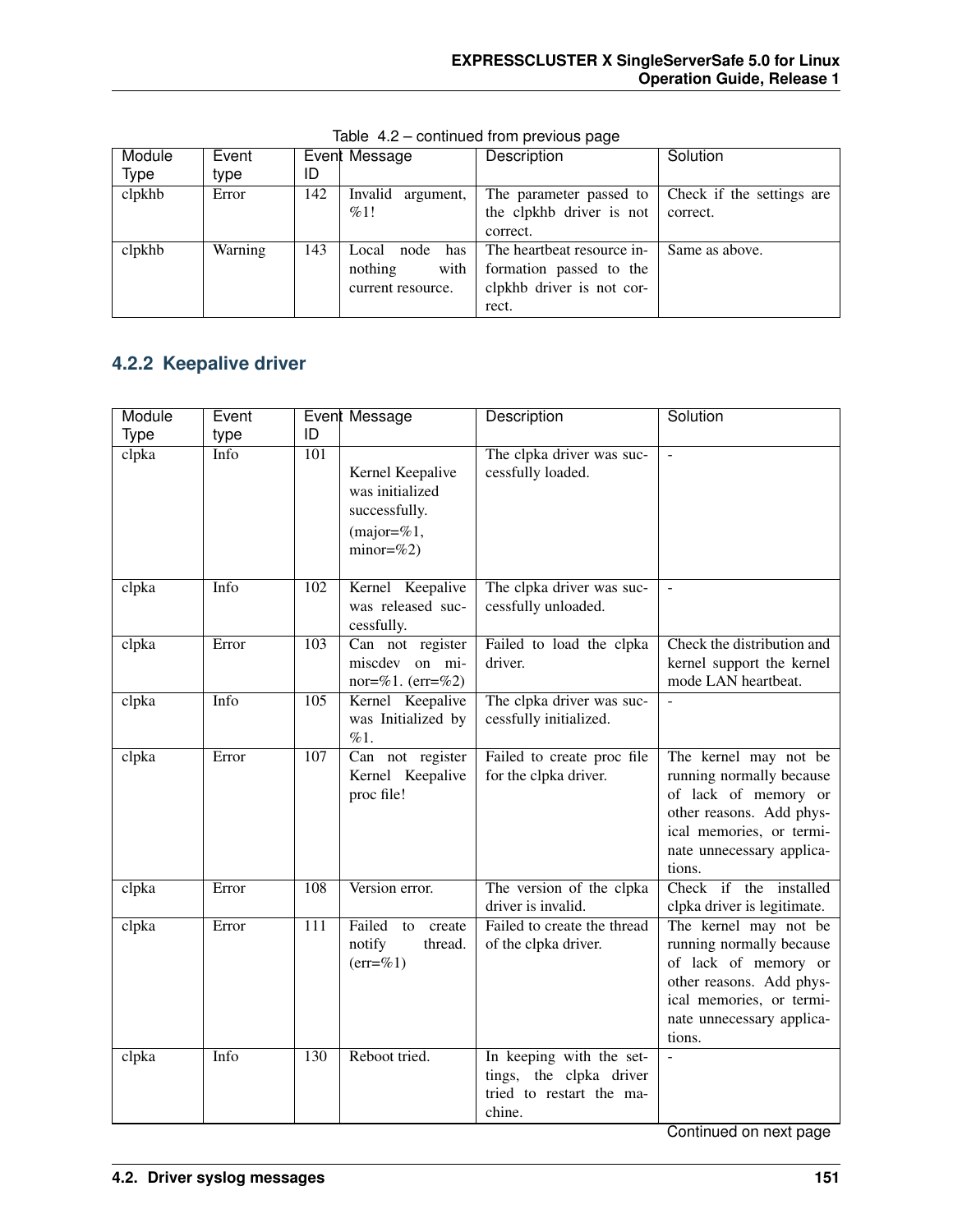Table 4.2 – continued from previous page

| Module Type | Event type | Event ID | Message | Description | Solution |
|---|---|---|---|---|---|
| clpkhb | Error | 142 | Invalid argument, %1! | The parameter passed to the clpkhb driver is not correct. | Check if the settings are correct. |
| clpkhb | Warning | 143 | Local node has nothing with current resource. | The heartbeat resource information passed to the clpkhb driver is not correct. | Same as above. |

### 4.2.2 Keepalive driver

| Module Type | Event type | Event ID | Message | Description | Solution |
|---|---|---|---|---|---|
| clpka | Info | 101 | Kernel Keepalive was initialized successfully. (major=%1, minor=%2) | The clpka driver was successfully loaded. | - |
| clpka | Info | 102 | Kernel Keepalive was released successfully. | The clpka driver was successfully unloaded. | - |
| clpka | Error | 103 | Can not register miscdev on minor=%1. (err=%2) | Failed to load the clpka driver. | Check the distribution and kernel support the kernel mode LAN heartbeat. |
| clpka | Info | 105 | Kernel Keepalive was Initialized by %1. | The clpka driver was successfully initialized. | - |
| clpka | Error | 107 | Can not register Kernel Keepalive proc file! | Failed to create proc file for the clpka driver. | The kernel may not be running normally because of lack of memory or other reasons. Add physical memories, or terminate unnecessary applications. |
| clpka | Error | 108 | Version error. | The version of the clpka driver is invalid. | Check if the installed clpka driver is legitimate. |
| clpka | Error | 111 | Failed to create notify thread. (err=%1) | Failed to create the thread of the clpka driver. | The kernel may not be running normally because of lack of memory or other reasons. Add physical memories, or terminate unnecessary applications. |
| clpka | Info | 130 | Reboot tried. | In keeping with the settings, the clpka driver tried to restart the machine. | - |

Continued on next page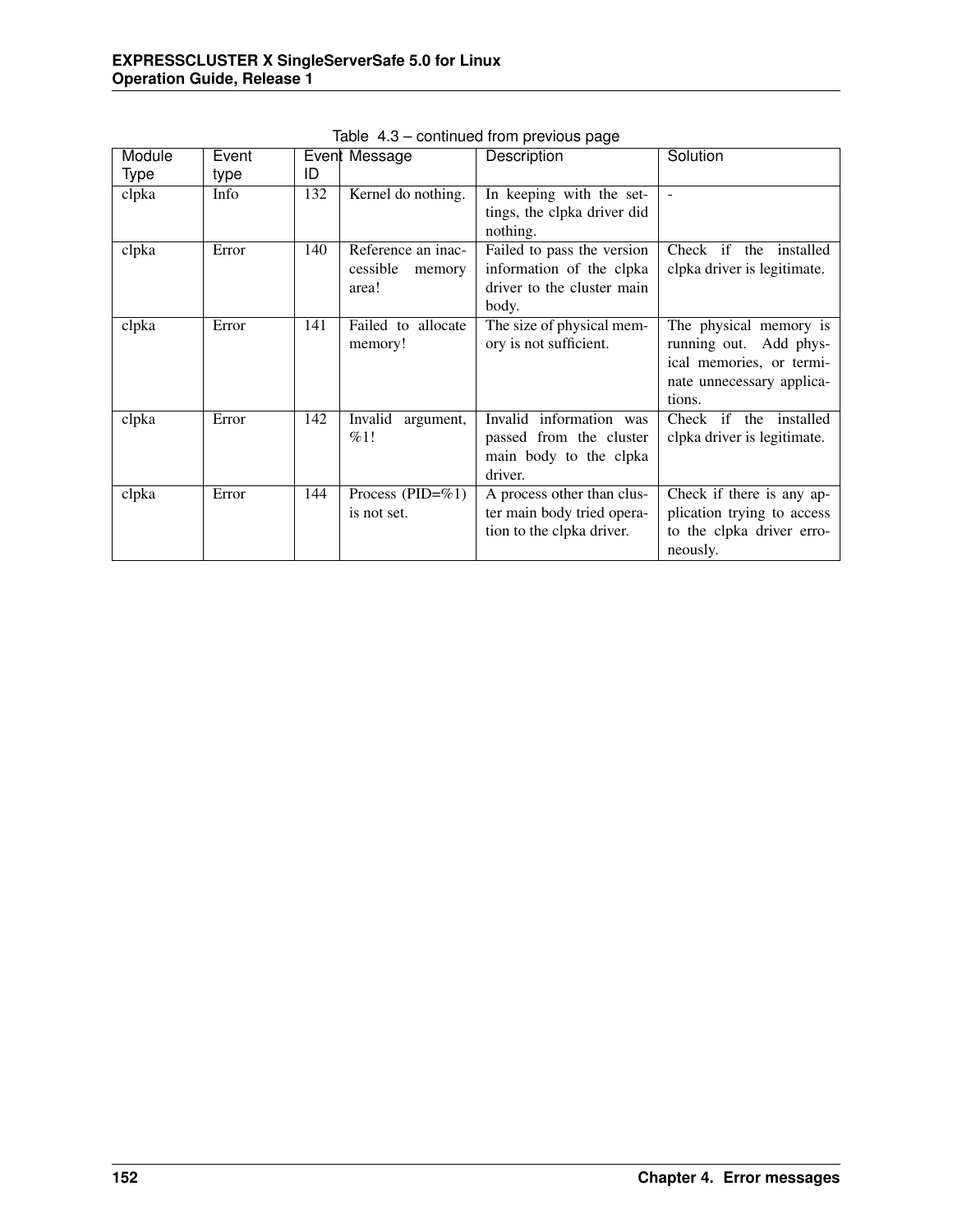Table 4.3 – continued from previous page

| Module Type | Event type | Event ID | Message | Description | Solution |
|---|---|---|---|---|---|
| clpka | Info | 132 | Kernel do nothing. | In keeping with the settings, the clpka driver did nothing. | - |
| clpka | Error | 140 | Reference an inaccessible memory area! | Failed to pass the version information of the clpka driver to the cluster main body. | Check if the installed clpka driver is legitimate. |
| clpka | Error | 141 | Failed to allocate memory! | The size of physical memory is not sufficient. | The physical memory is running out. Add physical memories, or terminate unnecessary applications. |
| clpka | Error | 142 | Invalid argument, %1! | Invalid information was passed from the cluster main body to the clpka driver. | Check if the installed clpka driver is legitimate. |
| clpka | Error | 144 | Process (PID=%1) is not set. | A process other than cluster main body tried operation to the clpka driver. | Check if there is any application trying to access to the clpka driver erroneously. |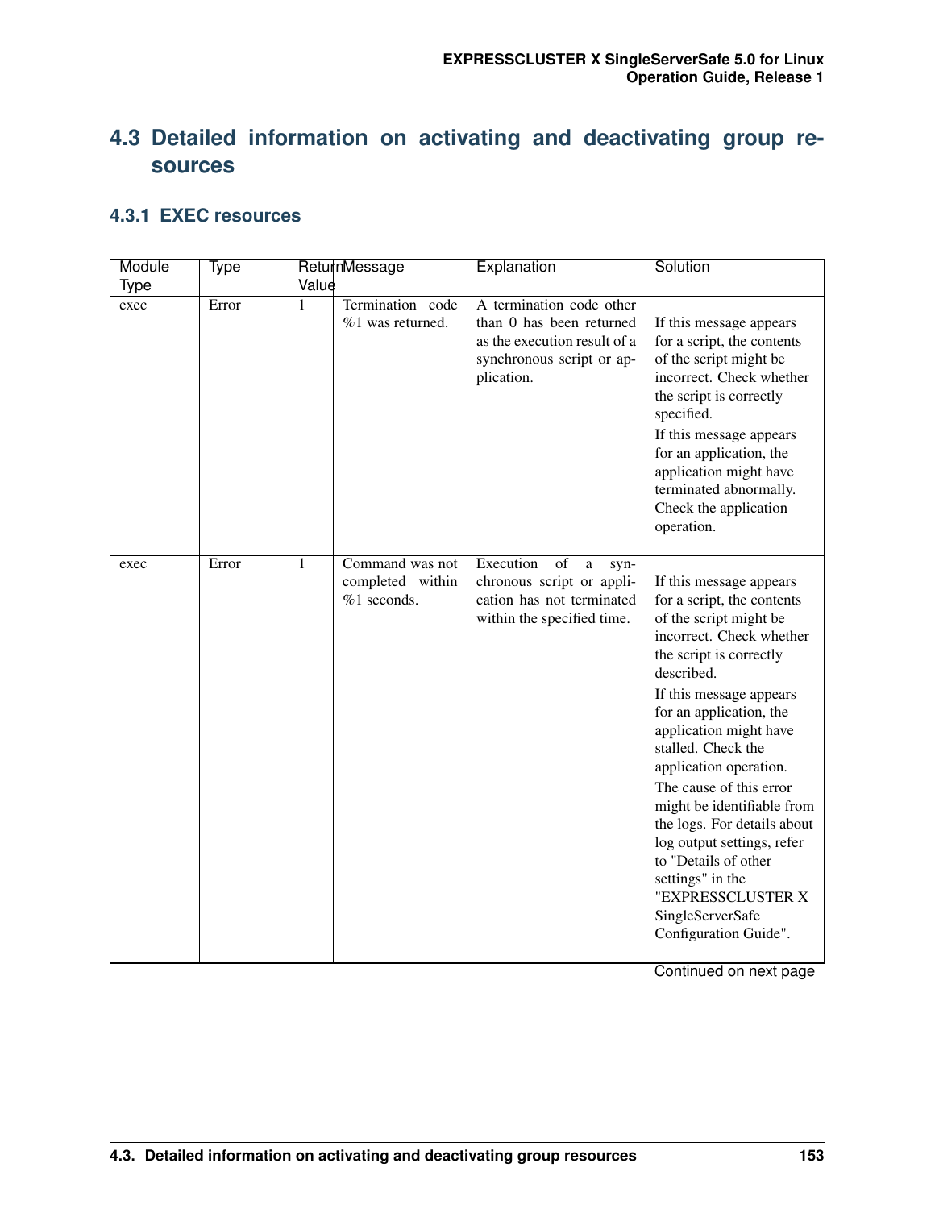## 4.3 Detailed information on activating and deactivating group resources

### 4.3.1 EXEC resources

| Module Type | Type | Return Value | Message | Explanation | Solution |
| --- | --- | --- | --- | --- | --- |
| exec | Error | 1 | Termination code %1 was returned. | A termination code other than 0 has been returned as the execution result of a synchronous script or application. | If this message appears for a script, the contents of the script might be incorrect. Check whether the script is correctly specified. If this message appears for an application, the application might have terminated abnormally. Check the application operation. |
| exec | Error | 1 | Command was not completed within %1 seconds. | Execution of a synchronous script or application has not terminated within the specified time. | If this message appears for a script, the contents of the script might be incorrect. Check whether the script is correctly described. If this message appears for an application, the application might have stalled. Check the application operation. The cause of this error might be identifiable from the logs. For details about log output settings, refer to "Details of other settings" in the "EXPRESSCLUSTER X SingleServerSafe Configuration Guide". |

Continued on next page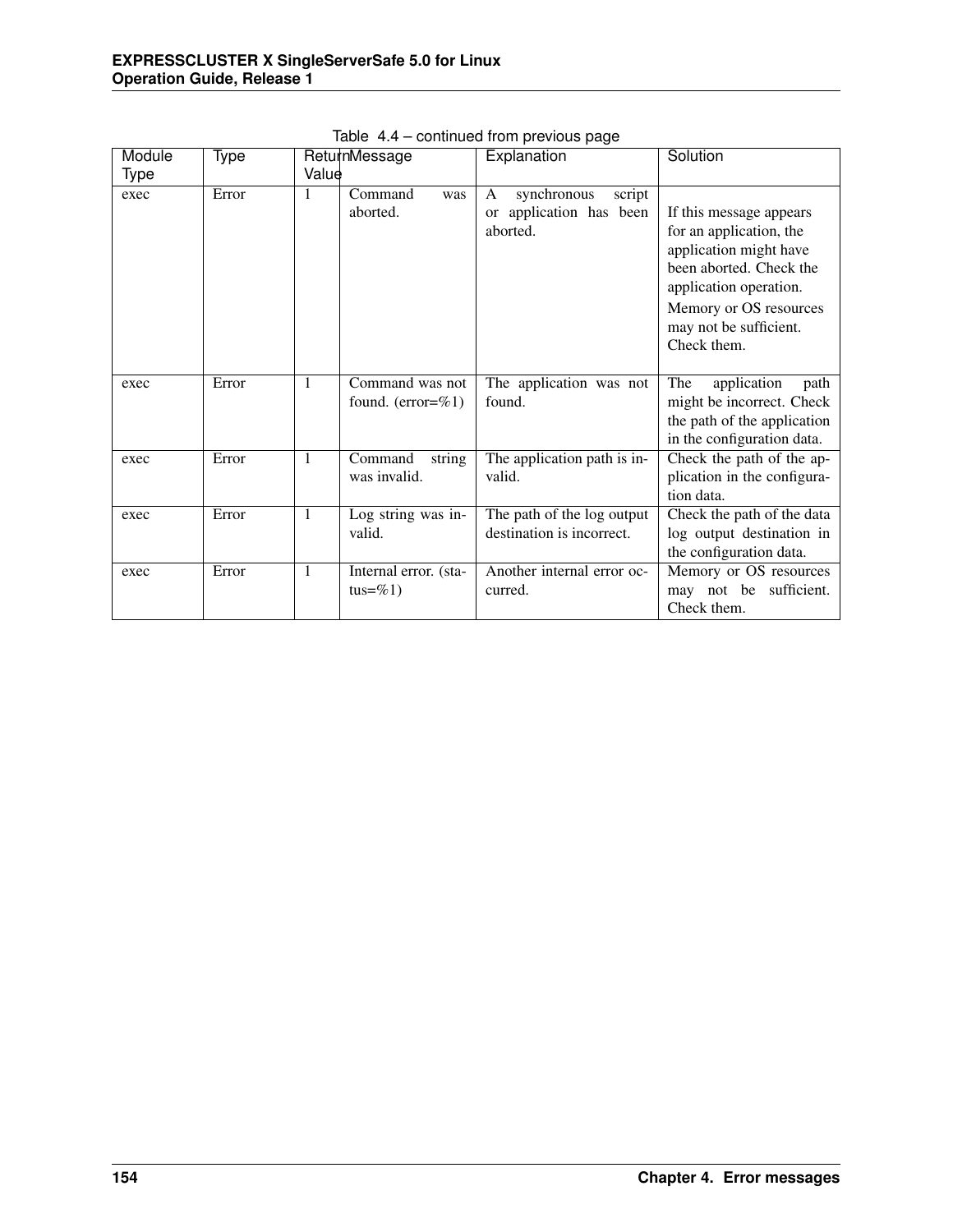Table 4.4 – continued from previous page

| Module Type | Type | Return Value | Message | Explanation | Solution |
|---|---|---|---|---|---|
| exec | Error | 1 | Command was aborted. | A synchronous script or application has been aborted. | If this message appears for an application, the application might have been aborted. Check the application operation. Memory or OS resources may not be sufficient. Check them. |
| exec | Error | 1 | Command was not found. (error=%1) | The application was not found. | The application path might be incorrect. Check the path of the application in the configuration data. |
| exec | Error | 1 | Command string was invalid. | The application path is invalid. | Check the path of the application in the configuration data. |
| exec | Error | 1 | Log string was invalid. | The path of the log output destination is incorrect. | Check the path of the data log output destination in the configuration data. |
| exec | Error | 1 | Internal error. (status=%1) | Another internal error occurred. | Memory or OS resources may not be sufficient. Check them. |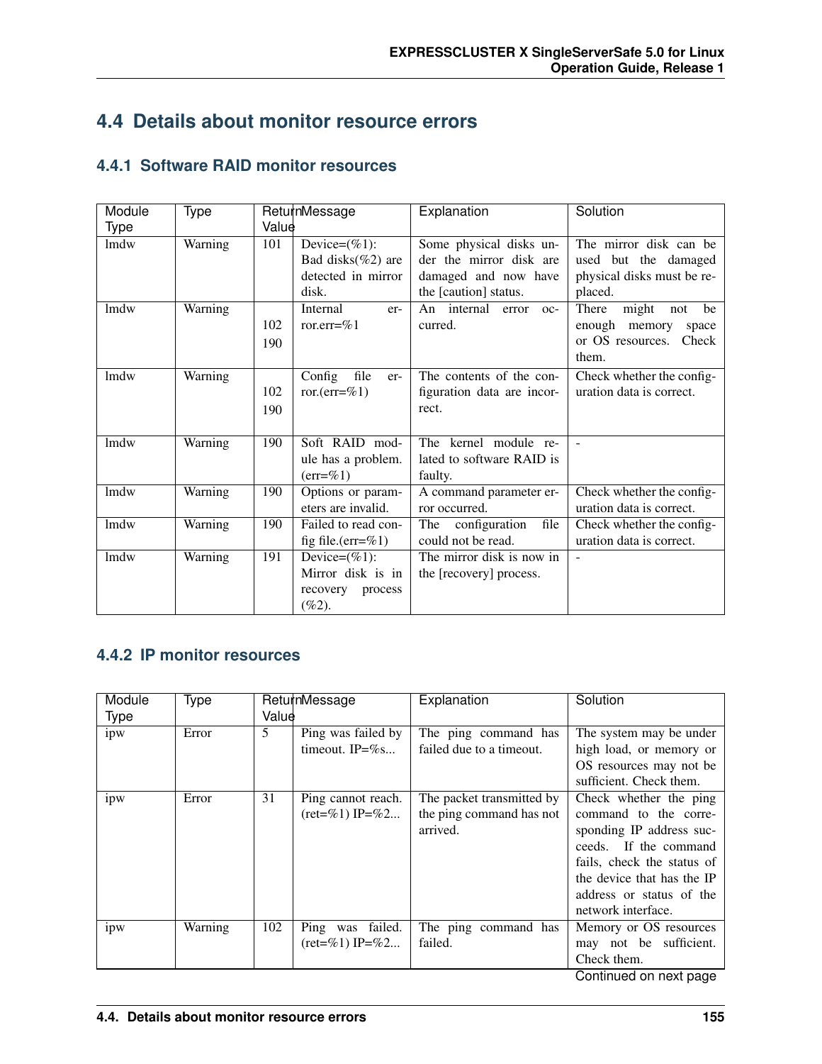## 4.4 Details about monitor resource errors

### 4.4.1 Software RAID monitor resources

| Module Type | Type | Return Value | Message | Explanation | Solution |
|---|---|---|---|---|---|
| lmdw | Warning | 101 | Device=(%1): Bad disks(%2) are detected in mirror disk. | Some physical disks under the mirror disk are damaged and now have the [caution] status. | The mirror disk can be used but the damaged physical disks must be replaced. |
| lmdw | Warning | 102<br>190 | Internal error.err=%1 | An internal error occurred. | There might not be enough memory space or OS resources. Check them. |
| lmdw | Warning | 102<br>190 | Config file error.(err=%1) | The contents of the configuration data are incorrect. | Check whether the configuration data is correct. |
| lmdw | Warning | 190 | Soft RAID module has a problem.(err=%1) | The kernel module related to software RAID is faulty. | - |
| lmdw | Warning | 190 | Options or parameters are invalid. | A command parameter error occurred. | Check whether the configuration data is correct. |
| lmdw | Warning | 190 | Failed to read config file.(err=%1) | The configuration file could not be read. | Check whether the configuration data is correct. |
| lmdw | Warning | 191 | Device=(%1): Mirror disk is in recovery process (%2). | The mirror disk is now in the [recovery] process. | - |

### 4.4.2 IP monitor resources

| Module Type | Type | Return Value | Message | Explanation | Solution |
|---|---|---|---|---|---|
| ipw | Error | 5 | Ping was failed by timeout. IP=%s... | The ping command has failed due to a timeout. | The system may be under high load, or memory or OS resources may not be sufficient. Check them. |
| ipw | Error | 31 | Ping cannot reach. (ret=%1) IP=%2... | The packet transmitted by the ping command has not arrived. | Check whether the ping command to the corresponding IP address succeeds. If the command fails, check the status of the device that has the IP address or status of the network interface. |
| ipw | Warning | 102 | Ping was failed. (ret=%1) IP=%2... | The ping command has failed. | Memory or OS resources may not be sufficient. Check them. |

Continued on next page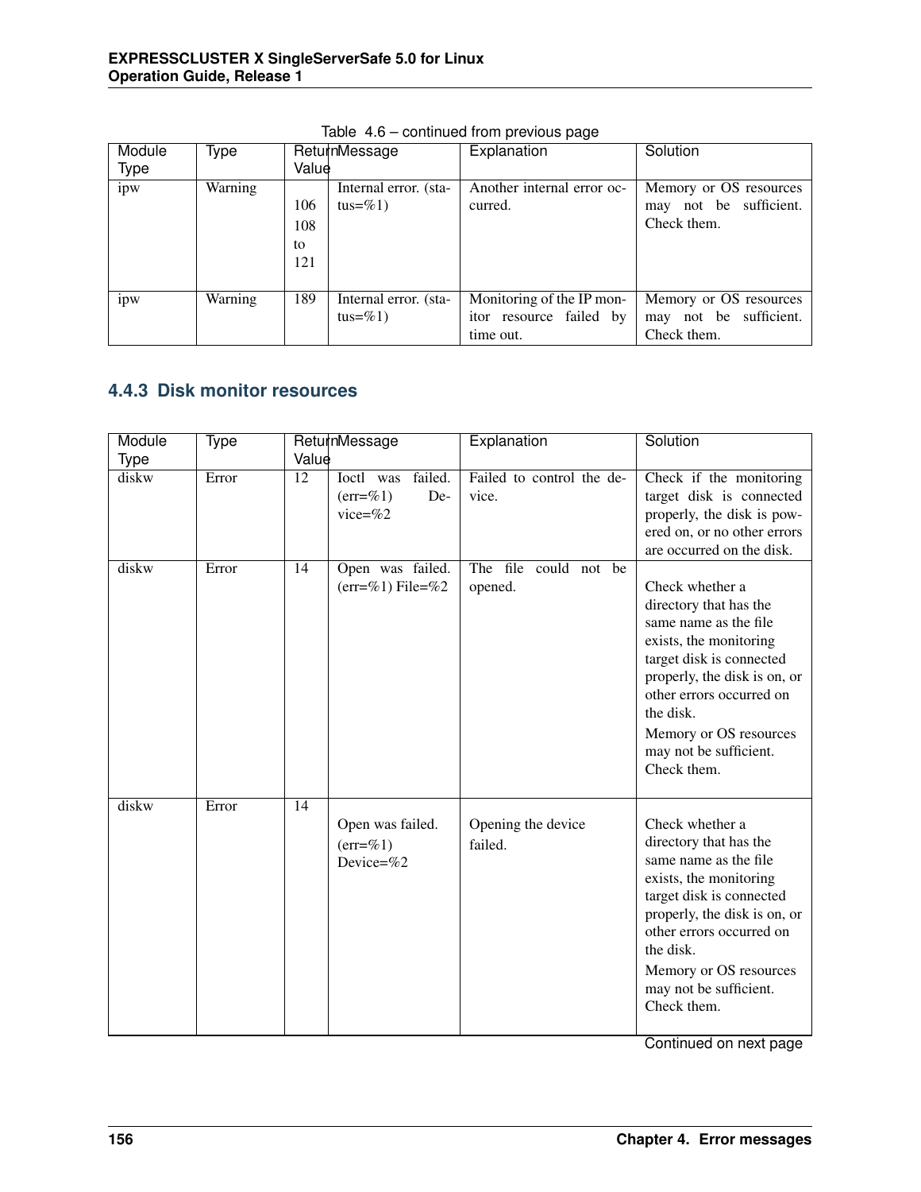Table 4.6 – continued from previous page

| Module Type | Type | Return Value | Message | Explanation | Solution |
|---|---|---|---|---|---|
| ipw | Warning | 106<br>108 to 121 | Internal error. (status=%1) | Another internal error occurred. | Memory or OS resources may not be sufficient. Check them. |
| ipw | Warning | 189 | Internal error. (status=%1) | Monitoring of the IP monitor resource failed by time out. | Memory or OS resources may not be sufficient. Check them. |

### 4.4.3 Disk monitor resources

| Module Type | Type | Return Value | Message | Explanation | Solution |
|---|---|---|---|---|---|
| diskw | Error | 12 | Ioctl was failed. (err=%1) Device=%2 | Failed to control the device. | Check if the monitoring target disk is connected properly, the disk is powered on, or no other errors are occurred on the disk. |
| diskw | Error | 14 | Open was failed. (err=%1) File=%2 | The file could not be opened. | Check whether a directory that has the same name as the file exists, the monitoring target disk is connected properly, the disk is on, or other errors occurred on the disk.<br>Memory or OS resources may not be sufficient. Check them. |
| diskw | Error | 14 | Open was failed. (err=%1) Device=%2 | Opening the device failed. | Check whether a directory that has the same name as the file exists, the monitoring target disk is connected properly, the disk is on, or other errors occurred on the disk.<br>Memory or OS resources may not be sufficient. Check them. |

Continued on next page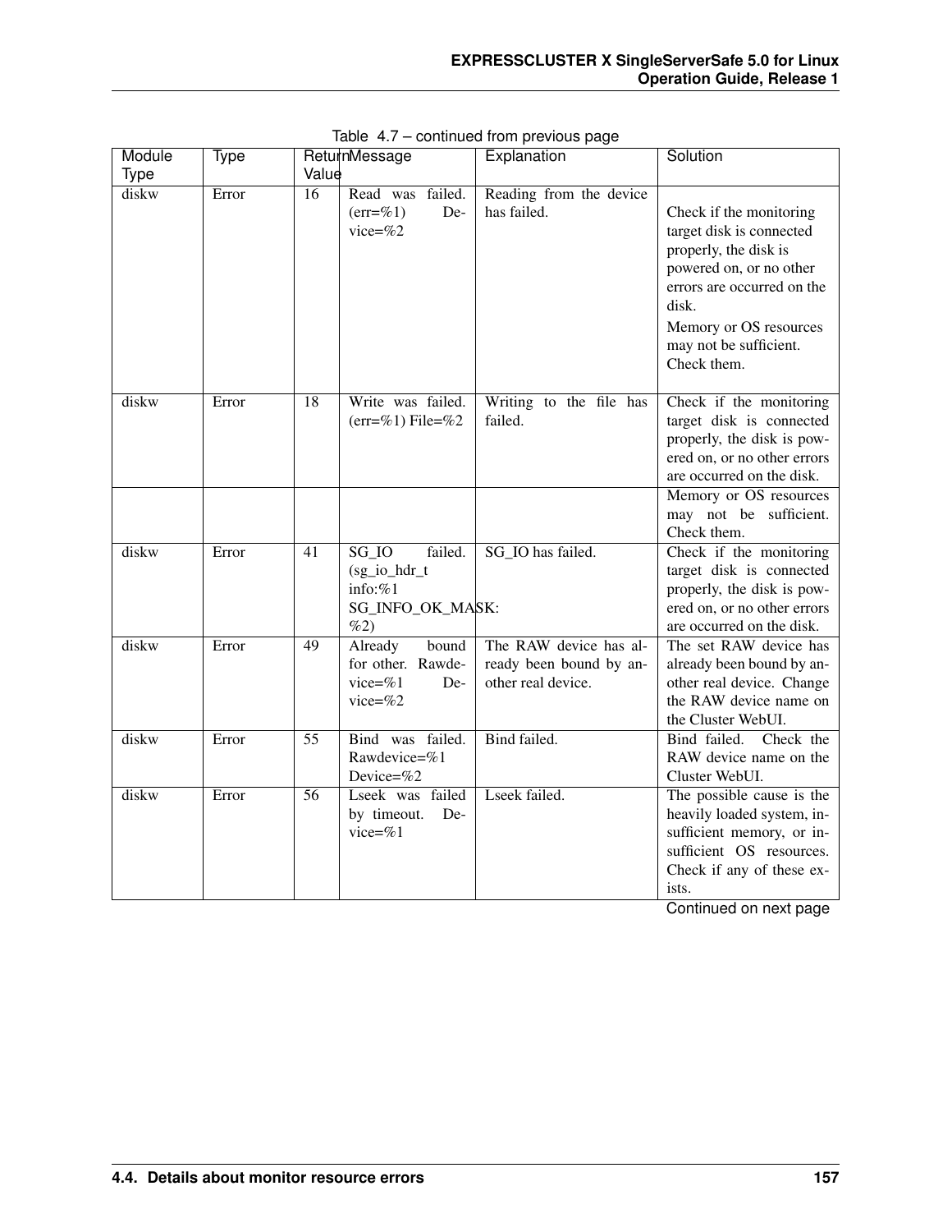Table 4.7 – continued from previous page

| Module Type | Type | Return Value | Message | Explanation | Solution |
|---|---|---|---|---|---|
| diskw | Error | 16 | Read was failed. (err=%1) Device=%2 | Reading from the device has failed. | Check if the monitoring target disk is connected properly, the disk is powered on, or no other errors are occurred on the disk.<br>Memory or OS resources may not be sufficient. Check them. |
| diskw | Error | 18 | Write was failed. (err=%1) File=%2 | Writing to the file has failed. | Check if the monitoring target disk is connected properly, the disk is powered on, or no other errors are occurred on the disk. |
| | | | | | Memory or OS resources may not be sufficient. Check them. |
| diskw | Error | 41 | SG_IO failed. (sg_io_hdr_t info:%1 SG_INFO_OK_MASK: %2) | SG_IO has failed. | Check if the monitoring target disk is connected properly, the disk is powered on, or no other errors are occurred on the disk. |
| diskw | Error | 49 | Already bound for other. Rawdevice=%1 Device=%2 | The RAW device has already been bound by another real device. | The set RAW device has already been bound by another real device. Change the RAW device name on the Cluster WebUI. |
| diskw | Error | 55 | Bind was failed. Rawdevice=%1 Device=%2 | Bind failed. | Bind failed. Check the RAW device name on the Cluster WebUI. |
| diskw | Error | 56 | Lseek was failed by timeout. Device=%1 | Lseek failed. | The possible cause is the heavily loaded system, insufficient memory, or insufficient OS resources. Check if any of these exists. |

Continued on next page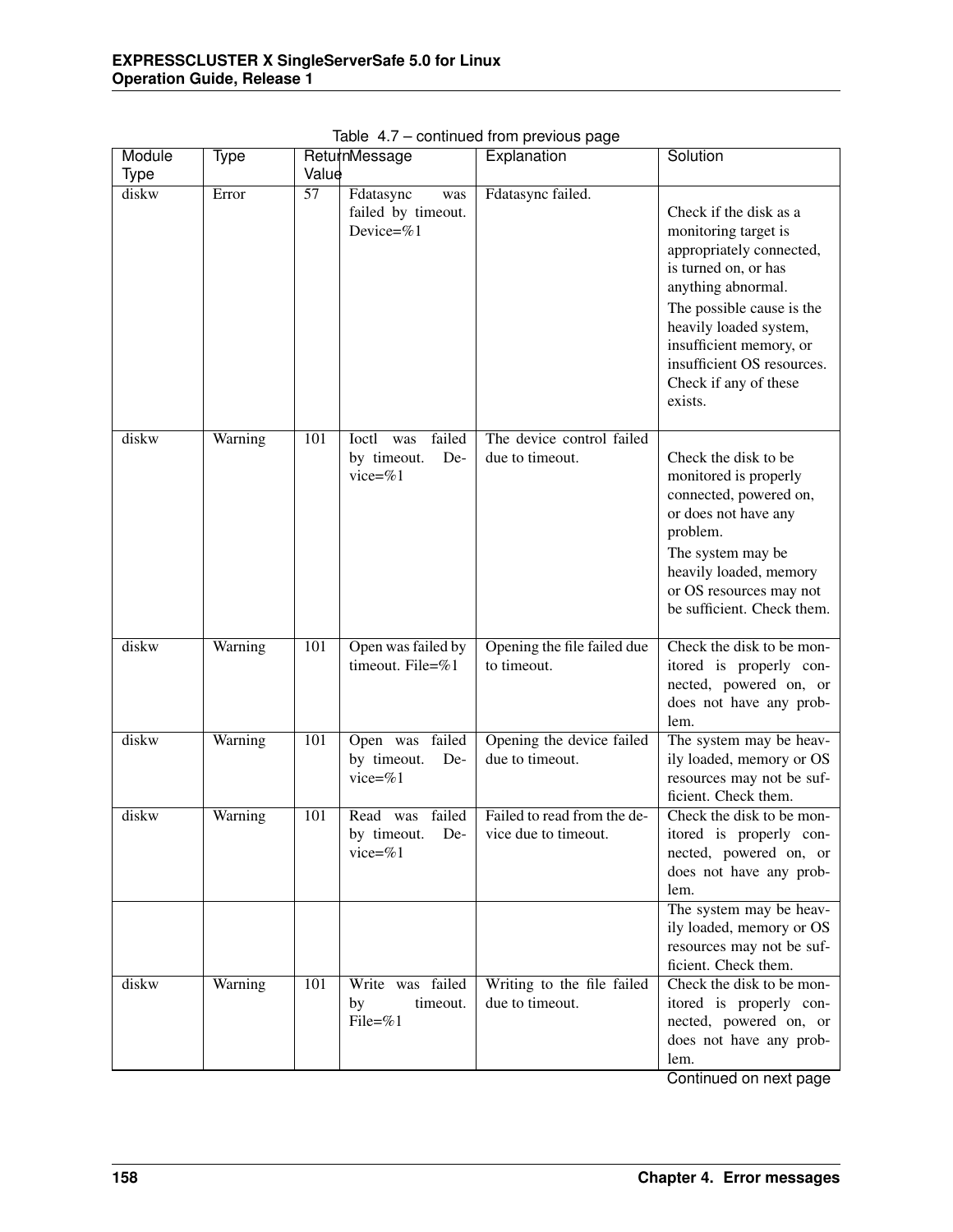Table 4.7 – continued from previous page

| Module Type | Type | Return Value | Message | Explanation | Solution |
|---|---|---|---|---|---|
| diskw | Error | 57 | Fdatasync was failed by timeout. Device=%1 | Fdatasync failed. | Check if the disk as a monitoring target is appropriately connected, is turned on, or has anything abnormal. The possible cause is the heavily loaded system, insufficient memory, or insufficient OS resources. Check if any of these exists. |
| diskw | Warning | 101 | Ioctl was failed by timeout. Device=%1 | The device control failed due to timeout. | Check the disk to be monitored is properly connected, powered on, or does not have any problem. The system may be heavily loaded, memory or OS resources may not be sufficient. Check them. |
| diskw | Warning | 101 | Open was failed by timeout. File=%1 | Opening the file failed due to timeout. | Check the disk to be monitored is properly connected, powered on, or does not have any problem. |
| diskw | Warning | 101 | Open was failed by timeout. Device=%1 | Opening the device failed due to timeout. | The system may be heavily loaded, memory or OS resources may not be sufficient. Check them. |
| diskw | Warning | 101 | Read was failed by timeout. Device=%1 | Failed to read from the device due to timeout. | Check the disk to be monitored is properly connected, powered on, or does not have any problem. |
| | | | | | The system may be heavily loaded, memory or OS resources may not be sufficient. Check them. |
| diskw | Warning | 101 | Write was failed by timeout. File=%1 | Writing to the file failed due to timeout. | Check the disk to be monitored is properly connected, powered on, or does not have any problem. |

Continued on next page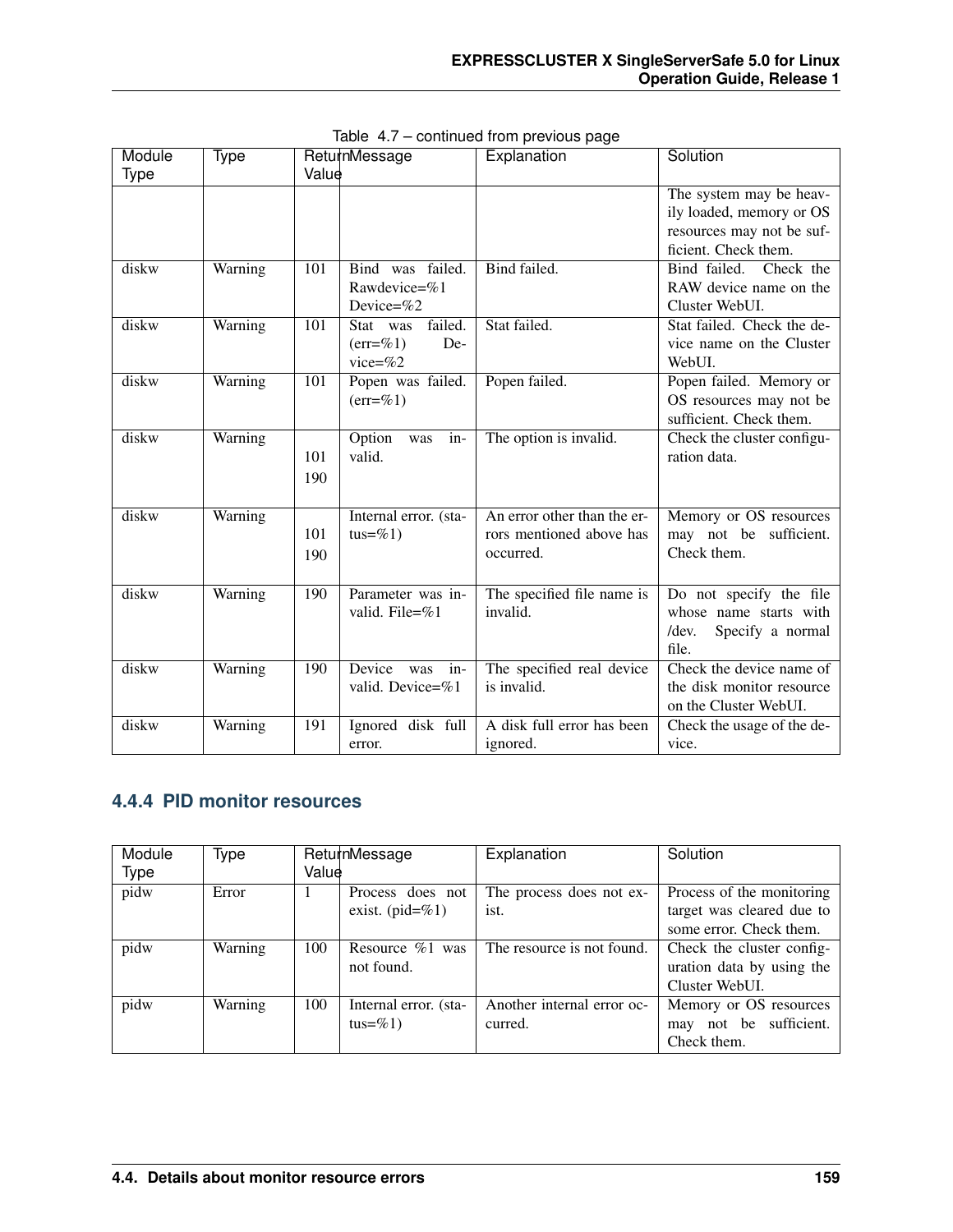Table 4.7 – continued from previous page

| Module Type | Type | Return Value | Message | Explanation | Solution |
|---|---|---|---|---|---|
| | | | | | The system may be heavily loaded, memory or OS resources may not be sufficient. Check them. |
| diskw | Warning | 101 | Bind was failed. Rawdevice=%1 Device=%2 | Bind failed. | Bind failed. Check the RAW device name on the Cluster WebUI. |
| diskw | Warning | 101 | Stat was failed. (err=%1) Device=%2 | Stat failed. | Stat failed. Check the device name on the Cluster WebUI. |
| diskw | Warning | 101 | Popen was failed. (err=%1) | Popen failed. | Popen failed. Memory or OS resources may not be sufficient. Check them. |
| diskw | Warning | 101<br>190 | Option was invalid. | The option is invalid. | Check the cluster configuration data. |
| diskw | Warning | 101<br>190 | Internal error. (status=%1) | An error other than the errors mentioned above has occurred. | Memory or OS resources may not be sufficient. Check them. |
| diskw | Warning | 190 | Parameter was invalid. File=%1 | The specified file name is invalid. | Do not specify the file whose name starts with /dev. Specify a normal file. |
| diskw | Warning | 190 | Device was invalid. Device=%1 | The specified real device is invalid. | Check the device name of the disk monitor resource on the Cluster WebUI. |
| diskw | Warning | 191 | Ignored disk full error. | A disk full error has been ignored. | Check the usage of the device. |

### 4.4.4 PID monitor resources

| Module Type | Type | Return Value | Message | Explanation | Solution |
|---|---|---|---|---|---|
| pidw | Error | 1 | Process does not exist. (pid=%1) | The process does not exist. | Process of the monitoring target was cleared due to some error. Check them. |
| pidw | Warning | 100 | Resource %1 was not found. | The resource is not found. | Check the cluster configuration data by using the Cluster WebUI. |
| pidw | Warning | 100 | Internal error. (status=%1) | Another internal error occurred. | Memory or OS resources may not be sufficient. Check them. |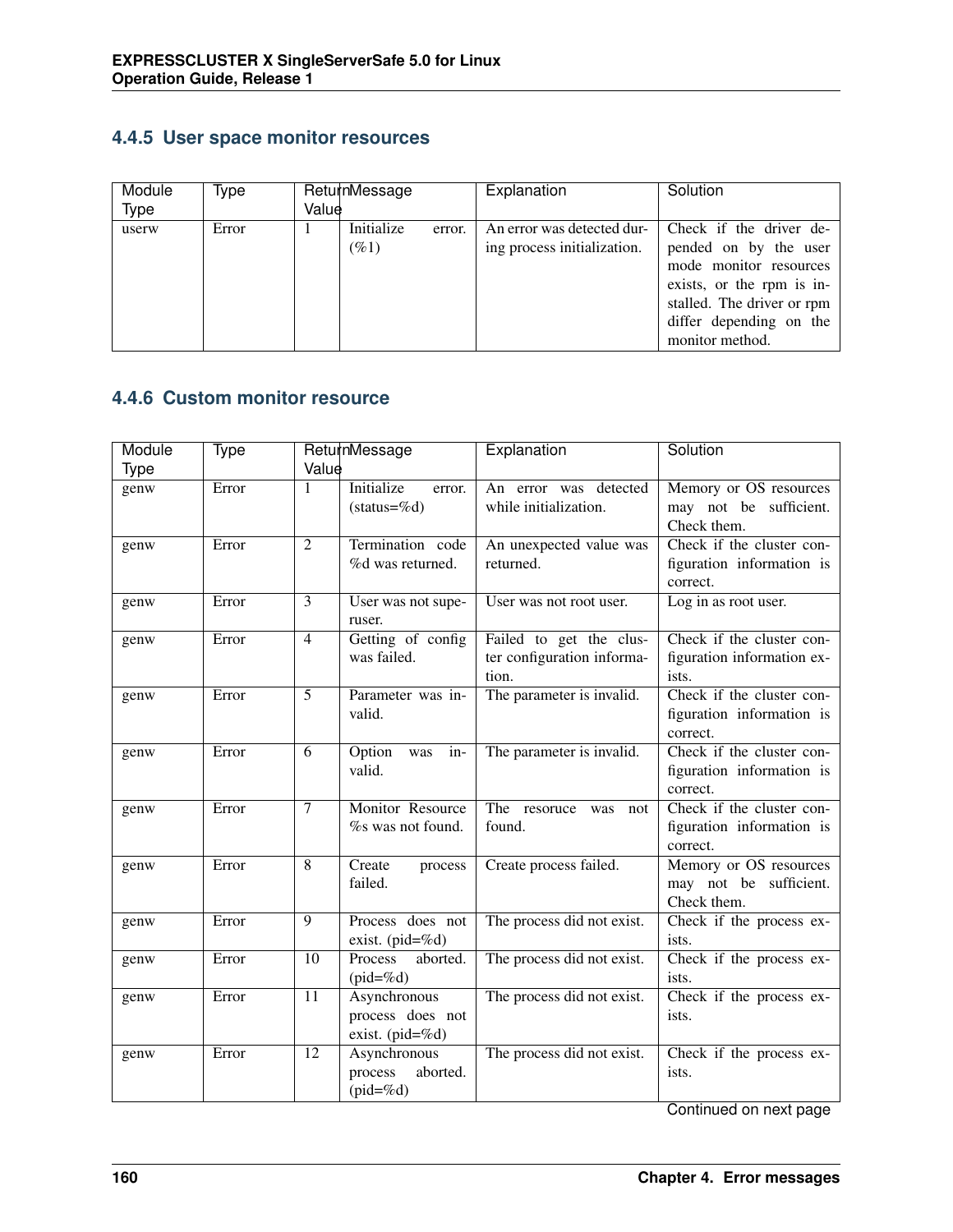### 4.4.5 User space monitor resources

| Module Type | Type | Return Value | Message | Explanation | Solution |
|---|---|---|---|---|---|
| userw | Error | 1 | Initialize error. (%1) | An error was detected during process initialization. | Check if the driver depended on by the user mode monitor resources exists, or the rpm is installed. The driver or rpm differ depending on the monitor method. |

### 4.4.6 Custom monitor resource

| Module Type | Type | Return Value | Message | Explanation | Solution |
|---|---|---|---|---|---|
| genw | Error | 1 | Initialize error. (status=%d) | An error was detected while initialization. | Memory or OS resources may not be sufficient. Check them. |
| genw | Error | 2 | Termination code %d was returned. | An unexpected value was returned. | Check if the cluster configuration information is correct. |
| genw | Error | 3 | User was not superuser. | User was not root user. | Log in as root user. |
| genw | Error | 4 | Getting of config was failed. | Failed to get the cluster configuration information. | Check if the cluster configuration information exists. |
| genw | Error | 5 | Parameter was invalid. | The parameter is invalid. | Check if the cluster configuration information is correct. |
| genw | Error | 6 | Option was invalid. | The parameter is invalid. | Check if the cluster configuration information is correct. |
| genw | Error | 7 | Monitor Resource %s was not found. | The resorce was not found. | Check if the cluster configuration information is correct. |
| genw | Error | 8 | Create process failed. | Create process failed. | Memory or OS resources may not be sufficient. Check them. |
| genw | Error | 9 | Process does not exist. (pid=%d) | The process did not exist. | Check if the process exists. |
| genw | Error | 10 | Process aborted. (pid=%d) | The process did not exist. | Check if the process exists. |
| genw | Error | 11 | Asynchronous process does not exist. (pid=%d) | The process did not exist. | Check if the process exists. |
| genw | Error | 12 | Asynchronous process aborted. (pid=%d) | The process did not exist. | Check if the process exists. |

Continued on next page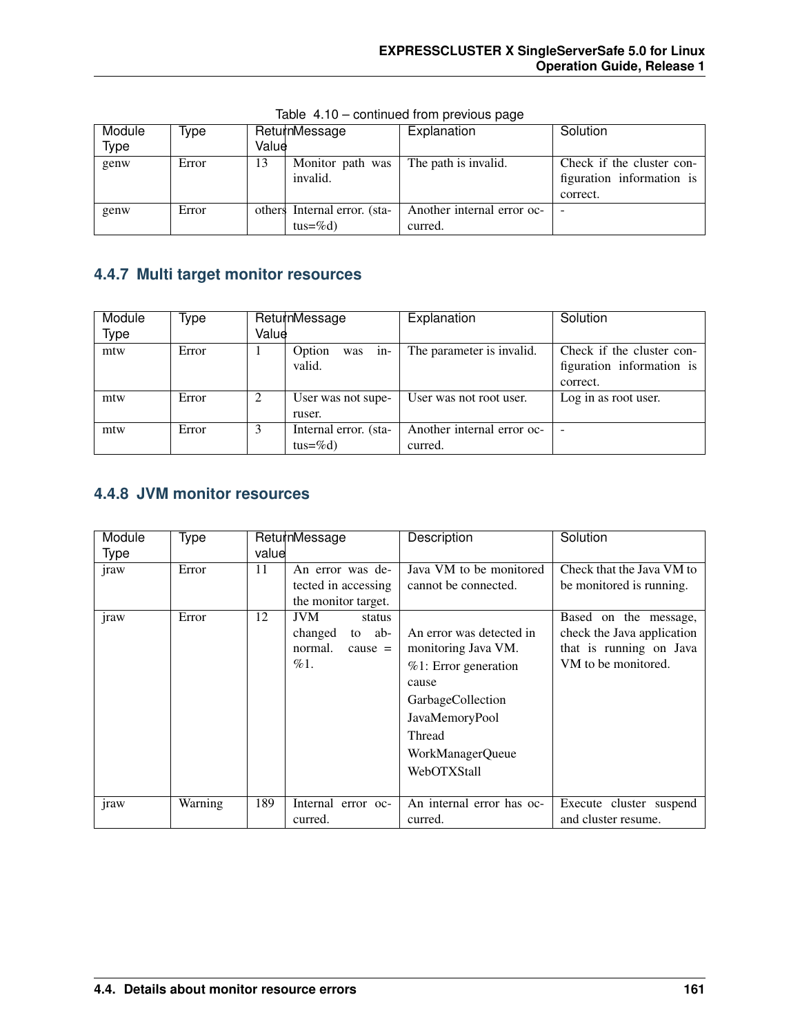Table 4.10 – continued from previous page

| Module Type | Type | Return Value | Message | Explanation | Solution |
|---|---|---|---|---|---|
| genw | Error | 13 | Monitor path was invalid. | The path is invalid. | Check if the cluster configuration information is correct. |
| genw | Error | others | Internal error. (status=%d) | Another internal error occurred. | - |

### 4.4.7 Multi target monitor resources

| Module Type | Type | Return Value | Message | Explanation | Solution |
|---|---|---|---|---|---|
| mtw | Error | 1 | Option was invalid. | The parameter is invalid. | Check if the cluster configuration information is correct. |
| mtw | Error | 2 | User was not superuser. | User was not root user. | Log in as root user. |
| mtw | Error | 3 | Internal error. (status=%d) | Another internal error occurred. | - |

### 4.4.8 JVM monitor resources

| Module Type | Type | Return value | Message | Description | Solution |
|---|---|---|---|---|---|
| jraw | Error | 11 | An error was detected in accessing the monitor target. | Java VM to be monitored cannot be connected. | Check that the Java VM to be monitored is running. |
| jraw | Error | 12 | JVM status changed to abnormal. cause = %1. | An error was detected in monitoring Java VM.<br>%1: Error generation cause<br>GarbageCollection<br>JavaMemoryPool<br>Thread<br>WorkManagerQueue<br>WebOTXStall | Based on the message, check the Java application that is running on Java VM to be monitored. |
| jraw | Warning | 189 | Internal error occurred. | An internal error has occurred. | Execute cluster suspend and cluster resume. |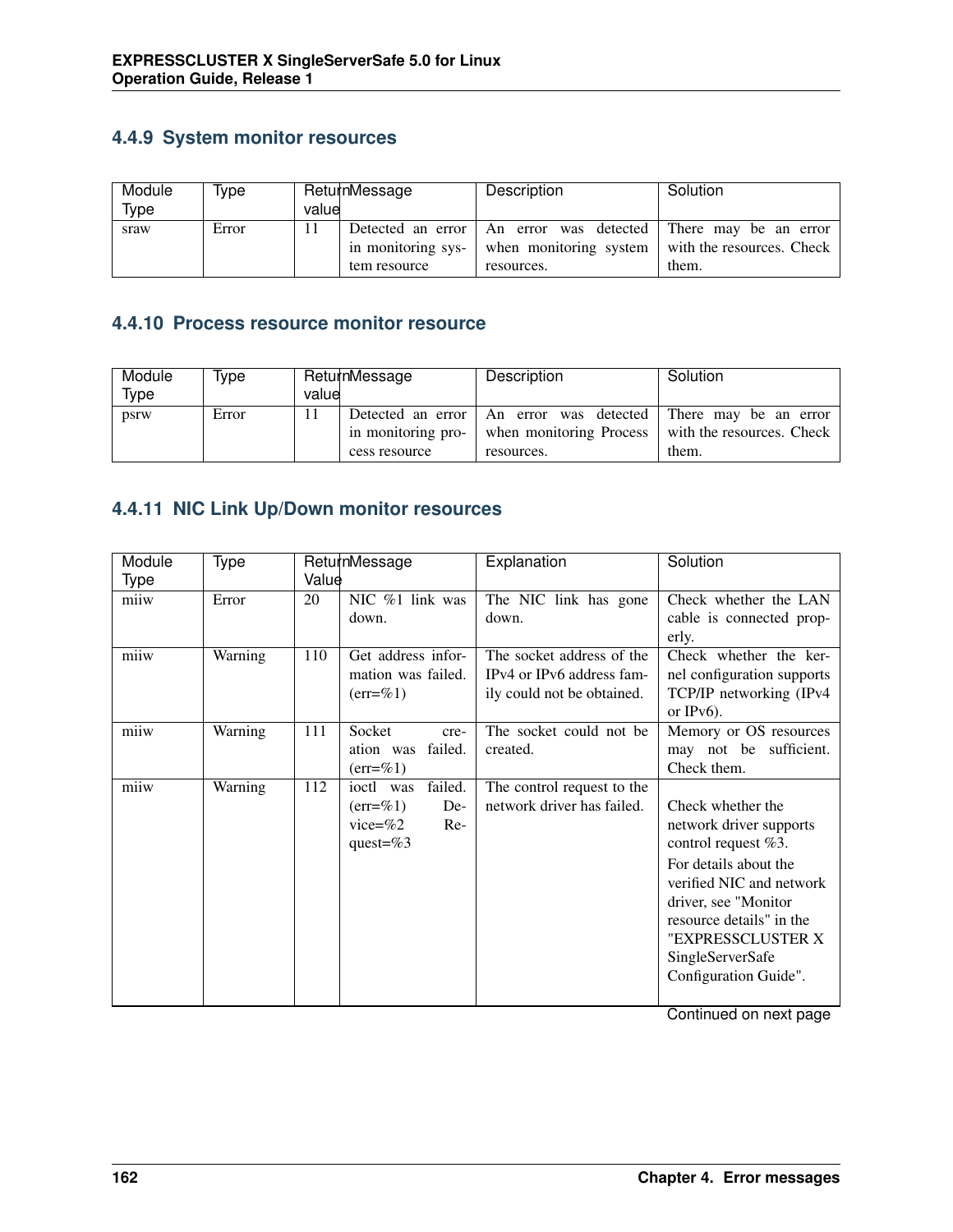### 4.4.9 System monitor resources

| Module Type | Type | Return value | Message | Description | Solution |
|---|---|---|---|---|---|
| sraw | Error | 11 | Detected an error in monitoring system resource | An error was detected when monitoring system resources. | There may be an error with the resources. Check them. |

### 4.4.10 Process resource monitor resource

| Module Type | Type | Return value | Message | Description | Solution |
|---|---|---|---|---|---|
| psrw | Error | 11 | Detected an error in monitoring process resource | An error was detected when monitoring Process resources. | There may be an error with the resources. Check them. |

### 4.4.11 NIC Link Up/Down monitor resources

| Module Type | Type | Return Value | Message | Explanation | Solution |
|---|---|---|---|---|---|
| miiw | Error | 20 | NIC %1 link was down. | The NIC link has gone down. | Check whether the LAN cable is connected properly. |
| miiw | Warning | 110 | Get address information was failed. (err=%1) | The socket address of the IPv4 or IPv6 address family could not be obtained. | Check whether the kernel configuration supports TCP/IP networking (IPv4 or IPv6). |
| miiw | Warning | 111 | Socket creation was failed. (err=%1) | The socket could not be created. | Memory or OS resources may not be sufficient. Check them. |
| miiw | Warning | 112 | ioctl was failed. (err=%1) Device=%2 Request=%3 | The control request to the network driver has failed. | Check whether the network driver supports control request %3. For details about the verified NIC and network driver, see "Monitor resource details" in the "EXPRESSCLUSTER X SingleServerSafe Configuration Guide". |

Continued on next page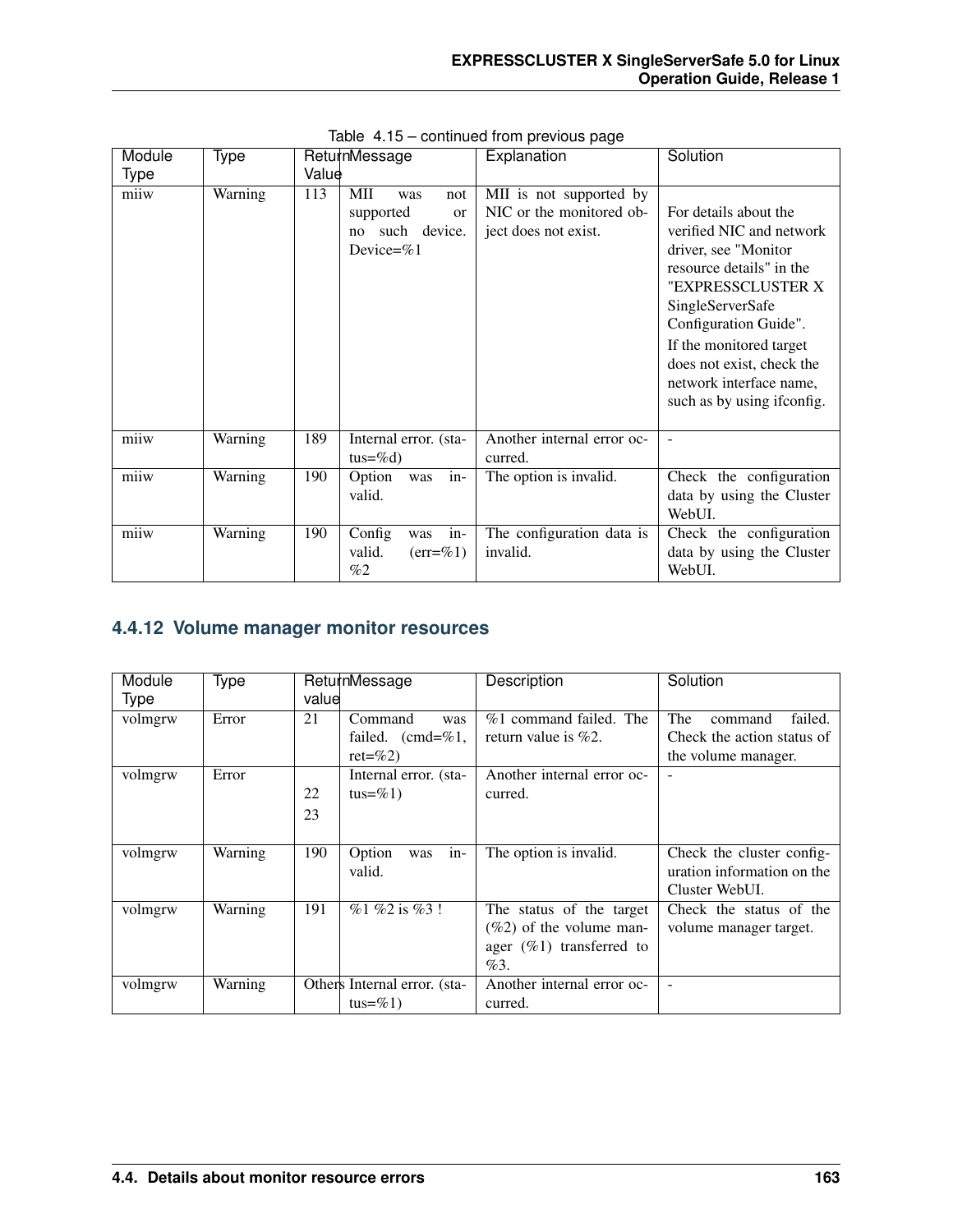Table 4.15 – continued from previous page

| Module Type | Type | Return Value | Message | Explanation | Solution |
|---|---|---|---|---|---|
| miiw | Warning | 113 | MII was not supported or no such device. Device=%1 | MII is not supported by NIC or the monitored object does not exist. | For details about the verified NIC and network driver, see "Monitor resource details" in the "EXPRESSCLUSTER X SingleServerSafe Configuration Guide". If the monitored target does not exist, check the network interface name, such as by using ifconfig. |
| miiw | Warning | 189 | Internal error. (status=%d) | Another internal error occurred. | - |
| miiw | Warning | 190 | Option was invalid. | The option is invalid. | Check the configuration data by using the Cluster WebUI. |
| miiw | Warning | 190 | Config was invalid. (err=%1) %2 | The configuration data is invalid. | Check the configuration data by using the Cluster WebUI. |

### 4.4.12 Volume manager monitor resources

| Module Type | Type | Return value | Message | Description | Solution |
|---|---|---|---|---|---|
| volmgrw | Error | 21 | Command was failed. (cmd=%1, ret=%2) | %1 command failed. The return value is %2. | The command failed. Check the action status of the volume manager. |
| volmgrw | Error | 22<br>23 | Internal error. (status=%1) | Another internal error occurred. | - |
| volmgrw | Warning | 190 | Option was invalid. | The option is invalid. | Check the cluster configuration information on the Cluster WebUI. |
| volmgrw | Warning | 191 | %1 %2 is %3 ! | The status of the target (%2) of the volume manager (%1) transferred to %3. | Check the status of the volume manager target. |
| volmgrw | Warning | Others | Internal error. (status=%1) | Another internal error occurred. | - |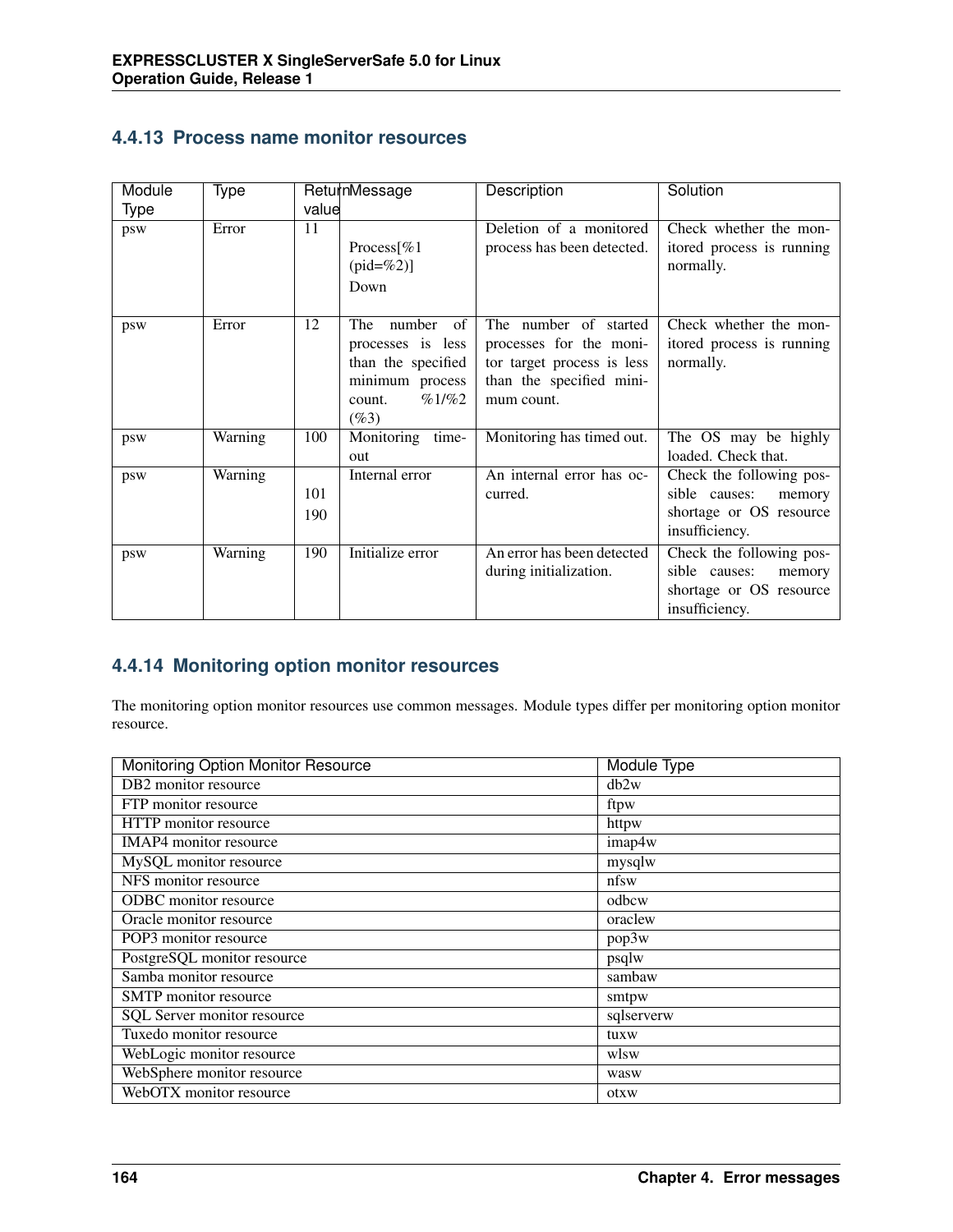### 4.4.13 Process name monitor resources

| Module Type | Type | Return value | Message | Description | Solution |
|---|---|---|---|---|---|
| psw | Error | 11 | Process[%1 (pid=%2)] Down | Deletion of a monitored process has been detected. | Check whether the monitored process is running normally. |
| psw | Error | 12 | The number of processes is less than the specified minimum process count. %1/%2 (%3) | The number of started processes for the monitor target process is less than the specified minimum count. | Check whether the monitored process is running normally. |
| psw | Warning | 100 | Monitoring timeout | Monitoring has timed out. | The OS may be highly loaded. Check that. |
| psw | Warning | 101 190 | Internal error | An internal error has occurred. | Check the following possible causes: memory shortage or OS resource insufficiency. |
| psw | Warning | 190 | Initialize error | An error has been detected during initialization. | Check the following possible causes: memory shortage or OS resource insufficiency. |

### 4.4.14 Monitoring option monitor resources

The monitoring option monitor resources use common messages. Module types differ per monitoring option monitor resource.

| Monitoring Option Monitor Resource | Module Type |
|---|---|
| DB2 monitor resource | db2w |
| FTP monitor resource | ftpw |
| HTTP monitor resource | httpw |
| IMAP4 monitor resource | imap4w |
| MySQL monitor resource | mysqlw |
| NFS monitor resource | nfsw |
| ODBC monitor resource | odbcw |
| Oracle monitor resource | oraclew |
| POP3 monitor resource | pop3w |
| PostgreSQL monitor resource | psqlw |
| Samba monitor resource | sambaw |
| SMTP monitor resource | smtpw |
| SQL Server monitor resource | sqlserverw |
| Tuxedo monitor resource | tuxw |
| WebLogic monitor resource | wlsw |
| WebSphere monitor resource | wasw |
| WebOTX monitor resource | otxw |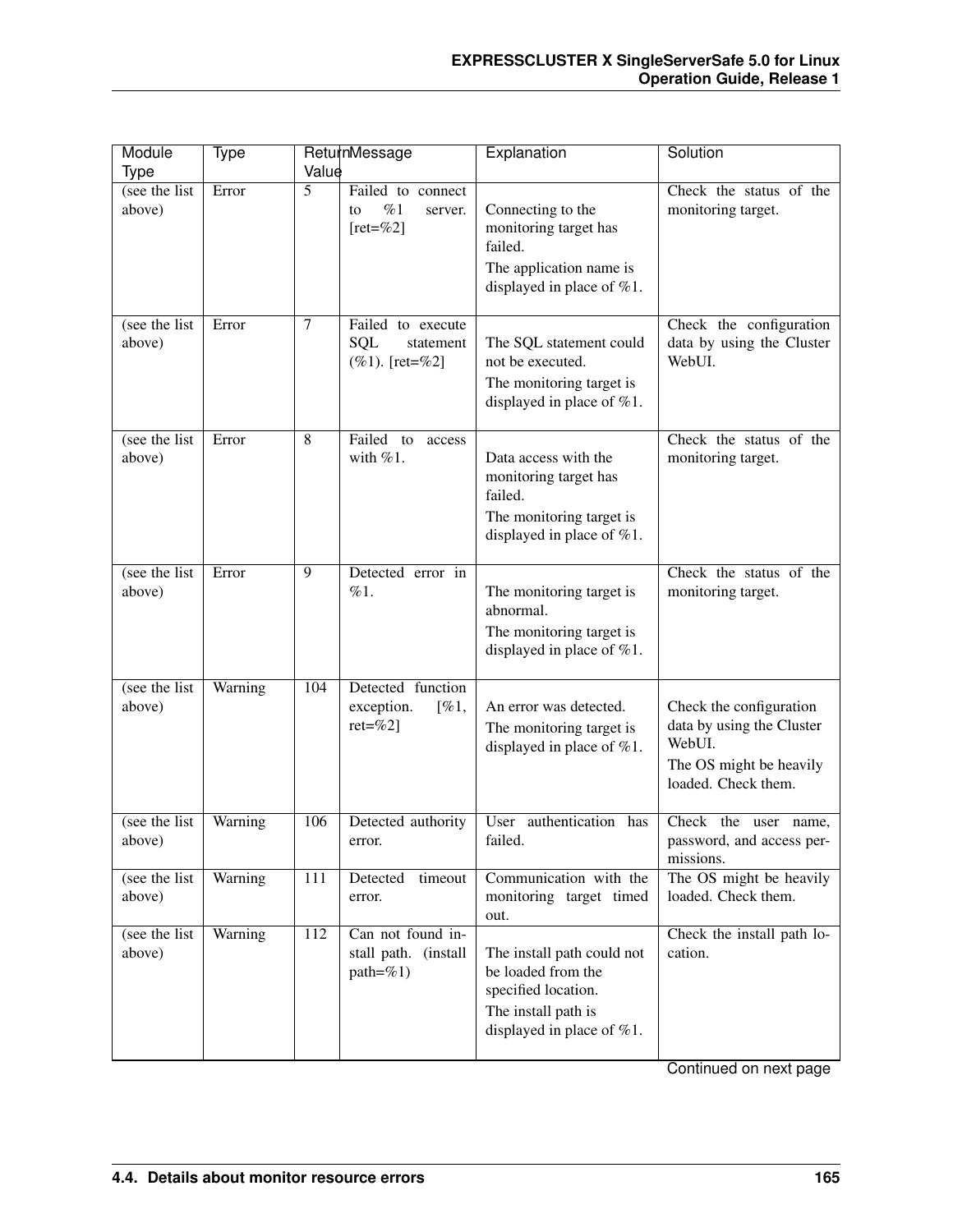| Module Type | Type | Return Value | Message | Explanation | Solution |
|---|---|---|---|---|---|
| (see the list above) | Error | 5 | Failed to connect to %1 server. [ret=%2] | Connecting to the monitoring target has failed.<br>The application name is displayed in place of %1. | Check the status of the monitoring target. |
| (see the list above) | Error | 7 | Failed to execute SQL statement (%1). [ret=%2] | The SQL statement could not be executed.<br>The monitoring target is displayed in place of %1. | Check the configuration data by using the Cluster WebUI. |
| (see the list above) | Error | 8 | Failed to access with %1. | Data access with the monitoring target has failed.<br>The monitoring target is displayed in place of %1. | Check the status of the monitoring target. |
| (see the list above) | Error | 9 | Detected error in %1. | The monitoring target is abnormal.<br>The monitoring target is displayed in place of %1. | Check the status of the monitoring target. |
| (see the list above) | Warning | 104 | Detected function exception. [%1, ret=%2] | An error was detected.<br>The monitoring target is displayed in place of %1. | Check the configuration data by using the Cluster WebUI.<br>The OS might be heavily loaded. Check them. |
| (see the list above) | Warning | 106 | Detected authority error. | User authentication has failed. | Check the user name, password, and access permissions. |
| (see the list above) | Warning | 111 | Detected timeout error. | Communication with the monitoring target timed out. | The OS might be heavily loaded. Check them. |
| (see the list above) | Warning | 112 | Can not found install path. (install path=%1) | The install path could not be loaded from the specified location.<br>The install path is displayed in place of %1. | Check the install path location. |

Continued on next page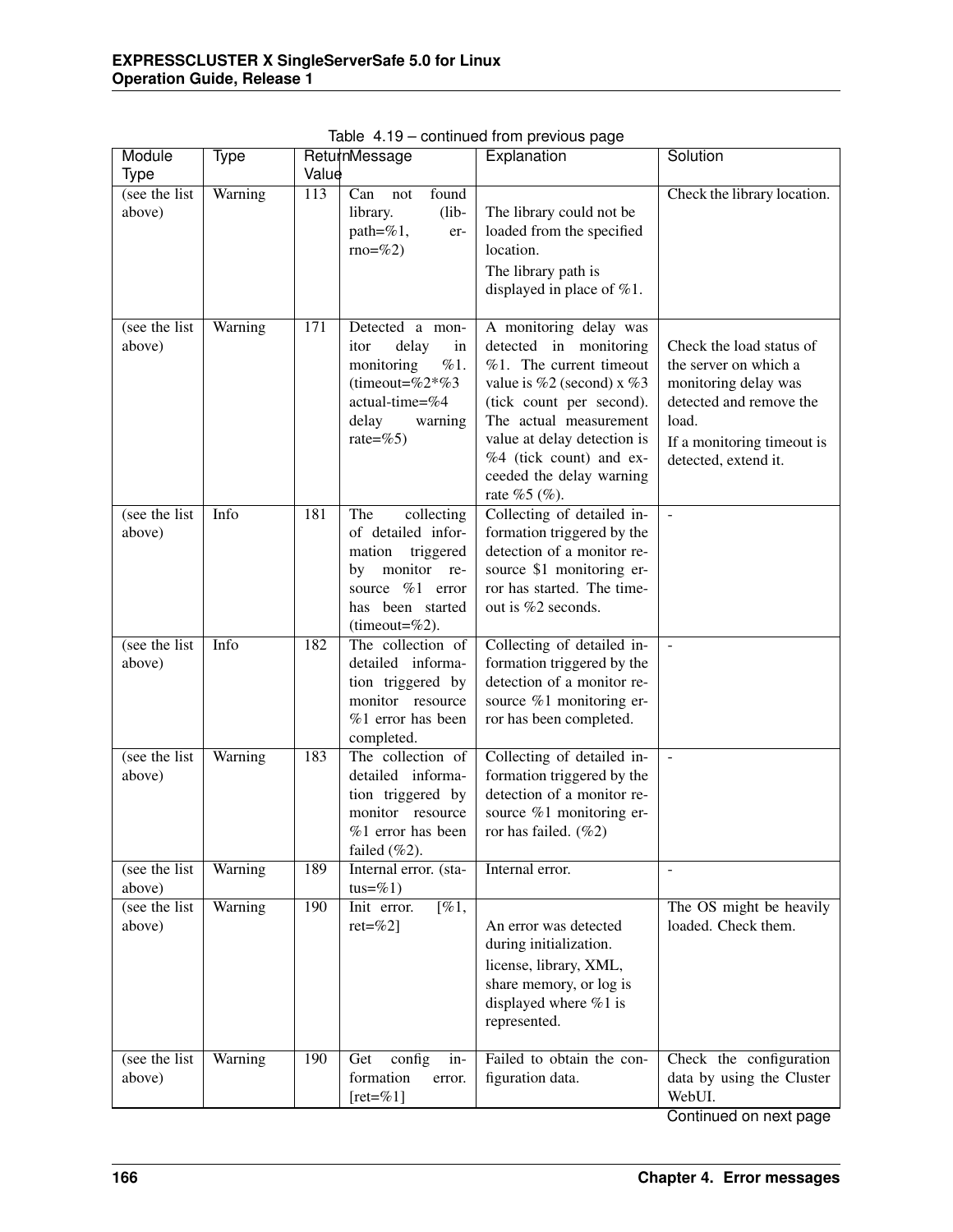Table 4.19 – continued from previous page

| Module Type | Type | Return Value | Message | Explanation | Solution |
|---|---|---|---|---|---|
| (see the list above) | Warning | 113 | Can not found library. (libpath=%1, errno=%2) | The library could not be loaded from the specified location.<br>The library path is displayed in place of %1. | Check the library location. |
| (see the list above) | Warning | 171 | Detected a monitor delay in monitoring %1. (timeout=%2*%3 actual-time=%4 delay warning rate=%5) | A monitoring delay was detected in monitoring %1. The current timeout value is %2 (second) x %3 (tick count per second). The actual measurement value at delay detection is %4 (tick count) and exceeded the delay warning rate %5 (%). | Check the load status of the server on which a monitoring delay was detected and remove the load.<br>If a monitoring timeout is detected, extend it. |
| (see the list above) | Info | 181 | The collecting of detailed information triggered by monitor resource %1 error has been started (timeout=%2). | Collecting of detailed information triggered by the detection of a monitor resource $1 monitoring error has started. The timeout is %2 seconds. | - |
| (see the list above) | Info | 182 | The collection of detailed information triggered by monitor resource %1 error has been completed. | Collecting of detailed information triggered by the detection of a monitor resource %1 monitoring error has been completed. | - |
| (see the list above) | Warning | 183 | The collection of detailed information triggered by monitor resource %1 error has been failed (%2). | Collecting of detailed information triggered by the detection of a monitor resource %1 monitoring error has failed. (%2) | - |
| (see the list above) | Warning | 189 | Internal error. (status=%1) | Internal error. | - |
| (see the list above) | Warning | 190 | Init error. [%1, ret=%2] | An error was detected during initialization.<br>license, library, XML, share memory, or log is displayed where %1 is represented. | The OS might be heavily loaded. Check them. |
| (see the list above) | Warning | 190 | Get config information error. [ret=%1] | Failed to obtain the configuration data. | Check the configuration data by using the Cluster WebUI. |

Continued on next page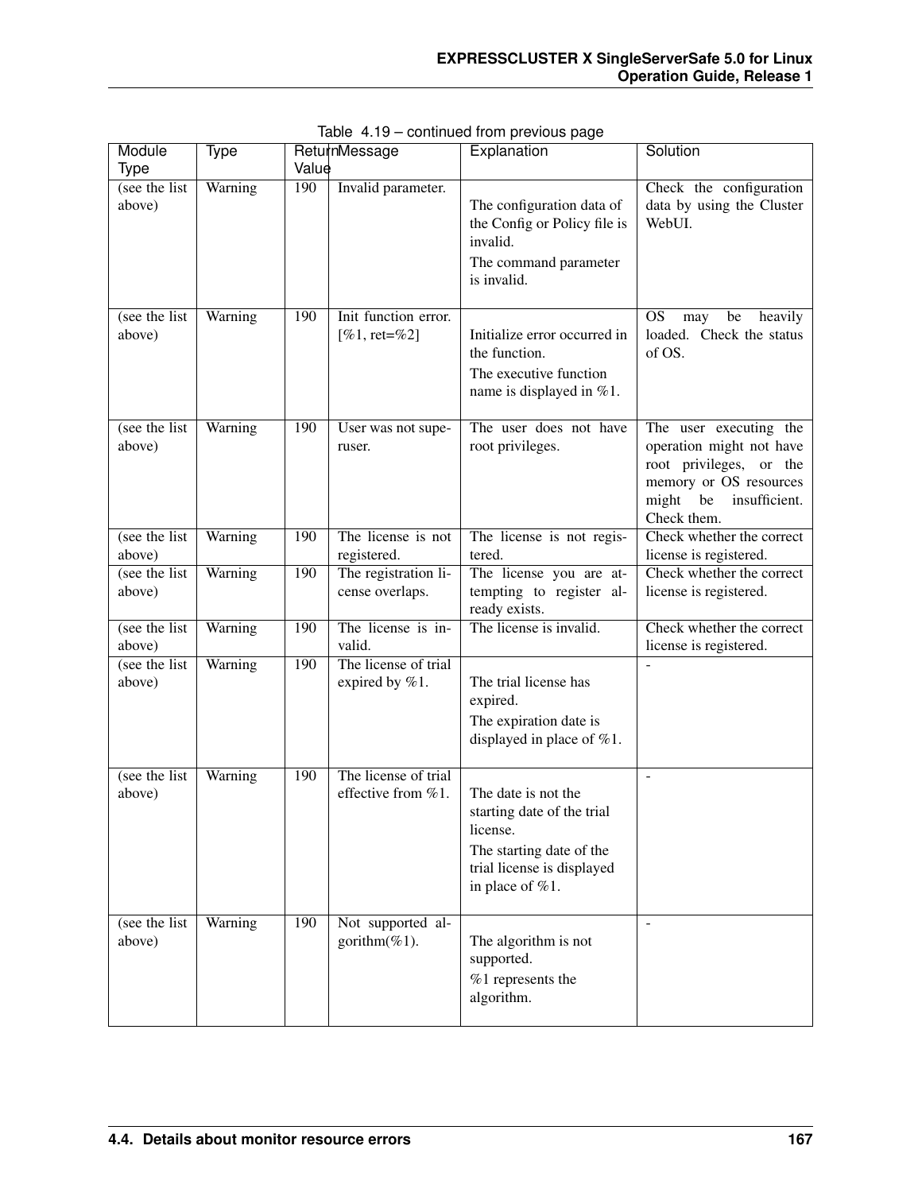Table 4.19 – continued from previous page

| Module Type | Type | Return Value | Message | Explanation | Solution |
|---|---|---|---|---|---|
| (see the list above) | Warning | 190 | Invalid parameter. | The configuration data of the Config or Policy file is invalid.<br>The command parameter is invalid. | Check the configuration data by using the Cluster WebUI. |
| (see the list above) | Warning | 190 | Init function error. [%1, ret=%2] | Initialize error occurred in the function.<br>The executive function name is displayed in %1. | OS may be heavily loaded. Check the status of OS. |
| (see the list above) | Warning | 190 | User was not superuser. | The user does not have root privileges. | The user executing the operation might not have root privileges, or the memory or OS resources might be insufficient. Check them. |
| (see the list above) | Warning | 190 | The license is not registered. | The license is not registered. | Check whether the correct license is registered. |
| (see the list above) | Warning | 190 | The registration license overlaps. | The license you are attempting to register already exists. | Check whether the correct license is registered. |
| (see the list above) | Warning | 190 | The license is invalid. | The license is invalid. | Check whether the correct license is registered. |
| (see the list above) | Warning | 190 | The license of trial expired by %1. | The trial license has expired.<br>The expiration date is displayed in place of %1. | - |
| (see the list above) | Warning | 190 | The license of trial effective from %1. | The date is not the starting date of the trial license.<br>The starting date of the trial license is displayed in place of %1. | - |
| (see the list above) | Warning | 190 | Not supported algorithm(%1). | The algorithm is not supported.<br>%1 represents the algorithm. | - |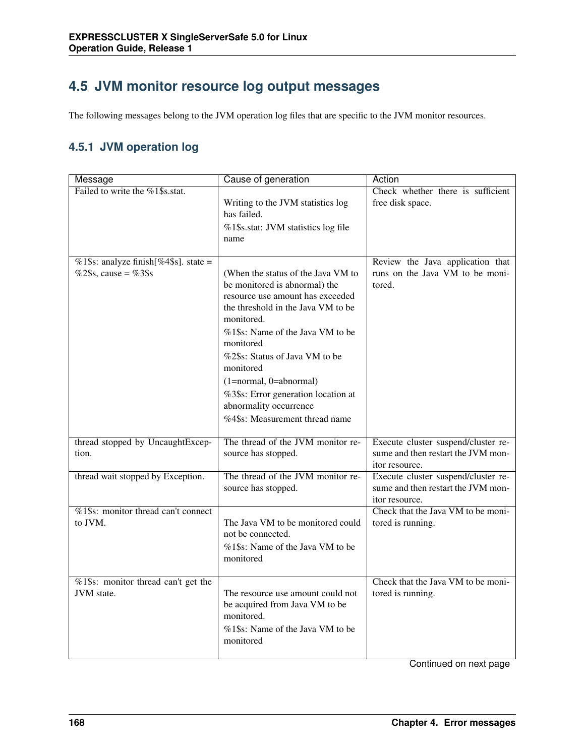## 4.5 JVM monitor resource log output messages

The following messages belong to the JVM operation log files that are specific to the JVM monitor resources.

### 4.5.1 JVM operation log

| Message | Cause of generation | Action |
|---|---|---|
| Failed to write the %1$s.stat. | Writing to the JVM statistics log has failed.<br>%1$s.stat: JVM statistics log file name | Check whether there is sufficient free disk space. |
| %1$s: analyze finish[%4$s]. state = %2$s, cause = %3$s | (When the status of the Java VM to be monitored is abnormal) the resource use amount has exceeded the threshold in the Java VM to be monitored.<br>%1$s: Name of the Java VM to be monitored<br>%2$s: Status of Java VM to be monitored<br>(1=normal, 0=abnormal)<br>%3$s: Error generation location at abnormality occurrence<br>%4$s: Measurement thread name | Review the Java application that runs on the Java VM to be monitored. |
| thread stopped by UncaughtException. | The thread of the JVM monitor resource has stopped. | Execute cluster suspend/cluster resume and then restart the JVM monitor resource. |
| thread wait stopped by Exception. | The thread of the JVM monitor resource has stopped. | Execute cluster suspend/cluster resume and then restart the JVM monitor resource. |
| %1$s: monitor thread can't connect to JVM. | The Java VM to be monitored could not be connected.<br>%1$s: Name of the Java VM to be monitored | Check that the Java VM to be monitored is running. |
| %1$s: monitor thread can't get the JVM state. | The resource use amount could not be acquired from Java VM to be monitored.<br>%1$s: Name of the Java VM to be monitored | Check that the Java VM to be monitored is running. |

Continued on next page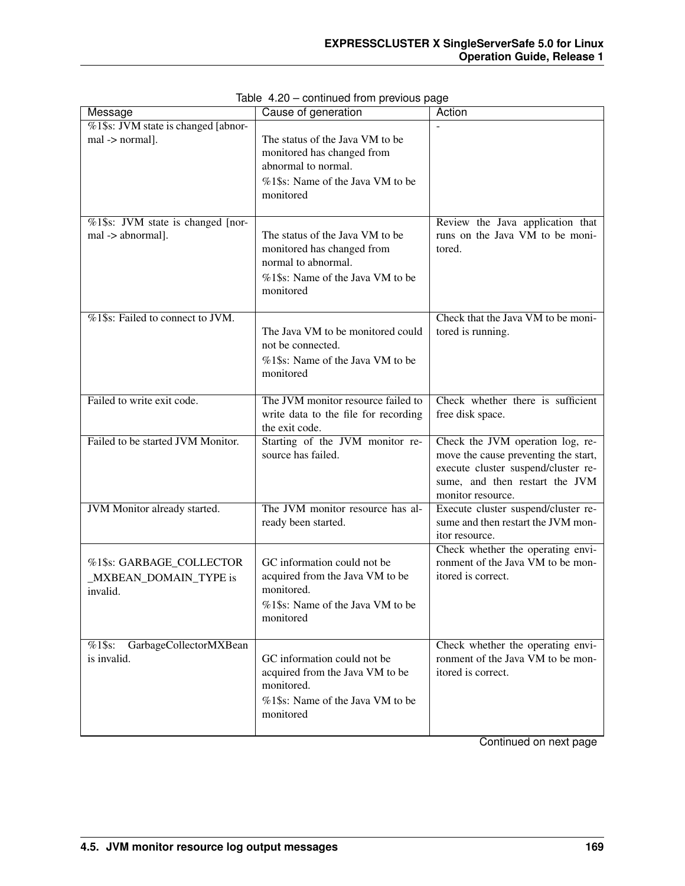Table 4.20 – continued from previous page

| Message | Cause of generation | Action |
|---|---|---|
| %1$s: JVM state is changed [abnormal -> normal]. | The status of the Java VM to be monitored has changed from abnormal to normal.<br>%1$s: Name of the Java VM to be monitored | - |
| %1$s: JVM state is changed [normal -> abnormal]. | The status of the Java VM to be monitored has changed from normal to abnormal.<br>%1$s: Name of the Java VM to be monitored | Review the Java application that runs on the Java VM to be monitored. |
| %1$s: Failed to connect to JVM. | The Java VM to be monitored could not be connected.<br>%1$s: Name of the Java VM to be monitored | Check that the Java VM to be monitored is running. |
| Failed to write exit code. | The JVM monitor resource failed to write data to the file for recording the exit code. | Check whether there is sufficient free disk space. |
| Failed to be started JVM Monitor. | Starting of the JVM monitor resource has failed. | Check the JVM operation log, remove the cause preventing the start, execute cluster suspend/cluster resume, and then restart the JVM monitor resource. |
| JVM Monitor already started. | The JVM monitor resource has already been started. | Execute cluster suspend/cluster resume and then restart the JVM monitor resource. |
| %1$s: GARBAGE_COLLECTOR_MXBEAN_DOMAIN_TYPE is invalid. | GC information could not be acquired from the Java VM to be monitored.<br>%1$s: Name of the Java VM to be monitored | Check whether the operating environment of the Java VM to be monitored is correct. |
| %1$s: GarbageCollectorMXBean is invalid. | GC information could not be acquired from the Java VM to be monitored.<br>%1$s: Name of the Java VM to be monitored | Check whether the operating environment of the Java VM to be monitored is correct. |

Continued on next page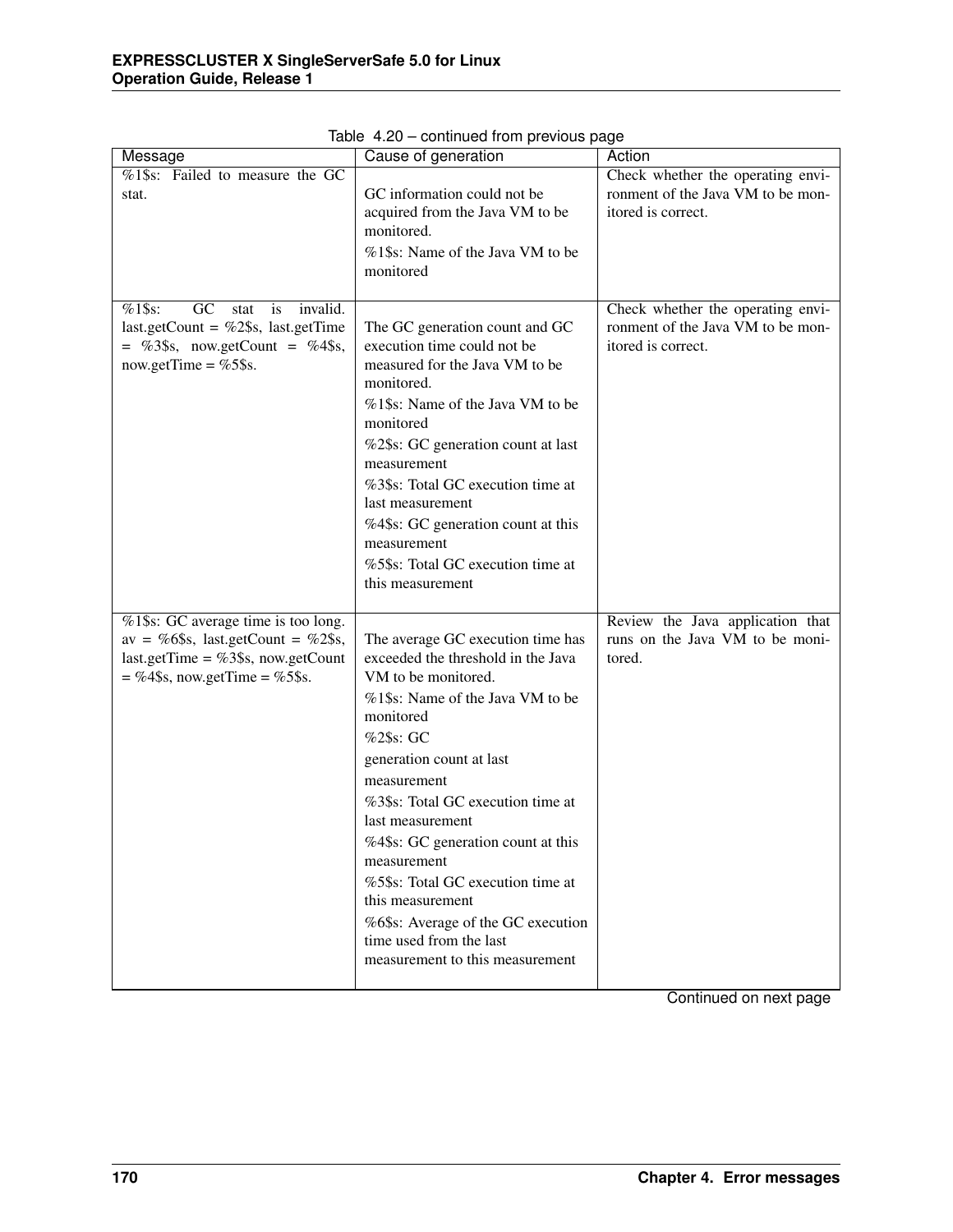Table 4.20 – continued from previous page

| Message | Cause of generation | Action |
|---|---|---|
| %1$s: Failed to measure the GC stat. | GC information could not be acquired from the Java VM to be monitored.<br>%1$s: Name of the Java VM to be monitored | Check whether the operating environment of the Java VM to be monitored is correct. |
| %1$s: GC stat is invalid. last.getCount = %2$s, last.getTime = %3$s, now.getCount = %4$s, now.getTime = %5$s. | The GC generation count and GC execution time could not be measured for the Java VM to be monitored.<br>%1$s: Name of the Java VM to be monitored<br>%2$s: GC generation count at last measurement<br>%3$s: Total GC execution time at last measurement<br>%4$s: GC generation count at this measurement<br>%5$s: Total GC execution time at this measurement | Check whether the operating environment of the Java VM to be monitored is correct. |
| %1$s: GC average time is too long. av = %6$s, last.getCount = %2$s, last.getTime = %3$s, now.getCount = %4$s, now.getTime = %5$s. | The average GC execution time has exceeded the threshold in the Java VM to be monitored.<br>%1$s: Name of the Java VM to be monitored<br>%2$s: GC<br>generation count at last<br>measurement<br>%3$s: Total GC execution time at last measurement<br>%4$s: GC generation count at this measurement<br>%5$s: Total GC execution time at this measurement<br>%6$s: Average of the GC execution time used from the last measurement to this measurement | Review the Java application that runs on the Java VM to be monitored. |

Continued on next page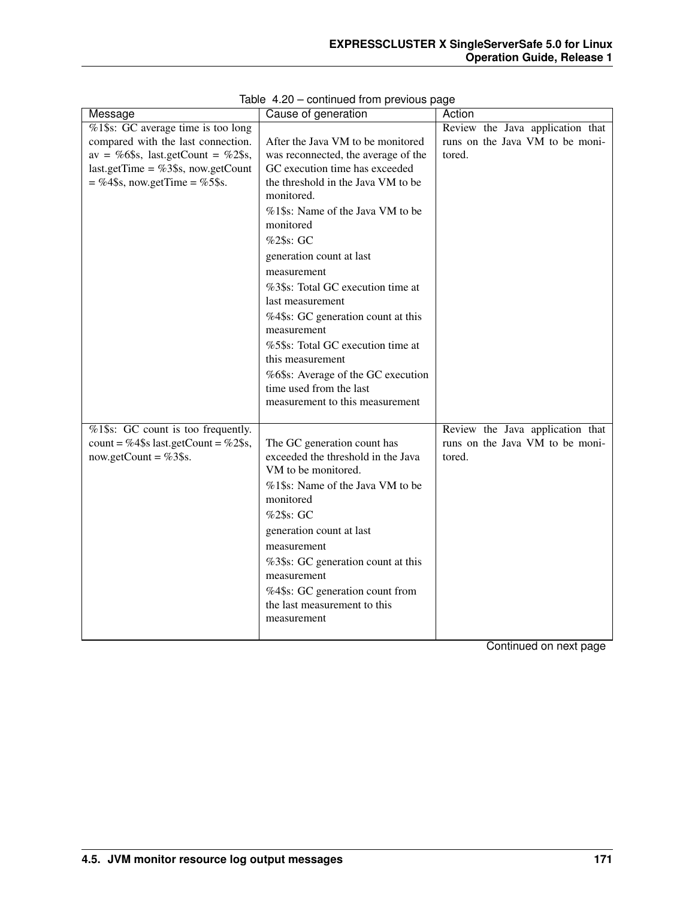Table 4.20 – continued from previous page

| Message | Cause of generation | Action |
|---|---|---|
| %1$s: GC average time is too long compared with the last connection. av = %6$s, last.getCount = %2$s, last.getTime = %3$s, now.getCount = %4$s, now.getTime = %5$s. | After the Java VM to be monitored was reconnected, the average of the GC execution time has exceeded the threshold in the Java VM to be monitored.<br>%1$s: Name of the Java VM to be monitored<br>%2$s: GC generation count at last measurement<br>%3$s: Total GC execution time at last measurement<br>%4$s: GC generation count at this measurement<br>%5$s: Total GC execution time at this measurement<br>%6$s: Average of the GC execution time used from the last measurement to this measurement | Review the Java application that runs on the Java VM to be monitored. |
| %1$s: GC count is too frequently. count = %4$s last.getCount = %2$s, now.getCount = %3$s. | The GC generation count has exceeded the threshold in the Java VM to be monitored.<br>%1$s: Name of the Java VM to be monitored<br>%2$s: GC generation count at last measurement<br>%3$s: GC generation count at this measurement<br>%4$s: GC generation count from the last measurement to this measurement | Review the Java application that runs on the Java VM to be monitored. |

Continued on next page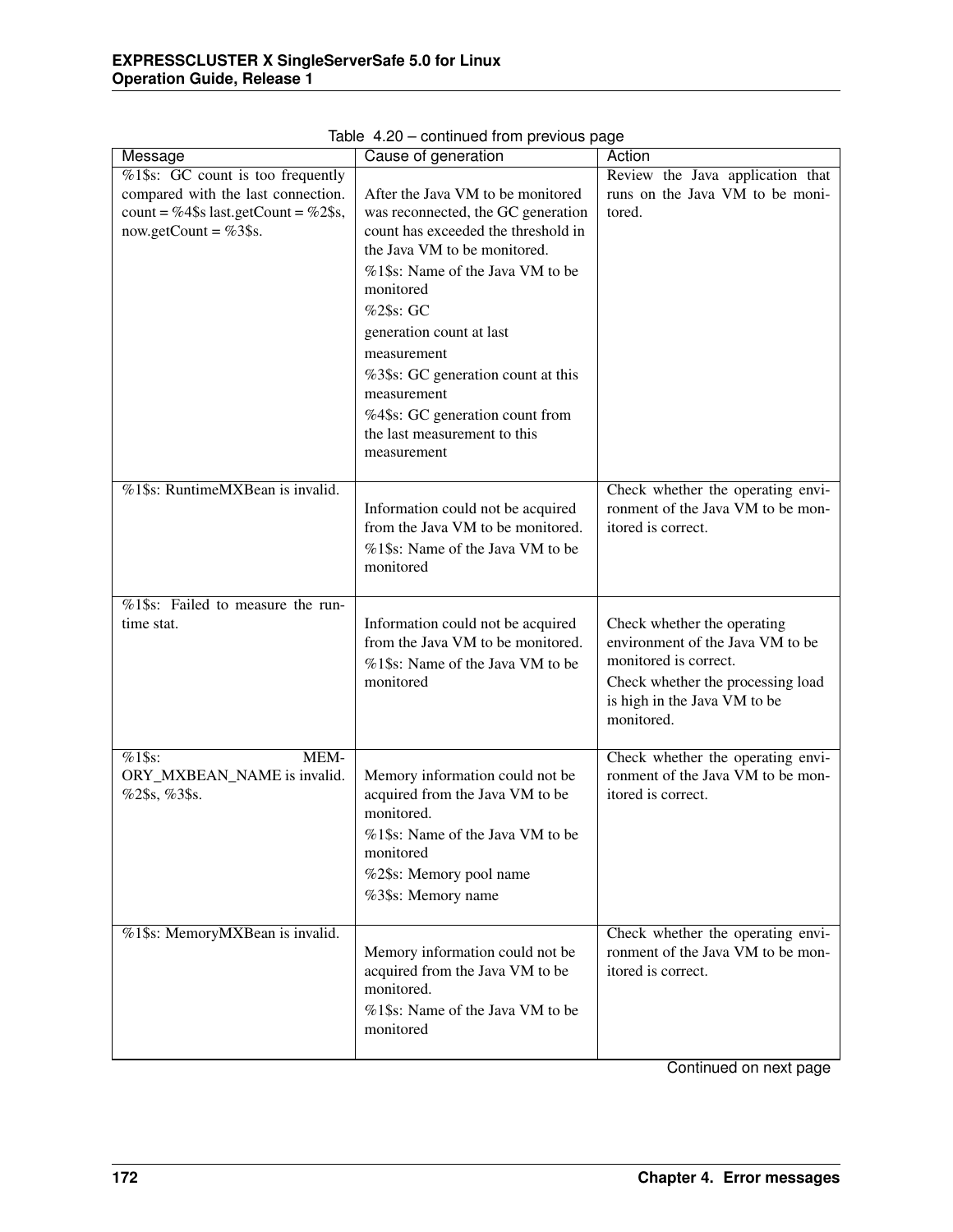Table 4.20 – continued from previous page

| Message | Cause of generation | Action |
|---|---|---|
| %1$s: GC count is too frequently compared with the last connection. count = %4$s last.getCount = %2$s, now.getCount = %3$s. | After the Java VM to be monitored was reconnected, the GC generation count has exceeded the threshold in the Java VM to be monitored.<br>%1$s: Name of the Java VM to be monitored<br>%2$s: GC generation count at last measurement<br>%3$s: GC generation count at this measurement<br>%4$s: GC generation count from the last measurement to this measurement | Review the Java application that runs on the Java VM to be monitored. |
| %1$s: RuntimeMXBean is invalid. | Information could not be acquired from the Java VM to be monitored.<br>%1$s: Name of the Java VM to be monitored | Check whether the operating environment of the Java VM to be monitored is correct. |
| %1$s: Failed to measure the runtime stat. | Information could not be acquired from the Java VM to be monitored.<br>%1$s: Name of the Java VM to be monitored | Check whether the operating environment of the Java VM to be monitored is correct.<br>Check whether the processing load is high in the Java VM to be monitored. |
| %1$s: MEMORY_MXBEAN_NAME is invalid. %2$s, %3$s. | Memory information could not be acquired from the Java VM to be monitored.<br>%1$s: Name of the Java VM to be monitored<br>%2$s: Memory pool name<br>%3$s: Memory name | Check whether the operating environment of the Java VM to be monitored is correct. |
| %1$s: MemoryMXBean is invalid. | Memory information could not be acquired from the Java VM to be monitored.<br>%1$s: Name of the Java VM to be monitored | Check whether the operating environment of the Java VM to be monitored is correct. |

Continued on next page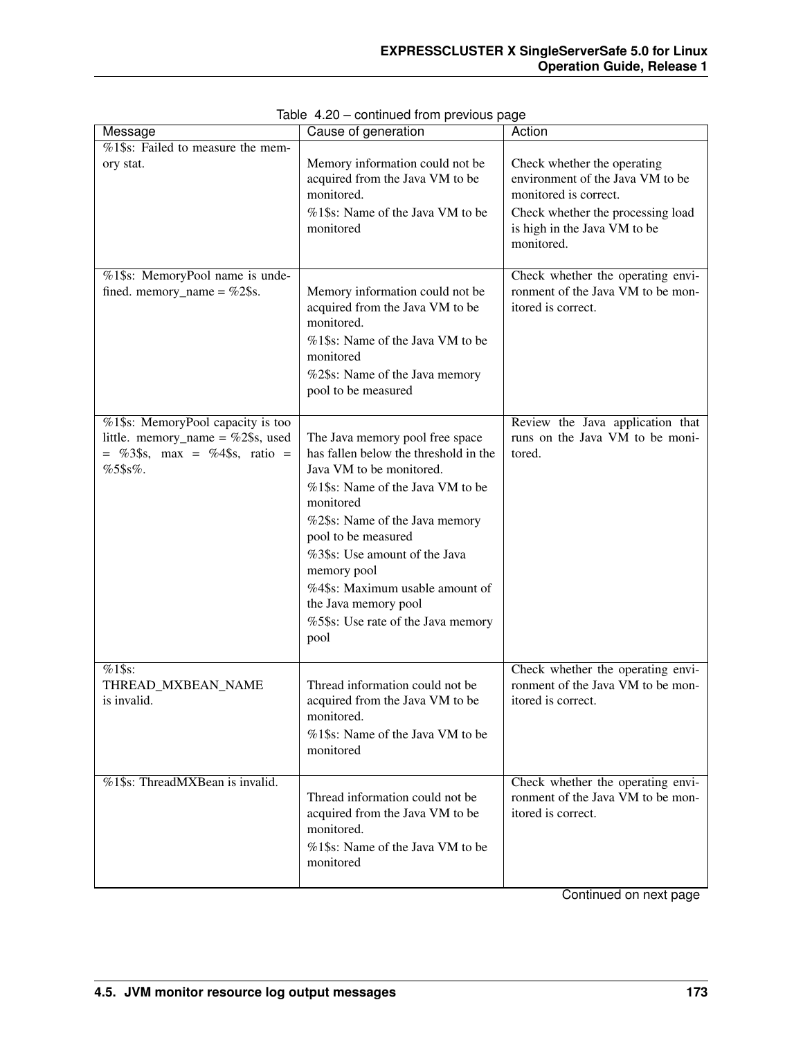Table 4.20 – continued from previous page

| Message | Cause of generation | Action |
|---|---|---|
| %1$s: Failed to measure the memory stat. | Memory information could not be acquired from the Java VM to be monitored.<br>%1$s: Name of the Java VM to be monitored | Check whether the operating environment of the Java VM to be monitored is correct.<br>Check whether the processing load is high in the Java VM to be monitored. |
| %1$s: MemoryPool name is undefined. memory_name = %2$s. | Memory information could not be acquired from the Java VM to be monitored.<br>%1$s: Name of the Java VM to be monitored<br>%2$s: Name of the Java memory pool to be measured | Check whether the operating environment of the Java VM to be monitored is correct. |
| %1$s: MemoryPool capacity is too little. memory_name = %2$s, used = %3$s, max = %4$s, ratio = %5$s%. | The Java memory pool free space has fallen below the threshold in the Java VM to be monitored.<br>%1$s: Name of the Java VM to be monitored<br>%2$s: Name of the Java memory pool to be measured<br>%3$s: Use amount of the Java memory pool<br>%4$s: Maximum usable amount of the Java memory pool<br>%5$s: Use rate of the Java memory pool | Review the Java application that runs on the Java VM to be monitored. |
| %1$s: THREAD_MXBEAN_NAME is invalid. | Thread information could not be acquired from the Java VM to be monitored.<br>%1$s: Name of the Java VM to be monitored | Check whether the operating environment of the Java VM to be monitored is correct. |
| %1$s: ThreadMXBean is invalid. | Thread information could not be acquired from the Java VM to be monitored.<br>%1$s: Name of the Java VM to be monitored | Check whether the operating environment of the Java VM to be monitored is correct. |

Continued on next page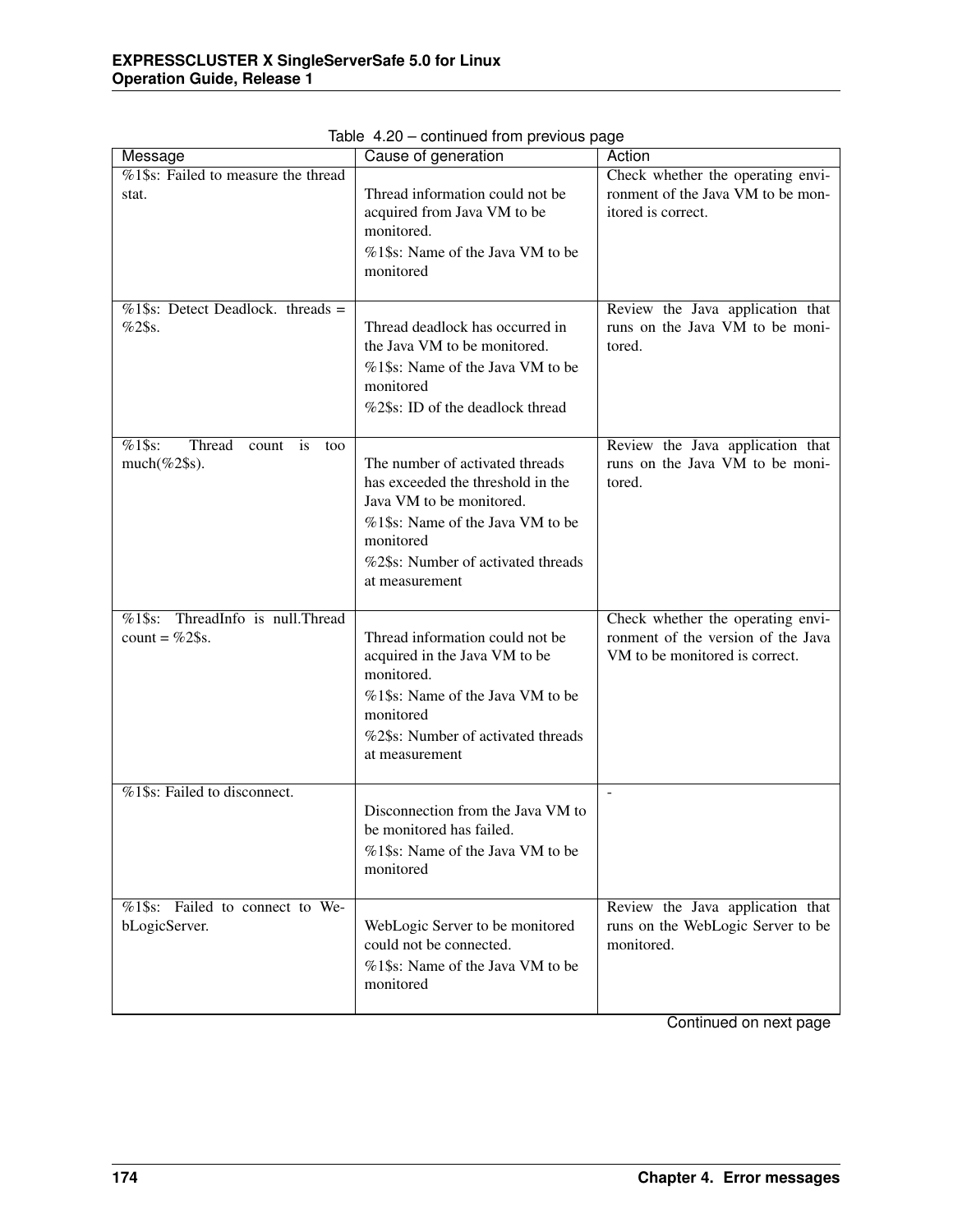Table 4.20 – continued from previous page

| Message | Cause of generation | Action |
| --- | --- | --- |
| %1$s: Failed to measure the thread stat. | Thread information could not be acquired from Java VM to be monitored.<br>%1$s: Name of the Java VM to be monitored | Check whether the operating environment of the Java VM to be monitored is correct. |
| %1$s: Detect Deadlock. threads = %2$s. | Thread deadlock has occurred in the Java VM to be monitored.<br>%1$s: Name of the Java VM to be monitored<br>%2$s: ID of the deadlock thread | Review the Java application that runs on the Java VM to be monitored. |
| %1$s: Thread count is too much(%2$s). | The number of activated threads has exceeded the threshold in the Java VM to be monitored.<br>%1$s: Name of the Java VM to be monitored<br>%2$s: Number of activated threads at measurement | Review the Java application that runs on the Java VM to be monitored. |
| %1$s: ThreadInfo is null.Thread count = %2$s. | Thread information could not be acquired in the Java VM to be monitored.<br>%1$s: Name of the Java VM to be monitored<br>%2$s: Number of activated threads at measurement | Check whether the operating environment of the version of the Java VM to be monitored is correct. |
| %1$s: Failed to disconnect. | Disconnection from the Java VM to be monitored has failed.<br>%1$s: Name of the Java VM to be monitored | - |
| %1$s: Failed to connect to WebLogicServer. | WebLogic Server to be monitored could not be connected.<br>%1$s: Name of the Java VM to be monitored | Review the Java application that runs on the WebLogic Server to be monitored. |

Continued on next page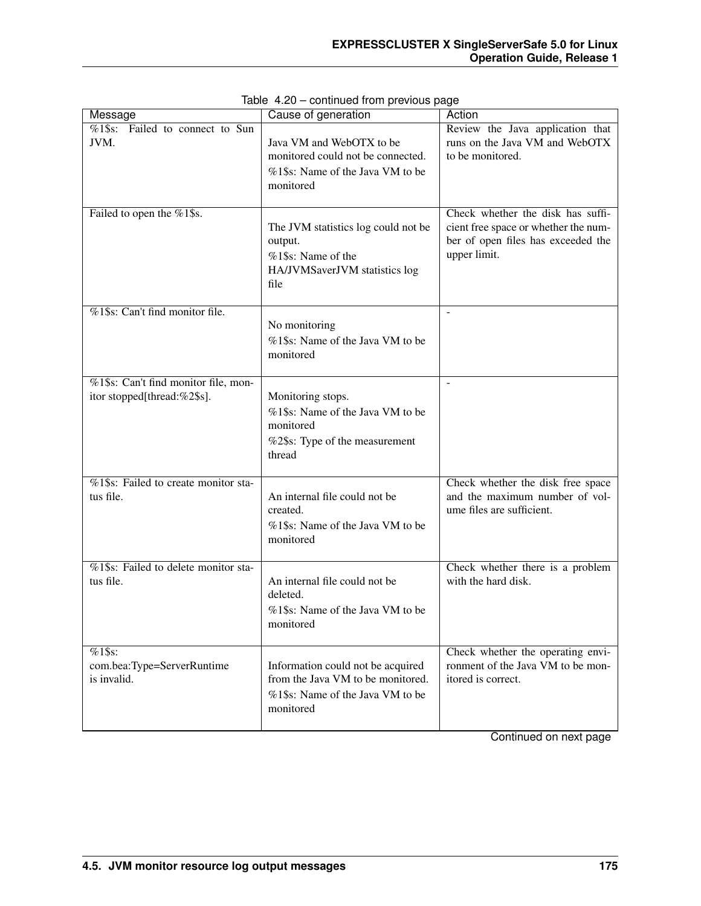Table 4.20 – continued from previous page

| Message | Cause of generation | Action |
|---|---|---|
| %1$s: Failed to connect to Sun JVM. | Java VM and WebOTX to be monitored could not be connected.<br>%1$s: Name of the Java VM to be monitored | Review the Java application that runs on the Java VM and WebOTX to be monitored. |
| Failed to open the %1$s. | The JVM statistics log could not be output.<br>%1$s: Name of the HA/JVMSaverJVM statistics log file | Check whether the disk has sufficient free space or whether the number of open files has exceeded the upper limit. |
| %1$s: Can't find monitor file. | No monitoring<br>%1$s: Name of the Java VM to be monitored | - |
| %1$s: Can't find monitor file, monitor stopped[thread:%2$s]. | Monitoring stops.<br>%1$s: Name of the Java VM to be monitored<br>%2$s: Type of the measurement thread | - |
| %1$s: Failed to create monitor status file. | An internal file could not be created.<br>%1$s: Name of the Java VM to be monitored | Check whether the disk free space and the maximum number of volume files are sufficient. |
| %1$s: Failed to delete monitor status file. | An internal file could not be deleted.<br>%1$s: Name of the Java VM to be monitored | Check whether there is a problem with the hard disk. |
| %1$s: com.bea:Type=ServerRuntime is invalid. | Information could not be acquired from the Java VM to be monitored.<br>%1$s: Name of the Java VM to be monitored | Check whether the operating environment of the Java VM to be monitored is correct. |

Continued on next page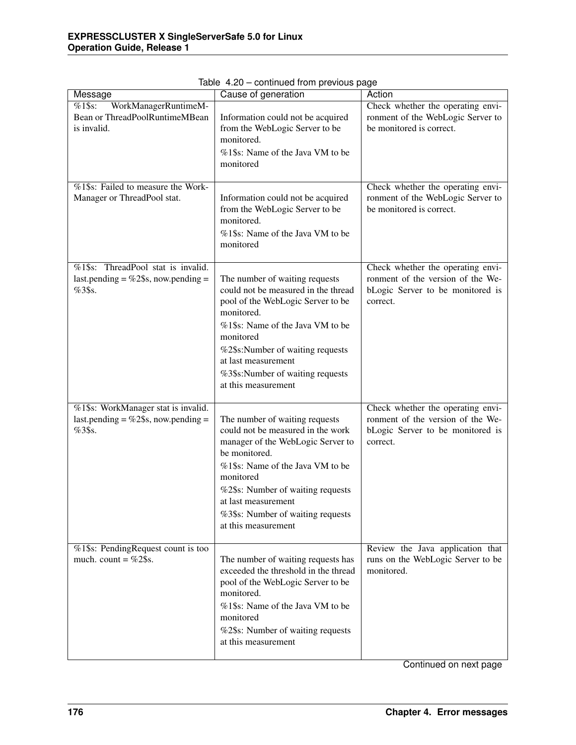Table 4.20 – continued from previous page

| Message | Cause of generation | Action |
|---|---|---|
| %1$s: WorkManagerRuntimeMBean or ThreadPoolRuntimeMBean is invalid. | Information could not be acquired from the WebLogic Server to be monitored.<br>%1$s: Name of the Java VM to be monitored | Check whether the operating environment of the WebLogic Server to be monitored is correct. |
| %1$s: Failed to measure the WorkManager or ThreadPool stat. | Information could not be acquired from the WebLogic Server to be monitored.<br>%1$s: Name of the Java VM to be monitored | Check whether the operating environment of the WebLogic Server to be monitored is correct. |
| %1$s: ThreadPool stat is invalid. last.pending = %2$s, now.pending = %3$s. | The number of waiting requests could not be measured in the thread pool of the WebLogic Server to be monitored.<br>%1$s: Name of the Java VM to be monitored<br>%2$s:Number of waiting requests at last measurement<br>%3$s:Number of waiting requests at this measurement | Check whether the operating environment of the version of the WebLogic Server to be monitored is correct. |
| %1$s: WorkManager stat is invalid. last.pending = %2$s, now.pending = %3$s. | The number of waiting requests could not be measured in the work manager of the WebLogic Server to be monitored.<br>%1$s: Name of the Java VM to be monitored<br>%2$s: Number of waiting requests at last measurement<br>%3$s: Number of waiting requests at this measurement | Check whether the operating environment of the version of the WebLogic Server to be monitored is correct. |
| %1$s: PendingRequest count is too much. count = %2$s. | The number of waiting requests has exceeded the threshold in the thread pool of the WebLogic Server to be monitored.<br>%1$s: Name of the Java VM to be monitored<br>%2$s: Number of waiting requests at this measurement | Review the Java application that runs on the WebLogic Server to be monitored. |

Continued on next page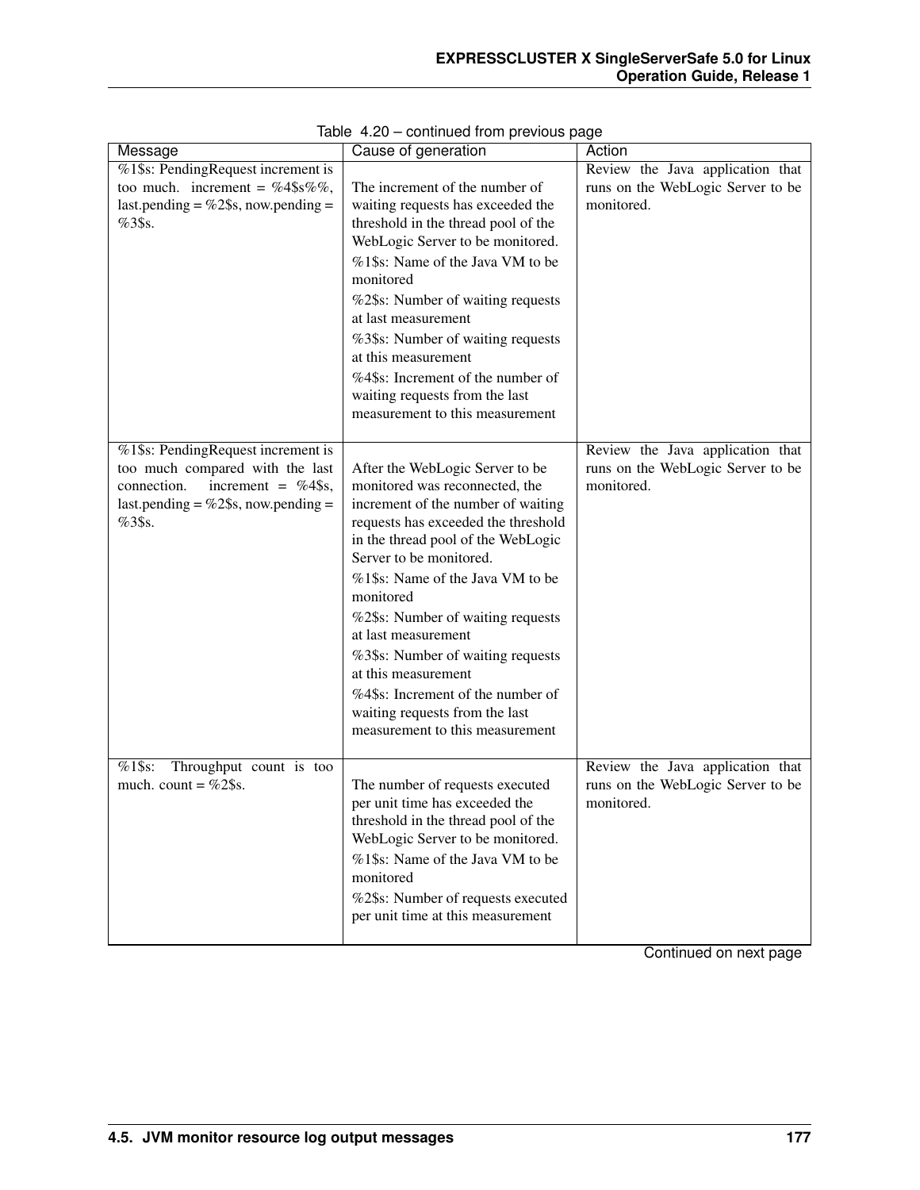Table 4.20 – continued from previous page

| Message | Cause of generation | Action |
| --- | --- | --- |
| %1$s: PendingRequest increment is too much. increment = %4$s%%, last.pending = %2$s, now.pending = %3$s. | The increment of the number of waiting requests has exceeded the threshold in the thread pool of the WebLogic Server to be monitored.<br>%1$s: Name of the Java VM to be monitored<br>%2$s: Number of waiting requests at last measurement<br>%3$s: Number of waiting requests at this measurement<br>%4$s: Increment of the number of waiting requests from the last measurement to this measurement | Review the Java application that runs on the WebLogic Server to be monitored. |
| %1$s: PendingRequest increment is too much compared with the last connection. increment = %4$s, last.pending = %2$s, now.pending = %3$s. | After the WebLogic Server to be monitored was reconnected, the increment of the number of waiting requests has exceeded the threshold in the thread pool of the WebLogic Server to be monitored.<br>%1$s: Name of the Java VM to be monitored<br>%2$s: Number of waiting requests at last measurement<br>%3$s: Number of waiting requests at this measurement<br>%4$s: Increment of the number of waiting requests from the last measurement to this measurement | Review the Java application that runs on the WebLogic Server to be monitored. |
| %1$s: Throughput count is too much. count = %2$s. | The number of requests executed per unit time has exceeded the threshold in the thread pool of the WebLogic Server to be monitored.<br>%1$s: Name of the Java VM to be monitored<br>%2$s: Number of requests executed per unit time at this measurement | Review the Java application that runs on the WebLogic Server to be monitored. |

Continued on next page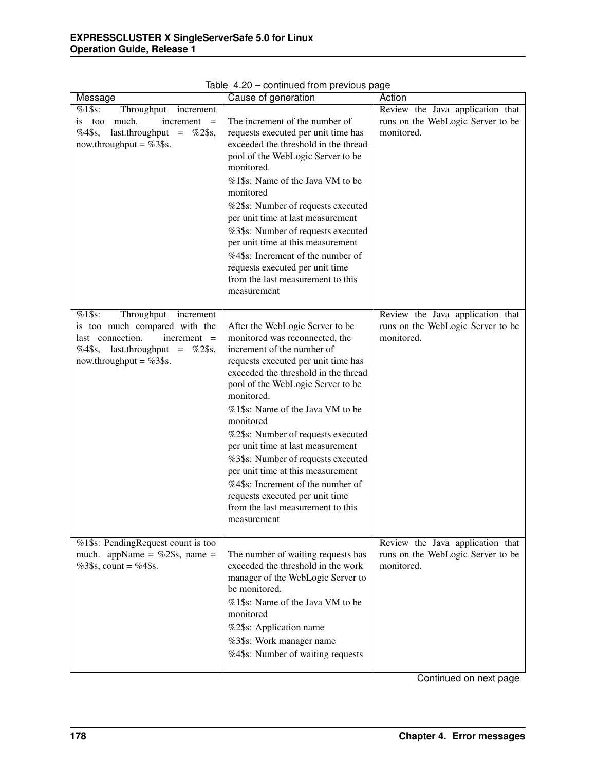Table 4.20 – continued from previous page

| Message | Cause of generation | Action |
| --- | --- | --- |
| %1$s: Throughput increment is too much. increment = %4$s, last.throughput = %2$s, now.throughput = %3$s. | The increment of the number of requests executed per unit time has exceeded the threshold in the thread pool of the WebLogic Server to be monitored.<br>%1$s: Name of the Java VM to be monitored<br>%2$s: Number of requests executed per unit time at last measurement<br>%3$s: Number of requests executed per unit time at this measurement<br>%4$s: Increment of the number of requests executed per unit time from the last measurement to this measurement | Review the Java application that runs on the WebLogic Server to be monitored. |
| %1$s: Throughput increment is too much compared with the last connection. increment = %4$s, last.throughput = %2$s, now.throughput = %3$s. | After the WebLogic Server to be monitored was reconnected, the increment of the number of requests executed per unit time has exceeded the threshold in the thread pool of the WebLogic Server to be monitored.<br>%1$s: Name of the Java VM to be monitored<br>%2$s: Number of requests executed per unit time at last measurement<br>%3$s: Number of requests executed per unit time at this measurement<br>%4$s: Increment of the number of requests executed per unit time from the last measurement to this measurement | Review the Java application that runs on the WebLogic Server to be monitored. |
| %1$s: PendingRequest count is too much. appName = %2$s, name = %3$s, count = %4$s. | The number of waiting requests has exceeded the threshold in the work manager of the WebLogic Server to be monitored.<br>%1$s: Name of the Java VM to be monitored<br>%2$s: Application name<br>%3$s: Work manager name<br>%4$s: Number of waiting requests | Review the Java application that runs on the WebLogic Server to be monitored. |

Continued on next page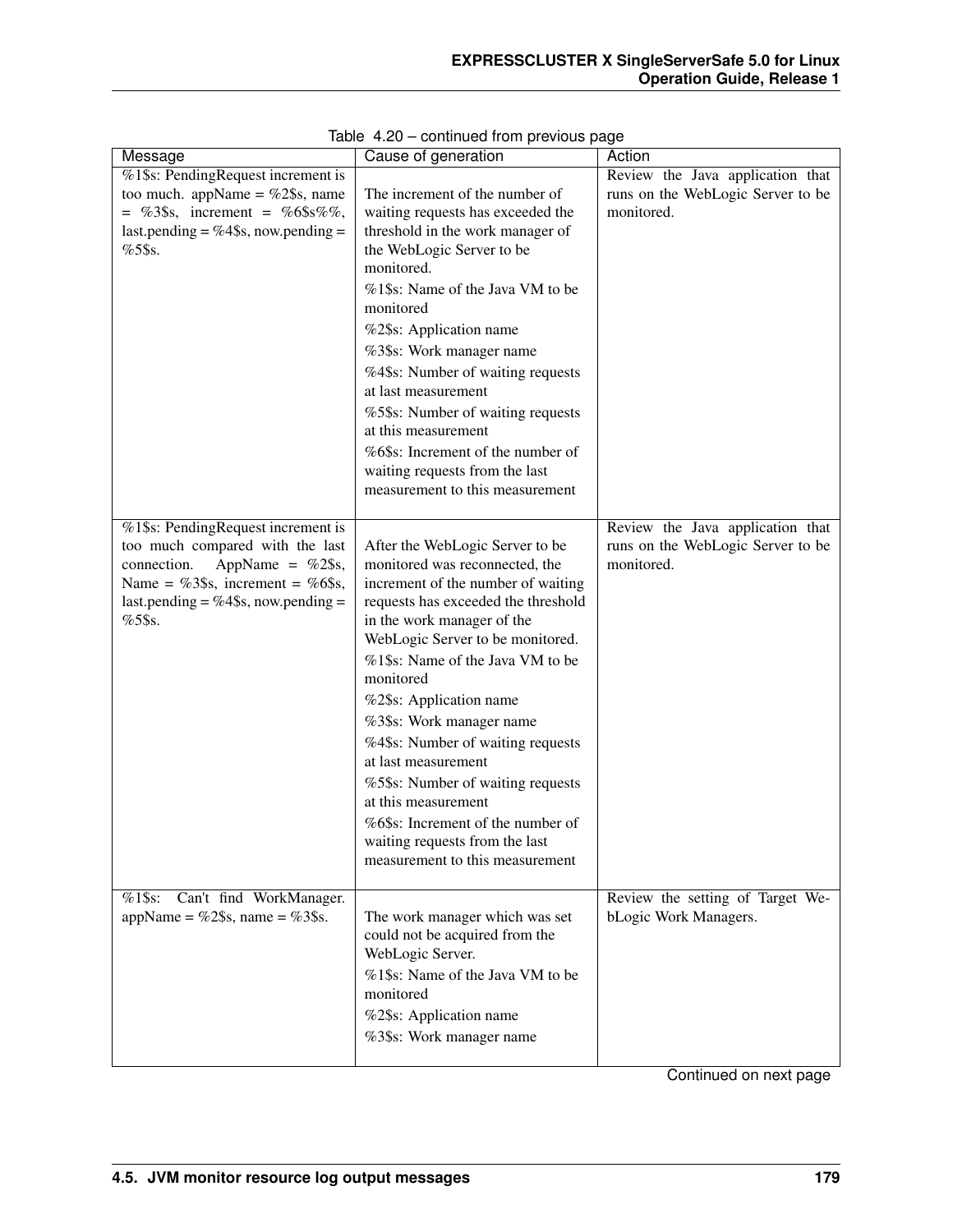Table 4.20 – continued from previous page

| Message | Cause of generation | Action |
|---|---|---|
| %1$s: PendingRequest increment is too much. appName = %2$s, name = %3$s, increment = %6$s%%, last.pending = %4$s, now.pending = %5$s. | The increment of the number of waiting requests has exceeded the threshold in the work manager of the WebLogic Server to be monitored.<br>%1$s: Name of the Java VM to be monitored<br>%2$s: Application name<br>%3$s: Work manager name<br>%4$s: Number of waiting requests at last measurement<br>%5$s: Number of waiting requests at this measurement<br>%6$s: Increment of the number of waiting requests from the last measurement to this measurement | Review the Java application that runs on the WebLogic Server to be monitored. |
| %1$s: PendingRequest increment is too much compared with the last connection. AppName = %2$s, Name = %3$s, increment = %6$s, last.pending = %4$s, now.pending = %5$s. | After the WebLogic Server to be monitored was reconnected, the increment of the number of waiting requests has exceeded the threshold in the work manager of the WebLogic Server to be monitored.<br>%1$s: Name of the Java VM to be monitored<br>%2$s: Application name<br>%3$s: Work manager name<br>%4$s: Number of waiting requests at last measurement<br>%5$s: Number of waiting requests at this measurement<br>%6$s: Increment of the number of waiting requests from the last measurement to this measurement | Review the Java application that runs on the WebLogic Server to be monitored. |
| %1$s: Can't find WorkManager. appName = %2$s, name = %3$s. | The work manager which was set could not be acquired from the WebLogic Server.<br>%1$s: Name of the Java VM to be monitored<br>%2$s: Application name<br>%3$s: Work manager name | Review the setting of Target WebLogic Work Managers. |

Continued on next page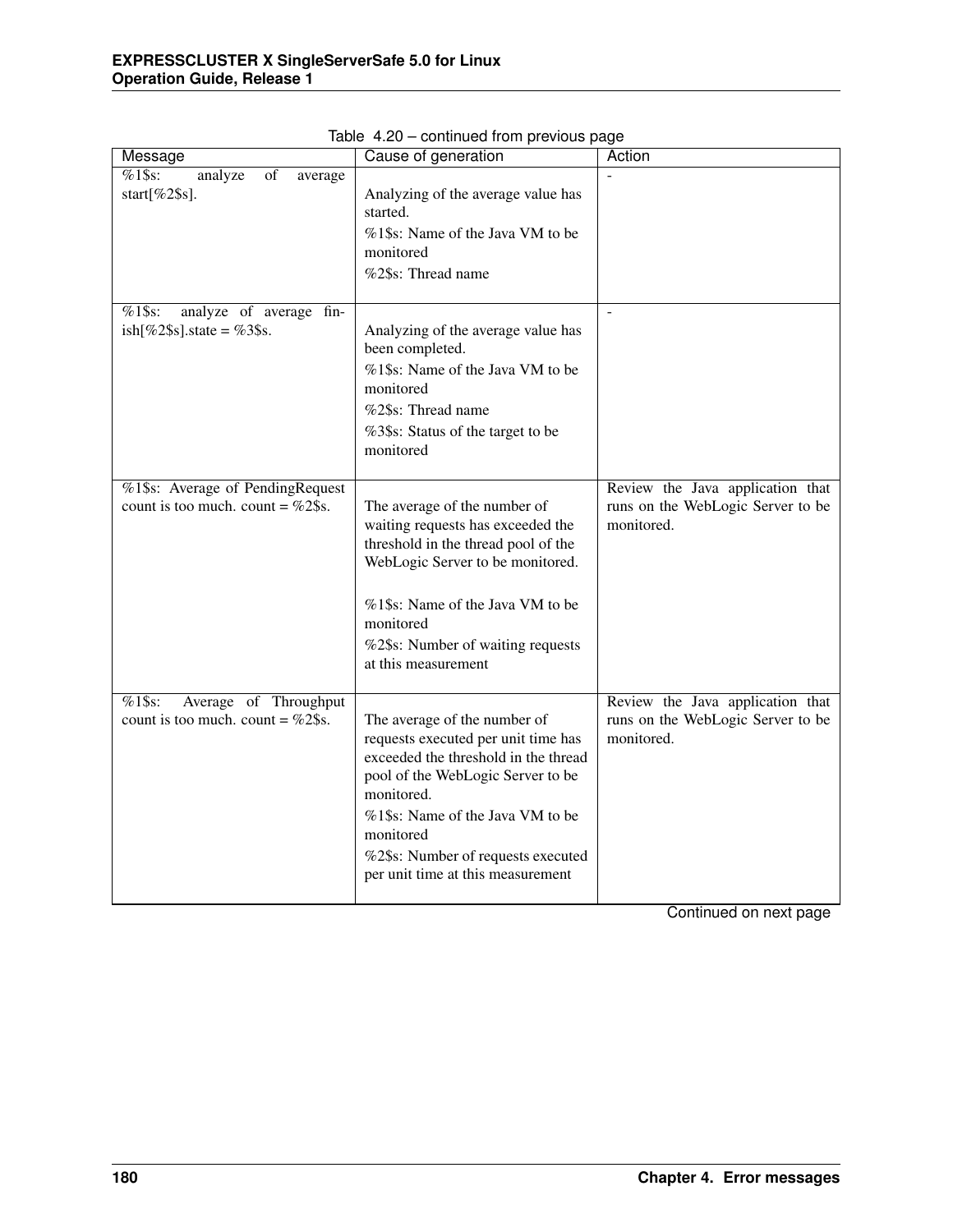Table 4.20 – continued from previous page

| Message | Cause of generation | Action |
|---|---|---|
| %1$s: analyze of average start[%2$s]. | Analyzing of the average value has started.<br>%1$s: Name of the Java VM to be monitored<br>%2$s: Thread name | - |
| %1$s: analyze of average finish[%2$s].state = %3$s. | Analyzing of the average value has been completed.<br>%1$s: Name of the Java VM to be monitored<br>%2$s: Thread name<br>%3$s: Status of the target to be monitored | - |
| %1$s: Average of PendingRequest count is too much. count = %2$s. | The average of the number of waiting requests has exceeded the threshold in the thread pool of the WebLogic Server to be monitored.<br>%1$s: Name of the Java VM to be monitored<br>%2$s: Number of waiting requests at this measurement | Review the Java application that runs on the WebLogic Server to be monitored. |
| %1$s: Average of Throughput count is too much. count = %2$s. | The average of the number of requests executed per unit time has exceeded the threshold in the thread pool of the WebLogic Server to be monitored.<br>%1$s: Name of the Java VM to be monitored<br>%2$s: Number of requests executed per unit time at this measurement | Review the Java application that runs on the WebLogic Server to be monitored. |

Continued on next page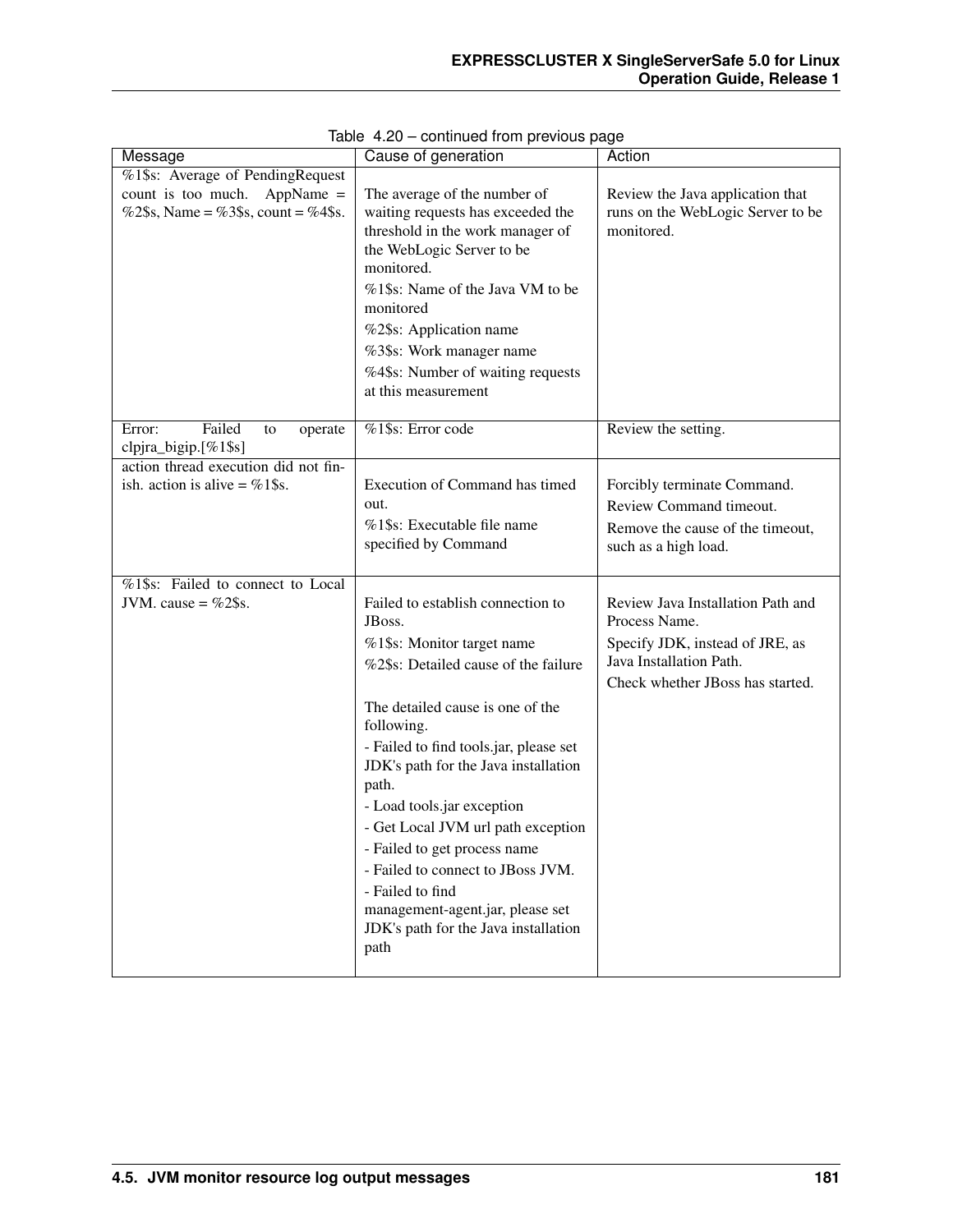Table 4.20 – continued from previous page

| Message | Cause of generation | Action |
|---|---|---|
| %1$s: Average of PendingRequest count is too much. AppName = %2$s, Name = %3$s, count = %4$s. | The average of the number of waiting requests has exceeded the threshold in the work manager of the WebLogic Server to be monitored.<br>%1$s: Name of the Java VM to be monitored<br>%2$s: Application name<br>%3$s: Work manager name<br>%4$s: Number of waiting requests at this measurement | Review the Java application that runs on the WebLogic Server to be monitored. |
| Error: Failed to operate clpjra_bigip.[%1$s] | %1$s: Error code | Review the setting. |
| action thread execution did not finish. action is alive = %1$s. | Execution of Command has timed out.<br>%1$s: Executable file name specified by Command | Forcibly terminate Command.<br>Review Command timeout.<br>Remove the cause of the timeout, such as a high load. |
| %1$s: Failed to connect to Local JVM. cause = %2$s. | Failed to establish connection to JBoss.<br>%1$s: Monitor target name<br>%2$s: Detailed cause of the failure<br><br>The detailed cause is one of the following.<br>- Failed to find tools.jar, please set JDK's path for the Java installation path.<br>- Load tools.jar exception<br>- Get Local JVM url path exception<br>- Failed to get process name<br>- Failed to connect to JBoss JVM.<br>- Failed to find management-agent.jar, please set JDK's path for the Java installation path | Review Java Installation Path and Process Name.<br>Specify JDK, instead of JRE, as Java Installation Path.<br>Check whether JBoss has started. |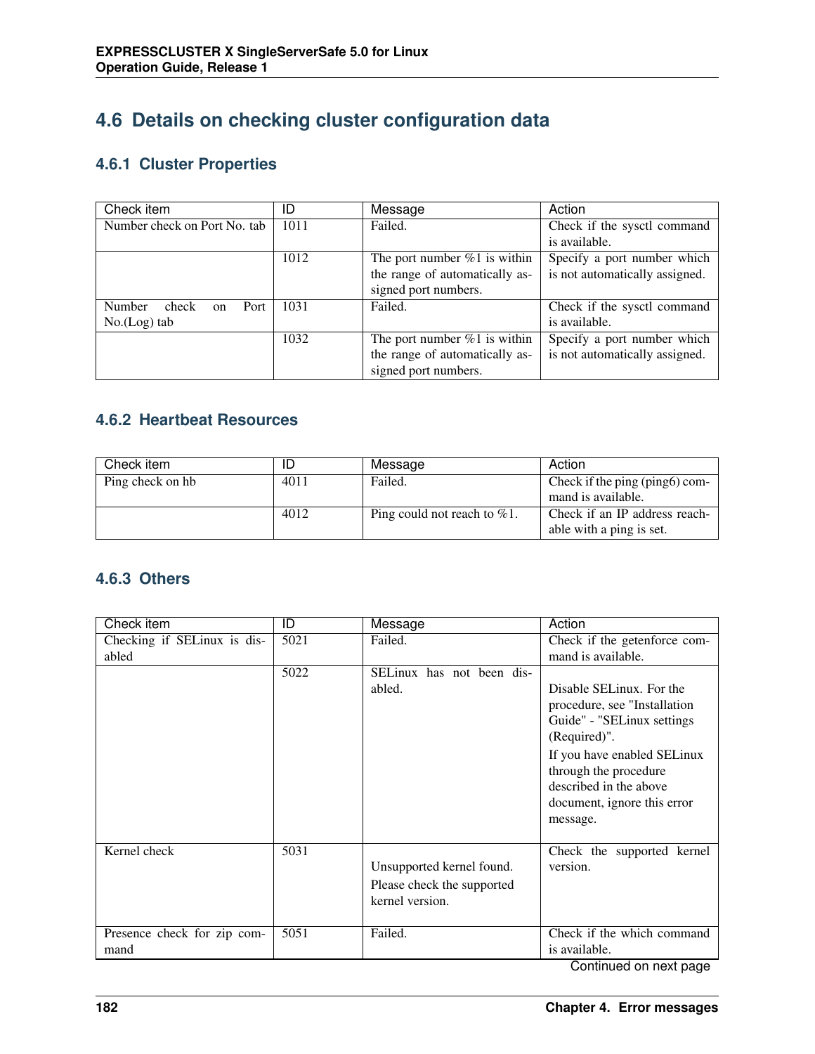## 4.6 Details on checking cluster configuration data

### 4.6.1 Cluster Properties

| Check item | ID | Message | Action |
|---|---|---|---|
| Number check on Port No. tab | 1011 | Failed. | Check if the sysctl command is available. |
| | 1012 | The port number %1 is within the range of automatically assigned port numbers. | Specify a port number which is not automatically assigned. |
| Number check on Port No.(Log) tab | 1031 | Failed. | Check if the sysctl command is available. |
| | 1032 | The port number %1 is within the range of automatically assigned port numbers. | Specify a port number which is not automatically assigned. |

### 4.6.2 Heartbeat Resources

| Check item | ID | Message | Action |
|---|---|---|---|
| Ping check on hb | 4011 | Failed. | Check if the ping (ping6) command is available. |
| | 4012 | Ping could not reach to %1. | Check if an IP address reachable with a ping is set. |

### 4.6.3 Others

| Check item | ID | Message | Action |
|---|---|---|---|
| Checking if SELinux is disabled | 5021 | Failed. | Check if the getenforce command is available. |
| | 5022 | SELinux has not been disabled. | Disable SELinux. For the procedure, see "Installation Guide" - "SELinux settings (Required)". If you have enabled SELinux through the procedure described in the above document, ignore this error message. |
| Kernel check | 5031 | Unsupported kernel found. Please check the supported kernel version. | Check the supported kernel version. |
| Presence check for zip command | 5051 | Failed. | Check if the which command is available. |

Continued on next page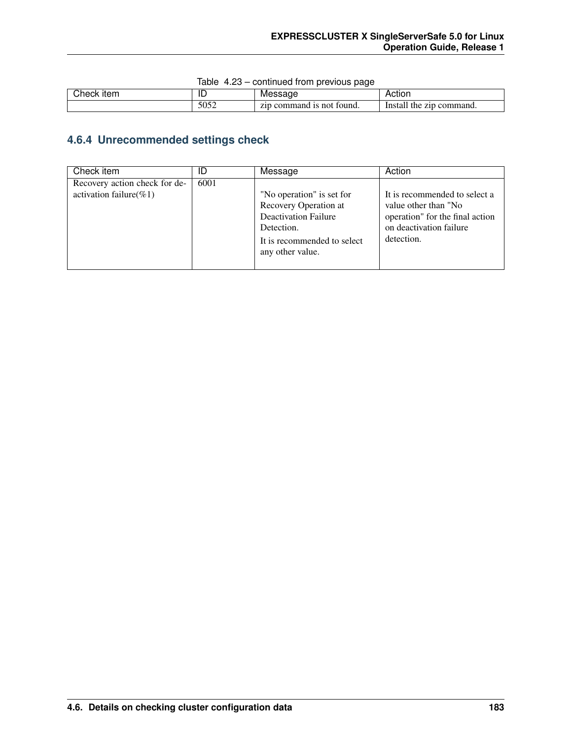Table 4.23 – continued from previous page

| Check item | ID | Message | Action |
|---|---|---|---|
| | 5052 | zip command is not found. | Install the zip command. |

### 4.6.4 Unrecommended settings check

| Check item | ID | Message | Action |
|---|---|---|---|
| Recovery action check for deactivation failure(%1) | 6001 | "No operation" is set for Recovery Operation at Deactivation Failure Detection.<br><br>It is recommended to select any other value. | It is recommended to select a value other than "No operation" for the final action on deactivation failure detection. |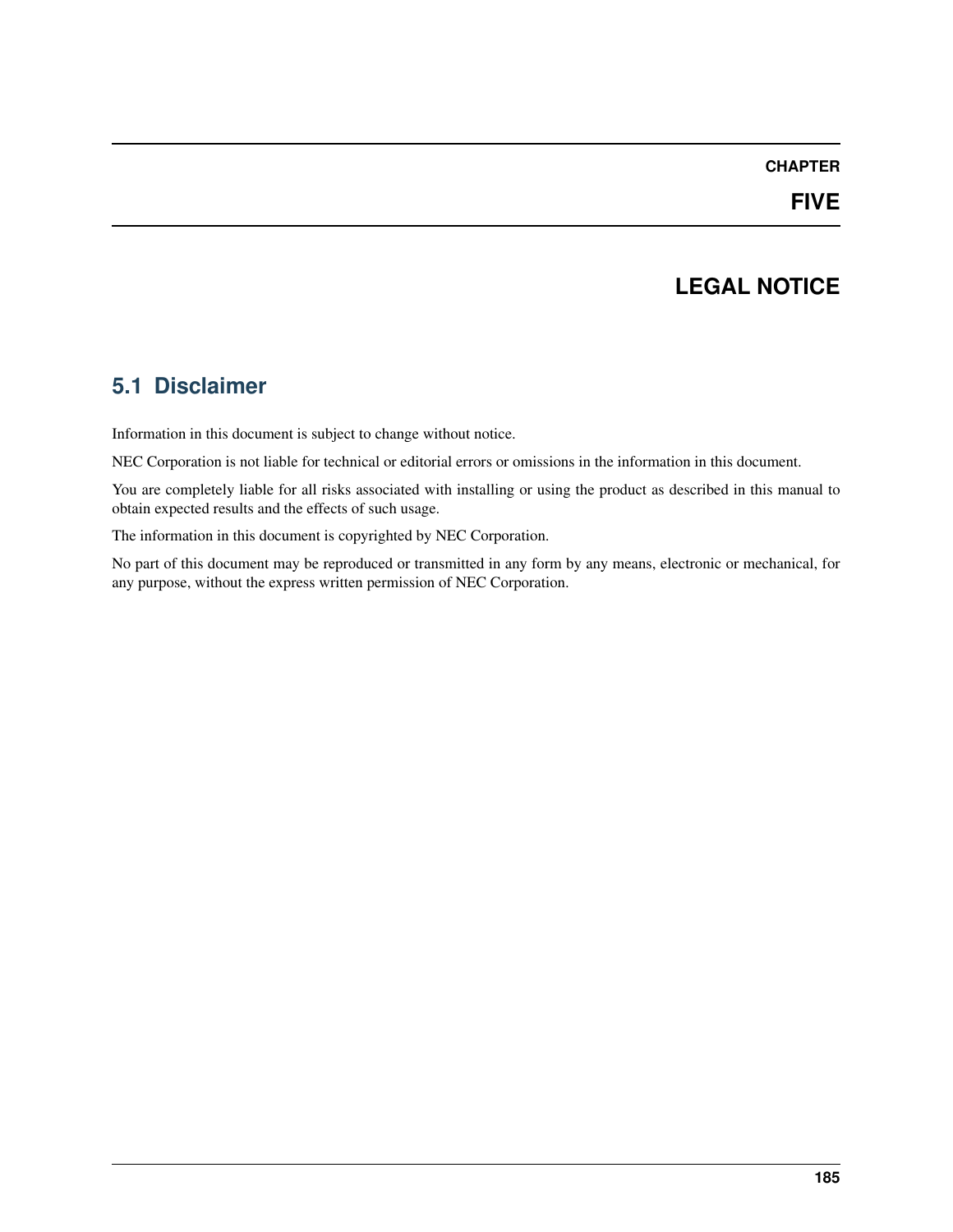# CHAPTER FIVE

# LEGAL NOTICE

## 5.1 Disclaimer

Information in this document is subject to change without notice.

NEC Corporation is not liable for technical or editorial errors or omissions in the information in this document.

You are completely liable for all risks associated with installing or using the product as described in this manual to obtain expected results and the effects of such usage.

The information in this document is copyrighted by NEC Corporation.

No part of this document may be reproduced or transmitted in any form by any means, electronic or mechanical, for any purpose, without the express written permission of NEC Corporation.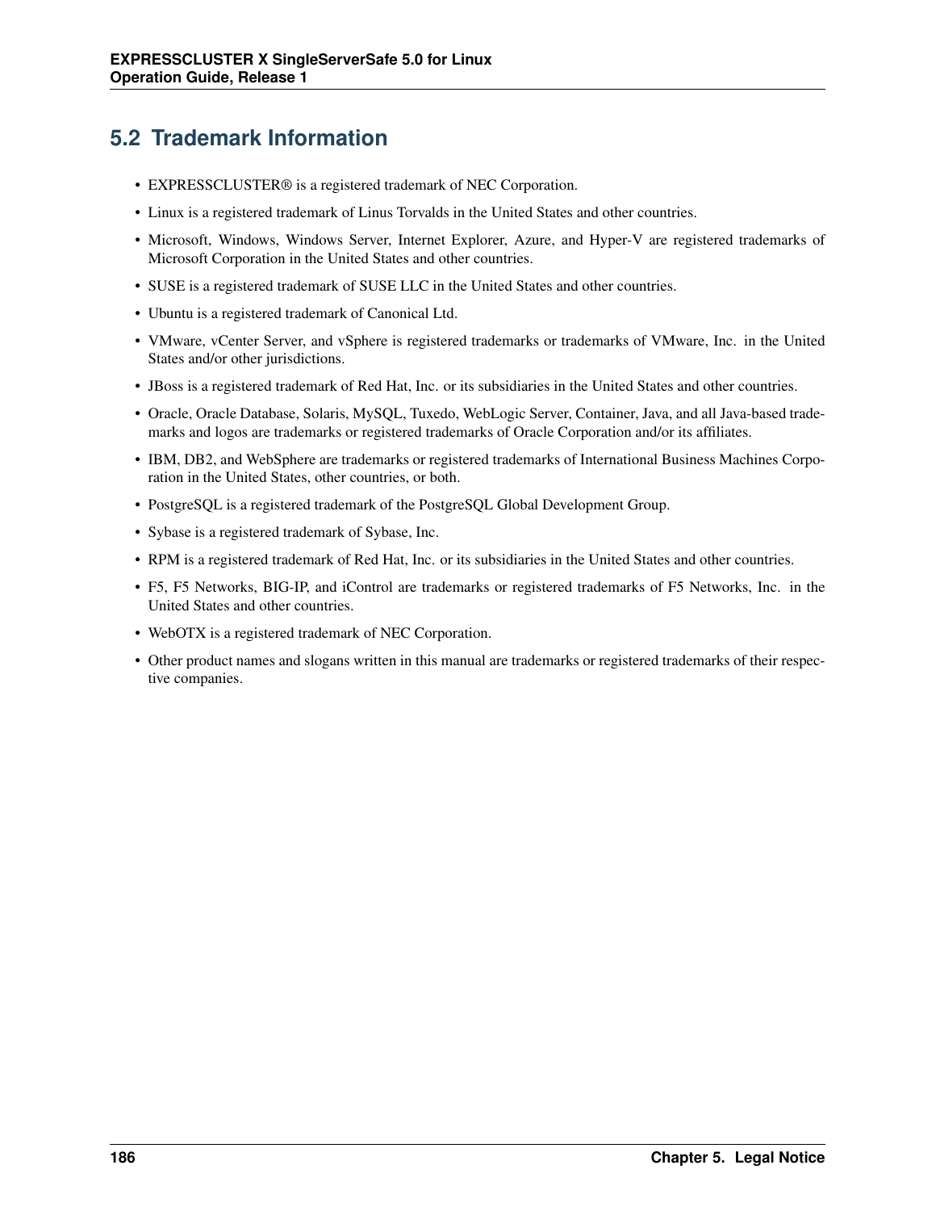## 5.2 Trademark Information

- EXPRESSCLUSTER® is a registered trademark of NEC Corporation.
- Linux is a registered trademark of Linus Torvalds in the United States and other countries.
- Microsoft, Windows, Windows Server, Internet Explorer, Azure, and Hyper-V are registered trademarks of Microsoft Corporation in the United States and other countries.
- SUSE is a registered trademark of SUSE LLC in the United States and other countries.
- Ubuntu is a registered trademark of Canonical Ltd.
- VMware, vCenter Server, and vSphere is registered trademarks or trademarks of VMware, Inc. in the United States and/or other jurisdictions.
- JBoss is a registered trademark of Red Hat, Inc. or its subsidiaries in the United States and other countries.
- Oracle, Oracle Database, Solaris, MySQL, Tuxedo, WebLogic Server, Container, Java, and all Java-based trademarks and logos are trademarks or registered trademarks of Oracle Corporation and/or its affiliates.
- IBM, DB2, and WebSphere are trademarks or registered trademarks of International Business Machines Corporation in the United States, other countries, or both.
- PostgreSQL is a registered trademark of the PostgreSQL Global Development Group.
- Sybase is a registered trademark of Sybase, Inc.
- RPM is a registered trademark of Red Hat, Inc. or its subsidiaries in the United States and other countries.
- F5, F5 Networks, BIG-IP, and iControl are trademarks or registered trademarks of F5 Networks, Inc. in the United States and other countries.
- WebOTX is a registered trademark of NEC Corporation.
- Other product names and slogans written in this manual are trademarks or registered trademarks of their respective companies.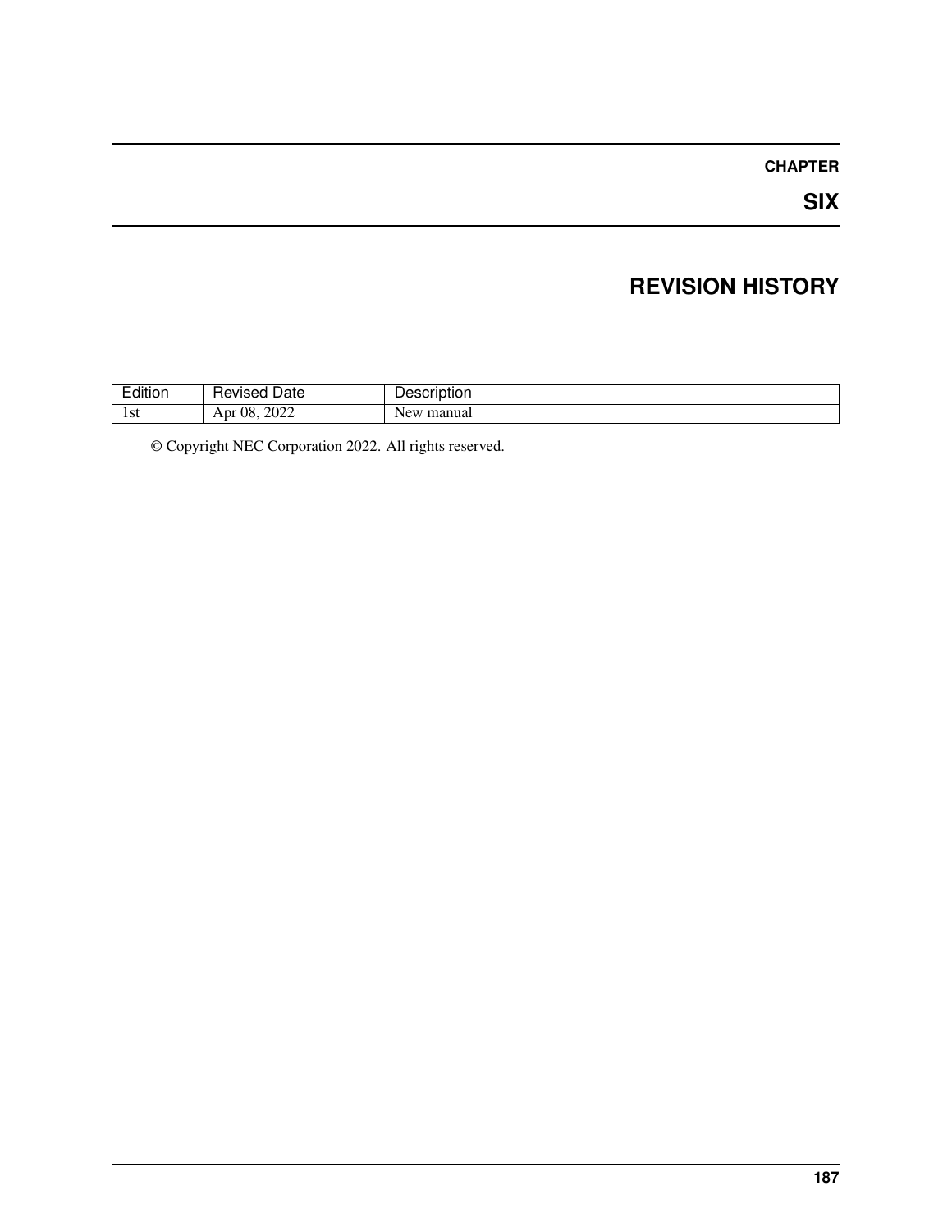# CHAPTER SIX

# REVISION HISTORY

| Edition | Revised Date | Description |
| --- | --- | --- |
| 1st | Apr 08, 2022 | New manual |

© Copyright NEC Corporation 2022. All rights reserved.